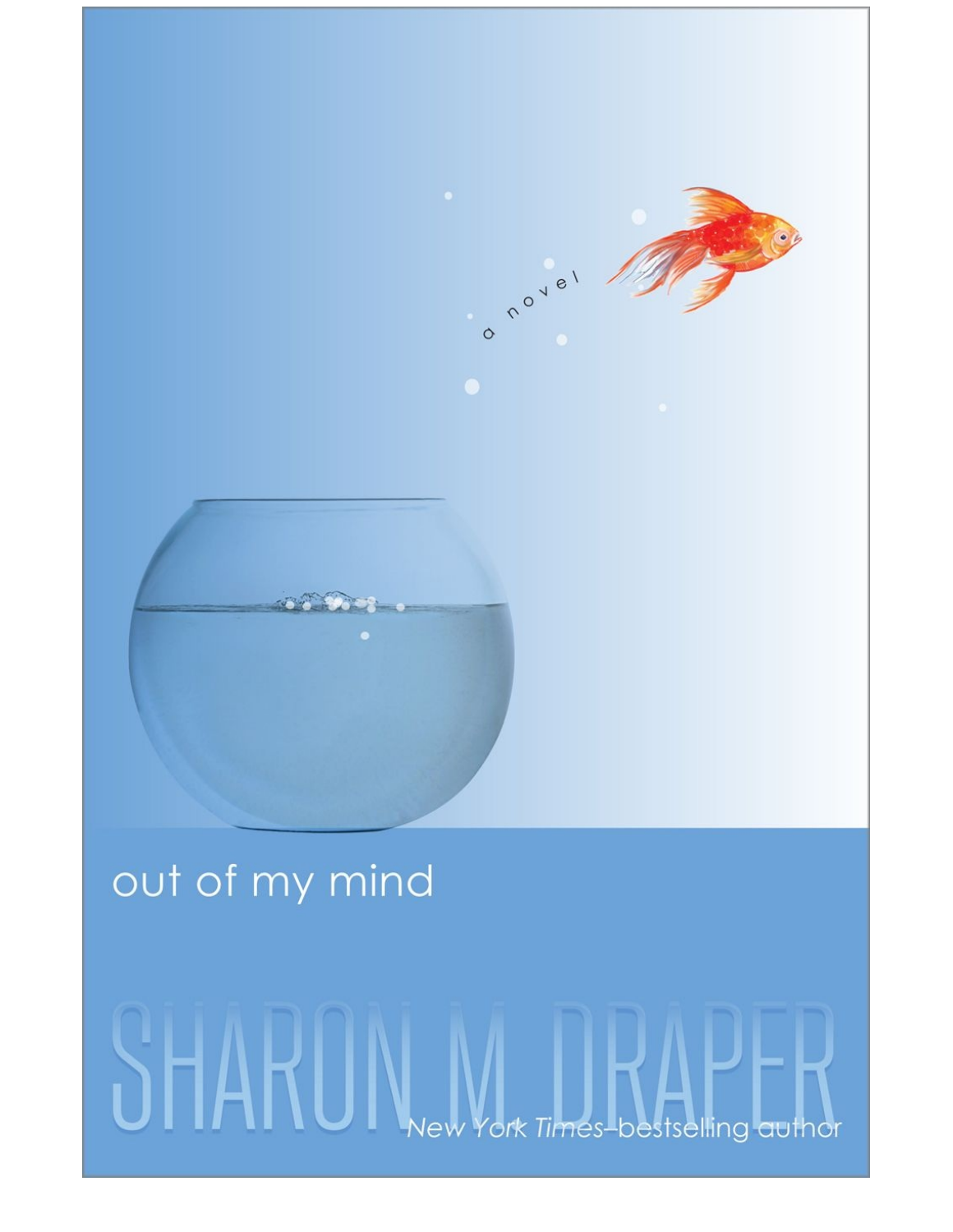a novel

# out of my mind

## SHARON M DRAPER

*New York Times*–bestselling author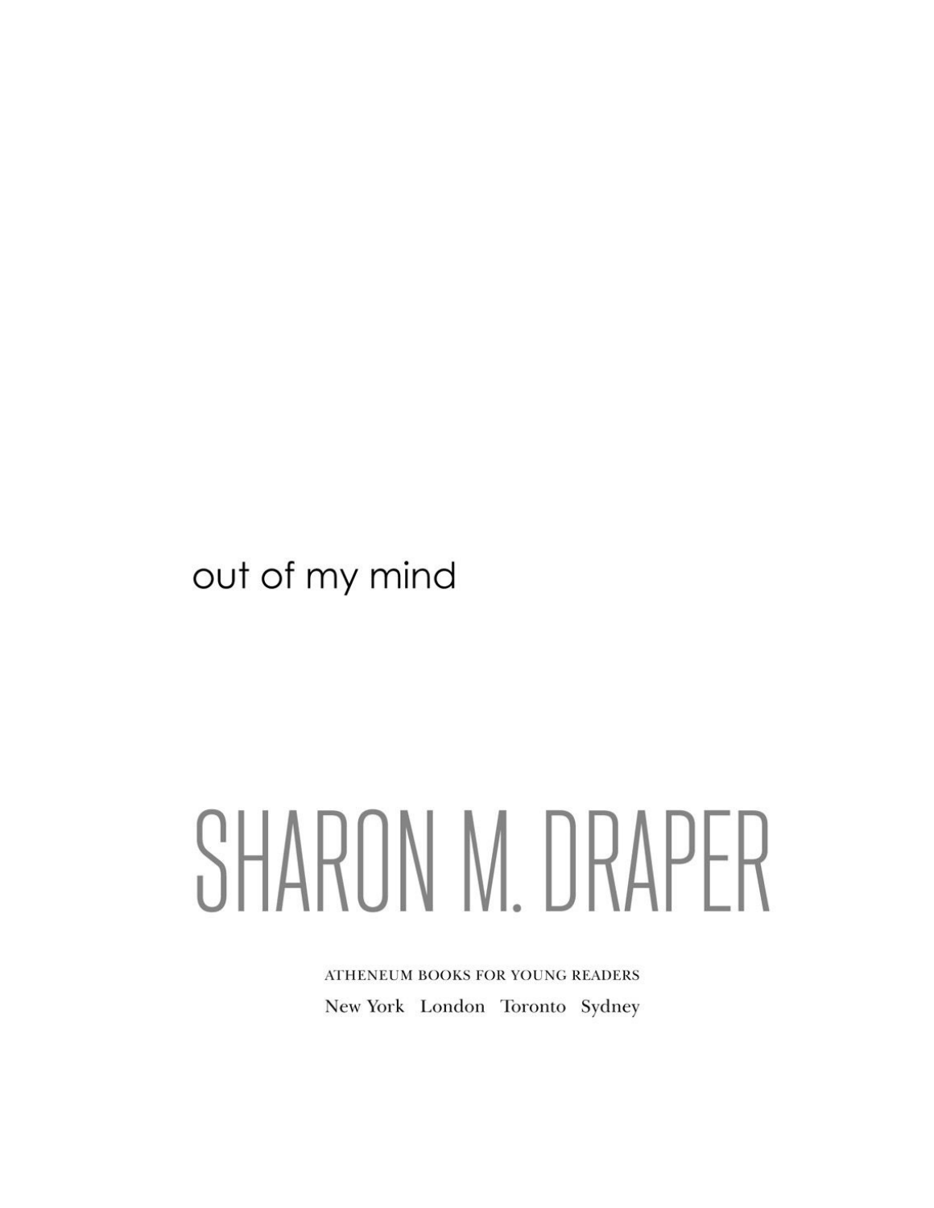# out of my mind

## SHARON M. DRAPER

ATHENEUM BOOKS FOR YOUNG READERS

New York London Toronto Sydney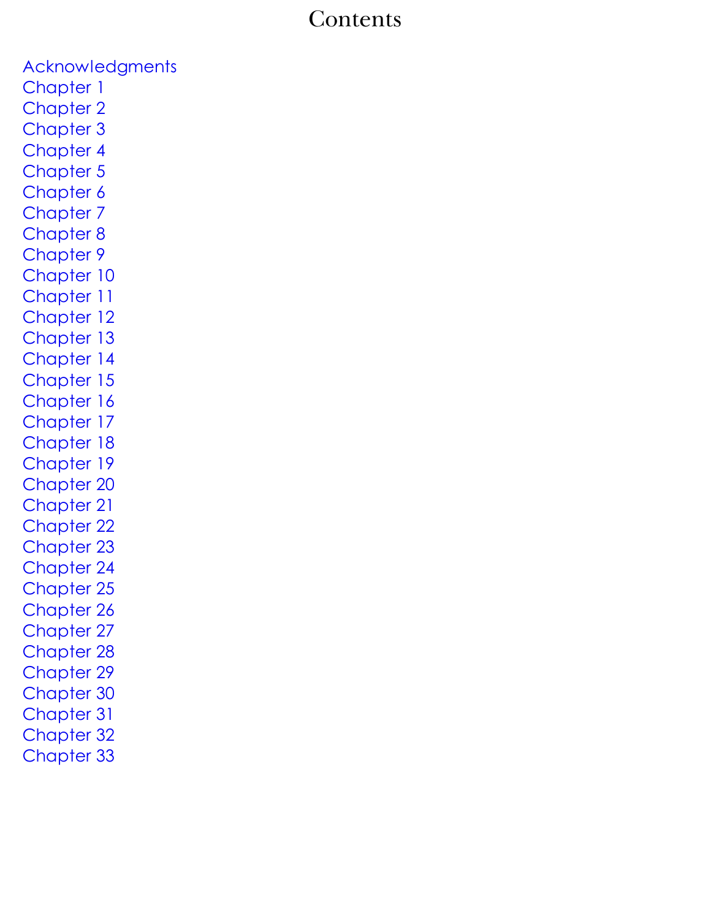# Contents

Acknowledgments
Chapter 1
Chapter 2
Chapter 3
Chapter 4
Chapter 5
Chapter 6
Chapter 7
Chapter 8
Chapter 9
Chapter 10
Chapter 11
Chapter 12
Chapter 13
Chapter 14
Chapter 15
Chapter 16
Chapter 17
Chapter 18
Chapter 19
Chapter 20
Chapter 21
Chapter 22
Chapter 23
Chapter 24
Chapter 25
Chapter 26
Chapter 27
Chapter 28
Chapter 29
Chapter 30
Chapter 31
Chapter 32
Chapter 33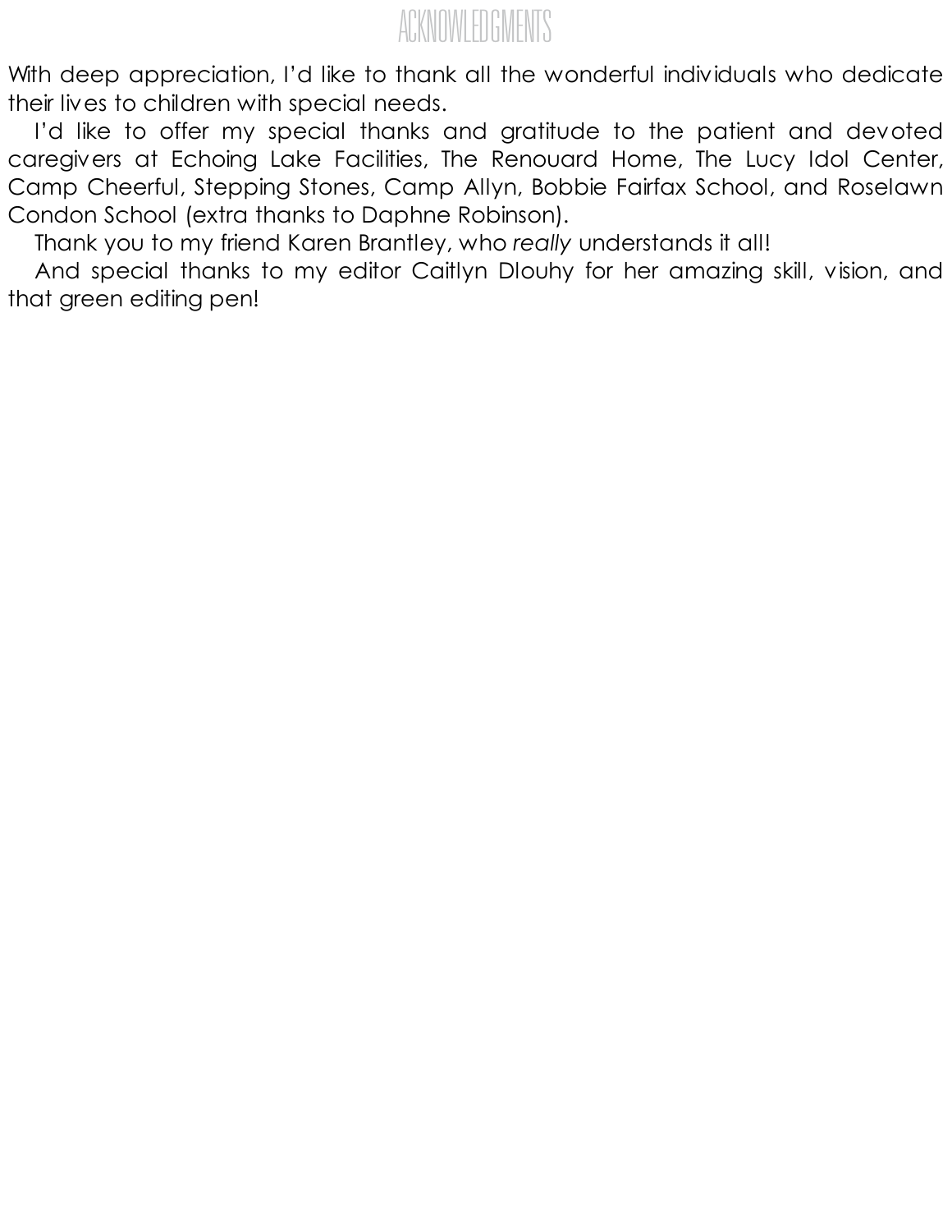# ACKNOWLEDGMENTS

With deep appreciation, I'd like to thank all the wonderful individuals who dedicate their lives to children with special needs.

I'd like to offer my special thanks and gratitude to the patient and devoted caregivers at Echoing Lake Facilities, The Renouard Home, The Lucy Idol Center, Camp Cheerful, Stepping Stones, Camp Allyn, Bobbie Fairfax School, and Roselawn Condon School (extra thanks to Daphne Robinson).

Thank you to my friend Karen Brantley, who *really* understands it all!

And special thanks to my editor Caitlyn Dlouhy for her amazing skill, vision, and that green editing pen!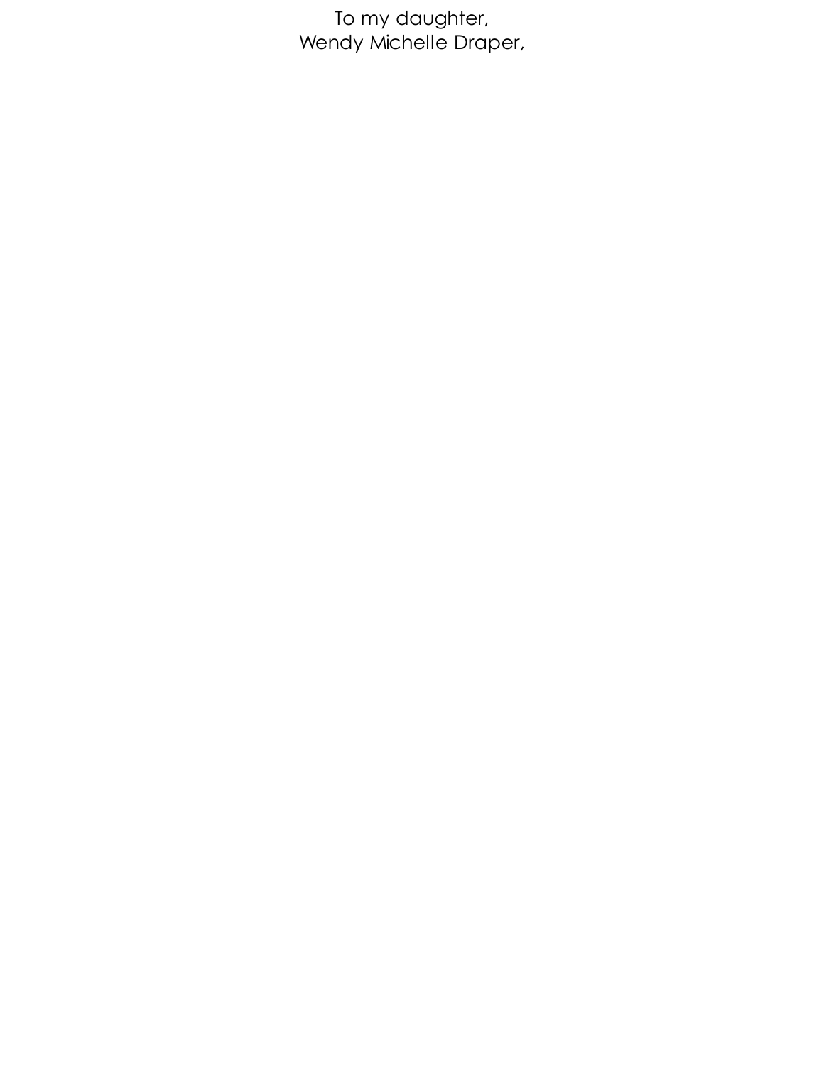To my daughter,  
Wendy Michelle Draper,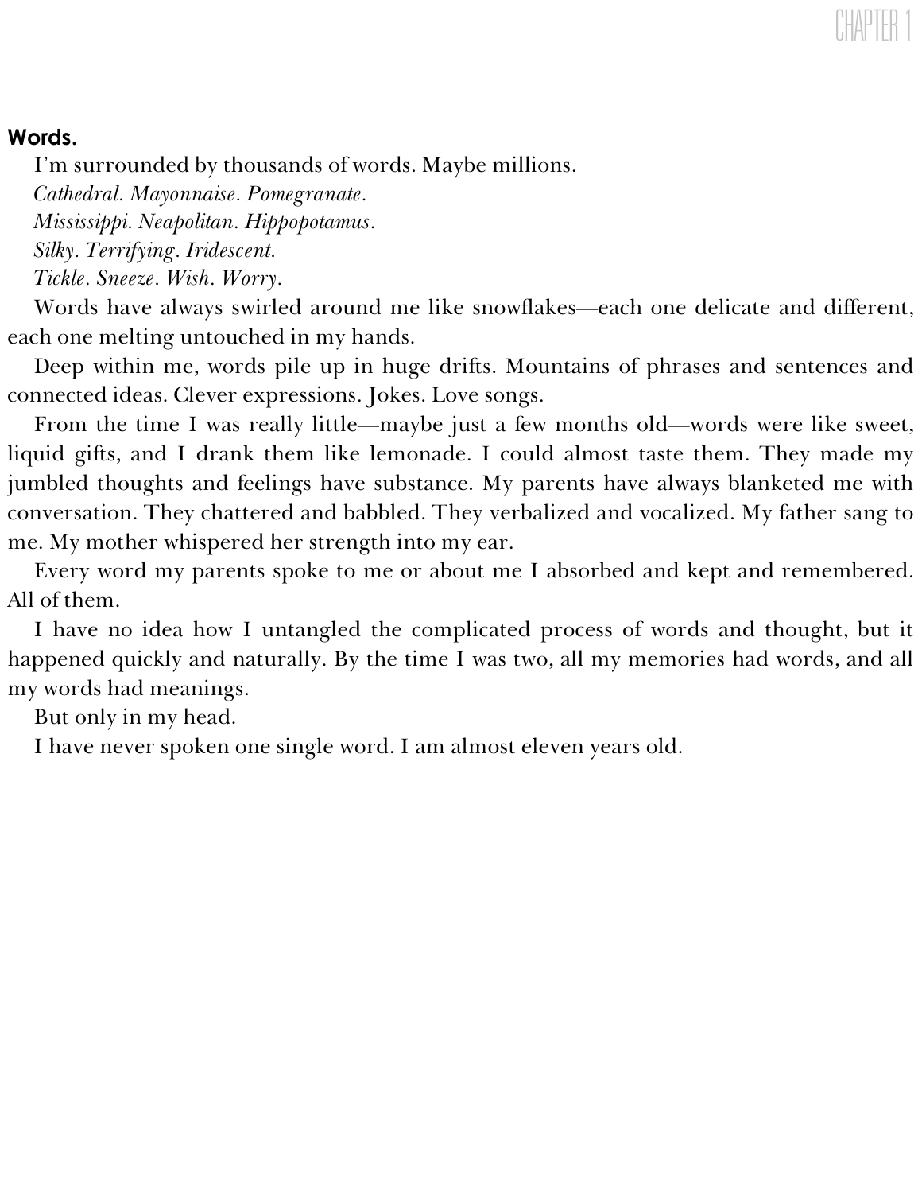# CHAPTER 1

**Words.**

I'm surrounded by thousands of words. Maybe millions.

*Cathedral. Mayonnaise. Pomegranate.*

*Mississippi. Neapolitan. Hippopotamus.*

*Silky. Terrifying. Iridescent.*

*Tickle. Sneeze. Wish. Worry.*

Words have always swirled around me like snowflakes—each one delicate and different, each one melting untouched in my hands.

Deep within me, words pile up in huge drifts. Mountains of phrases and sentences and connected ideas. Clever expressions. Jokes. Love songs.

From the time I was really little—maybe just a few months old—words were like sweet, liquid gifts, and I drank them like lemonade. I could almost taste them. They made my jumbled thoughts and feelings have substance. My parents have always blanketed me with conversation. They chattered and babbled. They verbalized and vocalized. My father sang to me. My mother whispered her strength into my ear.

Every word my parents spoke to me or about me I absorbed and kept and remembered. All of them.

I have no idea how I untangled the complicated process of words and thought, but it happened quickly and naturally. By the time I was two, all my memories had words, and all my words had meanings.

But only in my head.

I have never spoken one single word. I am almost eleven years old.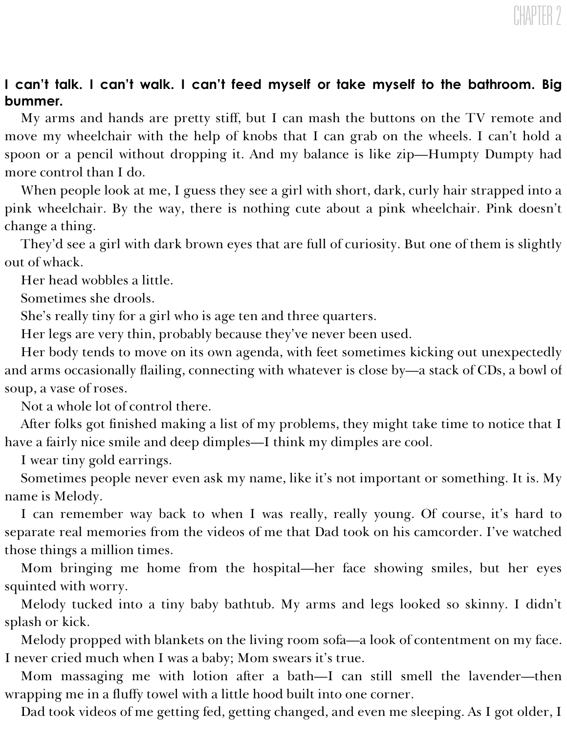# CHAPTER 2

**I can't talk. I can't walk. I can't feed myself or take myself to the bathroom. Big bummer.**

My arms and hands are pretty stiff, but I can mash the buttons on the TV remote and move my wheelchair with the help of knobs that I can grab on the wheels. I can't hold a spoon or a pencil without dropping it. And my balance is like zip—Humpty Dumpty had more control than I do.

When people look at me, I guess they see a girl with short, dark, curly hair strapped into a pink wheelchair. By the way, there is nothing cute about a pink wheelchair. Pink doesn't change a thing.

They'd see a girl with dark brown eyes that are full of curiosity. But one of them is slightly out of whack.

Her head wobbles a little.

Sometimes she drools.

She's really tiny for a girl who is age ten and three quarters.

Her legs are very thin, probably because they've never been used.

Her body tends to move on its own agenda, with feet sometimes kicking out unexpectedly and arms occasionally flailing, connecting with whatever is close by—a stack of CDs, a bowl of soup, a vase of roses.

Not a whole lot of control there.

After folks got finished making a list of my problems, they might take time to notice that I have a fairly nice smile and deep dimples—I think my dimples are cool.

I wear tiny gold earrings.

Sometimes people never even ask my name, like it's not important or something. It is. My name is Melody.

I can remember way back to when I was really, really young. Of course, it's hard to separate real memories from the videos of me that Dad took on his camcorder. I've watched those things a million times.

Mom bringing me home from the hospital—her face showing smiles, but her eyes squinted with worry.

Melody tucked into a tiny baby bathtub. My arms and legs looked so skinny. I didn't splash or kick.

Melody propped with blankets on the living room sofa—a look of contentment on my face. I never cried much when I was a baby; Mom swears it's true.

Mom massaging me with lotion after a bath—I can still smell the lavender—then wrapping me in a fluffy towel with a little hood built into one corner.

Dad took videos of me getting fed, getting changed, and even me sleeping. As I got older, I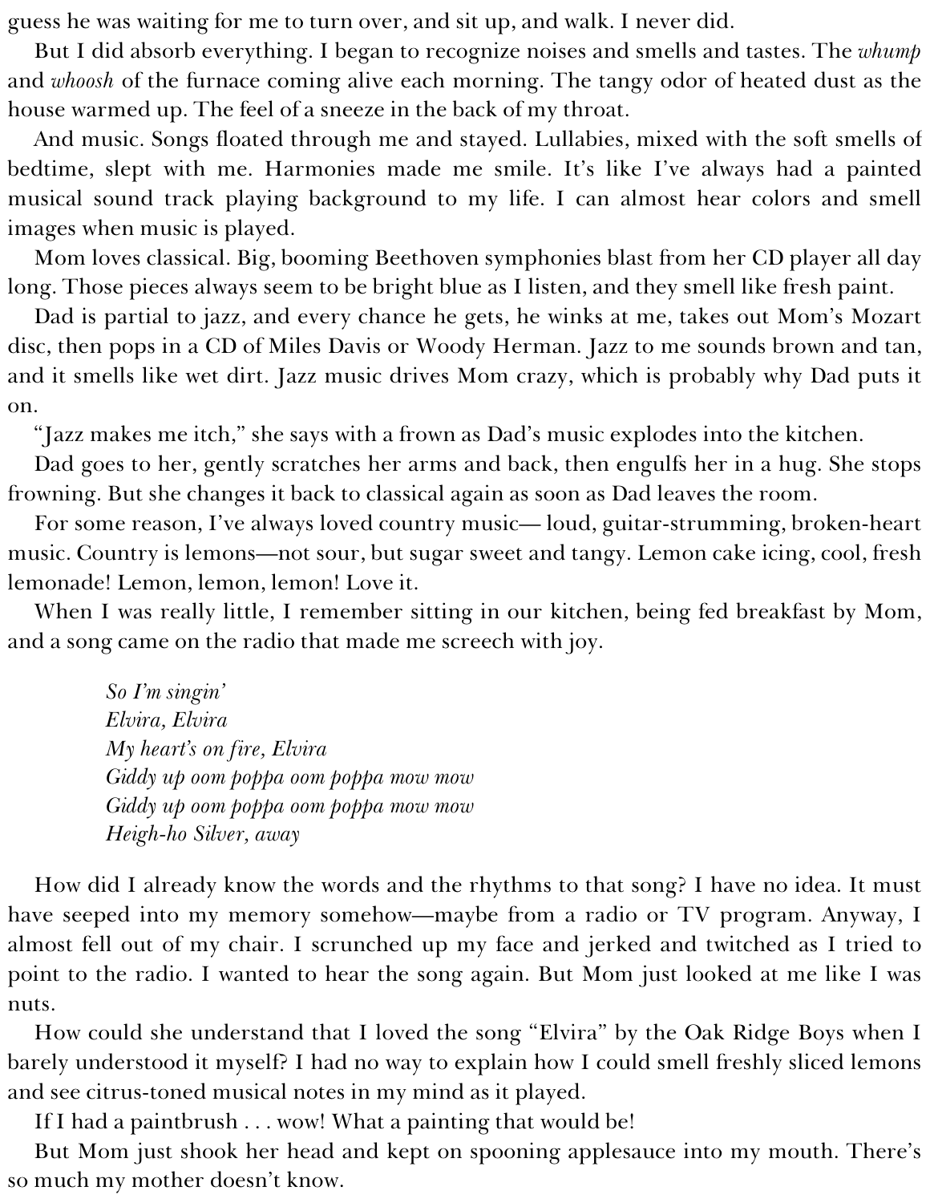guess he was waiting for me to turn over, and sit up, and walk. I never did.

But I did absorb everything. I began to recognize noises and smells and tastes. The *whump* and *whoosh* of the furnace coming alive each morning. The tangy odor of heated dust as the house warmed up. The feel of a sneeze in the back of my throat.

And music. Songs floated through me and stayed. Lullabies, mixed with the soft smells of bedtime, slept with me. Harmonies made me smile. It's like I've always had a painted musical sound track playing background to my life. I can almost hear colors and smell images when music is played.

Mom loves classical. Big, booming Beethoven symphonies blast from her CD player all day long. Those pieces always seem to be bright blue as I listen, and they smell like fresh paint.

Dad is partial to jazz, and every chance he gets, he winks at me, takes out Mom's Mozart disc, then pops in a CD of Miles Davis or Woody Herman. Jazz to me sounds brown and tan, and it smells like wet dirt. Jazz music drives Mom crazy, which is probably why Dad puts it on.

"Jazz makes me itch," she says with a frown as Dad's music explodes into the kitchen.

Dad goes to her, gently scratches her arms and back, then engulfs her in a hug. She stops frowning. But she changes it back to classical again as soon as Dad leaves the room.

For some reason, I've always loved country music— loud, guitar-strumming, broken-heart music. Country is lemons—not sour, but sugar sweet and tangy. Lemon cake icing, cool, fresh lemonade! Lemon, lemon, lemon! Love it.

When I was really little, I remember sitting in our kitchen, being fed breakfast by Mom, and a song came on the radio that made me screech with joy.

> *So I'm singin'*
> *Elvira, Elvira*
> *My heart's on fire, Elvira*
> *Giddy up oom poppa oom poppa mow mow*
> *Giddy up oom poppa oom poppa mow mow*
> *Heigh-ho Silver, away*

How did I already know the words and the rhythms to that song? I have no idea. It must have seeped into my memory somehow—maybe from a radio or TV program. Anyway, I almost fell out of my chair. I scrunched up my face and jerked and twitched as I tried to point to the radio. I wanted to hear the song again. But Mom just looked at me like I was nuts.

How could she understand that I loved the song "Elvira" by the Oak Ridge Boys when I barely understood it myself? I had no way to explain how I could smell freshly sliced lemons and see citrus-toned musical notes in my mind as it played.

If I had a paintbrush . . . wow! What a painting that would be!

But Mom just shook her head and kept on spooning applesauce into my mouth. There's so much my mother doesn't know.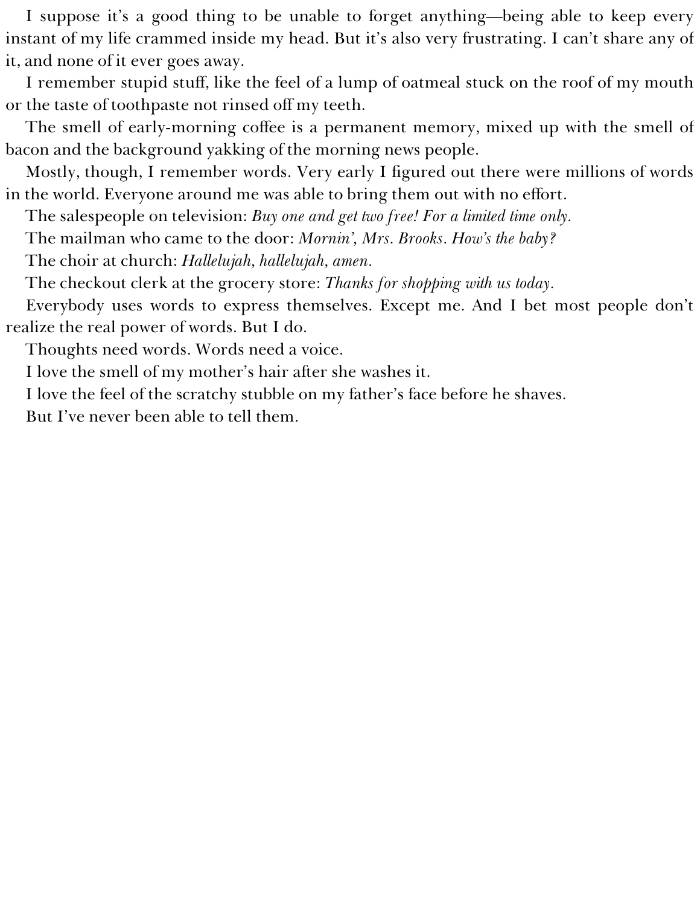I suppose it's a good thing to be unable to forget anything—being able to keep every instant of my life crammed inside my head. But it's also very frustrating. I can't share any of it, and none of it ever goes away.

I remember stupid stuff, like the feel of a lump of oatmeal stuck on the roof of my mouth or the taste of toothpaste not rinsed off my teeth.

The smell of early-morning coffee is a permanent memory, mixed up with the smell of bacon and the background yakking of the morning news people.

Mostly, though, I remember words. Very early I figured out there were millions of words in the world. Everyone around me was able to bring them out with no effort.

The salespeople on television: *Buy one and get two free! For a limited time only.*

The mailman who came to the door: *Mornin', Mrs. Brooks. How's the baby?*

The choir at church: *Hallelujah, hallelujah, amen.*

The checkout clerk at the grocery store: *Thanks for shopping with us today.*

Everybody uses words to express themselves. Except me. And I bet most people don't realize the real power of words. But I do.

Thoughts need words. Words need a voice.

I love the smell of my mother's hair after she washes it.

I love the feel of the scratchy stubble on my father's face before he shaves.

But I've never been able to tell them.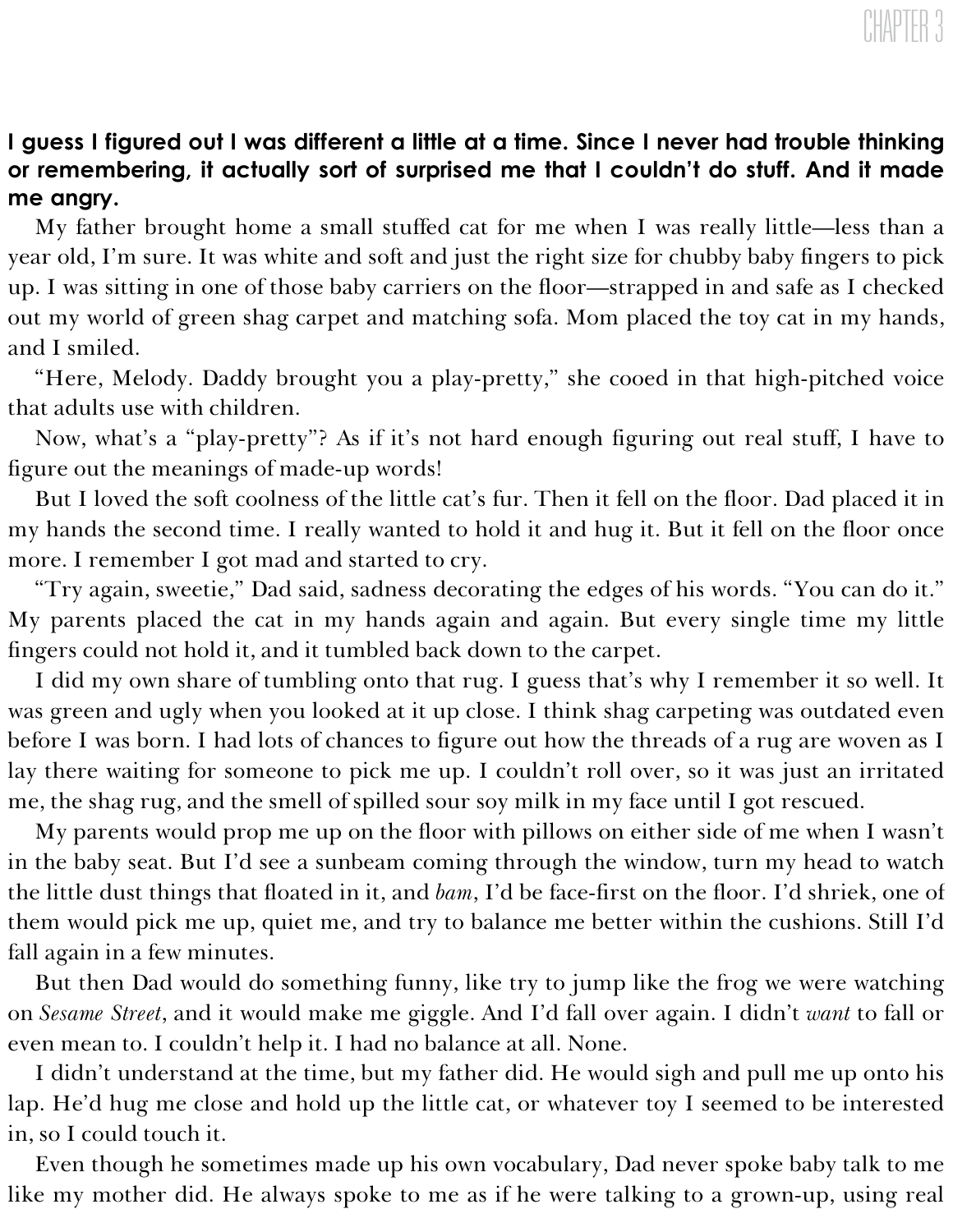# CHAPTER 3

**I guess I figured out I was different a little at a time. Since I never had trouble thinking or remembering, it actually sort of surprised me that I couldn't do stuff. And it made me angry.**

My father brought home a small stuffed cat for me when I was really little—less than a year old, I'm sure. It was white and soft and just the right size for chubby baby fingers to pick up. I was sitting in one of those baby carriers on the floor—strapped in and safe as I checked out my world of green shag carpet and matching sofa. Mom placed the toy cat in my hands, and I smiled.

"Here, Melody. Daddy brought you a play-pretty," she cooed in that high-pitched voice that adults use with children.

Now, what's a "play-pretty"? As if it's not hard enough figuring out real stuff, I have to figure out the meanings of made-up words!

But I loved the soft coolness of the little cat's fur. Then it fell on the floor. Dad placed it in my hands the second time. I really wanted to hold it and hug it. But it fell on the floor once more. I remember I got mad and started to cry.

"Try again, sweetie," Dad said, sadness decorating the edges of his words. "You can do it." My parents placed the cat in my hands again and again. But every single time my little fingers could not hold it, and it tumbled back down to the carpet.

I did my own share of tumbling onto that rug. I guess that's why I remember it so well. It was green and ugly when you looked at it up close. I think shag carpeting was outdated even before I was born. I had lots of chances to figure out how the threads of a rug are woven as I lay there waiting for someone to pick me up. I couldn't roll over, so it was just an irritated me, the shag rug, and the smell of spilled sour soy milk in my face until I got rescued.

My parents would prop me up on the floor with pillows on either side of me when I wasn't in the baby seat. But I'd see a sunbeam coming through the window, turn my head to watch the little dust things that floated in it, and *bam*, I'd be face-first on the floor. I'd shriek, one of them would pick me up, quiet me, and try to balance me better within the cushions. Still I'd fall again in a few minutes.

But then Dad would do something funny, like try to jump like the frog we were watching on *Sesame Street*, and it would make me giggle. And I'd fall over again. I didn't *want* to fall or even mean to. I couldn't help it. I had no balance at all. None.

I didn't understand at the time, but my father did. He would sigh and pull me up onto his lap. He'd hug me close and hold up the little cat, or whatever toy I seemed to be interested in, so I could touch it.

Even though he sometimes made up his own vocabulary, Dad never spoke baby talk to me like my mother did. He always spoke to me as if he were talking to a grown-up, using real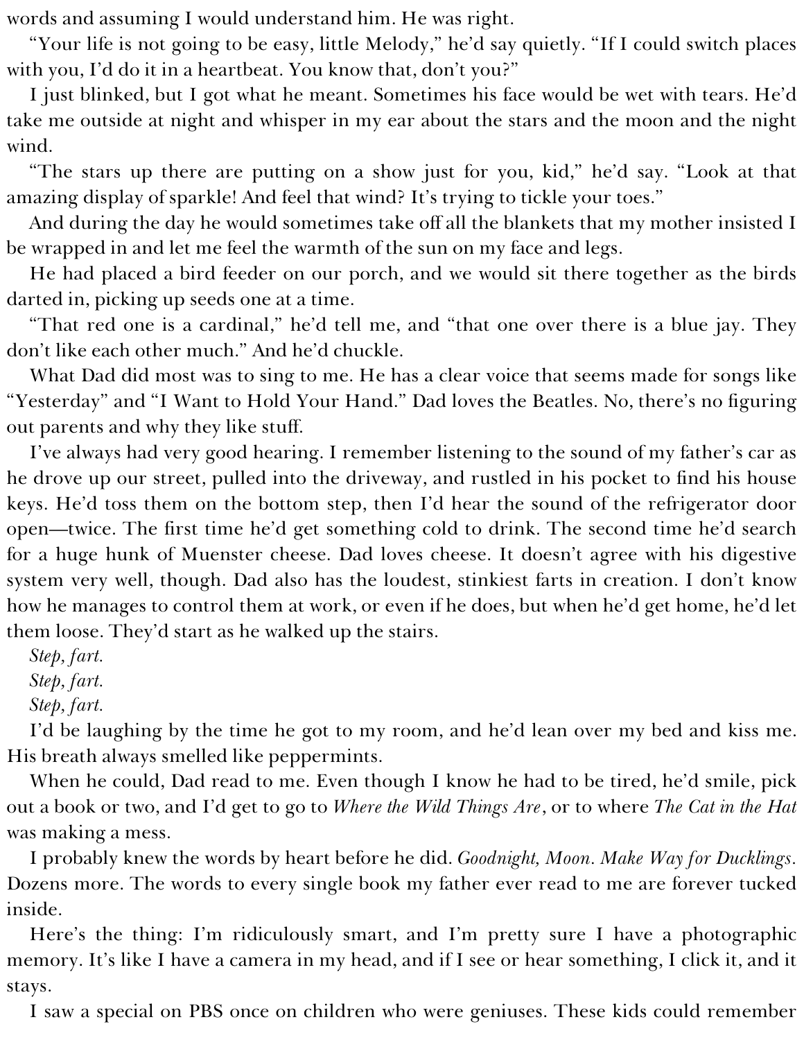words and assuming I would understand him. He was right.

"Your life is not going to be easy, little Melody," he'd say quietly. "If I could switch places with you, I'd do it in a heartbeat. You know that, don't you?"

I just blinked, but I got what he meant. Sometimes his face would be wet with tears. He'd take me outside at night and whisper in my ear about the stars and the moon and the night wind.

"The stars up there are putting on a show just for you, kid," he'd say. "Look at that amazing display of sparkle! And feel that wind? It's trying to tickle your toes."

And during the day he would sometimes take off all the blankets that my mother insisted I be wrapped in and let me feel the warmth of the sun on my face and legs.

He had placed a bird feeder on our porch, and we would sit there together as the birds darted in, picking up seeds one at a time.

"That red one is a cardinal," he'd tell me, and "that one over there is a blue jay. They don't like each other much." And he'd chuckle.

What Dad did most was to sing to me. He has a clear voice that seems made for songs like "Yesterday" and "I Want to Hold Your Hand." Dad loves the Beatles. No, there's no figuring out parents and why they like stuff.

I've always had very good hearing. I remember listening to the sound of my father's car as he drove up our street, pulled into the driveway, and rustled in his pocket to find his house keys. He'd toss them on the bottom step, then I'd hear the sound of the refrigerator door open—twice. The first time he'd get something cold to drink. The second time he'd search for a huge hunk of Muenster cheese. Dad loves cheese. It doesn't agree with his digestive system very well, though. Dad also has the loudest, stinkiest farts in creation. I don't know how he manages to control them at work, or even if he does, but when he'd get home, he'd let them loose. They'd start as he walked up the stairs.

*Step, fart.*

*Step, fart.*

*Step, fart.*

I'd be laughing by the time he got to my room, and he'd lean over my bed and kiss me. His breath always smelled like peppermints.

When he could, Dad read to me. Even though I know he had to be tired, he'd smile, pick out a book or two, and I'd get to go to *Where the Wild Things Are*, or to where *The Cat in the Hat* was making a mess.

I probably knew the words by heart before he did. *Goodnight, Moon. Make Way for Ducklings.* Dozens more. The words to every single book my father ever read to me are forever tucked inside.

Here's the thing: I'm ridiculously smart, and I'm pretty sure I have a photographic memory. It's like I have a camera in my head, and if I see or hear something, I click it, and it stays.

I saw a special on PBS once on children who were geniuses. These kids could remember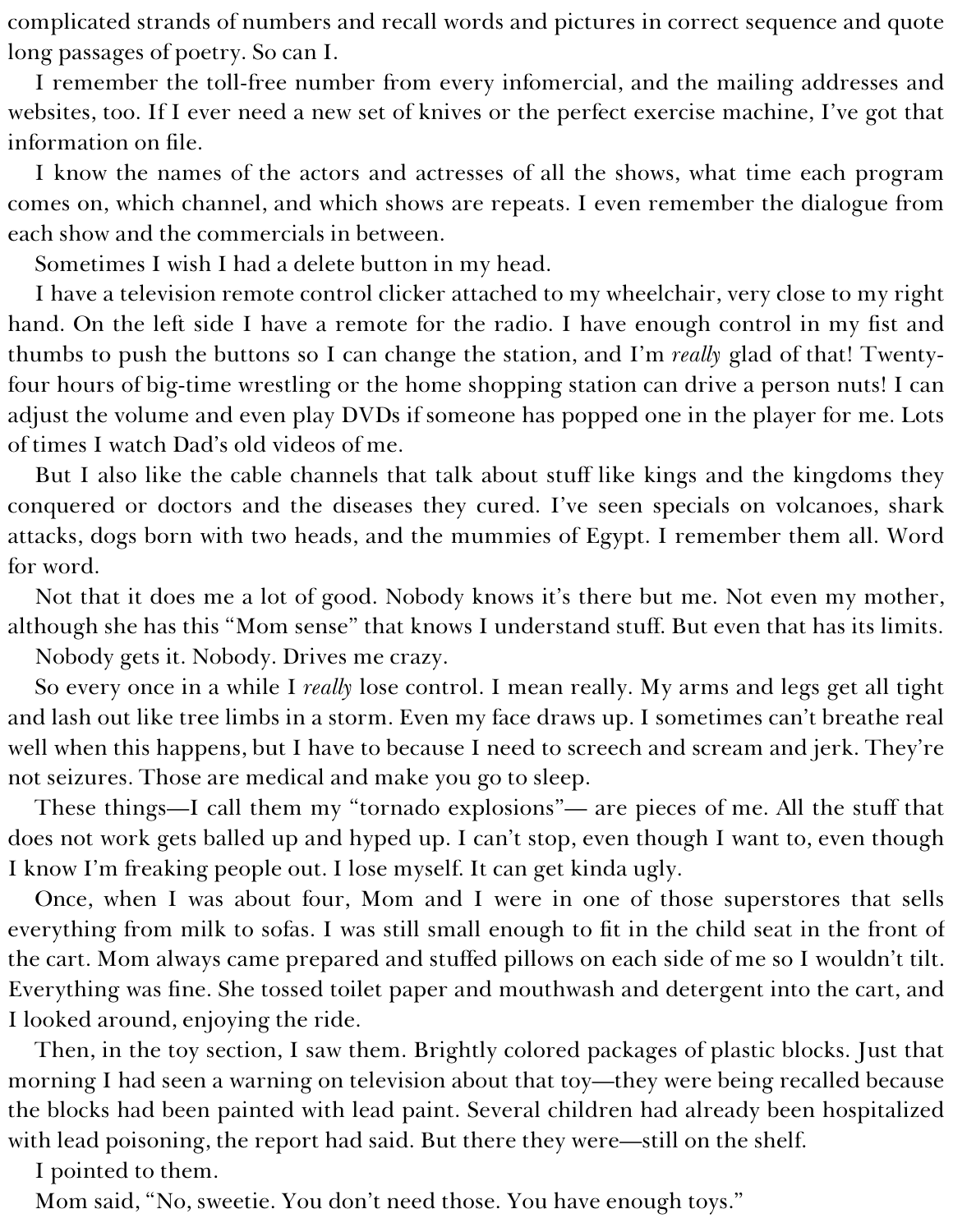complicated strands of numbers and recall words and pictures in correct sequence and quote long passages of poetry. So can I.

I remember the toll-free number from every infomercial, and the mailing addresses and websites, too. If I ever need a new set of knives or the perfect exercise machine, I've got that information on file.

I know the names of the actors and actresses of all the shows, what time each program comes on, which channel, and which shows are repeats. I even remember the dialogue from each show and the commercials in between.

Sometimes I wish I had a delete button in my head.

I have a television remote control clicker attached to my wheelchair, very close to my right hand. On the left side I have a remote for the radio. I have enough control in my fist and thumbs to push the buttons so I can change the station, and I'm *really* glad of that! Twenty-four hours of big-time wrestling or the home shopping station can drive a person nuts! I can adjust the volume and even play DVDs if someone has popped one in the player for me. Lots of times I watch Dad's old videos of me.

But I also like the cable channels that talk about stuff like kings and the kingdoms they conquered or doctors and the diseases they cured. I've seen specials on volcanoes, shark attacks, dogs born with two heads, and the mummies of Egypt. I remember them all. Word for word.

Not that it does me a lot of good. Nobody knows it's there but me. Not even my mother, although she has this "Mom sense" that knows I understand stuff. But even that has its limits.

Nobody gets it. Nobody. Drives me crazy.

So every once in a while I *really* lose control. I mean really. My arms and legs get all tight and lash out like tree limbs in a storm. Even my face draws up. I sometimes can't breathe real well when this happens, but I have to because I need to screech and scream and jerk. They're not seizures. Those are medical and make you go to sleep.

These things—I call them my "tornado explosions"— are pieces of me. All the stuff that does not work gets balled up and hyped up. I can't stop, even though I want to, even though I know I'm freaking people out. I lose myself. It can get kinda ugly.

Once, when I was about four, Mom and I were in one of those superstores that sells everything from milk to sofas. I was still small enough to fit in the child seat in the front of the cart. Mom always came prepared and stuffed pillows on each side of me so I wouldn't tilt. Everything was fine. She tossed toilet paper and mouthwash and detergent into the cart, and I looked around, enjoying the ride.

Then, in the toy section, I saw them. Brightly colored packages of plastic blocks. Just that morning I had seen a warning on television about that toy—they were being recalled because the blocks had been painted with lead paint. Several children had already been hospitalized with lead poisoning, the report had said. But there they were—still on the shelf.

I pointed to them.

Mom said, "No, sweetie. You don't need those. You have enough toys."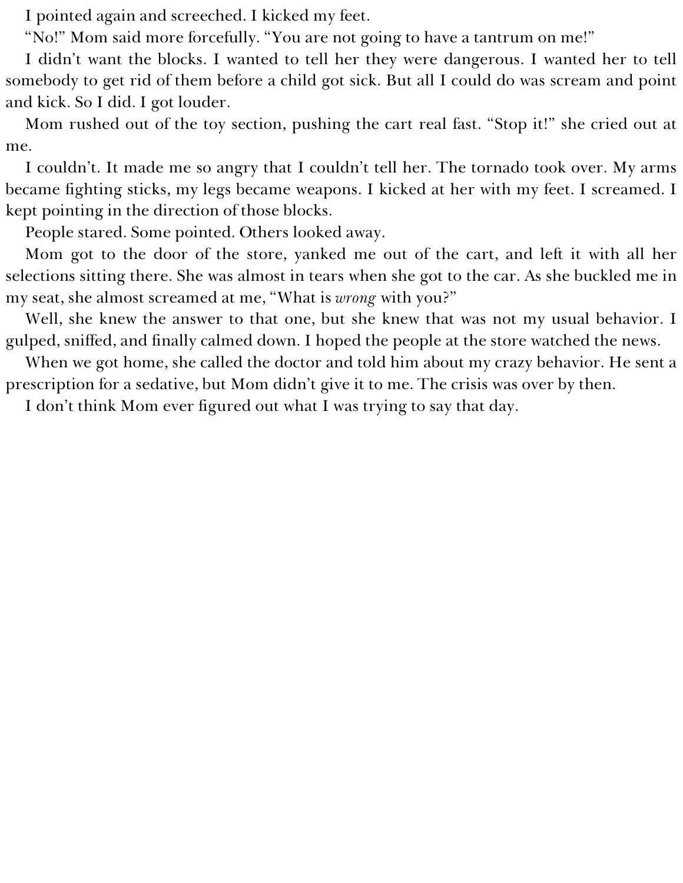I pointed again and screeched. I kicked my feet.

"No!" Mom said more forcefully. "You are not going to have a tantrum on me!"

I didn't want the blocks. I wanted to tell her they were dangerous. I wanted her to tell somebody to get rid of them before a child got sick. But all I could do was scream and point and kick. So I did. I got louder.

Mom rushed out of the toy section, pushing the cart real fast. "Stop it!" she cried out at me.

I couldn't. It made me so angry that I couldn't tell her. The tornado took over. My arms became fighting sticks, my legs became weapons. I kicked at her with my feet. I screamed. I kept pointing in the direction of those blocks.

People stared. Some pointed. Others looked away.

Mom got to the door of the store, yanked me out of the cart, and left it with all her selections sitting there. She was almost in tears when she got to the car. As she buckled me in my seat, she almost screamed at me, "What is *wrong* with you?"

Well, she knew the answer to that one, but she knew that was not my usual behavior. I gulped, sniffed, and finally calmed down. I hoped the people at the store watched the news.

When we got home, she called the doctor and told him about my crazy behavior. He sent a prescription for a sedative, but Mom didn't give it to me. The crisis was over by then.

I don't think Mom ever figured out what I was trying to say that day.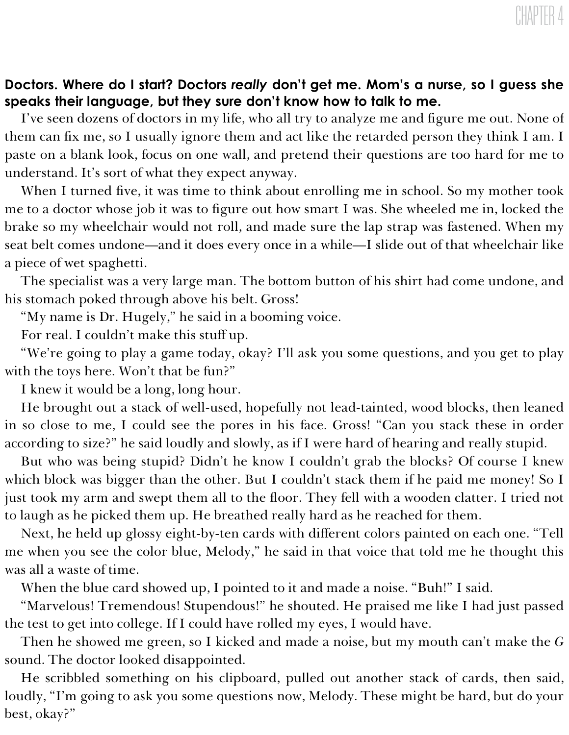# CHAPTER 4

**Doctors. Where do I start? Doctors *really* don't get me. Mom's a nurse, so I guess she speaks their language, but they sure don't know how to talk to me.**

I've seen dozens of doctors in my life, who all try to analyze me and figure me out. None of them can fix me, so I usually ignore them and act like the retarded person they think I am. I paste on a blank look, focus on one wall, and pretend their questions are too hard for me to understand. It's sort of what they expect anyway.

When I turned five, it was time to think about enrolling me in school. So my mother took me to a doctor whose job it was to figure out how smart I was. She wheeled me in, locked the brake so my wheelchair would not roll, and made sure the lap strap was fastened. When my seat belt comes undone—and it does every once in a while—I slide out of that wheelchair like a piece of wet spaghetti.

The specialist was a very large man. The bottom button of his shirt had come undone, and his stomach poked through above his belt. Gross!

"My name is Dr. Hugely," he said in a booming voice.

For real. I couldn't make this stuff up.

"We're going to play a game today, okay? I'll ask you some questions, and you get to play with the toys here. Won't that be fun?"

I knew it would be a long, long hour.

He brought out a stack of well-used, hopefully not lead-tainted, wood blocks, then leaned in so close to me, I could see the pores in his face. Gross! "Can you stack these in order according to size?" he said loudly and slowly, as if I were hard of hearing and really stupid.

But who was being stupid? Didn't he know I couldn't grab the blocks? Of course I knew which block was bigger than the other. But I couldn't stack them if he paid me money! So I just took my arm and swept them all to the floor. They fell with a wooden clatter. I tried not to laugh as he picked them up. He breathed really hard as he reached for them.

Next, he held up glossy eight-by-ten cards with different colors painted on each one. "Tell me when you see the color blue, Melody," he said in that voice that told me he thought this was all a waste of time.

When the blue card showed up, I pointed to it and made a noise. "Buh!" I said.

"Marvelous! Tremendous! Stupendous!" he shouted. He praised me like I had just passed the test to get into college. If I could have rolled my eyes, I would have.

Then he showed me green, so I kicked and made a noise, but my mouth can't make the *G* sound. The doctor looked disappointed.

He scribbled something on his clipboard, pulled out another stack of cards, then said, loudly, "I'm going to ask you some questions now, Melody. These might be hard, but do your best, okay?"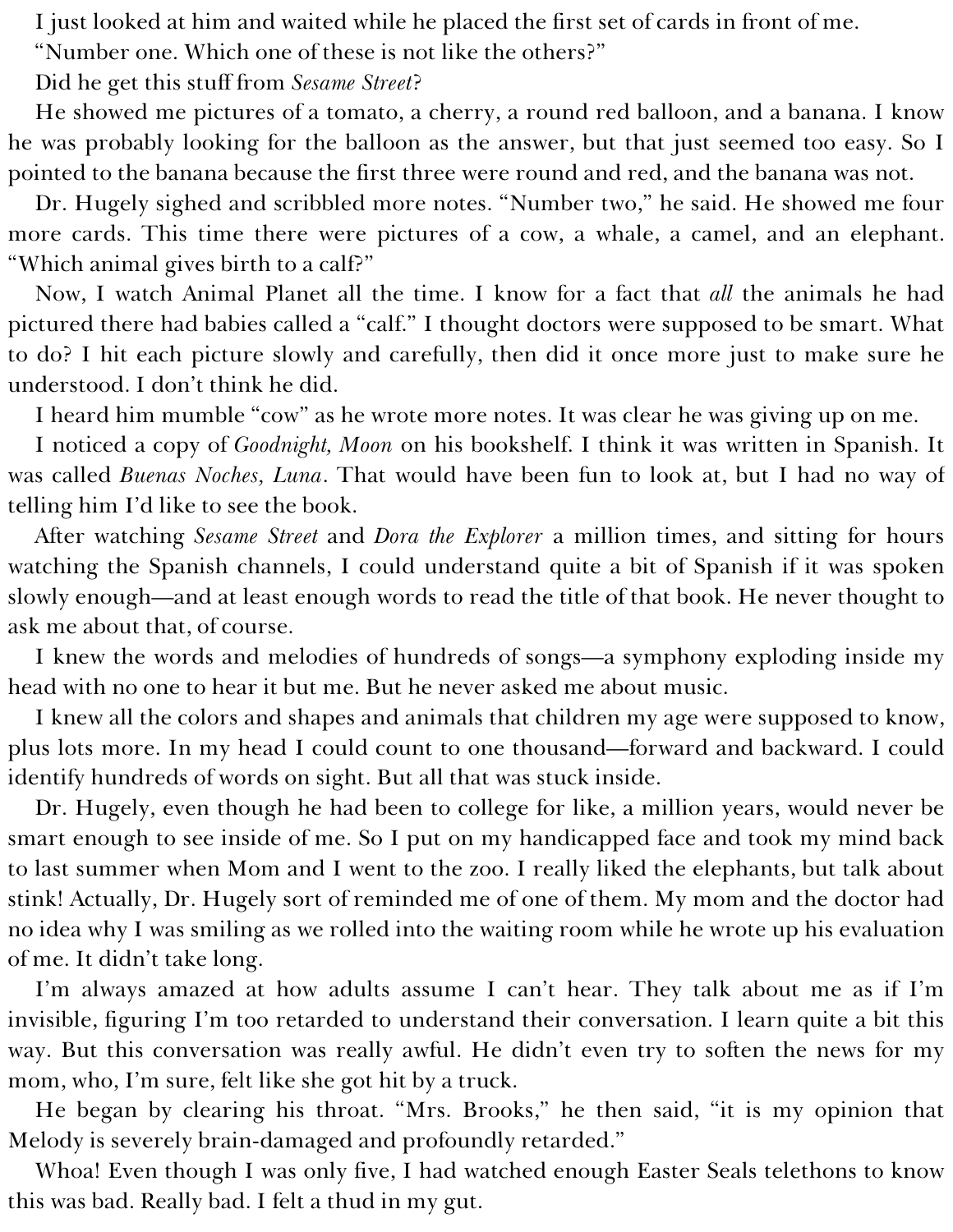I just looked at him and waited while he placed the first set of cards in front of me.

"Number one. Which one of these is not like the others?"

Did he get this stuff from *Sesame Street*?

He showed me pictures of a tomato, a cherry, a round red balloon, and a banana. I know he was probably looking for the balloon as the answer, but that just seemed too easy. So I pointed to the banana because the first three were round and red, and the banana was not.

Dr. Hugely sighed and scribbled more notes. "Number two," he said. He showed me four more cards. This time there were pictures of a cow, a whale, a camel, and an elephant. "Which animal gives birth to a calf?"

Now, I watch Animal Planet all the time. I know for a fact that *all* the animals he had pictured there had babies called a "calf." I thought doctors were supposed to be smart. What to do? I hit each picture slowly and carefully, then did it once more just to make sure he understood. I don't think he did.

I heard him mumble "cow" as he wrote more notes. It was clear he was giving up on me.

I noticed a copy of *Goodnight, Moon* on his bookshelf. I think it was written in Spanish. It was called *Buenas Noches, Luna*. That would have been fun to look at, but I had no way of telling him I'd like to see the book.

After watching *Sesame Street* and *Dora the Explorer* a million times, and sitting for hours watching the Spanish channels, I could understand quite a bit of Spanish if it was spoken slowly enough—and at least enough words to read the title of that book. He never thought to ask me about that, of course.

I knew the words and melodies of hundreds of songs—a symphony exploding inside my head with no one to hear it but me. But he never asked me about music.

I knew all the colors and shapes and animals that children my age were supposed to know, plus lots more. In my head I could count to one thousand—forward and backward. I could identify hundreds of words on sight. But all that was stuck inside.

Dr. Hugely, even though he had been to college for like, a million years, would never be smart enough to see inside of me. So I put on my handicapped face and took my mind back to last summer when Mom and I went to the zoo. I really liked the elephants, but talk about stink! Actually, Dr. Hugely sort of reminded me of one of them. My mom and the doctor had no idea why I was smiling as we rolled into the waiting room while he wrote up his evaluation of me. It didn't take long.

I'm always amazed at how adults assume I can't hear. They talk about me as if I'm invisible, figuring I'm too retarded to understand their conversation. I learn quite a bit this way. But this conversation was really awful. He didn't even try to soften the news for my mom, who, I'm sure, felt like she got hit by a truck.

He began by clearing his throat. "Mrs. Brooks," he then said, "it is my opinion that Melody is severely brain-damaged and profoundly retarded."

Whoa! Even though I was only five, I had watched enough Easter Seals telethons to know this was bad. Really bad. I felt a thud in my gut.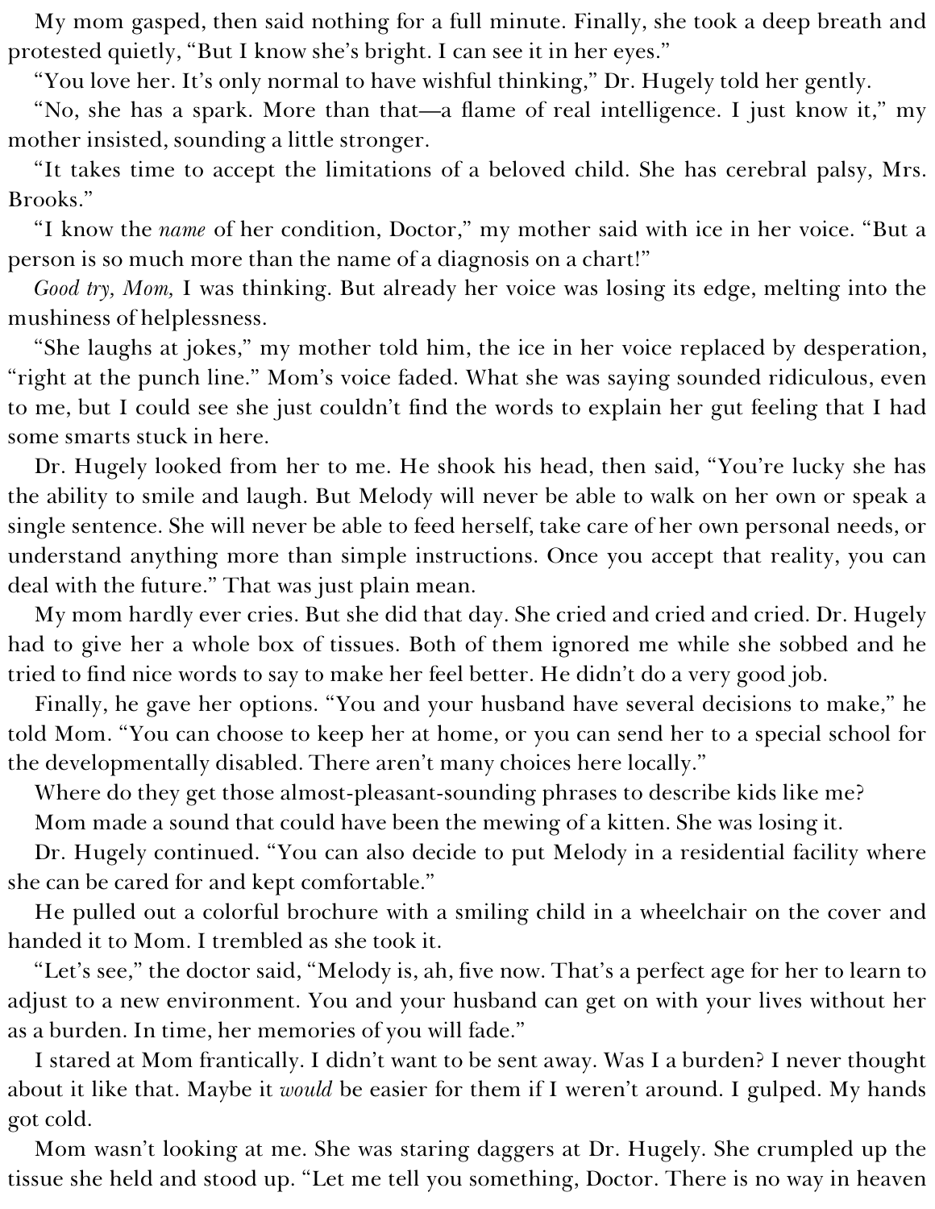My mom gasped, then said nothing for a full minute. Finally, she took a deep breath and protested quietly, "But I know she's bright. I can see it in her eyes."

"You love her. It's only normal to have wishful thinking," Dr. Hugely told her gently.

"No, she has a spark. More than that—a flame of real intelligence. I just know it," my mother insisted, sounding a little stronger.

"It takes time to accept the limitations of a beloved child. She has cerebral palsy, Mrs. Brooks."

"I know the *name* of her condition, Doctor," my mother said with ice in her voice. "But a person is so much more than the name of a diagnosis on a chart!"

*Good try, Mom,* I was thinking. But already her voice was losing its edge, melting into the mushiness of helplessness.

"She laughs at jokes," my mother told him, the ice in her voice replaced by desperation, "right at the punch line." Mom's voice faded. What she was saying sounded ridiculous, even to me, but I could see she just couldn't find the words to explain her gut feeling that I had some smarts stuck in here.

Dr. Hugely looked from her to me. He shook his head, then said, "You're lucky she has the ability to smile and laugh. But Melody will never be able to walk on her own or speak a single sentence. She will never be able to feed herself, take care of her own personal needs, or understand anything more than simple instructions. Once you accept that reality, you can deal with the future." That was just plain mean.

My mom hardly ever cries. But she did that day. She cried and cried and cried. Dr. Hugely had to give her a whole box of tissues. Both of them ignored me while she sobbed and he tried to find nice words to say to make her feel better. He didn't do a very good job.

Finally, he gave her options. "You and your husband have several decisions to make," he told Mom. "You can choose to keep her at home, or you can send her to a special school for the developmentally disabled. There aren't many choices here locally."

Where do they get those almost-pleasant-sounding phrases to describe kids like me?

Mom made a sound that could have been the mewing of a kitten. She was losing it.

Dr. Hugely continued. "You can also decide to put Melody in a residential facility where she can be cared for and kept comfortable."

He pulled out a colorful brochure with a smiling child in a wheelchair on the cover and handed it to Mom. I trembled as she took it.

"Let's see," the doctor said, "Melody is, ah, five now. That's a perfect age for her to learn to adjust to a new environment. You and your husband can get on with your lives without her as a burden. In time, her memories of you will fade."

I stared at Mom frantically. I didn't want to be sent away. Was I a burden? I never thought about it like that. Maybe it *would* be easier for them if I weren't around. I gulped. My hands got cold.

Mom wasn't looking at me. She was staring daggers at Dr. Hugely. She crumpled up the tissue she held and stood up. "Let me tell you something, Doctor. There is no way in heaven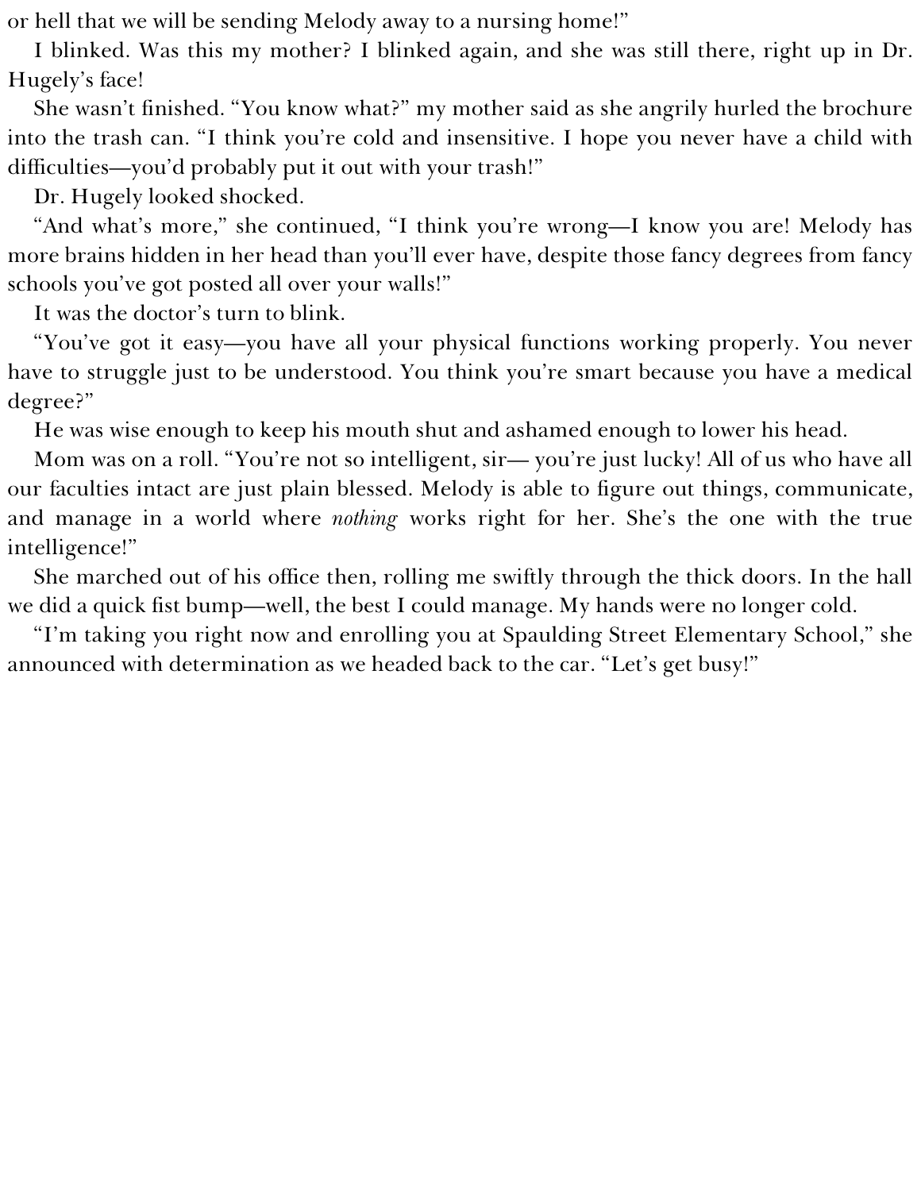or hell that we will be sending Melody away to a nursing home!"

I blinked. Was this my mother? I blinked again, and she was still there, right up in Dr. Hugely's face!

She wasn't finished. "You know what?" my mother said as she angrily hurled the brochure into the trash can. "I think you're cold and insensitive. I hope you never have a child with difficulties—you'd probably put it out with your trash!"

Dr. Hugely looked shocked.

"And what's more," she continued, "I think you're wrong—I know you are! Melody has more brains hidden in her head than you'll ever have, despite those fancy degrees from fancy schools you've got posted all over your walls!"

It was the doctor's turn to blink.

"You've got it easy—you have all your physical functions working properly. You never have to struggle just to be understood. You think you're smart because you have a medical degree?"

He was wise enough to keep his mouth shut and ashamed enough to lower his head.

Mom was on a roll. "You're not so intelligent, sir— you're just lucky! All of us who have all our faculties intact are just plain blessed. Melody is able to figure out things, communicate, and manage in a world where *nothing* works right for her. She's the one with the true intelligence!"

She marched out of his office then, rolling me swiftly through the thick doors. In the hall we did a quick fist bump—well, the best I could manage. My hands were no longer cold.

"I'm taking you right now and enrolling you at Spaulding Street Elementary School," she announced with determination as we headed back to the car. "Let's get busy!"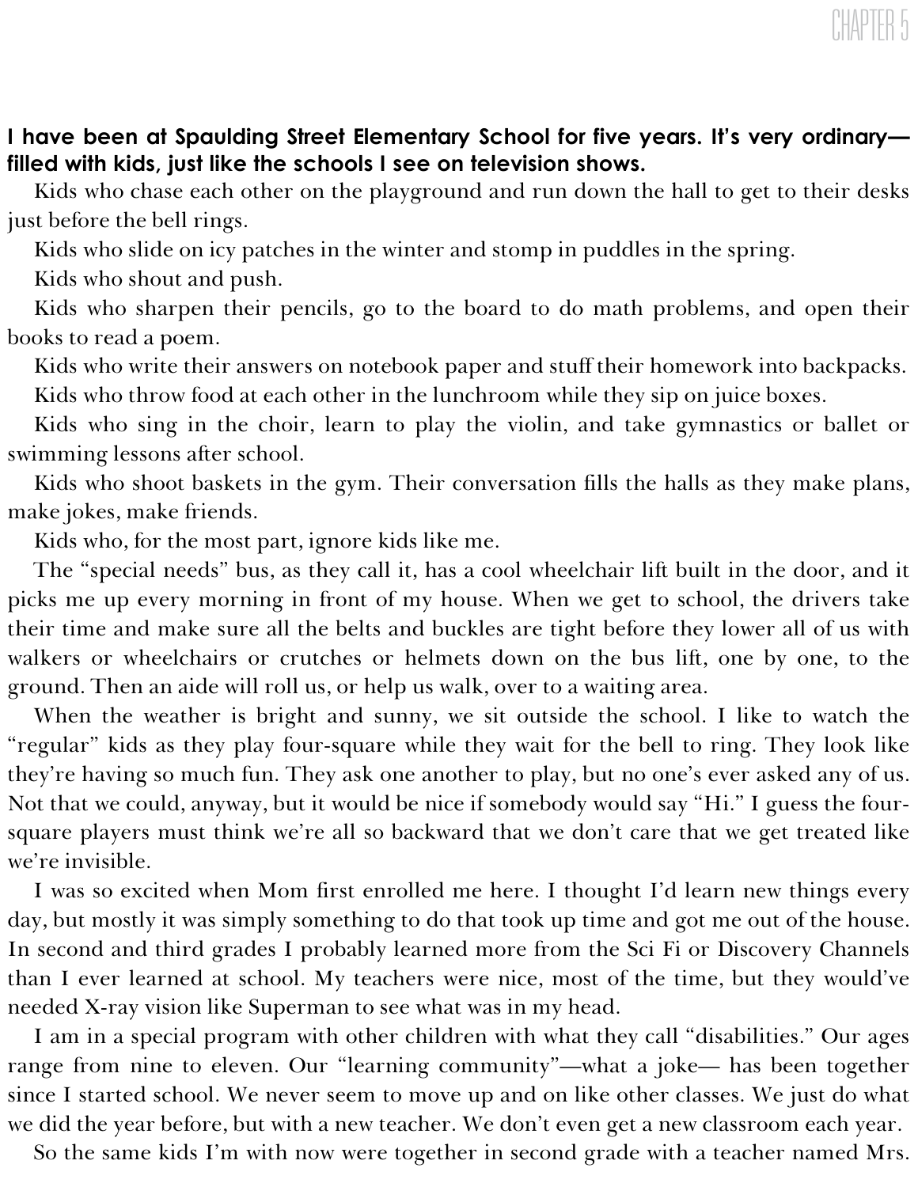# CHAPTER 5

**I have been at Spaulding Street Elementary School for five years. It's very ordinary—filled with kids, just like the schools I see on television shows.**

Kids who chase each other on the playground and run down the hall to get to their desks just before the bell rings.

Kids who slide on icy patches in the winter and stomp in puddles in the spring.

Kids who shout and push.

Kids who sharpen their pencils, go to the board to do math problems, and open their books to read a poem.

Kids who write their answers on notebook paper and stuff their homework into backpacks.

Kids who throw food at each other in the lunchroom while they sip on juice boxes.

Kids who sing in the choir, learn to play the violin, and take gymnastics or ballet or swimming lessons after school.

Kids who shoot baskets in the gym. Their conversation fills the halls as they make plans, make jokes, make friends.

Kids who, for the most part, ignore kids like me.

The "special needs" bus, as they call it, has a cool wheelchair lift built in the door, and it picks me up every morning in front of my house. When we get to school, the drivers take their time and make sure all the belts and buckles are tight before they lower all of us with walkers or wheelchairs or crutches or helmets down on the bus lift, one by one, to the ground. Then an aide will roll us, or help us walk, over to a waiting area.

When the weather is bright and sunny, we sit outside the school. I like to watch the "regular" kids as they play four-square while they wait for the bell to ring. They look like they're having so much fun. They ask one another to play, but no one's ever asked any of us. Not that we could, anyway, but it would be nice if somebody would say "Hi." I guess the four-square players must think we're all so backward that we don't care that we get treated like we're invisible.

I was so excited when Mom first enrolled me here. I thought I'd learn new things every day, but mostly it was simply something to do that took up time and got me out of the house. In second and third grades I probably learned more from the Sci Fi or Discovery Channels than I ever learned at school. My teachers were nice, most of the time, but they would've needed X-ray vision like Superman to see what was in my head.

I am in a special program with other children with what they call "disabilities." Our ages range from nine to eleven. Our "learning community"—what a joke— has been together since I started school. We never seem to move up and on like other classes. We just do what we did the year before, but with a new teacher. We don't even get a new classroom each year.

So the same kids I'm with now were together in second grade with a teacher named Mrs.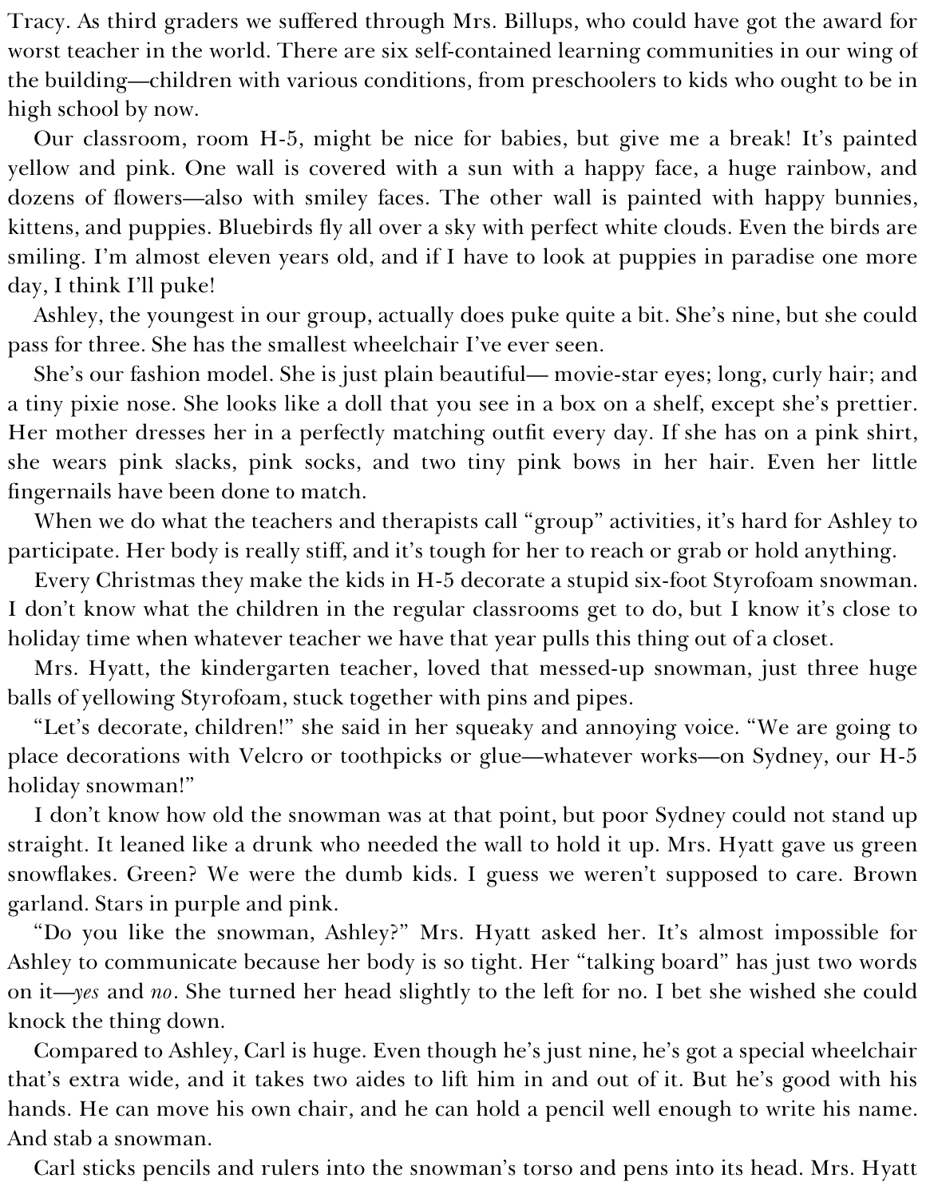Tracy. As third graders we suffered through Mrs. Billups, who could have got the award for worst teacher in the world. There are six self-contained learning communities in our wing of the building—children with various conditions, from preschoolers to kids who ought to be in high school by now.

Our classroom, room H-5, might be nice for babies, but give me a break! It's painted yellow and pink. One wall is covered with a sun with a happy face, a huge rainbow, and dozens of flowers—also with smiley faces. The other wall is painted with happy bunnies, kittens, and puppies. Bluebirds fly all over a sky with perfect white clouds. Even the birds are smiling. I'm almost eleven years old, and if I have to look at puppies in paradise one more day, I think I'll puke!

Ashley, the youngest in our group, actually does puke quite a bit. She's nine, but she could pass for three. She has the smallest wheelchair I've ever seen.

She's our fashion model. She is just plain beautiful— movie-star eyes; long, curly hair; and a tiny pixie nose. She looks like a doll that you see in a box on a shelf, except she's prettier. Her mother dresses her in a perfectly matching outfit every day. If she has on a pink shirt, she wears pink slacks, pink socks, and two tiny pink bows in her hair. Even her little fingernails have been done to match.

When we do what the teachers and therapists call "group" activities, it's hard for Ashley to participate. Her body is really stiff, and it's tough for her to reach or grab or hold anything.

Every Christmas they make the kids in H-5 decorate a stupid six-foot Styrofoam snowman. I don't know what the children in the regular classrooms get to do, but I know it's close to holiday time when whatever teacher we have that year pulls this thing out of a closet.

Mrs. Hyatt, the kindergarten teacher, loved that messed-up snowman, just three huge balls of yellowing Styrofoam, stuck together with pins and pipes.

"Let's decorate, children!" she said in her squeaky and annoying voice. "We are going to place decorations with Velcro or toothpicks or glue—whatever works—on Sydney, our H-5 holiday snowman!"

I don't know how old the snowman was at that point, but poor Sydney could not stand up straight. It leaned like a drunk who needed the wall to hold it up. Mrs. Hyatt gave us green snowflakes. Green? We were the dumb kids. I guess we weren't supposed to care. Brown garland. Stars in purple and pink.

"Do you like the snowman, Ashley?" Mrs. Hyatt asked her. It's almost impossible for Ashley to communicate because her body is so tight. Her "talking board" has just two words on it—*yes* and *no*. She turned her head slightly to the left for no. I bet she wished she could knock the thing down.

Compared to Ashley, Carl is huge. Even though he's just nine, he's got a special wheelchair that's extra wide, and it takes two aides to lift him in and out of it. But he's good with his hands. He can move his own chair, and he can hold a pencil well enough to write his name. And stab a snowman.

Carl sticks pencils and rulers into the snowman's torso and pens into its head. Mrs. Hyatt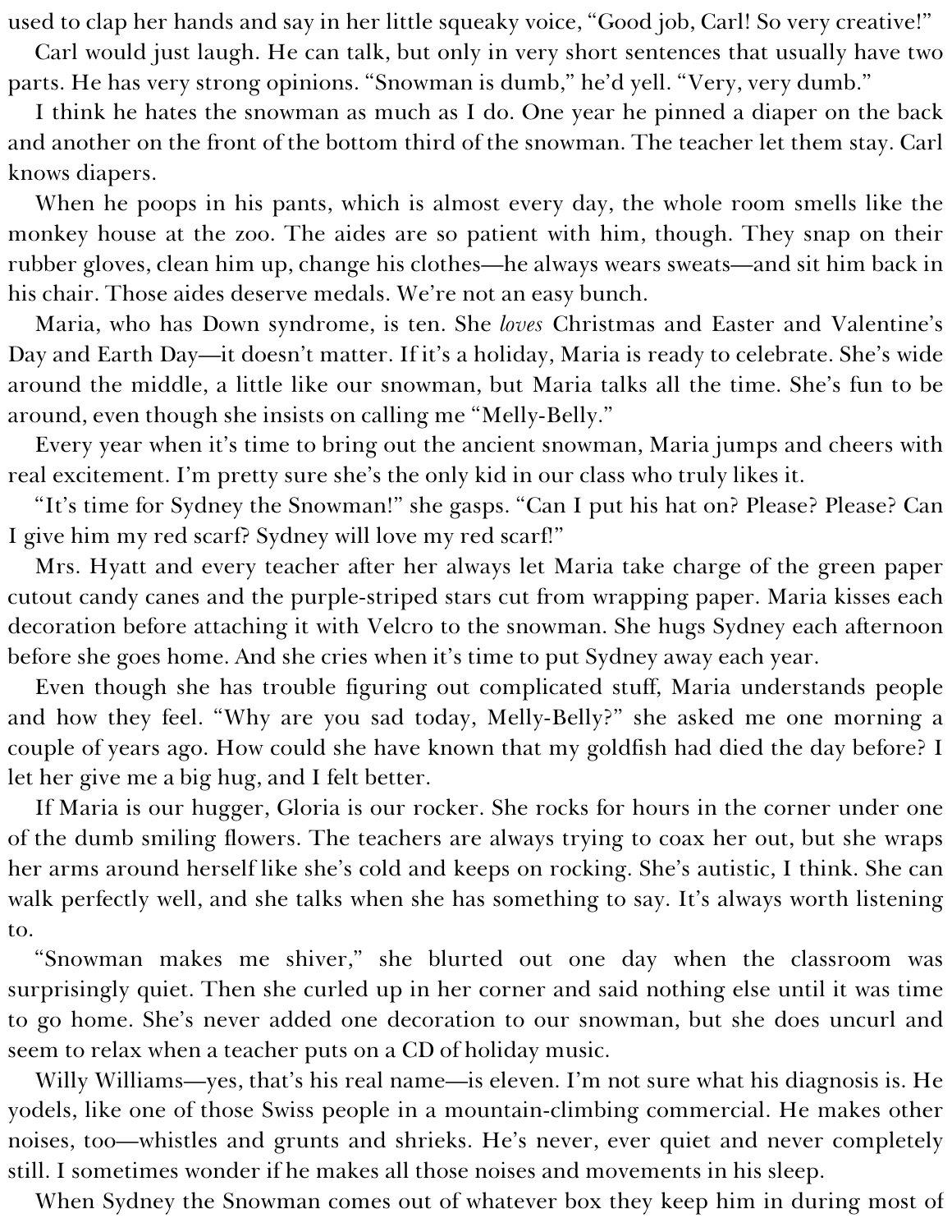used to clap her hands and say in her little squeaky voice, "Good job, Carl! So very creative!"

Carl would just laugh. He can talk, but only in very short sentences that usually have two parts. He has very strong opinions. "Snowman is dumb," he'd yell. "Very, very dumb."

I think he hates the snowman as much as I do. One year he pinned a diaper on the back and another on the front of the bottom third of the snowman. The teacher let them stay. Carl knows diapers.

When he poops in his pants, which is almost every day, the whole room smells like the monkey house at the zoo. The aides are so patient with him, though. They snap on their rubber gloves, clean him up, change his clothes—he always wears sweats—and sit him back in his chair. Those aides deserve medals. We're not an easy bunch.

Maria, who has Down syndrome, is ten. She *loves* Christmas and Easter and Valentine's Day and Earth Day—it doesn't matter. If it's a holiday, Maria is ready to celebrate. She's wide around the middle, a little like our snowman, but Maria talks all the time. She's fun to be around, even though she insists on calling me "Melly-Belly."

Every year when it's time to bring out the ancient snowman, Maria jumps and cheers with real excitement. I'm pretty sure she's the only kid in our class who truly likes it.

"It's time for Sydney the Snowman!" she gasps. "Can I put his hat on? Please? Please? Can I give him my red scarf? Sydney will love my red scarf!"

Mrs. Hyatt and every teacher after her always let Maria take charge of the green paper cutout candy canes and the purple-striped stars cut from wrapping paper. Maria kisses each decoration before attaching it with Velcro to the snowman. She hugs Sydney each afternoon before she goes home. And she cries when it's time to put Sydney away each year.

Even though she has trouble figuring out complicated stuff, Maria understands people and how they feel. "Why are you sad today, Melly-Belly?" she asked me one morning a couple of years ago. How could she have known that my goldfish had died the day before? I let her give me a big hug, and I felt better.

If Maria is our hugger, Gloria is our rocker. She rocks for hours in the corner under one of the dumb smiling flowers. The teachers are always trying to coax her out, but she wraps her arms around herself like she's cold and keeps on rocking. She's autistic, I think. She can walk perfectly well, and she talks when she has something to say. It's always worth listening to.

"Snowman makes me shiver," she blurted out one day when the classroom was surprisingly quiet. Then she curled up in her corner and said nothing else until it was time to go home. She's never added one decoration to our snowman, but she does uncurl and seem to relax when a teacher puts on a CD of holiday music.

Willy Williams—yes, that's his real name—is eleven. I'm not sure what his diagnosis is. He yodels, like one of those Swiss people in a mountain-climbing commercial. He makes other noises, too—whistles and grunts and shrieks. He's never, ever quiet and never completely still. I sometimes wonder if he makes all those noises and movements in his sleep.

When Sydney the Snowman comes out of whatever box they keep him in during most of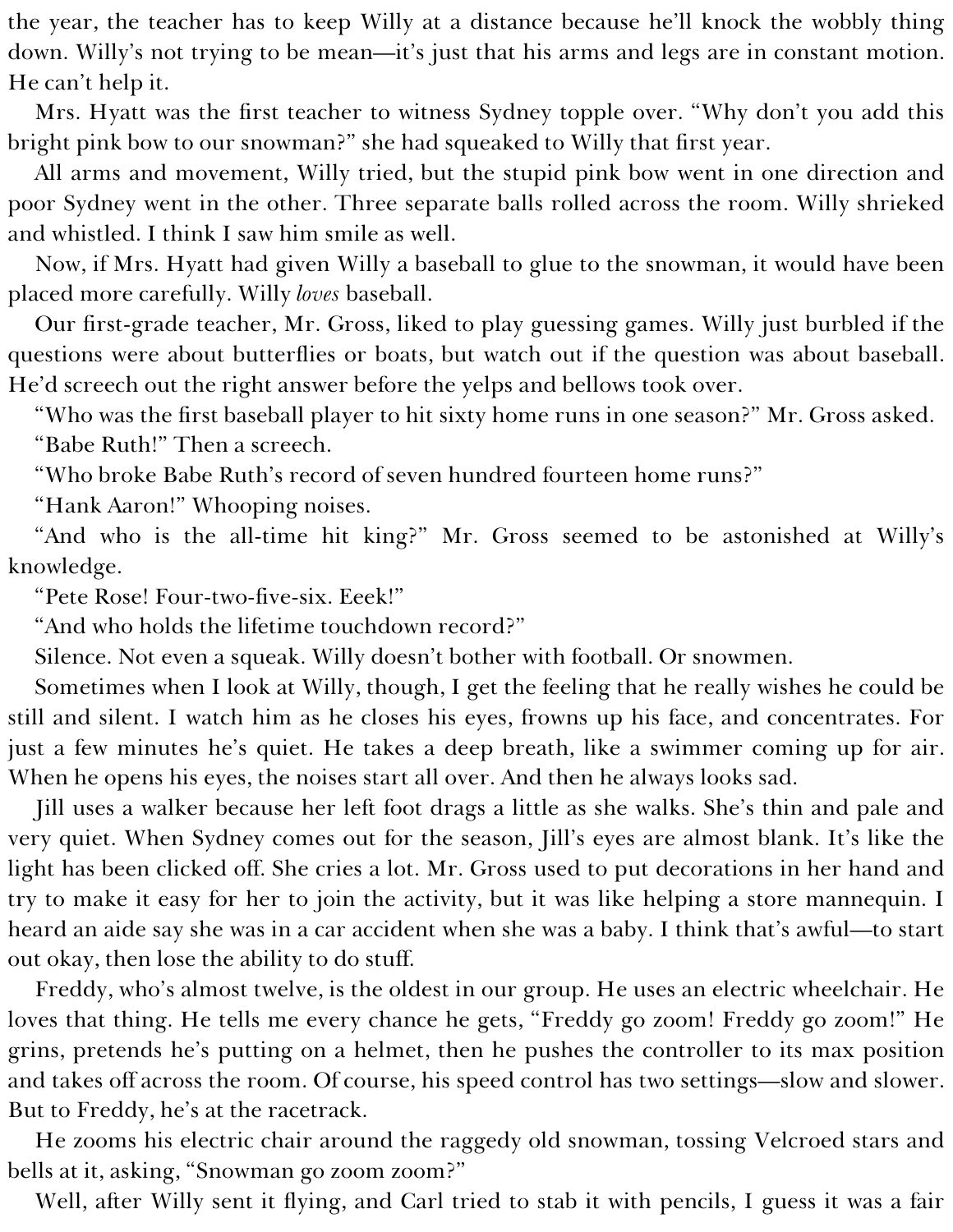the year, the teacher has to keep Willy at a distance because he'll knock the wobbly thing down. Willy's not trying to be mean—it's just that his arms and legs are in constant motion. He can't help it.

Mrs. Hyatt was the first teacher to witness Sydney topple over. "Why don't you add this bright pink bow to our snowman?" she had squeaked to Willy that first year.

All arms and movement, Willy tried, but the stupid pink bow went in one direction and poor Sydney went in the other. Three separate balls rolled across the room. Willy shrieked and whistled. I think I saw him smile as well.

Now, if Mrs. Hyatt had given Willy a baseball to glue to the snowman, it would have been placed more carefully. Willy *loves* baseball.

Our first-grade teacher, Mr. Gross, liked to play guessing games. Willy just burbled if the questions were about butterflies or boats, but watch out if the question was about baseball. He'd screech out the right answer before the yelps and bellows took over.

"Who was the first baseball player to hit sixty home runs in one season?" Mr. Gross asked.

"Babe Ruth!" Then a screech.

"Who broke Babe Ruth's record of seven hundred fourteen home runs?"

"Hank Aaron!" Whooping noises.

"And who is the all-time hit king?" Mr. Gross seemed to be astonished at Willy's knowledge.

"Pete Rose! Four-two-five-six. Eeek!"

"And who holds the lifetime touchdown record?"

Silence. Not even a squeak. Willy doesn't bother with football. Or snowmen.

Sometimes when I look at Willy, though, I get the feeling that he really wishes he could be still and silent. I watch him as he closes his eyes, frowns up his face, and concentrates. For just a few minutes he's quiet. He takes a deep breath, like a swimmer coming up for air. When he opens his eyes, the noises start all over. And then he always looks sad.

Jill uses a walker because her left foot drags a little as she walks. She's thin and pale and very quiet. When Sydney comes out for the season, Jill's eyes are almost blank. It's like the light has been clicked off. She cries a lot. Mr. Gross used to put decorations in her hand and try to make it easy for her to join the activity, but it was like helping a store mannequin. I heard an aide say she was in a car accident when she was a baby. I think that's awful—to start out okay, then lose the ability to do stuff.

Freddy, who's almost twelve, is the oldest in our group. He uses an electric wheelchair. He loves that thing. He tells me every chance he gets, "Freddy go zoom! Freddy go zoom!" He grins, pretends he's putting on a helmet, then he pushes the controller to its max position and takes off across the room. Of course, his speed control has two settings—slow and slower. But to Freddy, he's at the racetrack.

He zooms his electric chair around the raggedy old snowman, tossing Velcroed stars and bells at it, asking, "Snowman go zoom zoom?"

Well, after Willy sent it flying, and Carl tried to stab it with pencils, I guess it was a fair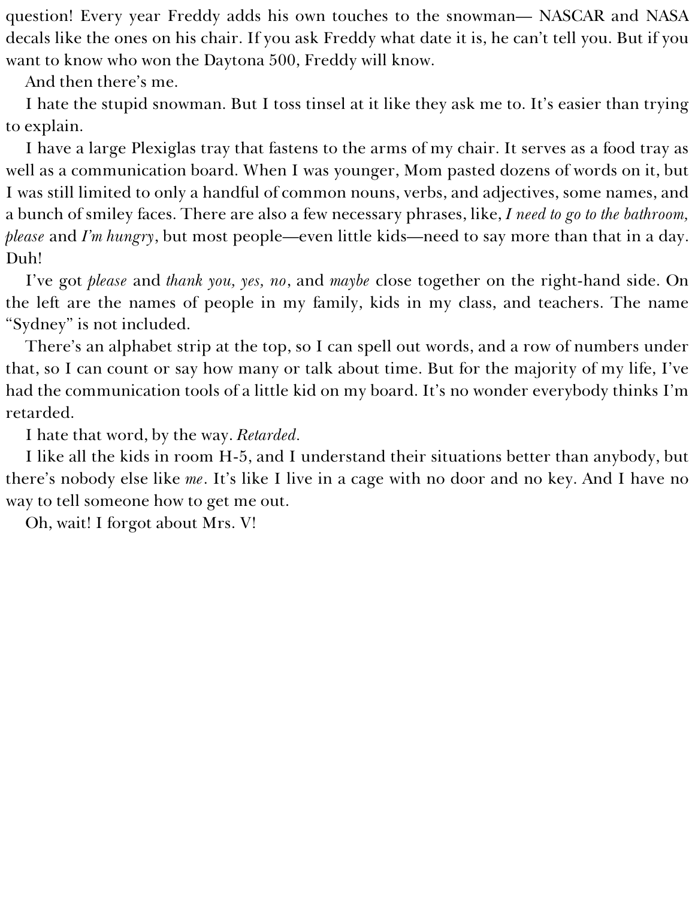question! Every year Freddy adds his own touches to the snowman— NASCAR and NASA decals like the ones on his chair. If you ask Freddy what date it is, he can't tell you. But if you want to know who won the Daytona 500, Freddy will know.

And then there's me.

I hate the stupid snowman. But I toss tinsel at it like they ask me to. It's easier than trying to explain.

I have a large Plexiglas tray that fastens to the arms of my chair. It serves as a food tray as well as a communication board. When I was younger, Mom pasted dozens of words on it, but I was still limited to only a handful of common nouns, verbs, and adjectives, some names, and a bunch of smiley faces. There are also a few necessary phrases, like, *I need to go to the bathroom, please* and *I'm hungry*, but most people—even little kids—need to say more than that in a day. Duh!

I've got *please* and *thank you, yes, no*, and *maybe* close together on the right-hand side. On the left are the names of people in my family, kids in my class, and teachers. The name "Sydney" is not included.

There's an alphabet strip at the top, so I can spell out words, and a row of numbers under that, so I can count or say how many or talk about time. But for the majority of my life, I've had the communication tools of a little kid on my board. It's no wonder everybody thinks I'm retarded.

I hate that word, by the way. *Retarded.*

I like all the kids in room H-5, and I understand their situations better than anybody, but there's nobody else like *me*. It's like I live in a cage with no door and no key. And I have no way to tell someone how to get me out.

Oh, wait! I forgot about Mrs. V!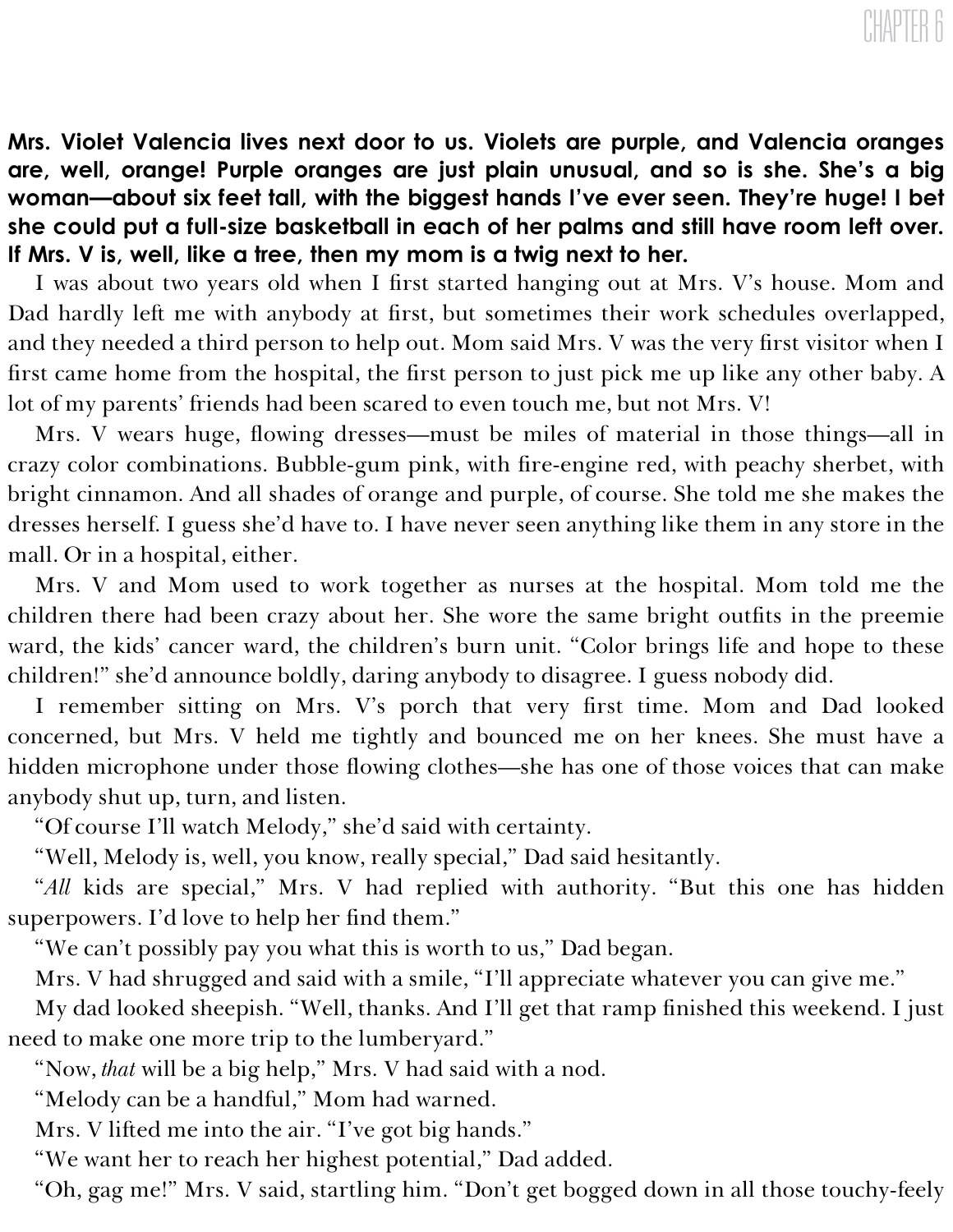# CHAPTER 6

**Mrs. Violet Valencia lives next door to us. Violets are purple, and Valencia oranges are, well, orange! Purple oranges are just plain unusual, and so is she. She's a big woman—about six feet tall, with the biggest hands I've ever seen. They're huge! I bet she could put a full-size basketball in each of her palms and still have room left over. If Mrs. V is, well, like a tree, then my mom is a twig next to her.**

I was about two years old when I first started hanging out at Mrs. V's house. Mom and Dad hardly left me with anybody at first, but sometimes their work schedules overlapped, and they needed a third person to help out. Mom said Mrs. V was the very first visitor when I first came home from the hospital, the first person to just pick me up like any other baby. A lot of my parents' friends had been scared to even touch me, but not Mrs. V!

Mrs. V wears huge, flowing dresses—must be miles of material in those things—all in crazy color combinations. Bubble-gum pink, with fire-engine red, with peachy sherbet, with bright cinnamon. And all shades of orange and purple, of course. She told me she makes the dresses herself. I guess she'd have to. I have never seen anything like them in any store in the mall. Or in a hospital, either.

Mrs. V and Mom used to work together as nurses at the hospital. Mom told me the children there had been crazy about her. She wore the same bright outfits in the preemie ward, the kids' cancer ward, the children's burn unit. "Color brings life and hope to these children!" she'd announce boldly, daring anybody to disagree. I guess nobody did.

I remember sitting on Mrs. V's porch that very first time. Mom and Dad looked concerned, but Mrs. V held me tightly and bounced me on her knees. She must have a hidden microphone under those flowing clothes—she has one of those voices that can make anybody shut up, turn, and listen.

"Of course I'll watch Melody," she'd said with certainty.

"Well, Melody is, well, you know, really special," Dad said hesitantly.

"*All* kids are special," Mrs. V had replied with authority. "But this one has hidden superpowers. I'd love to help her find them."

"We can't possibly pay you what this is worth to us," Dad began.

Mrs. V had shrugged and said with a smile, "I'll appreciate whatever you can give me."

My dad looked sheepish. "Well, thanks. And I'll get that ramp finished this weekend. I just need to make one more trip to the lumberyard."

"Now, *that* will be a big help," Mrs. V had said with a nod.

"Melody can be a handful," Mom had warned.

Mrs. V lifted me into the air. "I've got big hands."

"We want her to reach her highest potential," Dad added.

"Oh, gag me!" Mrs. V said, startling him. "Don't get bogged down in all those touchy-feely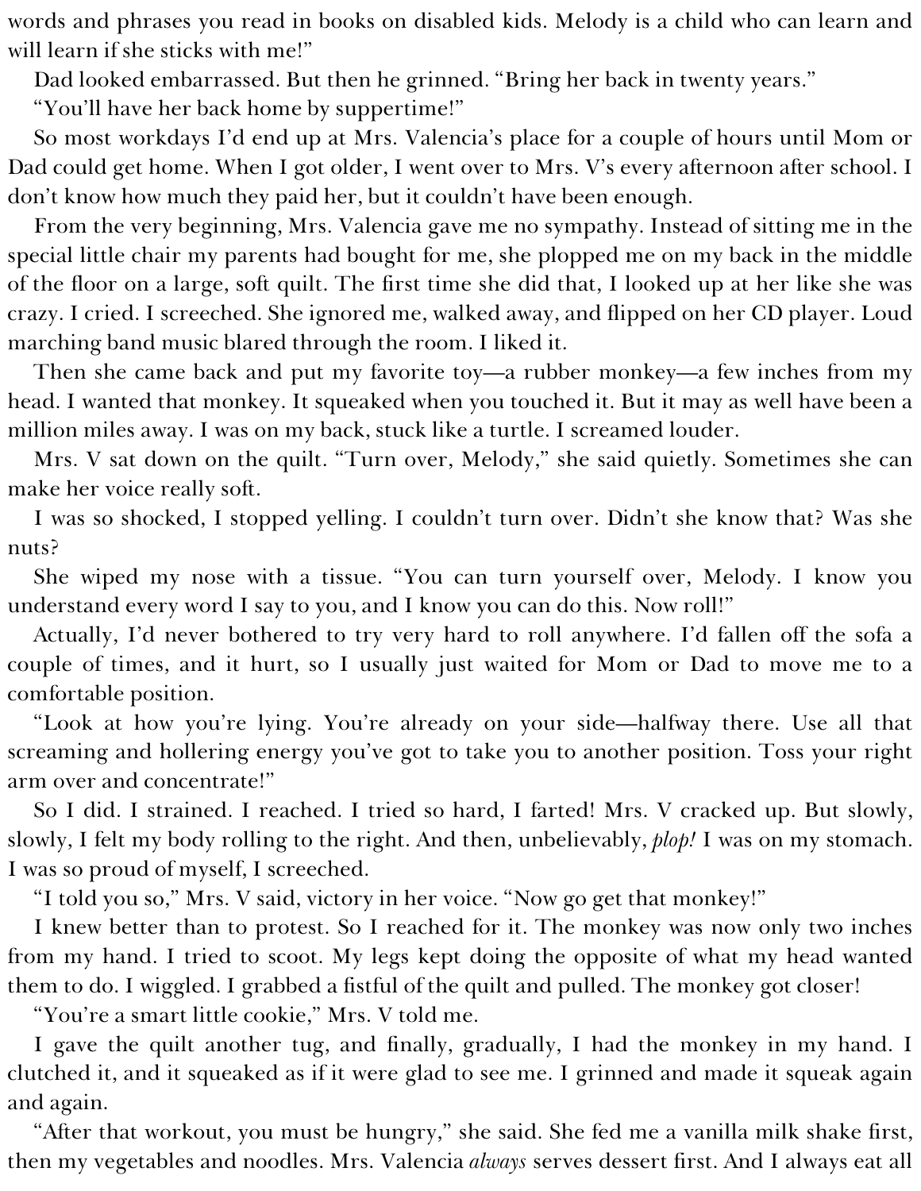words and phrases you read in books on disabled kids. Melody is a child who can learn and will learn if she sticks with me!"

Dad looked embarrassed. But then he grinned. "Bring her back in twenty years."

"You'll have her back home by suppertime!"

So most workdays I'd end up at Mrs. Valencia's place for a couple of hours until Mom or Dad could get home. When I got older, I went over to Mrs. V's every afternoon after school. I don't know how much they paid her, but it couldn't have been enough.

From the very beginning, Mrs. Valencia gave me no sympathy. Instead of sitting me in the special little chair my parents had bought for me, she plopped me on my back in the middle of the floor on a large, soft quilt. The first time she did that, I looked up at her like she was crazy. I cried. I screeched. She ignored me, walked away, and flipped on her CD player. Loud marching band music blared through the room. I liked it.

Then she came back and put my favorite toy—a rubber monkey—a few inches from my head. I wanted that monkey. It squeaked when you touched it. But it may as well have been a million miles away. I was on my back, stuck like a turtle. I screamed louder.

Mrs. V sat down on the quilt. "Turn over, Melody," she said quietly. Sometimes she can make her voice really soft.

I was so shocked, I stopped yelling. I couldn't turn over. Didn't she know that? Was she nuts?

She wiped my nose with a tissue. "You can turn yourself over, Melody. I know you understand every word I say to you, and I know you can do this. Now roll!"

Actually, I'd never bothered to try very hard to roll anywhere. I'd fallen off the sofa a couple of times, and it hurt, so I usually just waited for Mom or Dad to move me to a comfortable position.

"Look at how you're lying. You're already on your side—halfway there. Use all that screaming and hollering energy you've got to take you to another position. Toss your right arm over and concentrate!"

So I did. I strained. I reached. I tried so hard, I farted! Mrs. V cracked up. But slowly, slowly, I felt my body rolling to the right. And then, unbelievably, *plop!* I was on my stomach. I was so proud of myself, I screeched.

"I told you so," Mrs. V said, victory in her voice. "Now go get that monkey!"

I knew better than to protest. So I reached for it. The monkey was now only two inches from my hand. I tried to scoot. My legs kept doing the opposite of what my head wanted them to do. I wiggled. I grabbed a fistful of the quilt and pulled. The monkey got closer!

"You're a smart little cookie," Mrs. V told me.

I gave the quilt another tug, and finally, gradually, I had the monkey in my hand. I clutched it, and it squeaked as if it were glad to see me. I grinned and made it squeak again and again.

"After that workout, you must be hungry," she said. She fed me a vanilla milk shake first, then my vegetables and noodles. Mrs. Valencia *always* serves dessert first. And I always eat all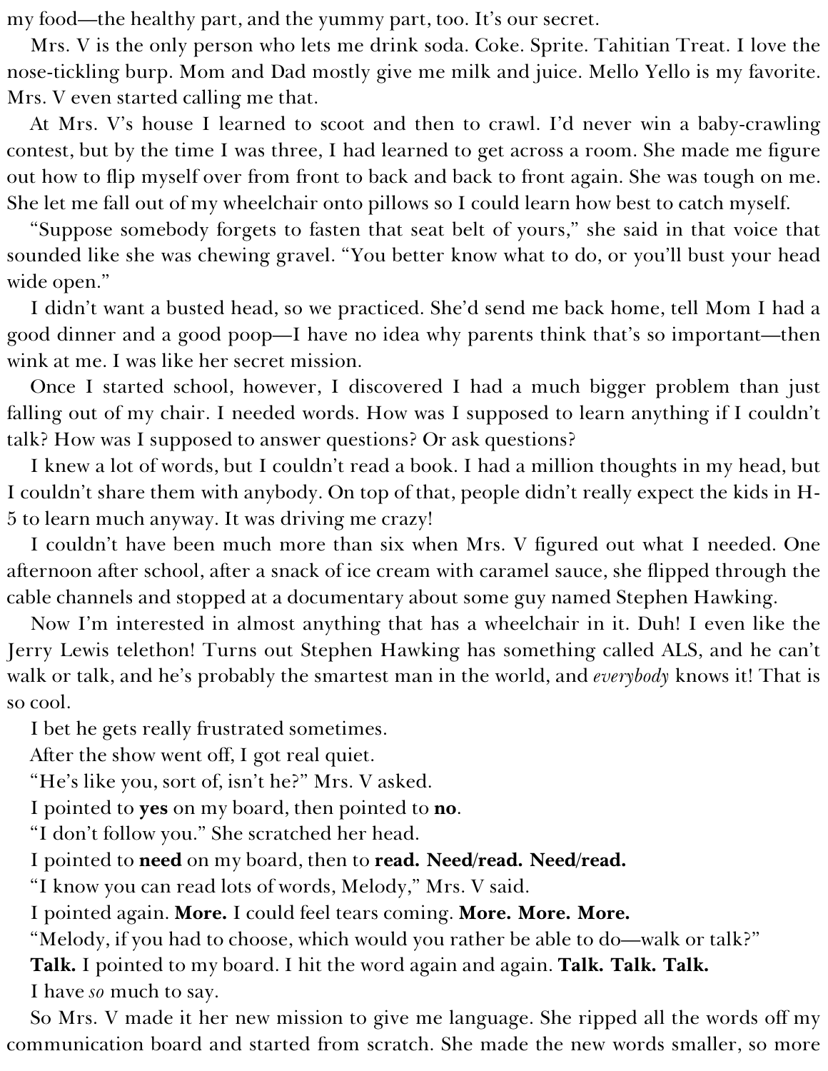my food—the healthy part, and the yummy part, too. It's our secret.

Mrs. V is the only person who lets me drink soda. Coke. Sprite. Tahitian Treat. I love the nose-tickling burp. Mom and Dad mostly give me milk and juice. Mello Yello is my favorite. Mrs. V even started calling me that.

At Mrs. V's house I learned to scoot and then to crawl. I'd never win a baby-crawling contest, but by the time I was three, I had learned to get across a room. She made me figure out how to flip myself over from front to back and back to front again. She was tough on me. She let me fall out of my wheelchair onto pillows so I could learn how best to catch myself.

"Suppose somebody forgets to fasten that seat belt of yours," she said in that voice that sounded like she was chewing gravel. "You better know what to do, or you'll bust your head wide open."

I didn't want a busted head, so we practiced. She'd send me back home, tell Mom I had a good dinner and a good poop—I have no idea why parents think that's so important—then wink at me. I was like her secret mission.

Once I started school, however, I discovered I had a much bigger problem than just falling out of my chair. I needed words. How was I supposed to learn anything if I couldn't talk? How was I supposed to answer questions? Or ask questions?

I knew a lot of words, but I couldn't read a book. I had a million thoughts in my head, but I couldn't share them with anybody. On top of that, people didn't really expect the kids in H-5 to learn much anyway. It was driving me crazy!

I couldn't have been much more than six when Mrs. V figured out what I needed. One afternoon after school, after a snack of ice cream with caramel sauce, she flipped through the cable channels and stopped at a documentary about some guy named Stephen Hawking.

Now I'm interested in almost anything that has a wheelchair in it. Duh! I even like the Jerry Lewis telethon! Turns out Stephen Hawking has something called ALS, and he can't walk or talk, and he's probably the smartest man in the world, and *everybody* knows it! That is so cool.

I bet he gets really frustrated sometimes.

After the show went off, I got real quiet.

"He's like you, sort of, isn't he?" Mrs. V asked.

I pointed to **yes** on my board, then pointed to **no**.

"I don't follow you." She scratched her head.

I pointed to **need** on my board, then to **read. Need/read. Need/read.**

"I know you can read lots of words, Melody," Mrs. V said.

I pointed again. **More.** I could feel tears coming. **More. More. More.**

"Melody, if you had to choose, which would you rather be able to do—walk or talk?"

**Talk.** I pointed to my board. I hit the word again and again. **Talk. Talk. Talk.**

I have *so* much to say.

So Mrs. V made it her new mission to give me language. She ripped all the words off my communication board and started from scratch. She made the new words smaller, so more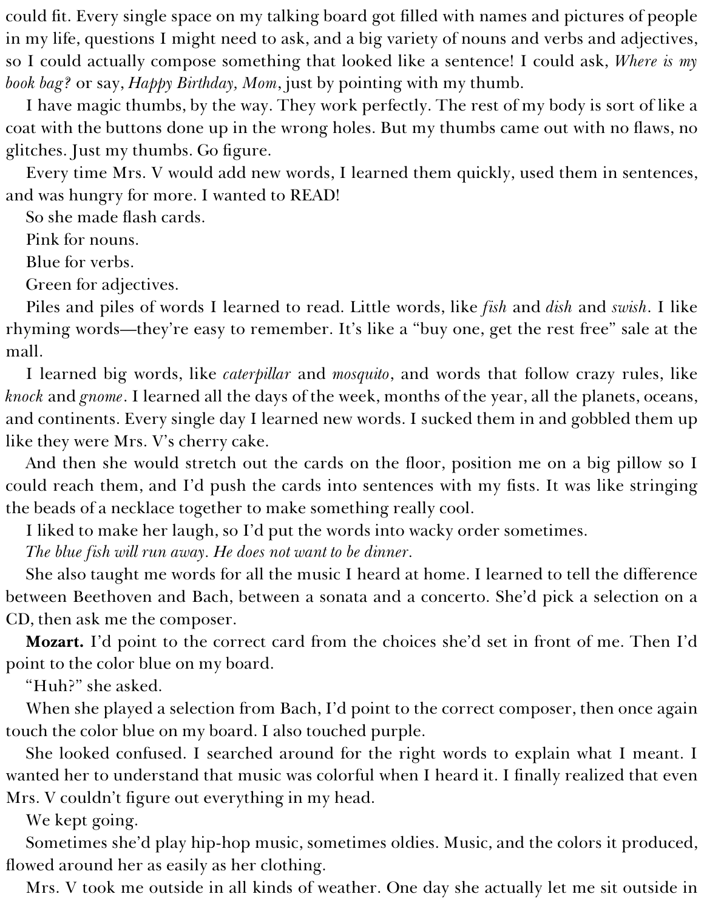could fit. Every single space on my talking board got filled with names and pictures of people in my life, questions I might need to ask, and a big variety of nouns and verbs and adjectives, so I could actually compose something that looked like a sentence! I could ask, *Where is my book bag?* or say, *Happy Birthday, Mom*, just by pointing with my thumb.

I have magic thumbs, by the way. They work perfectly. The rest of my body is sort of like a coat with the buttons done up in the wrong holes. But my thumbs came out with no flaws, no glitches. Just my thumbs. Go figure.

Every time Mrs. V would add new words, I learned them quickly, used them in sentences, and was hungry for more. I wanted to READ!

So she made flash cards.

Pink for nouns.

Blue for verbs.

Green for adjectives.

Piles and piles of words I learned to read. Little words, like *fish* and *dish* and *swish*. I like rhyming words—they're easy to remember. It's like a "buy one, get the rest free" sale at the mall.

I learned big words, like *caterpillar* and *mosquito*, and words that follow crazy rules, like *knock* and *gnome*. I learned all the days of the week, months of the year, all the planets, oceans, and continents. Every single day I learned new words. I sucked them in and gobbled them up like they were Mrs. V's cherry cake.

And then she would stretch out the cards on the floor, position me on a big pillow so I could reach them, and I'd push the cards into sentences with my fists. It was like stringing the beads of a necklace together to make something really cool.

I liked to make her laugh, so I'd put the words into wacky order sometimes.

*The blue fish will run away. He does not want to be dinner.*

She also taught me words for all the music I heard at home. I learned to tell the difference between Beethoven and Bach, between a sonata and a concerto. She'd pick a selection on a CD, then ask me the composer.

**Mozart.** I'd point to the correct card from the choices she'd set in front of me. Then I'd point to the color blue on my board.

"Huh?" she asked.

When she played a selection from Bach, I'd point to the correct composer, then once again touch the color blue on my board. I also touched purple.

She looked confused. I searched around for the right words to explain what I meant. I wanted her to understand that music was colorful when I heard it. I finally realized that even Mrs. V couldn't figure out everything in my head.

We kept going.

Sometimes she'd play hip-hop music, sometimes oldies. Music, and the colors it produced, flowed around her as easily as her clothing.

Mrs. V took me outside in all kinds of weather. One day she actually let me sit outside in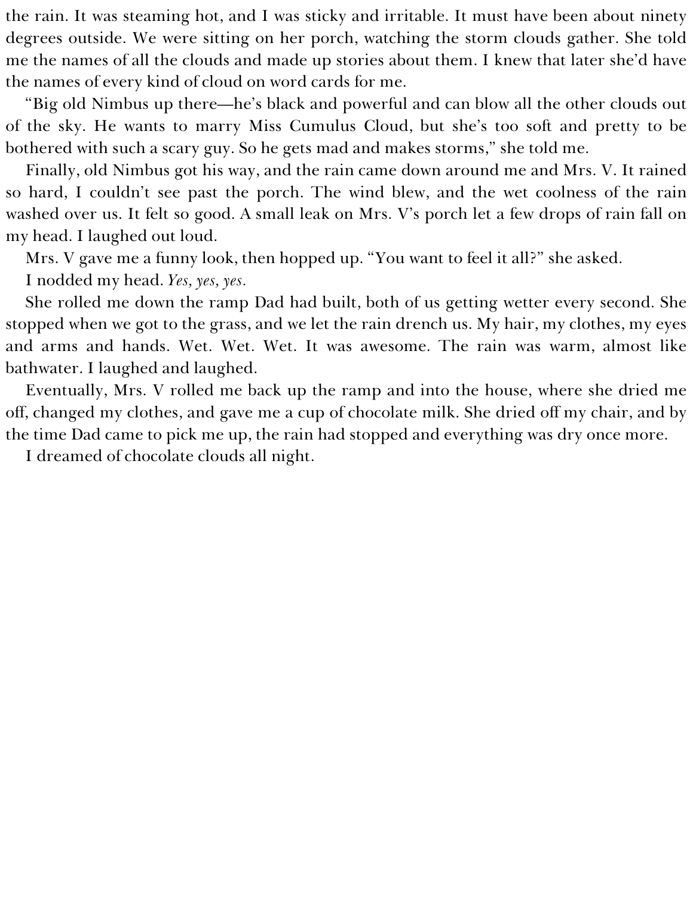the rain. It was steaming hot, and I was sticky and irritable. It must have been about ninety degrees outside. We were sitting on her porch, watching the storm clouds gather. She told me the names of all the clouds and made up stories about them. I knew that later she'd have the names of every kind of cloud on word cards for me.

"Big old Nimbus up there—he's black and powerful and can blow all the other clouds out of the sky. He wants to marry Miss Cumulus Cloud, but she's too soft and pretty to be bothered with such a scary guy. So he gets mad and makes storms," she told me.

Finally, old Nimbus got his way, and the rain came down around me and Mrs. V. It rained so hard, I couldn't see past the porch. The wind blew, and the wet coolness of the rain washed over us. It felt so good. A small leak on Mrs. V's porch let a few drops of rain fall on my head. I laughed out loud.

Mrs. V gave me a funny look, then hopped up. "You want to feel it all?" she asked.

I nodded my head. *Yes, yes, yes.*

She rolled me down the ramp Dad had built, both of us getting wetter every second. She stopped when we got to the grass, and we let the rain drench us. My hair, my clothes, my eyes and arms and hands. Wet. Wet. Wet. It was awesome. The rain was warm, almost like bathwater. I laughed and laughed.

Eventually, Mrs. V rolled me back up the ramp and into the house, where she dried me off, changed my clothes, and gave me a cup of chocolate milk. She dried off my chair, and by the time Dad came to pick me up, the rain had stopped and everything was dry once more.

I dreamed of chocolate clouds all night.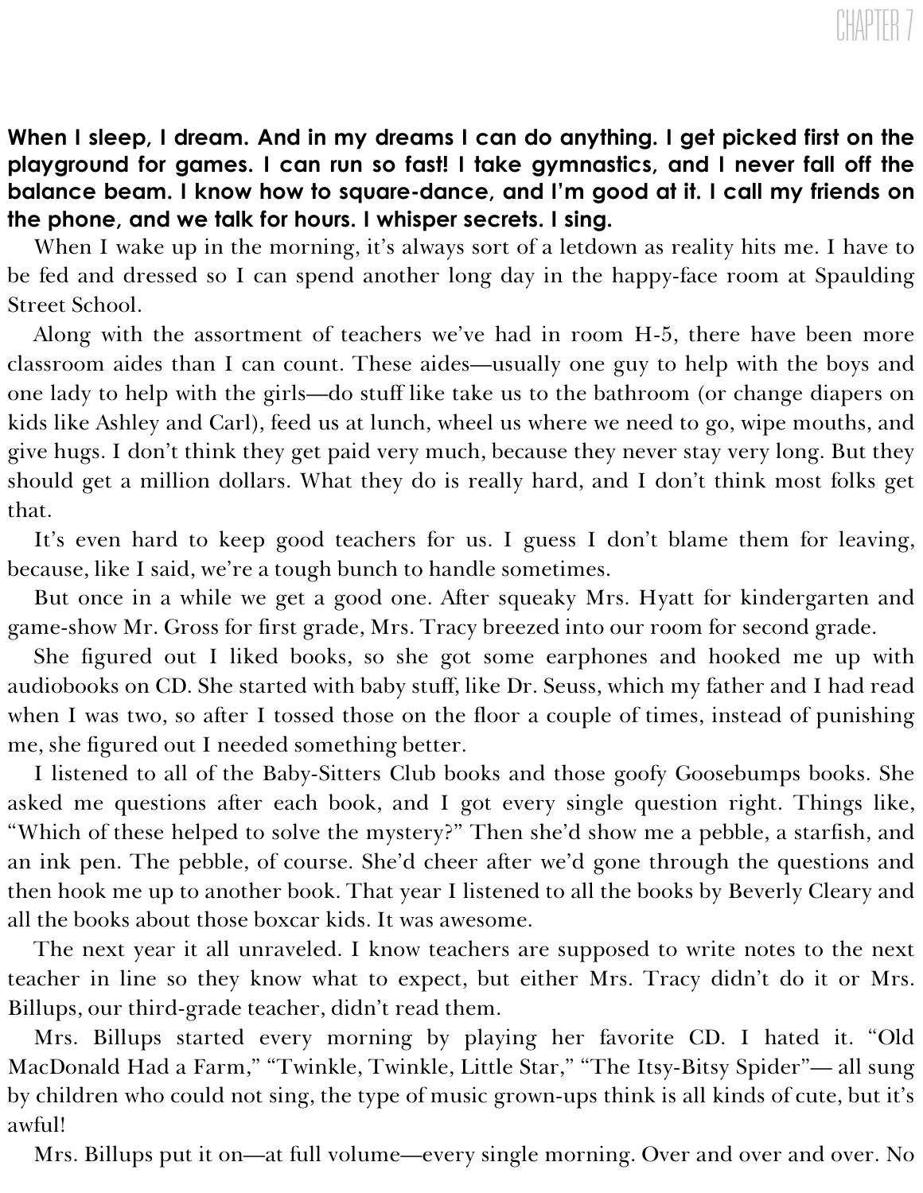# CHAPTER 7

**When I sleep, I dream. And in my dreams I can do anything. I get picked first on the playground for games. I can run so fast! I take gymnastics, and I never fall off the balance beam. I know how to square-dance, and I'm good at it. I call my friends on the phone, and we talk for hours. I whisper secrets. I sing.**

When I wake up in the morning, it's always sort of a letdown as reality hits me. I have to be fed and dressed so I can spend another long day in the happy-face room at Spaulding Street School.

Along with the assortment of teachers we've had in room H-5, there have been more classroom aides than I can count. These aides—usually one guy to help with the boys and one lady to help with the girls—do stuff like take us to the bathroom (or change diapers on kids like Ashley and Carl), feed us at lunch, wheel us where we need to go, wipe mouths, and give hugs. I don't think they get paid very much, because they never stay very long. But they should get a million dollars. What they do is really hard, and I don't think most folks get that.

It's even hard to keep good teachers for us. I guess I don't blame them for leaving, because, like I said, we're a tough bunch to handle sometimes.

But once in a while we get a good one. After squeaky Mrs. Hyatt for kindergarten and game-show Mr. Gross for first grade, Mrs. Tracy breezed into our room for second grade.

She figured out I liked books, so she got some earphones and hooked me up with audiobooks on CD. She started with baby stuff, like Dr. Seuss, which my father and I had read when I was two, so after I tossed those on the floor a couple of times, instead of punishing me, she figured out I needed something better.

I listened to all of the Baby-Sitters Club books and those goofy Goosebumps books. She asked me questions after each book, and I got every single question right. Things like, "Which of these helped to solve the mystery?" Then she'd show me a pebble, a starfish, and an ink pen. The pebble, of course. She'd cheer after we'd gone through the questions and then hook me up to another book. That year I listened to all the books by Beverly Cleary and all the books about those boxcar kids. It was awesome.

The next year it all unraveled. I know teachers are supposed to write notes to the next teacher in line so they know what to expect, but either Mrs. Tracy didn't do it or Mrs. Billups, our third-grade teacher, didn't read them.

Mrs. Billups started every morning by playing her favorite CD. I hated it. "Old MacDonald Had a Farm," "Twinkle, Twinkle, Little Star," "The Itsy-Bitsy Spider"— all sung by children who could not sing, the type of music grown-ups think is all kinds of cute, but it's awful!

Mrs. Billups put it on—at full volume—every single morning. Over and over and over. No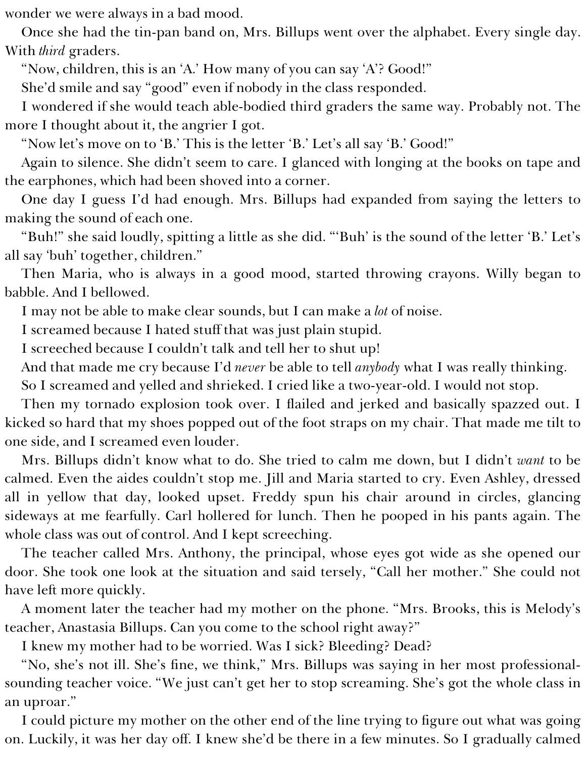wonder we were always in a bad mood.

Once she had the tin-pan band on, Mrs. Billups went over the alphabet. Every single day. With *third* graders.

"Now, children, this is an 'A.' How many of you can say 'A'? Good!"

She'd smile and say "good" even if nobody in the class responded.

I wondered if she would teach able-bodied third graders the same way. Probably not. The more I thought about it, the angrier I got.

"Now let's move on to 'B.' This is the letter 'B.' Let's all say 'B.' Good!"

Again to silence. She didn't seem to care. I glanced with longing at the books on tape and the earphones, which had been shoved into a corner.

One day I guess I'd had enough. Mrs. Billups had expanded from saying the letters to making the sound of each one.

"Buh!" she said loudly, spitting a little as she did. "'Buh' is the sound of the letter 'B.' Let's all say 'buh' together, children."

Then Maria, who is always in a good mood, started throwing crayons. Willy began to babble. And I bellowed.

I may not be able to make clear sounds, but I can make a *lot* of noise.

I screamed because I hated stuff that was just plain stupid.

I screeched because I couldn't talk and tell her to shut up!

And that made me cry because I'd *never* be able to tell *anybody* what I was really thinking.

So I screamed and yelled and shrieked. I cried like a two-year-old. I would not stop.

Then my tornado explosion took over. I flailed and jerked and basically spazzed out. I kicked so hard that my shoes popped out of the foot straps on my chair. That made me tilt to one side, and I screamed even louder.

Mrs. Billups didn't know what to do. She tried to calm me down, but I didn't *want* to be calmed. Even the aides couldn't stop me. Jill and Maria started to cry. Even Ashley, dressed all in yellow that day, looked upset. Freddy spun his chair around in circles, glancing sideways at me fearfully. Carl hollered for lunch. Then he pooped in his pants again. The whole class was out of control. And I kept screeching.

The teacher called Mrs. Anthony, the principal, whose eyes got wide as she opened our door. She took one look at the situation and said tersely, "Call her mother." She could not have left more quickly.

A moment later the teacher had my mother on the phone. "Mrs. Brooks, this is Melody's teacher, Anastasia Billups. Can you come to the school right away?"

I knew my mother had to be worried. Was I sick? Bleeding? Dead?

"No, she's not ill. She's fine, we think," Mrs. Billups was saying in her most professional-sounding teacher voice. "We just can't get her to stop screaming. She's got the whole class in an uproar."

I could picture my mother on the other end of the line trying to figure out what was going on. Luckily, it was her day off. I knew she'd be there in a few minutes. So I gradually calmed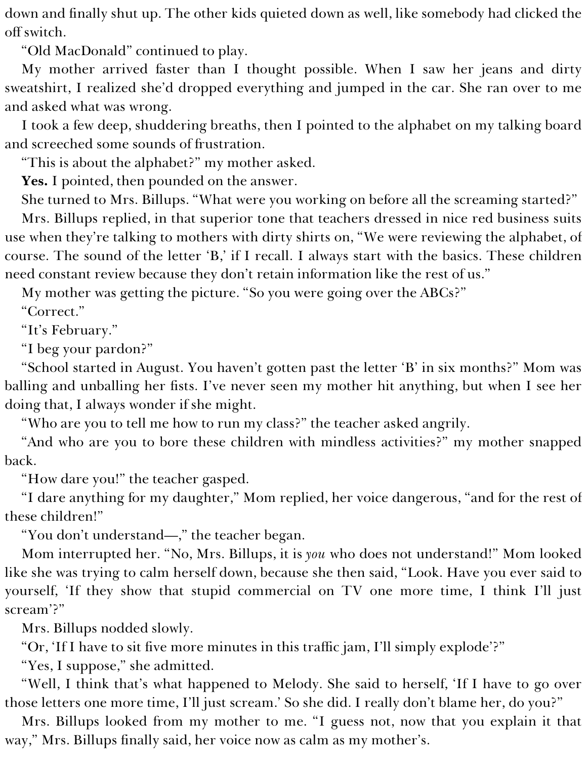down and finally shut up. The other kids quieted down as well, like somebody had clicked the off switch.

"Old MacDonald" continued to play.

My mother arrived faster than I thought possible. When I saw her jeans and dirty sweatshirt, I realized she'd dropped everything and jumped in the car. She ran over to me and asked what was wrong.

I took a few deep, shuddering breaths, then I pointed to the alphabet on my talking board and screeched some sounds of frustration.

"This is about the alphabet?" my mother asked.

**Yes.** I pointed, then pounded on the answer.

She turned to Mrs. Billups. "What were you working on before all the screaming started?"

Mrs. Billups replied, in that superior tone that teachers dressed in nice red business suits use when they're talking to mothers with dirty shirts on, "We were reviewing the alphabet, of course. The sound of the letter 'B,' if I recall. I always start with the basics. These children need constant review because they don't retain information like the rest of us."

My mother was getting the picture. "So you were going over the ABCs?"

"Correct."

"It's February."

"I beg your pardon?"

"School started in August. You haven't gotten past the letter 'B' in six months?" Mom was balling and unballing her fists. I've never seen my mother hit anything, but when I see her doing that, I always wonder if she might.

"Who are you to tell me how to run my class?" the teacher asked angrily.

"And who are you to bore these children with mindless activities?" my mother snapped back.

"How dare you!" the teacher gasped.

"I dare anything for my daughter," Mom replied, her voice dangerous, "and for the rest of these children!"

"You don't understand—," the teacher began.

Mom interrupted her. "No, Mrs. Billups, it is *you* who does not understand!" Mom looked like she was trying to calm herself down, because she then said, "Look. Have you ever said to yourself, 'If they show that stupid commercial on TV one more time, I think I'll just scream'?"

Mrs. Billups nodded slowly.

"Or, 'If I have to sit five more minutes in this traffic jam, I'll simply explode'?"

"Yes, I suppose," she admitted.

"Well, I think that's what happened to Melody. She said to herself, 'If I have to go over those letters one more time, I'll just scream.' So she did. I really don't blame her, do you?"

Mrs. Billups looked from my mother to me. "I guess not, now that you explain it that way," Mrs. Billups finally said, her voice now as calm as my mother's.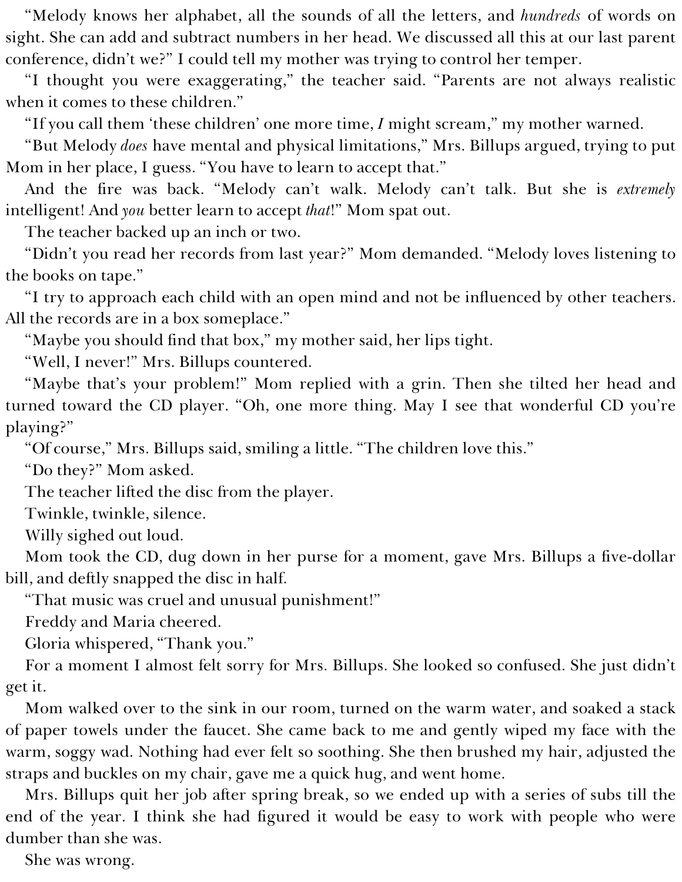"Melody knows her alphabet, all the sounds of all the letters, and *hundreds* of words on sight. She can add and subtract numbers in her head. We discussed all this at our last parent conference, didn't we?" I could tell my mother was trying to control her temper.

"I thought you were exaggerating," the teacher said. "Parents are not always realistic when it comes to these children."

"If you call them 'these children' one more time, *I* might scream," my mother warned.

"But Melody *does* have mental and physical limitations," Mrs. Billups argued, trying to put Mom in her place, I guess. "You have to learn to accept that."

And the fire was back. "Melody can't walk. Melody can't talk. But she is *extremely* intelligent! And *you* better learn to accept *that*!" Mom spat out.

The teacher backed up an inch or two.

"Didn't you read her records from last year?" Mom demanded. "Melody loves listening to the books on tape."

"I try to approach each child with an open mind and not be influenced by other teachers. All the records are in a box someplace."

"Maybe you should find that box," my mother said, her lips tight.

"Well, I never!" Mrs. Billups countered.

"Maybe that's your problem!" Mom replied with a grin. Then she tilted her head and turned toward the CD player. "Oh, one more thing. May I see that wonderful CD you're playing?"

"Of course," Mrs. Billups said, smiling a little. "The children love this."

"Do they?" Mom asked.

The teacher lifted the disc from the player.

Twinkle, twinkle, silence.

Willy sighed out loud.

Mom took the CD, dug down in her purse for a moment, gave Mrs. Billups a five-dollar bill, and deftly snapped the disc in half.

"That music was cruel and unusual punishment!"

Freddy and Maria cheered.

Gloria whispered, "Thank you."

For a moment I almost felt sorry for Mrs. Billups. She looked so confused. She just didn't get it.

Mom walked over to the sink in our room, turned on the warm water, and soaked a stack of paper towels under the faucet. She came back to me and gently wiped my face with the warm, soggy wad. Nothing had ever felt so soothing. She then brushed my hair, adjusted the straps and buckles on my chair, gave me a quick hug, and went home.

Mrs. Billups quit her job after spring break, so we ended up with a series of subs till the end of the year. I think she had figured it would be easy to work with people who were dumber than she was.

She was wrong.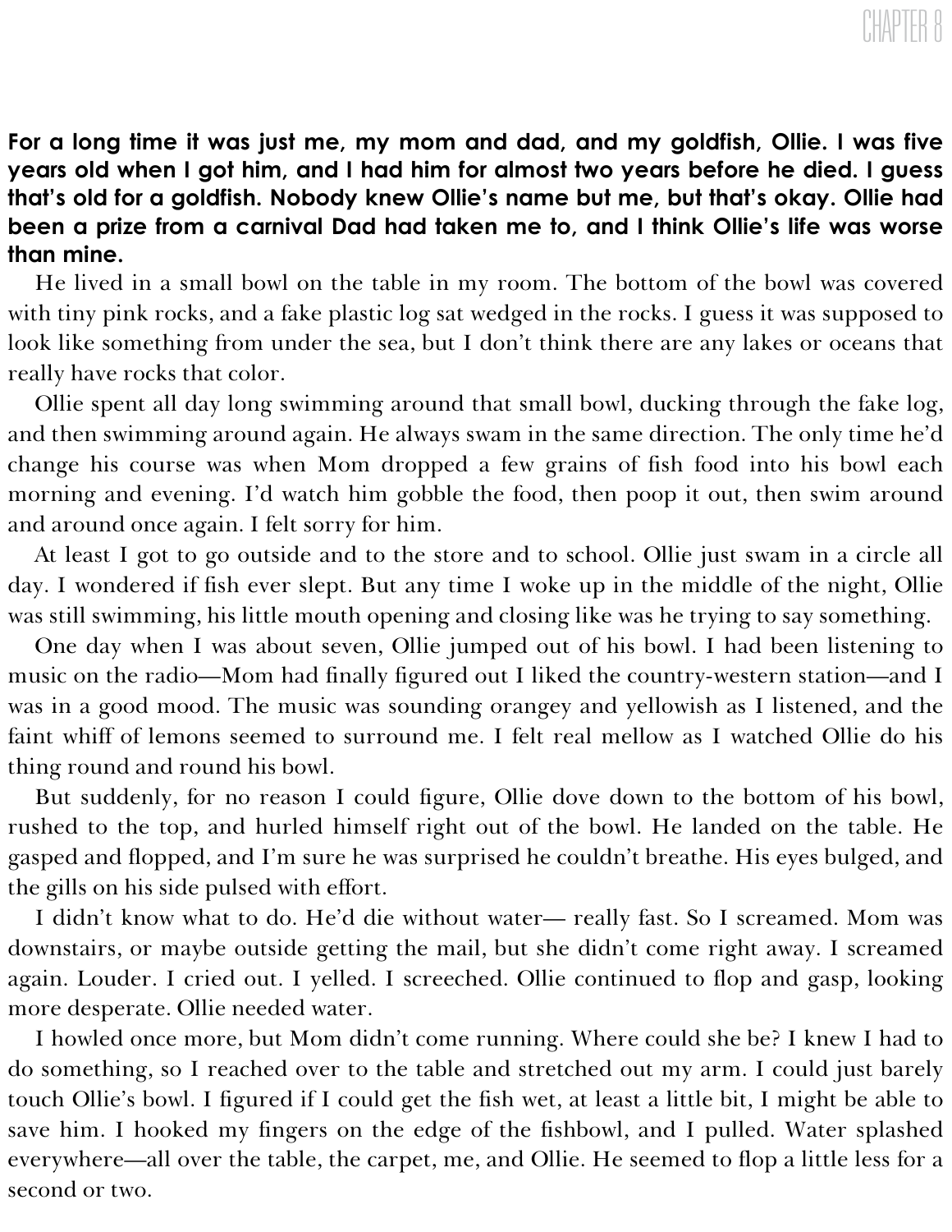# CHAPTER 8

**For a long time it was just me, my mom and dad, and my goldfish, Ollie. I was five years old when I got him, and I had him for almost two years before he died. I guess that's old for a goldfish. Nobody knew Ollie's name but me, but that's okay. Ollie had been a prize from a carnival Dad had taken me to, and I think Ollie's life was worse than mine.**

He lived in a small bowl on the table in my room. The bottom of the bowl was covered with tiny pink rocks, and a fake plastic log sat wedged in the rocks. I guess it was supposed to look like something from under the sea, but I don't think there are any lakes or oceans that really have rocks that color.

Ollie spent all day long swimming around that small bowl, ducking through the fake log, and then swimming around again. He always swam in the same direction. The only time he'd change his course was when Mom dropped a few grains of fish food into his bowl each morning and evening. I'd watch him gobble the food, then poop it out, then swim around and around once again. I felt sorry for him.

At least I got to go outside and to the store and to school. Ollie just swam in a circle all day. I wondered if fish ever slept. But any time I woke up in the middle of the night, Ollie was still swimming, his little mouth opening and closing like was he trying to say something.

One day when I was about seven, Ollie jumped out of his bowl. I had been listening to music on the radio—Mom had finally figured out I liked the country-western station—and I was in a good mood. The music was sounding orangey and yellowish as I listened, and the faint whiff of lemons seemed to surround me. I felt real mellow as I watched Ollie do his thing round and round his bowl.

But suddenly, for no reason I could figure, Ollie dove down to the bottom of his bowl, rushed to the top, and hurled himself right out of the bowl. He landed on the table. He gasped and flopped, and I'm sure he was surprised he couldn't breathe. His eyes bulged, and the gills on his side pulsed with effort.

I didn't know what to do. He'd die without water— really fast. So I screamed. Mom was downstairs, or maybe outside getting the mail, but she didn't come right away. I screamed again. Louder. I cried out. I yelled. I screeched. Ollie continued to flop and gasp, looking more desperate. Ollie needed water.

I howled once more, but Mom didn't come running. Where could she be? I knew I had to do something, so I reached over to the table and stretched out my arm. I could just barely touch Ollie's bowl. I figured if I could get the fish wet, at least a little bit, I might be able to save him. I hooked my fingers on the edge of the fishbowl, and I pulled. Water splashed everywhere—all over the table, the carpet, me, and Ollie. He seemed to flop a little less for a second or two.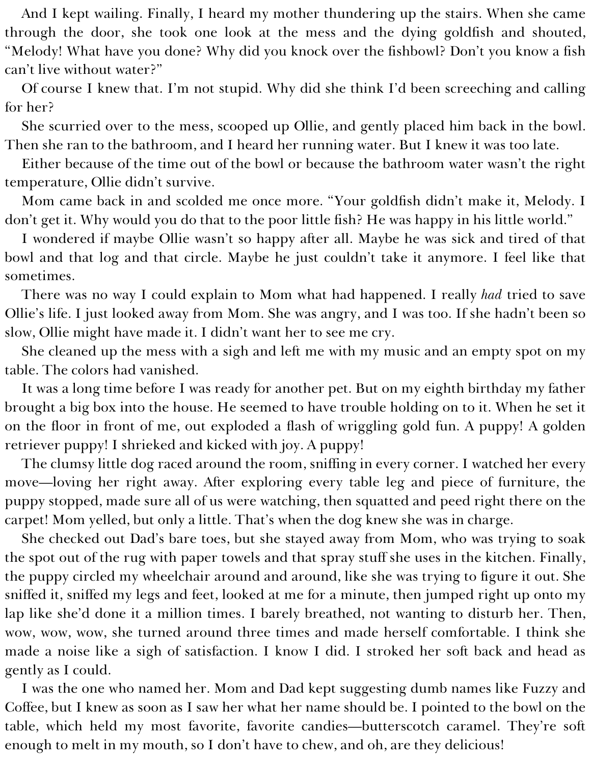And I kept wailing. Finally, I heard my mother thundering up the stairs. When she came through the door, she took one look at the mess and the dying goldfish and shouted, "Melody! What have you done? Why did you knock over the fishbowl? Don't you know a fish can't live without water?"

Of course I knew that. I'm not stupid. Why did she think I'd been screeching and calling for her?

She scurried over to the mess, scooped up Ollie, and gently placed him back in the bowl. Then she ran to the bathroom, and I heard her running water. But I knew it was too late.

Either because of the time out of the bowl or because the bathroom water wasn't the right temperature, Ollie didn't survive.

Mom came back in and scolded me once more. "Your goldfish didn't make it, Melody. I don't get it. Why would you do that to the poor little fish? He was happy in his little world."

I wondered if maybe Ollie wasn't so happy after all. Maybe he was sick and tired of that bowl and that log and that circle. Maybe he just couldn't take it anymore. I feel like that sometimes.

There was no way I could explain to Mom what had happened. I really *had* tried to save Ollie's life. I just looked away from Mom. She was angry, and I was too. If she hadn't been so slow, Ollie might have made it. I didn't want her to see me cry.

She cleaned up the mess with a sigh and left me with my music and an empty spot on my table. The colors had vanished.

It was a long time before I was ready for another pet. But on my eighth birthday my father brought a big box into the house. He seemed to have trouble holding on to it. When he set it on the floor in front of me, out exploded a flash of wriggling gold fun. A puppy! A golden retriever puppy! I shrieked and kicked with joy. A puppy!

The clumsy little dog raced around the room, sniffing in every corner. I watched her every move—loving her right away. After exploring every table leg and piece of furniture, the puppy stopped, made sure all of us were watching, then squatted and peed right there on the carpet! Mom yelled, but only a little. That's when the dog knew she was in charge.

She checked out Dad's bare toes, but she stayed away from Mom, who was trying to soak the spot out of the rug with paper towels and that spray stuff she uses in the kitchen. Finally, the puppy circled my wheelchair around and around, like she was trying to figure it out. She sniffed it, sniffed my legs and feet, looked at me for a minute, then jumped right up onto my lap like she'd done it a million times. I barely breathed, not wanting to disturb her. Then, wow, wow, wow, she turned around three times and made herself comfortable. I think she made a noise like a sigh of satisfaction. I know I did. I stroked her soft back and head as gently as I could.

I was the one who named her. Mom and Dad kept suggesting dumb names like Fuzzy and Coffee, but I knew as soon as I saw her what her name should be. I pointed to the bowl on the table, which held my most favorite, favorite candies—butterscotch caramel. They're soft enough to melt in my mouth, so I don't have to chew, and oh, are they delicious!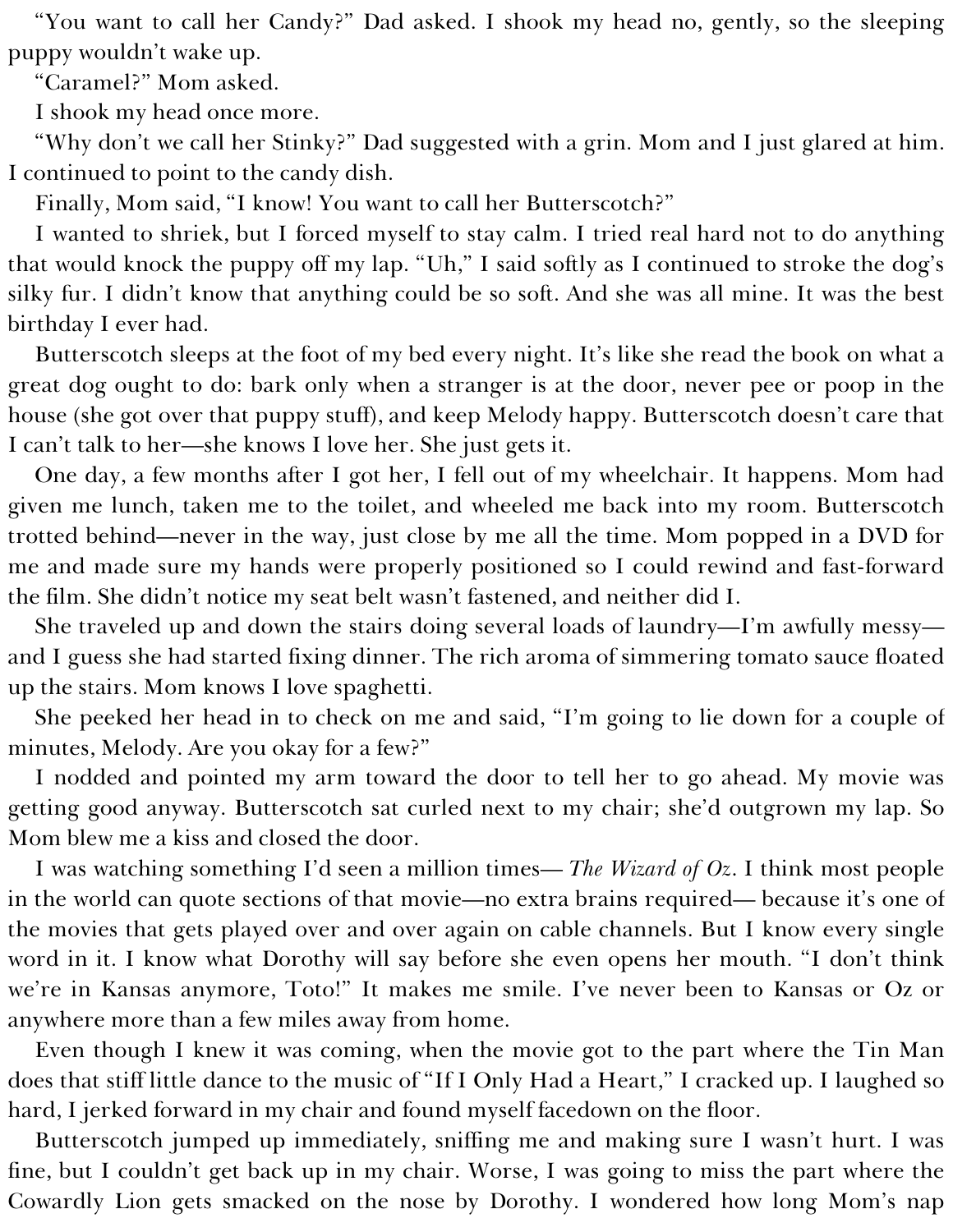"You want to call her Candy?" Dad asked. I shook my head no, gently, so the sleeping puppy wouldn't wake up.

"Caramel?" Mom asked.

I shook my head once more.

"Why don't we call her Stinky?" Dad suggested with a grin. Mom and I just glared at him. I continued to point to the candy dish.

Finally, Mom said, "I know! You want to call her Butterscotch?"

I wanted to shriek, but I forced myself to stay calm. I tried real hard not to do anything that would knock the puppy off my lap. "Uh," I said softly as I continued to stroke the dog's silky fur. I didn't know that anything could be so soft. And she was all mine. It was the best birthday I ever had.

Butterscotch sleeps at the foot of my bed every night. It's like she read the book on what a great dog ought to do: bark only when a stranger is at the door, never pee or poop in the house (she got over that puppy stuff), and keep Melody happy. Butterscotch doesn't care that I can't talk to her—she knows I love her. She just gets it.

One day, a few months after I got her, I fell out of my wheelchair. It happens. Mom had given me lunch, taken me to the toilet, and wheeled me back into my room. Butterscotch trotted behind—never in the way, just close by me all the time. Mom popped in a DVD for me and made sure my hands were properly positioned so I could rewind and fast-forward the film. She didn't notice my seat belt wasn't fastened, and neither did I.

She traveled up and down the stairs doing several loads of laundry—I'm awfully messy—and I guess she had started fixing dinner. The rich aroma of simmering tomato sauce floated up the stairs. Mom knows I love spaghetti.

She peeked her head in to check on me and said, "I'm going to lie down for a couple of minutes, Melody. Are you okay for a few?"

I nodded and pointed my arm toward the door to tell her to go ahead. My movie was getting good anyway. Butterscotch sat curled next to my chair; she'd outgrown my lap. So Mom blew me a kiss and closed the door.

I was watching something I'd seen a million times— *The Wizard of Oz*. I think most people in the world can quote sections of that movie—no extra brains required— because it's one of the movies that gets played over and over again on cable channels. But I know every single word in it. I know what Dorothy will say before she even opens her mouth. "I don't think we're in Kansas anymore, Toto!" It makes me smile. I've never been to Kansas or Oz or anywhere more than a few miles away from home.

Even though I knew it was coming, when the movie got to the part where the Tin Man does that stiff little dance to the music of "If I Only Had a Heart," I cracked up. I laughed so hard, I jerked forward in my chair and found myself facedown on the floor.

Butterscotch jumped up immediately, sniffing me and making sure I wasn't hurt. I was fine, but I couldn't get back up in my chair. Worse, I was going to miss the part where the Cowardly Lion gets smacked on the nose by Dorothy. I wondered how long Mom's nap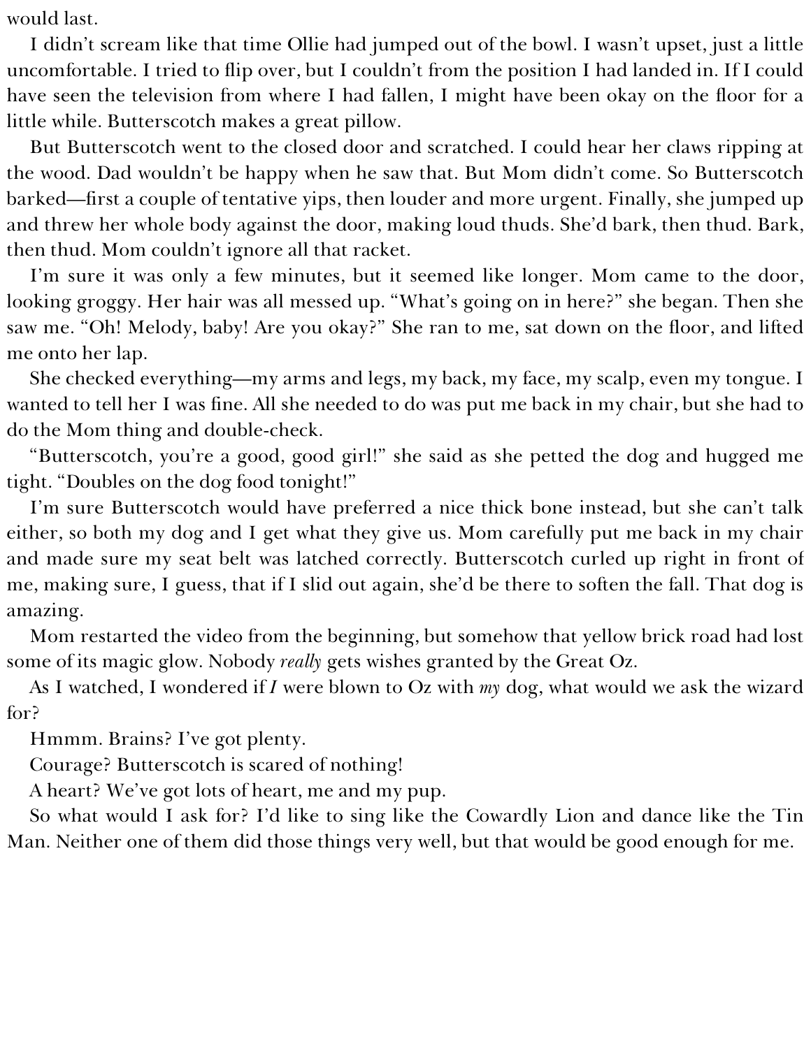would last.

I didn't scream like that time Ollie had jumped out of the bowl. I wasn't upset, just a little uncomfortable. I tried to flip over, but I couldn't from the position I had landed in. If I could have seen the television from where I had fallen, I might have been okay on the floor for a little while. Butterscotch makes a great pillow.

But Butterscotch went to the closed door and scratched. I could hear her claws ripping at the wood. Dad wouldn't be happy when he saw that. But Mom didn't come. So Butterscotch barked—first a couple of tentative yips, then louder and more urgent. Finally, she jumped up and threw her whole body against the door, making loud thuds. She'd bark, then thud. Bark, then thud. Mom couldn't ignore all that racket.

I'm sure it was only a few minutes, but it seemed like longer. Mom came to the door, looking groggy. Her hair was all messed up. "What's going on in here?" she began. Then she saw me. "Oh! Melody, baby! Are you okay?" She ran to me, sat down on the floor, and lifted me onto her lap.

She checked everything—my arms and legs, my back, my face, my scalp, even my tongue. I wanted to tell her I was fine. All she needed to do was put me back in my chair, but she had to do the Mom thing and double-check.

"Butterscotch, you're a good, good girl!" she said as she petted the dog and hugged me tight. "Doubles on the dog food tonight!"

I'm sure Butterscotch would have preferred a nice thick bone instead, but she can't talk either, so both my dog and I get what they give us. Mom carefully put me back in my chair and made sure my seat belt was latched correctly. Butterscotch curled up right in front of me, making sure, I guess, that if I slid out again, she'd be there to soften the fall. That dog is amazing.

Mom restarted the video from the beginning, but somehow that yellow brick road had lost some of its magic glow. Nobody *really* gets wishes granted by the Great Oz.

As I watched, I wondered if *I* were blown to Oz with *my* dog, what would we ask the wizard for?

Hmmm. Brains? I've got plenty.

Courage? Butterscotch is scared of nothing!

A heart? We've got lots of heart, me and my pup.

So what would I ask for? I'd like to sing like the Cowardly Lion and dance like the Tin Man. Neither one of them did those things very well, but that would be good enough for me.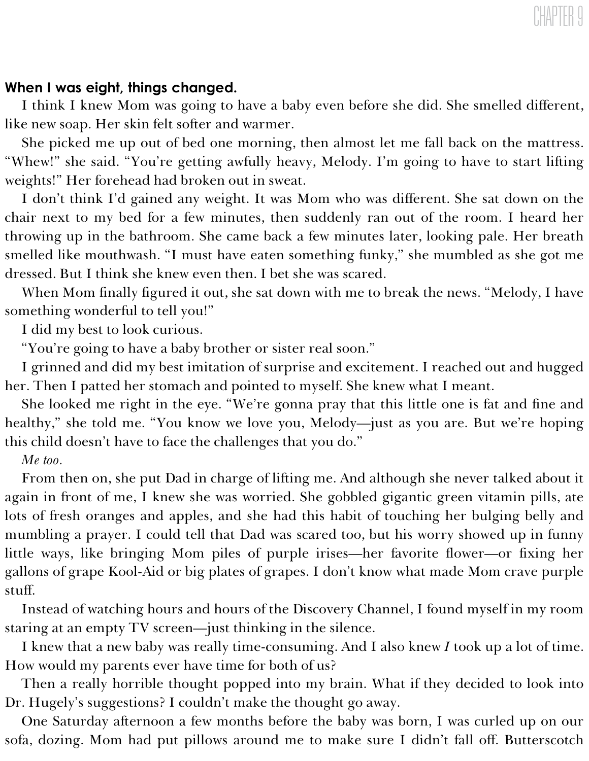# CHAPTER 9

**When I was eight, things changed.**

I think I knew Mom was going to have a baby even before she did. She smelled different, like new soap. Her skin felt softer and warmer.

She picked me up out of bed one morning, then almost let me fall back on the mattress. "Whew!" she said. "You're getting awfully heavy, Melody. I'm going to have to start lifting weights!" Her forehead had broken out in sweat.

I don't think I'd gained any weight. It was Mom who was different. She sat down on the chair next to my bed for a few minutes, then suddenly ran out of the room. I heard her throwing up in the bathroom. She came back a few minutes later, looking pale. Her breath smelled like mouthwash. "I must have eaten something funky," she mumbled as she got me dressed. But I think she knew even then. I bet she was scared.

When Mom finally figured it out, she sat down with me to break the news. "Melody, I have something wonderful to tell you!"

I did my best to look curious.

"You're going to have a baby brother or sister real soon."

I grinned and did my best imitation of surprise and excitement. I reached out and hugged her. Then I patted her stomach and pointed to myself. She knew what I meant.

She looked me right in the eye. "We're gonna pray that this little one is fat and fine and healthy," she told me. "You know we love you, Melody—just as you are. But we're hoping this child doesn't have to face the challenges that you do."

*Me too.*

From then on, she put Dad in charge of lifting me. And although she never talked about it again in front of me, I knew she was worried. She gobbled gigantic green vitamin pills, ate lots of fresh oranges and apples, and she had this habit of touching her bulging belly and mumbling a prayer. I could tell that Dad was scared too, but his worry showed up in funny little ways, like bringing Mom piles of purple irises—her favorite flower—or fixing her gallons of grape Kool-Aid or big plates of grapes. I don't know what made Mom crave purple stuff.

Instead of watching hours and hours of the Discovery Channel, I found myself in my room staring at an empty TV screen—just thinking in the silence.

I knew that a new baby was really time-consuming. And I also knew *I* took up a lot of time. How would my parents ever have time for both of us?

Then a really horrible thought popped into my brain. What if they decided to look into Dr. Hugely's suggestions? I couldn't make the thought go away.

One Saturday afternoon a few months before the baby was born, I was curled up on our sofa, dozing. Mom had put pillows around me to make sure I didn't fall off. Butterscotch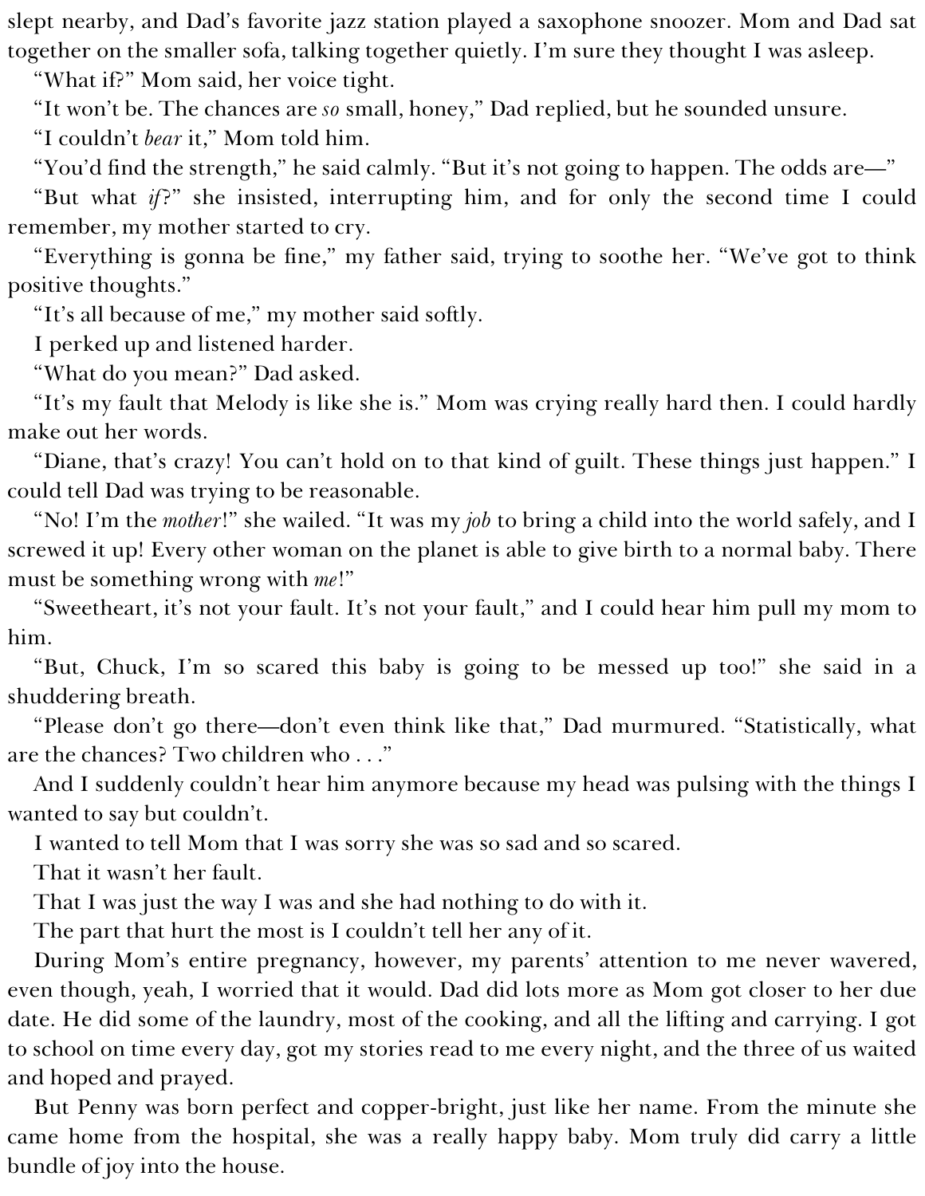slept nearby, and Dad's favorite jazz station played a saxophone snoozer. Mom and Dad sat together on the smaller sofa, talking together quietly. I'm sure they thought I was asleep.

"What if?" Mom said, her voice tight.

"It won't be. The chances are *so* small, honey," Dad replied, but he sounded unsure.

"I couldn't *bear* it," Mom told him.

"You'd find the strength," he said calmly. "But it's not going to happen. The odds are—"

"But what *if*?" she insisted, interrupting him, and for only the second time I could remember, my mother started to cry.

"Everything is gonna be fine," my father said, trying to soothe her. "We've got to think positive thoughts."

"It's all because of me," my mother said softly.

I perked up and listened harder.

"What do you mean?" Dad asked.

"It's my fault that Melody is like she is." Mom was crying really hard then. I could hardly make out her words.

"Diane, that's crazy! You can't hold on to that kind of guilt. These things just happen." I could tell Dad was trying to be reasonable.

"No! I'm the *mother*!" she wailed. "It was my *job* to bring a child into the world safely, and I screwed it up! Every other woman on the planet is able to give birth to a normal baby. There must be something wrong with *me*!"

"Sweetheart, it's not your fault. It's not your fault," and I could hear him pull my mom to him.

"But, Chuck, I'm so scared this baby is going to be messed up too!" she said in a shuddering breath.

"Please don't go there—don't even think like that," Dad murmured. "Statistically, what are the chances? Two children who . . ."

And I suddenly couldn't hear him anymore because my head was pulsing with the things I wanted to say but couldn't.

I wanted to tell Mom that I was sorry she was so sad and so scared.

That it wasn't her fault.

That I was just the way I was and she had nothing to do with it.

The part that hurt the most is I couldn't tell her any of it.

During Mom's entire pregnancy, however, my parents' attention to me never wavered, even though, yeah, I worried that it would. Dad did lots more as Mom got closer to her due date. He did some of the laundry, most of the cooking, and all the lifting and carrying. I got to school on time every day, got my stories read to me every night, and the three of us waited and hoped and prayed.

But Penny was born perfect and copper-bright, just like her name. From the minute she came home from the hospital, she was a really happy baby. Mom truly did carry a little bundle of joy into the house.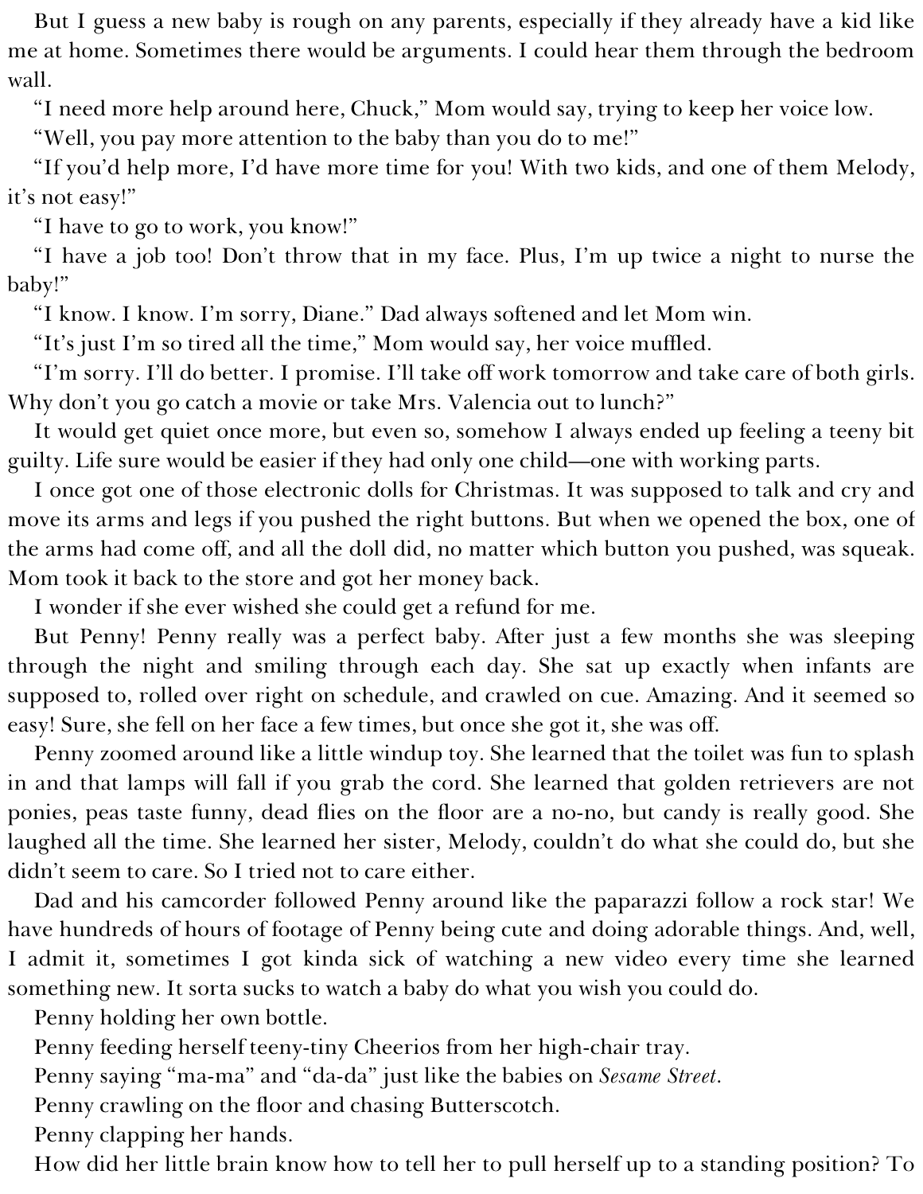But I guess a new baby is rough on any parents, especially if they already have a kid like me at home. Sometimes there would be arguments. I could hear them through the bedroom wall.

"I need more help around here, Chuck," Mom would say, trying to keep her voice low.

"Well, you pay more attention to the baby than you do to me!"

"If you'd help more, I'd have more time for you! With two kids, and one of them Melody, it's not easy!"

"I have to go to work, you know!"

"I have a job too! Don't throw that in my face. Plus, I'm up twice a night to nurse the baby!"

"I know. I know. I'm sorry, Diane." Dad always softened and let Mom win.

"It's just I'm so tired all the time," Mom would say, her voice muffled.

"I'm sorry. I'll do better. I promise. I'll take off work tomorrow and take care of both girls. Why don't you go catch a movie or take Mrs. Valencia out to lunch?"

It would get quiet once more, but even so, somehow I always ended up feeling a teeny bit guilty. Life sure would be easier if they had only one child—one with working parts.

I once got one of those electronic dolls for Christmas. It was supposed to talk and cry and move its arms and legs if you pushed the right buttons. But when we opened the box, one of the arms had come off, and all the doll did, no matter which button you pushed, was squeak. Mom took it back to the store and got her money back.

I wonder if she ever wished she could get a refund for me.

But Penny! Penny really was a perfect baby. After just a few months she was sleeping through the night and smiling through each day. She sat up exactly when infants are supposed to, rolled over right on schedule, and crawled on cue. Amazing. And it seemed so easy! Sure, she fell on her face a few times, but once she got it, she was off.

Penny zoomed around like a little windup toy. She learned that the toilet was fun to splash in and that lamps will fall if you grab the cord. She learned that golden retrievers are not ponies, peas taste funny, dead flies on the floor are a no-no, but candy is really good. She laughed all the time. She learned her sister, Melody, couldn't do what she could do, but she didn't seem to care. So I tried not to care either.

Dad and his camcorder followed Penny around like the paparazzi follow a rock star! We have hundreds of hours of footage of Penny being cute and doing adorable things. And, well, I admit it, sometimes I got kinda sick of watching a new video every time she learned something new. It sorta sucks to watch a baby do what you wish you could do.

Penny holding her own bottle.

Penny feeding herself teeny-tiny Cheerios from her high-chair tray.

Penny saying "ma-ma" and "da-da" just like the babies on *Sesame Street*.

Penny crawling on the floor and chasing Butterscotch.

Penny clapping her hands.

How did her little brain know how to tell her to pull herself up to a standing position? To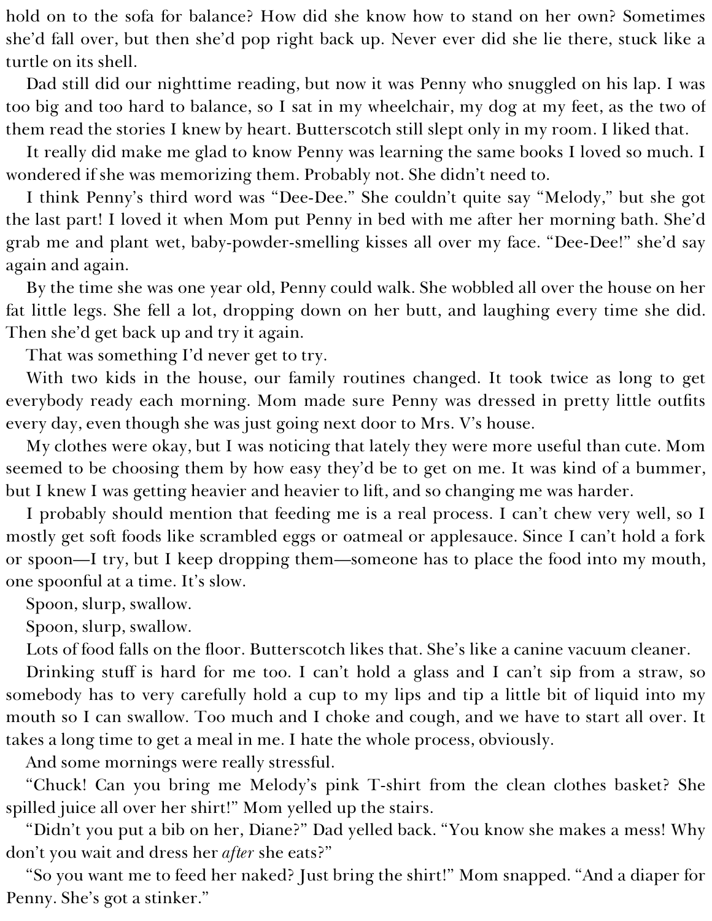hold on to the sofa for balance? How did she know how to stand on her own? Sometimes she'd fall over, but then she'd pop right back up. Never ever did she lie there, stuck like a turtle on its shell.

Dad still did our nighttime reading, but now it was Penny who snuggled on his lap. I was too big and too hard to balance, so I sat in my wheelchair, my dog at my feet, as the two of them read the stories I knew by heart. Butterscotch still slept only in my room. I liked that.

It really did make me glad to know Penny was learning the same books I loved so much. I wondered if she was memorizing them. Probably not. She didn't need to.

I think Penny's third word was "Dee-Dee." She couldn't quite say "Melody," but she got the last part! I loved it when Mom put Penny in bed with me after her morning bath. She'd grab me and plant wet, baby-powder-smelling kisses all over my face. "Dee-Dee!" she'd say again and again.

By the time she was one year old, Penny could walk. She wobbled all over the house on her fat little legs. She fell a lot, dropping down on her butt, and laughing every time she did. Then she'd get back up and try it again.

That was something I'd never get to try.

With two kids in the house, our family routines changed. It took twice as long to get everybody ready each morning. Mom made sure Penny was dressed in pretty little outfits every day, even though she was just going next door to Mrs. V's house.

My clothes were okay, but I was noticing that lately they were more useful than cute. Mom seemed to be choosing them by how easy they'd be to get on me. It was kind of a bummer, but I knew I was getting heavier and heavier to lift, and so changing me was harder.

I probably should mention that feeding me is a real process. I can't chew very well, so I mostly get soft foods like scrambled eggs or oatmeal or applesauce. Since I can't hold a fork or spoon—I try, but I keep dropping them—someone has to place the food into my mouth, one spoonful at a time. It's slow.

Spoon, slurp, swallow.

Spoon, slurp, swallow.

Lots of food falls on the floor. Butterscotch likes that. She's like a canine vacuum cleaner.

Drinking stuff is hard for me too. I can't hold a glass and I can't sip from a straw, so somebody has to very carefully hold a cup to my lips and tip a little bit of liquid into my mouth so I can swallow. Too much and I choke and cough, and we have to start all over. It takes a long time to get a meal in me. I hate the whole process, obviously.

And some mornings were really stressful.

"Chuck! Can you bring me Melody's pink T-shirt from the clean clothes basket? She spilled juice all over her shirt!" Mom yelled up the stairs.

"Didn't you put a bib on her, Diane?" Dad yelled back. "You know she makes a mess! Why don't you wait and dress her *after* she eats?"

"So you want me to feed her naked? Just bring the shirt!" Mom snapped. "And a diaper for Penny. She's got a stinker."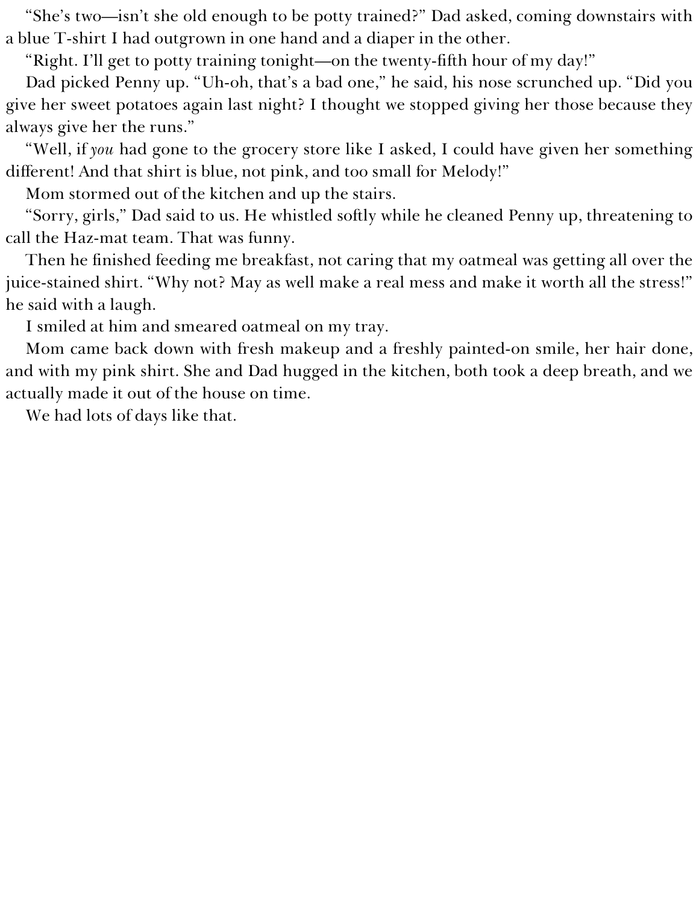"She's two—isn't she old enough to be potty trained?" Dad asked, coming downstairs with a blue T-shirt I had outgrown in one hand and a diaper in the other.

"Right. I'll get to potty training tonight—on the twenty-fifth hour of my day!"

Dad picked Penny up. "Uh-oh, that's a bad one," he said, his nose scrunched up. "Did you give her sweet potatoes again last night? I thought we stopped giving her those because they always give her the runs."

"Well, if *you* had gone to the grocery store like I asked, I could have given her something different! And that shirt is blue, not pink, and too small for Melody!"

Mom stormed out of the kitchen and up the stairs.

"Sorry, girls," Dad said to us. He whistled softly while he cleaned Penny up, threatening to call the Haz-mat team. That was funny.

Then he finished feeding me breakfast, not caring that my oatmeal was getting all over the juice-stained shirt. "Why not? May as well make a real mess and make it worth all the stress!" he said with a laugh.

I smiled at him and smeared oatmeal on my tray.

Mom came back down with fresh makeup and a freshly painted-on smile, her hair done, and with my pink shirt. She and Dad hugged in the kitchen, both took a deep breath, and we actually made it out of the house on time.

We had lots of days like that.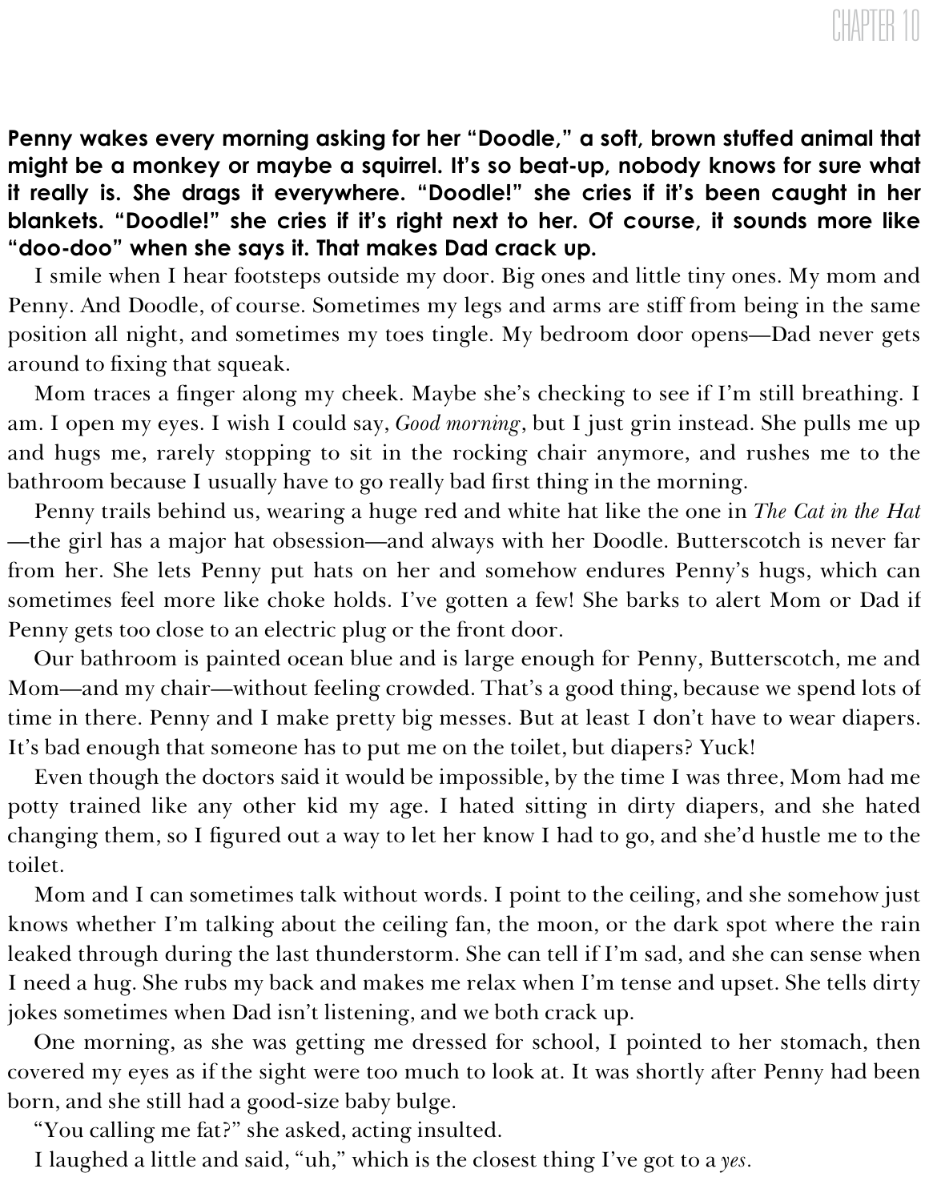# Chapter 10

**Penny wakes every morning asking for her "Doodle," a soft, brown stuffed animal that might be a monkey or maybe a squirrel. It's so beat-up, nobody knows for sure what it really is. She drags it everywhere. "Doodle!" she cries if it's been caught in her blankets. "Doodle!" she cries if it's right next to her. Of course, it sounds more like "doo-doo" when she says it. That makes Dad crack up.**

I smile when I hear footsteps outside my door. Big ones and little tiny ones. My mom and Penny. And Doodle, of course. Sometimes my legs and arms are stiff from being in the same position all night, and sometimes my toes tingle. My bedroom door opens—Dad never gets around to fixing that squeak.

Mom traces a finger along my cheek. Maybe she's checking to see if I'm still breathing. I am. I open my eyes. I wish I could say, *Good morning*, but I just grin instead. She pulls me up and hugs me, rarely stopping to sit in the rocking chair anymore, and rushes me to the bathroom because I usually have to go really bad first thing in the morning.

Penny trails behind us, wearing a huge red and white hat like the one in *The Cat in the Hat*—the girl has a major hat obsession—and always with her Doodle. Butterscotch is never far from her. She lets Penny put hats on her and somehow endures Penny's hugs, which can sometimes feel more like choke holds. I've gotten a few! She barks to alert Mom or Dad if Penny gets too close to an electric plug or the front door.

Our bathroom is painted ocean blue and is large enough for Penny, Butterscotch, me and Mom—and my chair—without feeling crowded. That's a good thing, because we spend lots of time in there. Penny and I make pretty big messes. But at least I don't have to wear diapers. It's bad enough that someone has to put me on the toilet, but diapers? Yuck!

Even though the doctors said it would be impossible, by the time I was three, Mom had me potty trained like any other kid my age. I hated sitting in dirty diapers, and she hated changing them, so I figured out a way to let her know I had to go, and she'd hustle me to the toilet.

Mom and I can sometimes talk without words. I point to the ceiling, and she somehow just knows whether I'm talking about the ceiling fan, the moon, or the dark spot where the rain leaked through during the last thunderstorm. She can tell if I'm sad, and she can sense when I need a hug. She rubs my back and makes me relax when I'm tense and upset. She tells dirty jokes sometimes when Dad isn't listening, and we both crack up.

One morning, as she was getting me dressed for school, I pointed to her stomach, then covered my eyes as if the sight were too much to look at. It was shortly after Penny had been born, and she still had a good-size baby bulge.

"You calling me fat?" she asked, acting insulted.

I laughed a little and said, "uh," which is the closest thing I've got to a *yes*.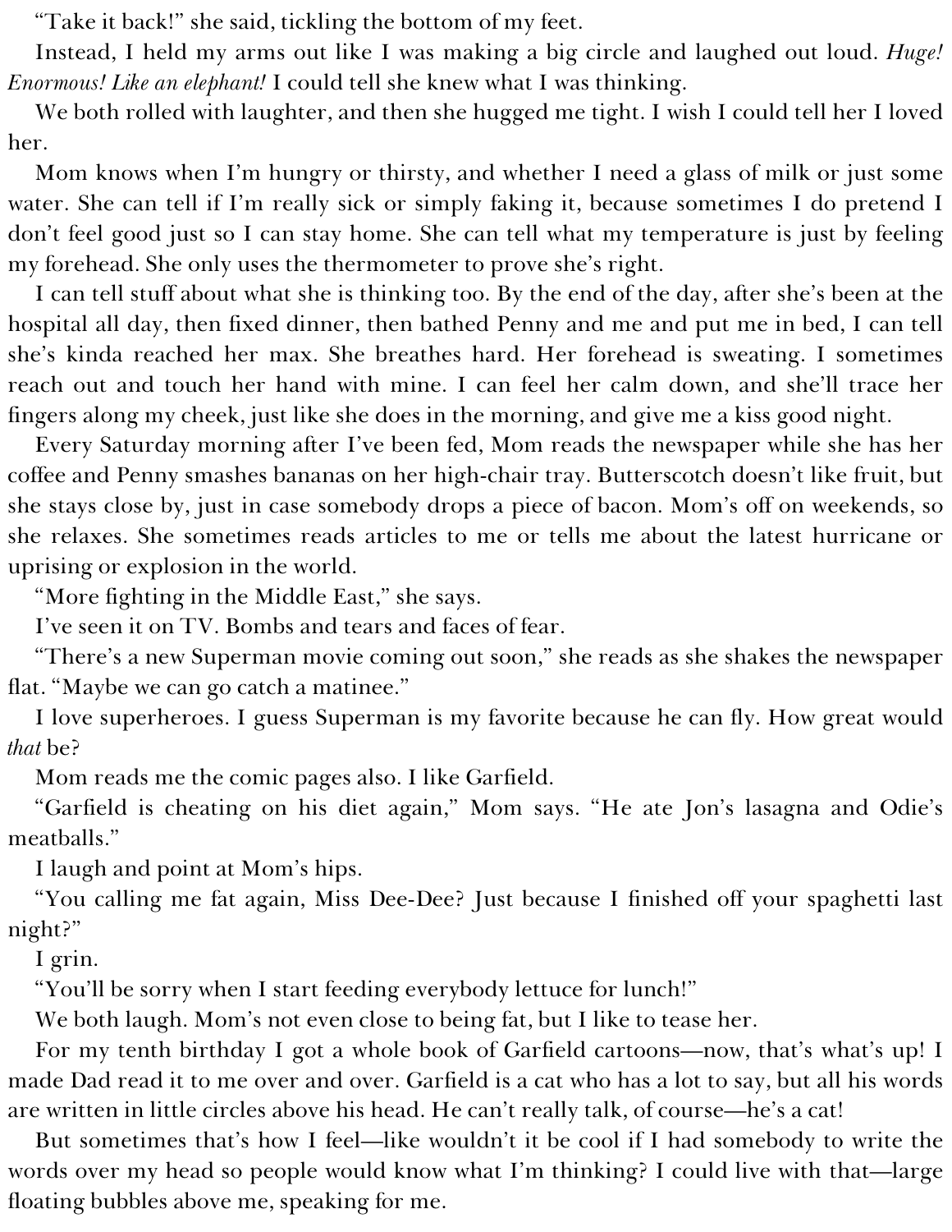"Take it back!" she said, tickling the bottom of my feet.

Instead, I held my arms out like I was making a big circle and laughed out loud. *Huge! Enormous! Like an elephant!* I could tell she knew what I was thinking.

We both rolled with laughter, and then she hugged me tight. I wish I could tell her I loved her.

Mom knows when I'm hungry or thirsty, and whether I need a glass of milk or just some water. She can tell if I'm really sick or simply faking it, because sometimes I do pretend I don't feel good just so I can stay home. She can tell what my temperature is just by feeling my forehead. She only uses the thermometer to prove she's right.

I can tell stuff about what she is thinking too. By the end of the day, after she's been at the hospital all day, then fixed dinner, then bathed Penny and me and put me in bed, I can tell she's kinda reached her max. She breathes hard. Her forehead is sweating. I sometimes reach out and touch her hand with mine. I can feel her calm down, and she'll trace her fingers along my cheek, just like she does in the morning, and give me a kiss good night.

Every Saturday morning after I've been fed, Mom reads the newspaper while she has her coffee and Penny smashes bananas on her high-chair tray. Butterscotch doesn't like fruit, but she stays close by, just in case somebody drops a piece of bacon. Mom's off on weekends, so she relaxes. She sometimes reads articles to me or tells me about the latest hurricane or uprising or explosion in the world.

"More fighting in the Middle East," she says.

I've seen it on TV. Bombs and tears and faces of fear.

"There's a new Superman movie coming out soon," she reads as she shakes the newspaper flat. "Maybe we can go catch a matinee."

I love superheroes. I guess Superman is my favorite because he can fly. How great would *that* be?

Mom reads me the comic pages also. I like Garfield.

"Garfield is cheating on his diet again," Mom says. "He ate Jon's lasagna and Odie's meatballs."

I laugh and point at Mom's hips.

"You calling me fat again, Miss Dee-Dee? Just because I finished off your spaghetti last night?"

I grin.

"You'll be sorry when I start feeding everybody lettuce for lunch!"

We both laugh. Mom's not even close to being fat, but I like to tease her.

For my tenth birthday I got a whole book of Garfield cartoons—now, that's what's up! I made Dad read it to me over and over. Garfield is a cat who has a lot to say, but all his words are written in little circles above his head. He can't really talk, of course—he's a cat!

But sometimes that's how I feel—like wouldn't it be cool if I had somebody to write the words over my head so people would know what I'm thinking? I could live with that—large floating bubbles above me, speaking for me.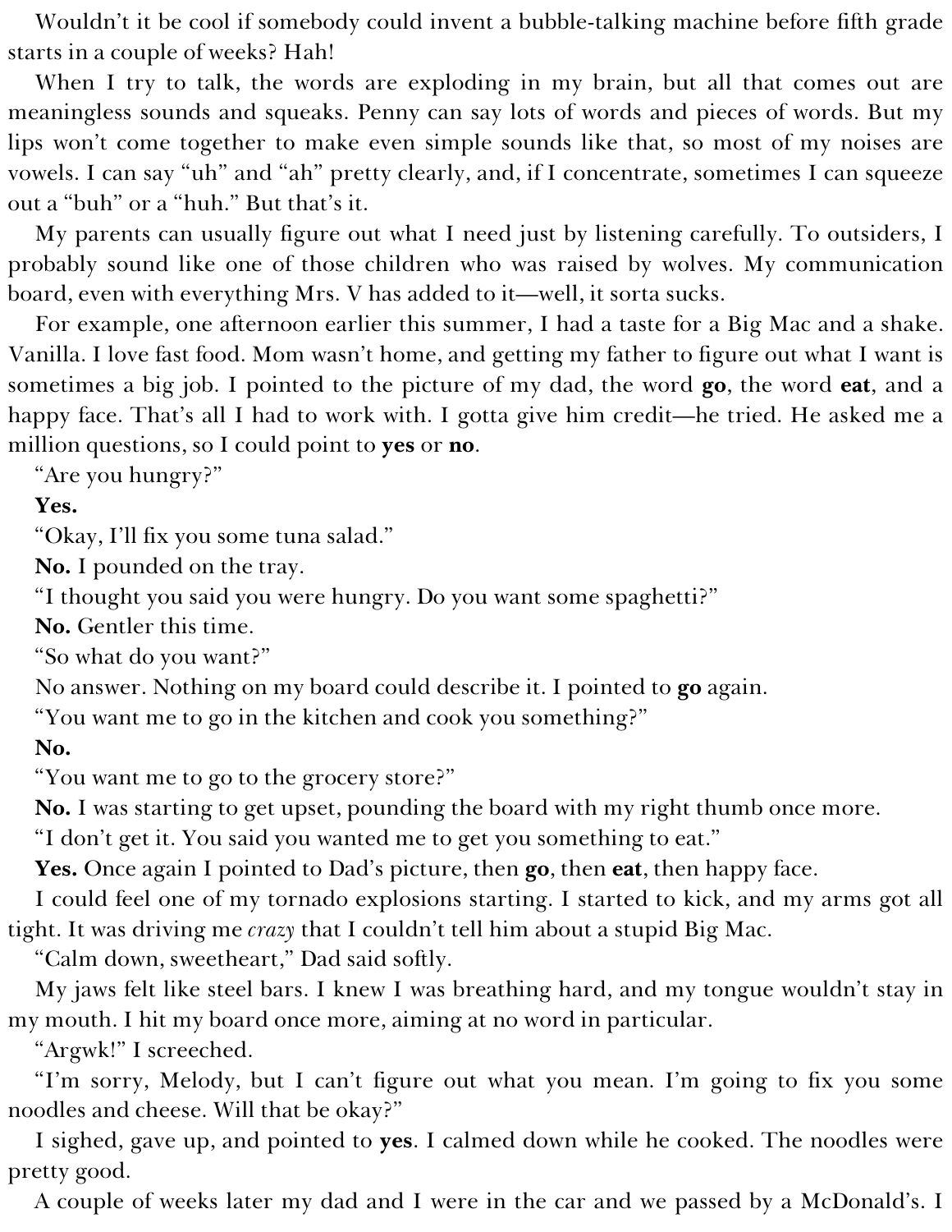Wouldn't it be cool if somebody could invent a bubble-talking machine before fifth grade starts in a couple of weeks? Hah!

When I try to talk, the words are exploding in my brain, but all that comes out are meaningless sounds and squeaks. Penny can say lots of words and pieces of words. But my lips won't come together to make even simple sounds like that, so most of my noises are vowels. I can say "uh" and "ah" pretty clearly, and, if I concentrate, sometimes I can squeeze out a "buh" or a "huh." But that's it.

My parents can usually figure out what I need just by listening carefully. To outsiders, I probably sound like one of those children who was raised by wolves. My communication board, even with everything Mrs. V has added to it—well, it sorta sucks.

For example, one afternoon earlier this summer, I had a taste for a Big Mac and a shake. Vanilla. I love fast food. Mom wasn't home, and getting my father to figure out what I want is sometimes a big job. I pointed to the picture of my dad, the word **go**, the word **eat**, and a happy face. That's all I had to work with. I gotta give him credit—he tried. He asked me a million questions, so I could point to **yes** or **no**.

"Are you hungry?"

**Yes.**

"Okay, I'll fix you some tuna salad."

**No.** I pounded on the tray.

"I thought you said you were hungry. Do you want some spaghetti?"

**No.** Gentler this time.

"So what do you want?"

No answer. Nothing on my board could describe it. I pointed to **go** again.

"You want me to go in the kitchen and cook you something?"

**No.**

"You want me to go to the grocery store?"

**No.** I was starting to get upset, pounding the board with my right thumb once more.

"I don't get it. You said you wanted me to get you something to eat."

**Yes.** Once again I pointed to Dad's picture, then **go**, then **eat**, then happy face.

I could feel one of my tornado explosions starting. I started to kick, and my arms got all tight. It was driving me *crazy* that I couldn't tell him about a stupid Big Mac.

"Calm down, sweetheart," Dad said softly.

My jaws felt like steel bars. I knew I was breathing hard, and my tongue wouldn't stay in my mouth. I hit my board once more, aiming at no word in particular.

"Argwk!" I screeched.

"I'm sorry, Melody, but I can't figure out what you mean. I'm going to fix you some noodles and cheese. Will that be okay?"

I sighed, gave up, and pointed to **yes**. I calmed down while he cooked. The noodles were pretty good.

A couple of weeks later my dad and I were in the car and we passed by a McDonald's. I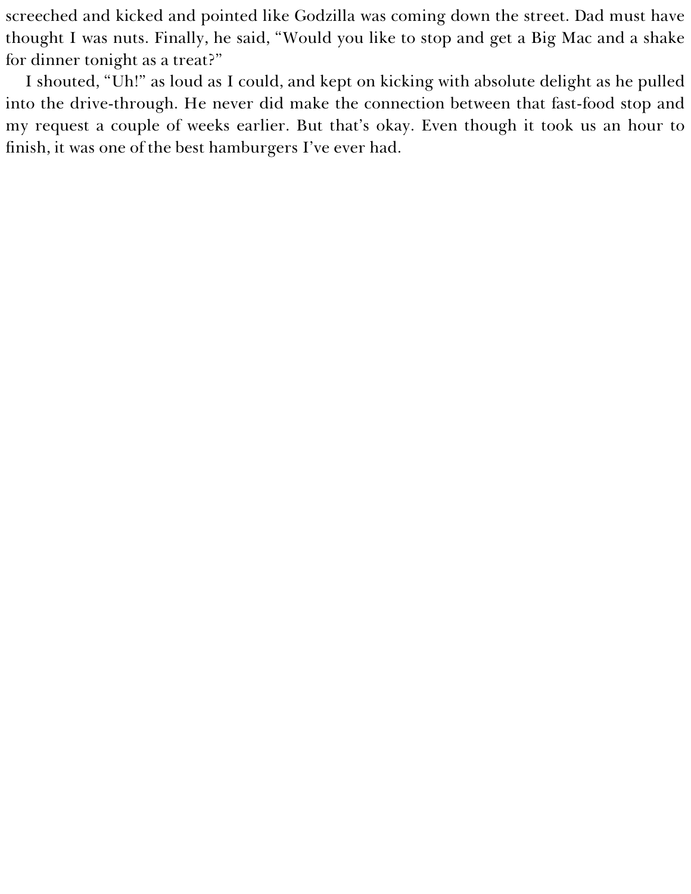screeched and kicked and pointed like Godzilla was coming down the street. Dad must have thought I was nuts. Finally, he said, “Would you like to stop and get a Big Mac and a shake for dinner tonight as a treat?”

I shouted, “Uh!” as loud as I could, and kept on kicking with absolute delight as he pulled into the drive-through. He never did make the connection between that fast-food stop and my request a couple of weeks earlier. But that’s okay. Even though it took us an hour to finish, it was one of the best hamburgers I’ve ever had.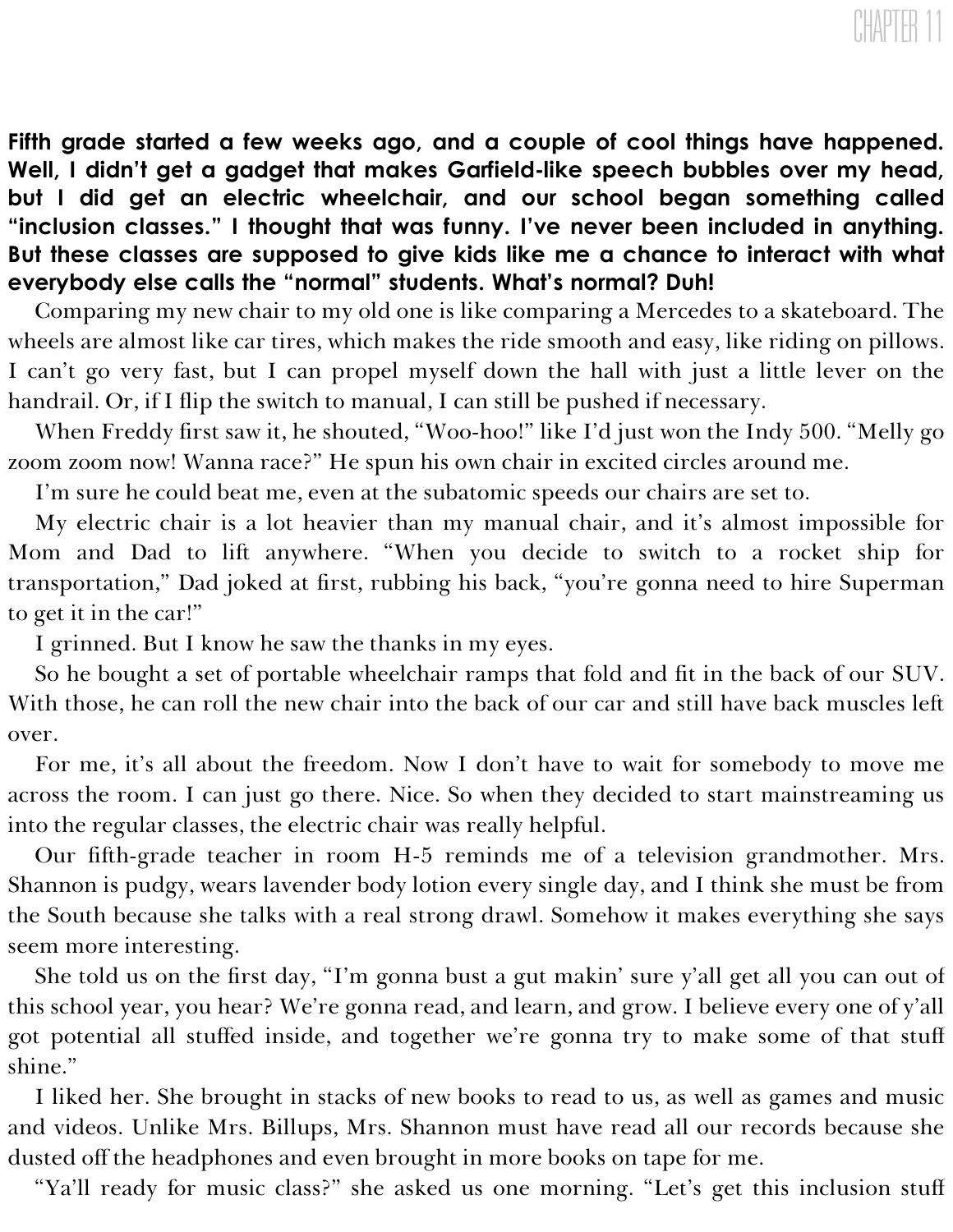# CHAPTER 11

**Fifth grade started a few weeks ago, and a couple of cool things have happened. Well, I didn't get a gadget that makes Garfield-like speech bubbles over my head, but I did get an electric wheelchair, and our school began something called "inclusion classes." I thought that was funny. I've never been included in anything. But these classes are supposed to give kids like me a chance to interact with what everybody else calls the "normal" students. What's normal? Duh!**

Comparing my new chair to my old one is like comparing a Mercedes to a skateboard. The wheels are almost like car tires, which makes the ride smooth and easy, like riding on pillows. I can't go very fast, but I can propel myself down the hall with just a little lever on the handrail. Or, if I flip the switch to manual, I can still be pushed if necessary.

When Freddy first saw it, he shouted, "Woo-hoo!" like I'd just won the Indy 500. "Melly go zoom zoom now! Wanna race?" He spun his own chair in excited circles around me.

I'm sure he could beat me, even at the subatomic speeds our chairs are set to.

My electric chair is a lot heavier than my manual chair, and it's almost impossible for Mom and Dad to lift anywhere. "When you decide to switch to a rocket ship for transportation," Dad joked at first, rubbing his back, "you're gonna need to hire Superman to get it in the car!"

I grinned. But I know he saw the thanks in my eyes.

So he bought a set of portable wheelchair ramps that fold and fit in the back of our SUV. With those, he can roll the new chair into the back of our car and still have back muscles left over.

For me, it's all about the freedom. Now I don't have to wait for somebody to move me across the room. I can just go there. Nice. So when they decided to start mainstreaming us into the regular classes, the electric chair was really helpful.

Our fifth-grade teacher in room H-5 reminds me of a television grandmother. Mrs. Shannon is pudgy, wears lavender body lotion every single day, and I think she must be from the South because she talks with a real strong drawl. Somehow it makes everything she says seem more interesting.

She told us on the first day, "I'm gonna bust a gut makin' sure y'all get all you can out of this school year, you hear? We're gonna read, and learn, and grow. I believe every one of y'all got potential all stuffed inside, and together we're gonna try to make some of that stuff shine."

I liked her. She brought in stacks of new books to read to us, as well as games and music and videos. Unlike Mrs. Billups, Mrs. Shannon must have read all our records because she dusted off the headphones and even brought in more books on tape for me.

"Ya'll ready for music class?" she asked us one morning. "Let's get this inclusion stuff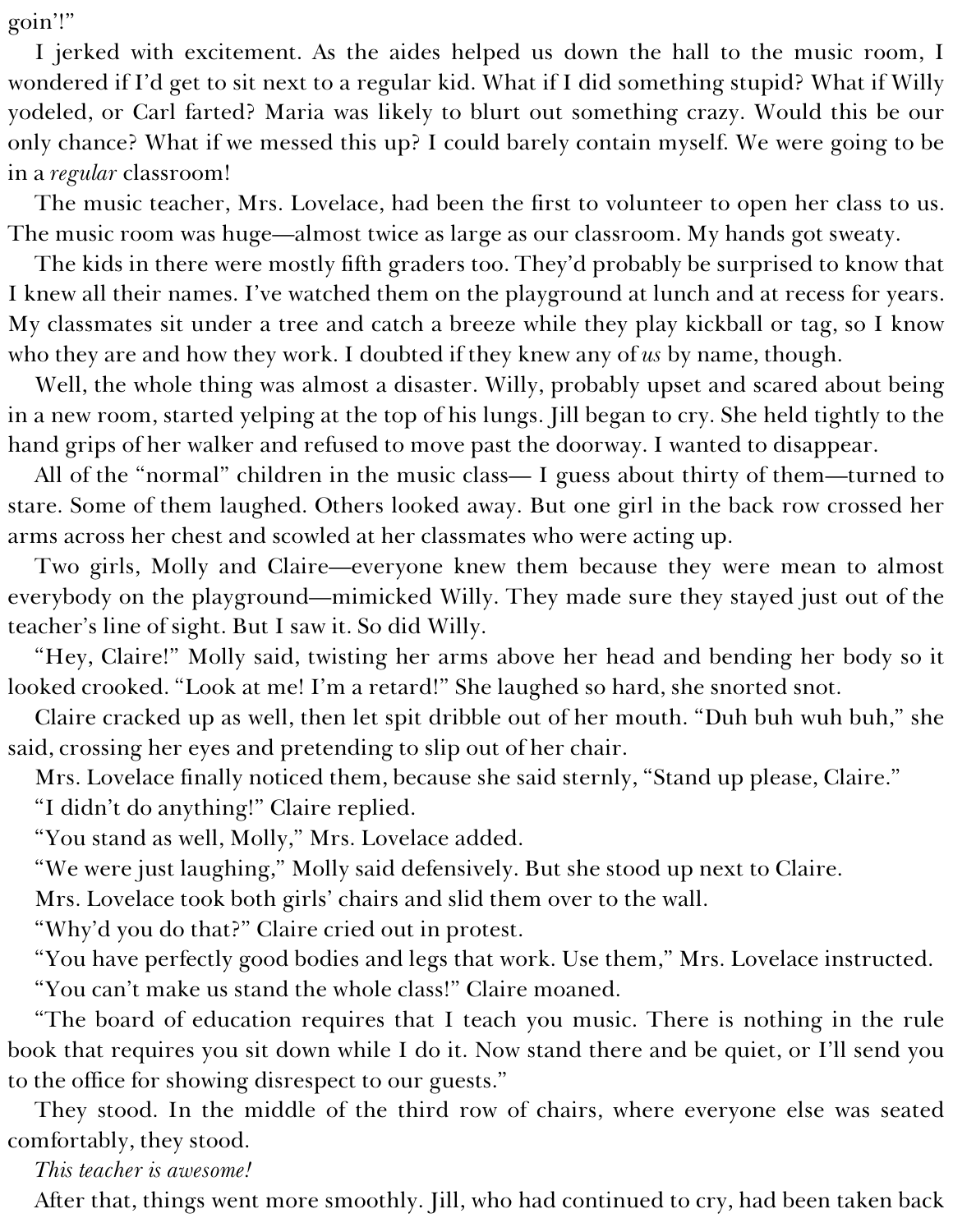goin'!"

I jerked with excitement. As the aides helped us down the hall to the music room, I wondered if I'd get to sit next to a regular kid. What if I did something stupid? What if Willy yodeled, or Carl farted? Maria was likely to blurt out something crazy. Would this be our only chance? What if we messed this up? I could barely contain myself. We were going to be in a *regular* classroom!

The music teacher, Mrs. Lovelace, had been the first to volunteer to open her class to us. The music room was huge—almost twice as large as our classroom. My hands got sweaty.

The kids in there were mostly fifth graders too. They'd probably be surprised to know that I knew all their names. I've watched them on the playground at lunch and at recess for years. My classmates sit under a tree and catch a breeze while they play kickball or tag, so I know who they are and how they work. I doubted if they knew any of *us* by name, though.

Well, the whole thing was almost a disaster. Willy, probably upset and scared about being in a new room, started yelping at the top of his lungs. Jill began to cry. She held tightly to the hand grips of her walker and refused to move past the doorway. I wanted to disappear.

All of the "normal" children in the music class— I guess about thirty of them—turned to stare. Some of them laughed. Others looked away. But one girl in the back row crossed her arms across her chest and scowled at her classmates who were acting up.

Two girls, Molly and Claire—everyone knew them because they were mean to almost everybody on the playground—mimicked Willy. They made sure they stayed just out of the teacher's line of sight. But I saw it. So did Willy.

"Hey, Claire!" Molly said, twisting her arms above her head and bending her body so it looked crooked. "Look at me! I'm a retard!" She laughed so hard, she snorted snot.

Claire cracked up as well, then let spit dribble out of her mouth. "Duh buh wuh buh," she said, crossing her eyes and pretending to slip out of her chair.

Mrs. Lovelace finally noticed them, because she said sternly, "Stand up please, Claire."

"I didn't do anything!" Claire replied.

"You stand as well, Molly," Mrs. Lovelace added.

"We were just laughing," Molly said defensively. But she stood up next to Claire.

Mrs. Lovelace took both girls' chairs and slid them over to the wall.

"Why'd you do that?" Claire cried out in protest.

"You have perfectly good bodies and legs that work. Use them," Mrs. Lovelace instructed.

"You can't make us stand the whole class!" Claire moaned.

"The board of education requires that I teach you music. There is nothing in the rule book that requires you sit down while I do it. Now stand there and be quiet, or I'll send you to the office for showing disrespect to our guests."

They stood. In the middle of the third row of chairs, where everyone else was seated comfortably, they stood.

*This teacher is awesome!*

After that, things went more smoothly. Jill, who had continued to cry, had been taken back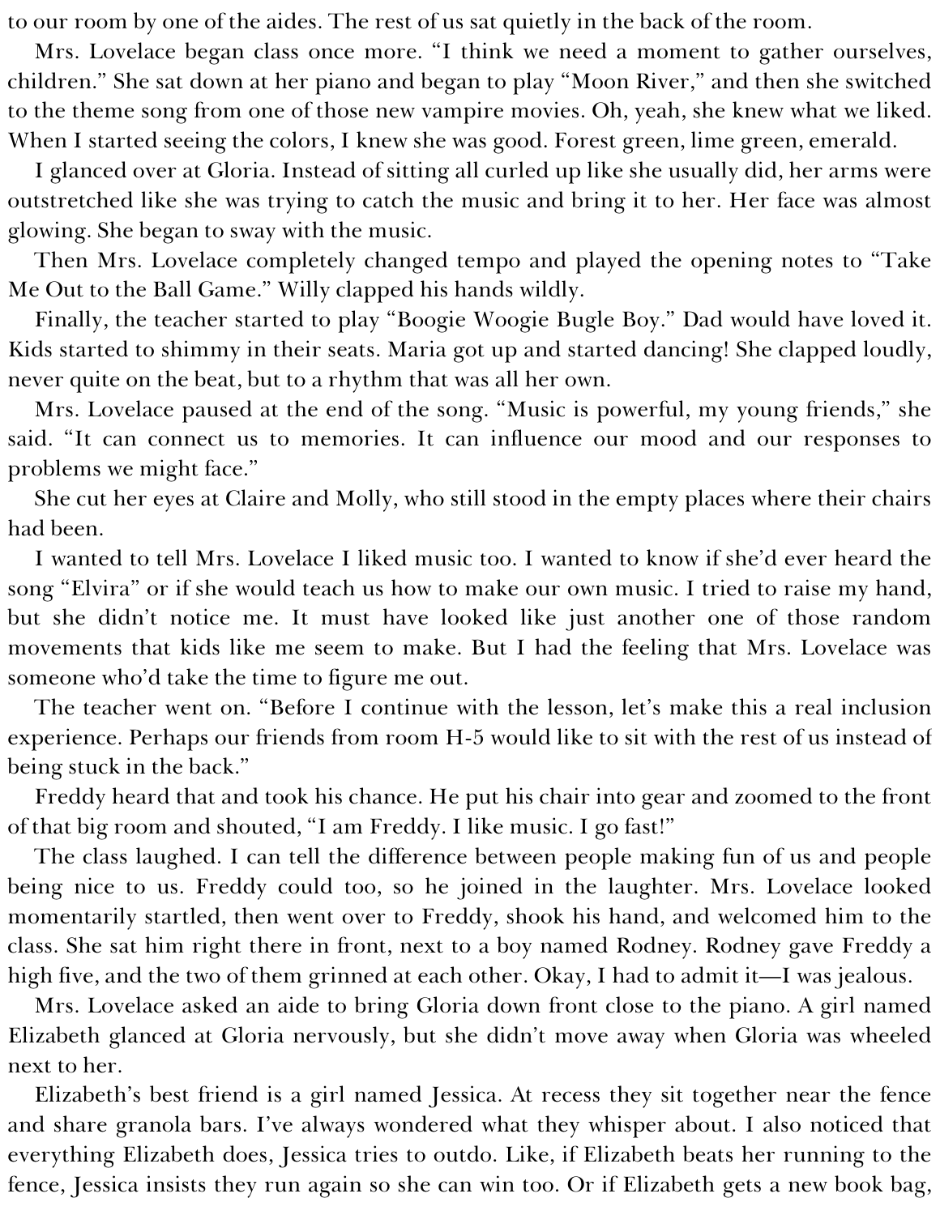to our room by one of the aides. The rest of us sat quietly in the back of the room.

Mrs. Lovelace began class once more. “I think we need a moment to gather ourselves, children.” She sat down at her piano and began to play “Moon River,” and then she switched to the theme song from one of those new vampire movies. Oh, yeah, she knew what we liked. When I started seeing the colors, I knew she was good. Forest green, lime green, emerald.

I glanced over at Gloria. Instead of sitting all curled up like she usually did, her arms were outstretched like she was trying to catch the music and bring it to her. Her face was almost glowing. She began to sway with the music.

Then Mrs. Lovelace completely changed tempo and played the opening notes to “Take Me Out to the Ball Game.” Willy clapped his hands wildly.

Finally, the teacher started to play “Boogie Woogie Bugle Boy.” Dad would have loved it. Kids started to shimmy in their seats. Maria got up and started dancing! She clapped loudly, never quite on the beat, but to a rhythm that was all her own.

Mrs. Lovelace paused at the end of the song. “Music is powerful, my young friends,” she said. “It can connect us to memories. It can influence our mood and our responses to problems we might face.”

She cut her eyes at Claire and Molly, who still stood in the empty places where their chairs had been.

I wanted to tell Mrs. Lovelace I liked music too. I wanted to know if she’d ever heard the song “Elvira” or if she would teach us how to make our own music. I tried to raise my hand, but she didn’t notice me. It must have looked like just another one of those random movements that kids like me seem to make. But I had the feeling that Mrs. Lovelace was someone who’d take the time to figure me out.

The teacher went on. “Before I continue with the lesson, let’s make this a real inclusion experience. Perhaps our friends from room H-5 would like to sit with the rest of us instead of being stuck in the back.”

Freddy heard that and took his chance. He put his chair into gear and zoomed to the front of that big room and shouted, “I am Freddy. I like music. I go fast!”

The class laughed. I can tell the difference between people making fun of us and people being nice to us. Freddy could too, so he joined in the laughter. Mrs. Lovelace looked momentarily startled, then went over to Freddy, shook his hand, and welcomed him to the class. She sat him right there in front, next to a boy named Rodney. Rodney gave Freddy a high five, and the two of them grinned at each other. Okay, I had to admit it—I was jealous.

Mrs. Lovelace asked an aide to bring Gloria down front close to the piano. A girl named Elizabeth glanced at Gloria nervously, but she didn’t move away when Gloria was wheeled next to her.

Elizabeth’s best friend is a girl named Jessica. At recess they sit together near the fence and share granola bars. I’ve always wondered what they whisper about. I also noticed that everything Elizabeth does, Jessica tries to outdo. Like, if Elizabeth beats her running to the fence, Jessica insists they run again so she can win too. Or if Elizabeth gets a new book bag,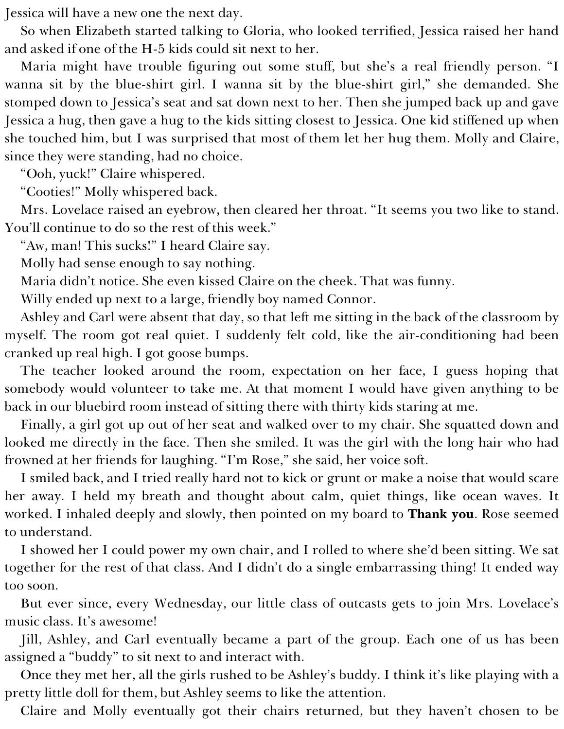Jessica will have a new one the next day.

So when Elizabeth started talking to Gloria, who looked terrified, Jessica raised her hand and asked if one of the H-5 kids could sit next to her.

Maria might have trouble figuring out some stuff, but she's a real friendly person. "I wanna sit by the blue-shirt girl. I wanna sit by the blue-shirt girl," she demanded. She stomped down to Jessica's seat and sat down next to her. Then she jumped back up and gave Jessica a hug, then gave a hug to the kids sitting closest to Jessica. One kid stiffened up when she touched him, but I was surprised that most of them let her hug them. Molly and Claire, since they were standing, had no choice.

"Ooh, yuck!" Claire whispered.

"Cooties!" Molly whispered back.

Mrs. Lovelace raised an eyebrow, then cleared her throat. "It seems you two like to stand. You'll continue to do so the rest of this week."

"Aw, man! This sucks!" I heard Claire say.

Molly had sense enough to say nothing.

Maria didn't notice. She even kissed Claire on the cheek. That was funny.

Willy ended up next to a large, friendly boy named Connor.

Ashley and Carl were absent that day, so that left me sitting in the back of the classroom by myself. The room got real quiet. I suddenly felt cold, like the air-conditioning had been cranked up real high. I got goose bumps.

The teacher looked around the room, expectation on her face, I guess hoping that somebody would volunteer to take me. At that moment I would have given anything to be back in our bluebird room instead of sitting there with thirty kids staring at me.

Finally, a girl got up out of her seat and walked over to my chair. She squatted down and looked me directly in the face. Then she smiled. It was the girl with the long hair who had frowned at her friends for laughing. "I'm Rose," she said, her voice soft.

I smiled back, and I tried really hard not to kick or grunt or make a noise that would scare her away. I held my breath and thought about calm, quiet things, like ocean waves. It worked. I inhaled deeply and slowly, then pointed on my board to **Thank you**. Rose seemed to understand.

I showed her I could power my own chair, and I rolled to where she'd been sitting. We sat together for the rest of that class. And I didn't do a single embarrassing thing! It ended way too soon.

But ever since, every Wednesday, our little class of outcasts gets to join Mrs. Lovelace's music class. It's awesome!

Jill, Ashley, and Carl eventually became a part of the group. Each one of us has been assigned a "buddy" to sit next to and interact with.

Once they met her, all the girls rushed to be Ashley's buddy. I think it's like playing with a pretty little doll for them, but Ashley seems to like the attention.

Claire and Molly eventually got their chairs returned, but they haven't chosen to be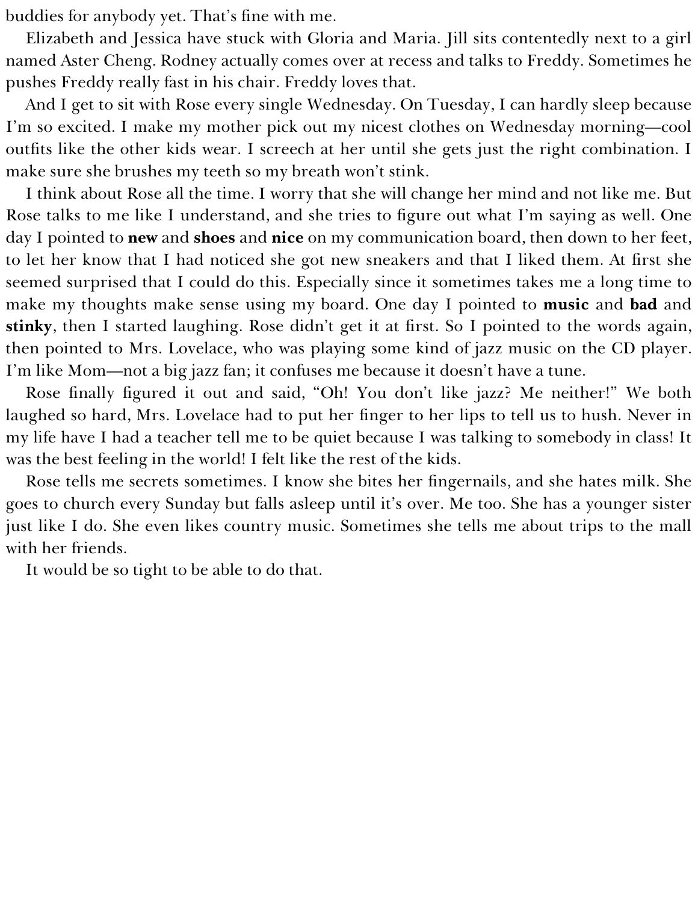buddies for anybody yet. That's fine with me.

Elizabeth and Jessica have stuck with Gloria and Maria. Jill sits contentedly next to a girl named Aster Cheng. Rodney actually comes over at recess and talks to Freddy. Sometimes he pushes Freddy really fast in his chair. Freddy loves that.

And I get to sit with Rose every single Wednesday. On Tuesday, I can hardly sleep because I'm so excited. I make my mother pick out my nicest clothes on Wednesday morning—cool outfits like the other kids wear. I screech at her until she gets just the right combination. I make sure she brushes my teeth so my breath won't stink.

I think about Rose all the time. I worry that she will change her mind and not like me. But Rose talks to me like I understand, and she tries to figure out what I'm saying as well. One day I pointed to **new** and **shoes** and **nice** on my communication board, then down to her feet, to let her know that I had noticed she got new sneakers and that I liked them. At first she seemed surprised that I could do this. Especially since it sometimes takes me a long time to make my thoughts make sense using my board. One day I pointed to **music** and **bad** and **stinky**, then I started laughing. Rose didn't get it at first. So I pointed to the words again, then pointed to Mrs. Lovelace, who was playing some kind of jazz music on the CD player. I'm like Mom—not a big jazz fan; it confuses me because it doesn't have a tune.

Rose finally figured it out and said, "Oh! You don't like jazz? Me neither!" We both laughed so hard, Mrs. Lovelace had to put her finger to her lips to tell us to hush. Never in my life have I had a teacher tell me to be quiet because I was talking to somebody in class! It was the best feeling in the world! I felt like the rest of the kids.

Rose tells me secrets sometimes. I know she bites her fingernails, and she hates milk. She goes to church every Sunday but falls asleep until it's over. Me too. She has a younger sister just like I do. She even likes country music. Sometimes she tells me about trips to the mall with her friends.

It would be so tight to be able to do that.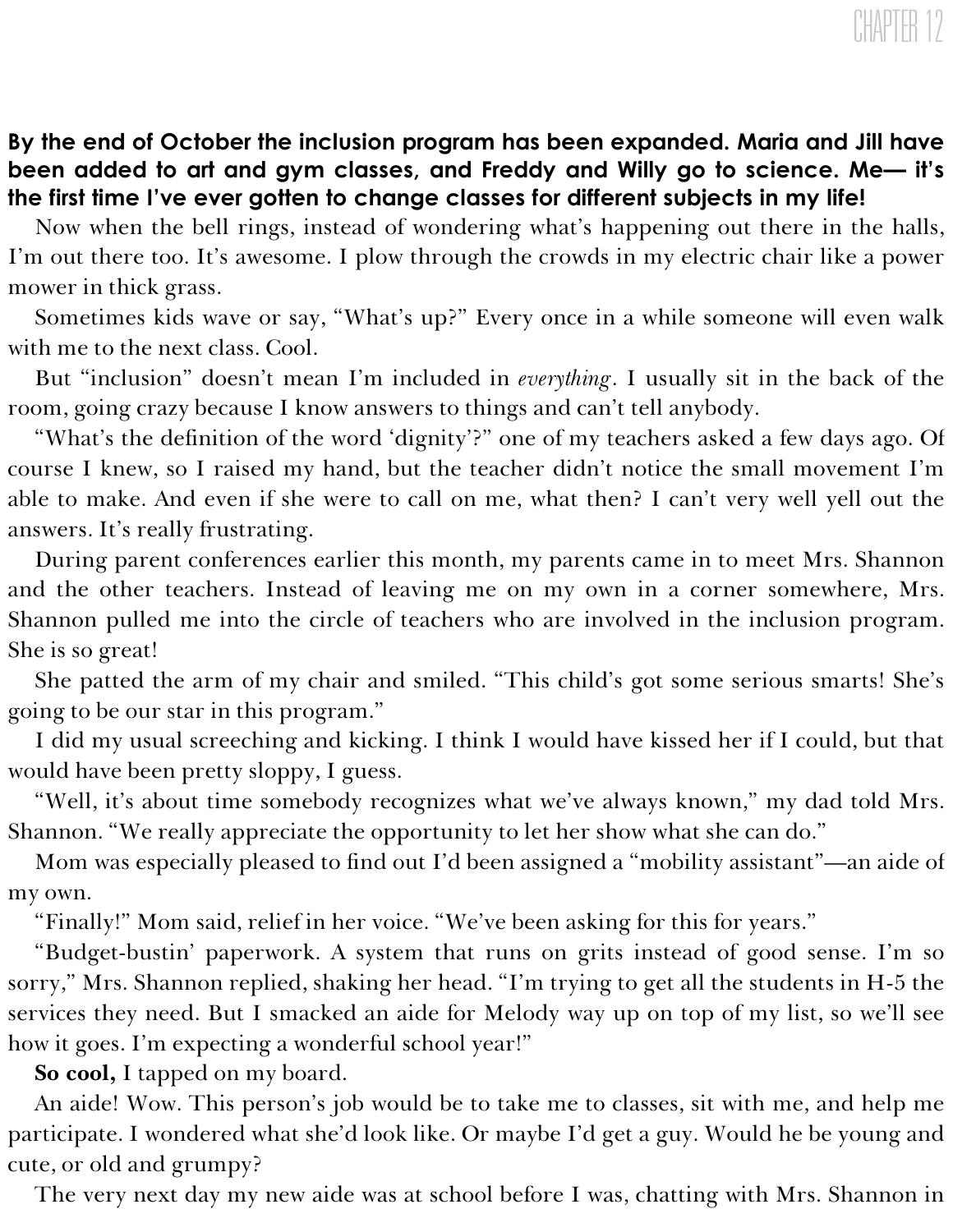# CHAPTER 12

**By the end of October the inclusion program has been expanded. Maria and Jill have been added to art and gym classes, and Freddy and Willy go to science. Me— it's the first time I've ever gotten to change classes for different subjects in my life!**

Now when the bell rings, instead of wondering what's happening out there in the halls, I'm out there too. It's awesome. I plow through the crowds in my electric chair like a power mower in thick grass.

Sometimes kids wave or say, "What's up?" Every once in a while someone will even walk with me to the next class. Cool.

But "inclusion" doesn't mean I'm included in *everything*. I usually sit in the back of the room, going crazy because I know answers to things and can't tell anybody.

"What's the definition of the word 'dignity'?" one of my teachers asked a few days ago. Of course I knew, so I raised my hand, but the teacher didn't notice the small movement I'm able to make. And even if she were to call on me, what then? I can't very well yell out the answers. It's really frustrating.

During parent conferences earlier this month, my parents came in to meet Mrs. Shannon and the other teachers. Instead of leaving me on my own in a corner somewhere, Mrs. Shannon pulled me into the circle of teachers who are involved in the inclusion program. She is so great!

She patted the arm of my chair and smiled. "This child's got some serious smarts! She's going to be our star in this program."

I did my usual screeching and kicking. I think I would have kissed her if I could, but that would have been pretty sloppy, I guess.

"Well, it's about time somebody recognizes what we've always known," my dad told Mrs. Shannon. "We really appreciate the opportunity to let her show what she can do."

Mom was especially pleased to find out I'd been assigned a "mobility assistant"—an aide of my own.

"Finally!" Mom said, relief in her voice. "We've been asking for this for years."

"Budget-bustin' paperwork. A system that runs on grits instead of good sense. I'm so sorry," Mrs. Shannon replied, shaking her head. "I'm trying to get all the students in H-5 the services they need. But I smacked an aide for Melody way up on top of my list, so we'll see how it goes. I'm expecting a wonderful school year!"

**So cool,** I tapped on my board.

An aide! Wow. This person's job would be to take me to classes, sit with me, and help me participate. I wondered what she'd look like. Or maybe I'd get a guy. Would he be young and cute, or old and grumpy?

The very next day my new aide was at school before I was, chatting with Mrs. Shannon in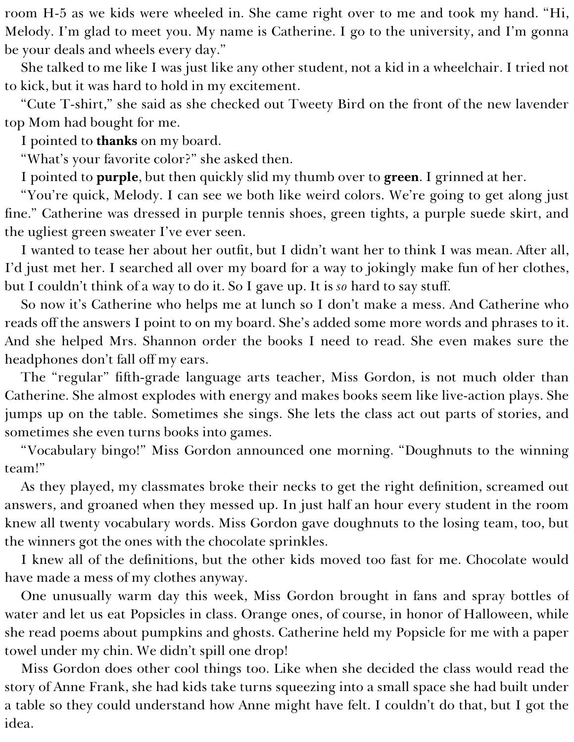room H-5 as we kids were wheeled in. She came right over to me and took my hand. "Hi, Melody. I'm glad to meet you. My name is Catherine. I go to the university, and I'm gonna be your deals and wheels every day."

She talked to me like I was just like any other student, not a kid in a wheelchair. I tried not to kick, but it was hard to hold in my excitement.

"Cute T-shirt," she said as she checked out Tweety Bird on the front of the new lavender top Mom had bought for me.

I pointed to **thanks** on my board.

"What's your favorite color?" she asked then.

I pointed to **purple**, but then quickly slid my thumb over to **green**. I grinned at her.

"You're quick, Melody. I can see we both like weird colors. We're going to get along just fine." Catherine was dressed in purple tennis shoes, green tights, a purple suede skirt, and the ugliest green sweater I've ever seen.

I wanted to tease her about her outfit, but I didn't want her to think I was mean. After all, I'd just met her. I searched all over my board for a way to jokingly make fun of her clothes, but I couldn't think of a way to do it. So I gave up. It is *so* hard to say stuff.

So now it's Catherine who helps me at lunch so I don't make a mess. And Catherine who reads off the answers I point to on my board. She's added some more words and phrases to it. And she helped Mrs. Shannon order the books I need to read. She even makes sure the headphones don't fall off my ears.

The "regular" fifth-grade language arts teacher, Miss Gordon, is not much older than Catherine. She almost explodes with energy and makes books seem like live-action plays. She jumps up on the table. Sometimes she sings. She lets the class act out parts of stories, and sometimes she even turns books into games.

"Vocabulary bingo!" Miss Gordon announced one morning. "Doughnuts to the winning team!"

As they played, my classmates broke their necks to get the right definition, screamed out answers, and groaned when they messed up. In just half an hour every student in the room knew all twenty vocabulary words. Miss Gordon gave doughnuts to the losing team, too, but the winners got the ones with the chocolate sprinkles.

I knew all of the definitions, but the other kids moved too fast for me. Chocolate would have made a mess of my clothes anyway.

One unusually warm day this week, Miss Gordon brought in fans and spray bottles of water and let us eat Popsicles in class. Orange ones, of course, in honor of Halloween, while she read poems about pumpkins and ghosts. Catherine held my Popsicle for me with a paper towel under my chin. We didn't spill one drop!

Miss Gordon does other cool things too. Like when she decided the class would read the story of Anne Frank, she had kids take turns squeezing into a small space she had built under a table so they could understand how Anne might have felt. I couldn't do that, but I got the idea.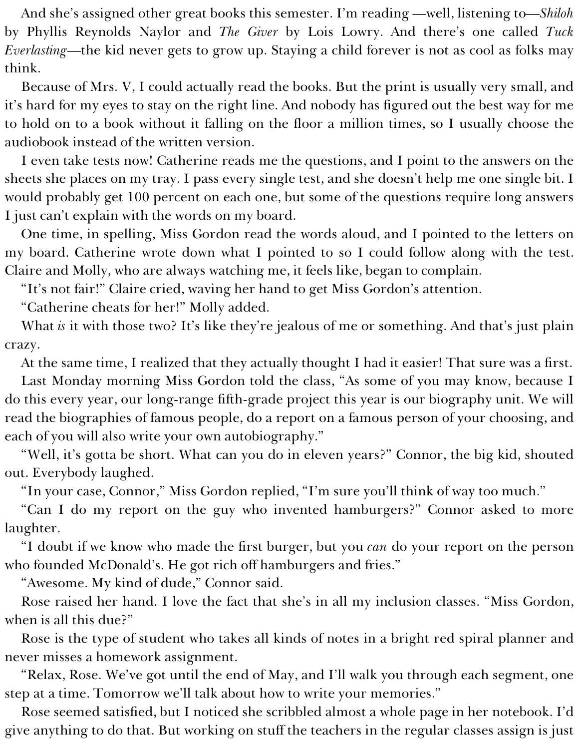And she's assigned other great books this semester. I'm reading —well, listening to—*Shiloh* by Phyllis Reynolds Naylor and *The Giver* by Lois Lowry. And there's one called *Tuck Everlasting*—the kid never gets to grow up. Staying a child forever is not as cool as folks may think.

Because of Mrs. V, I could actually read the books. But the print is usually very small, and it's hard for my eyes to stay on the right line. And nobody has figured out the best way for me to hold on to a book without it falling on the floor a million times, so I usually choose the audiobook instead of the written version.

I even take tests now! Catherine reads me the questions, and I point to the answers on the sheets she places on my tray. I pass every single test, and she doesn't help me one single bit. I would probably get 100 percent on each one, but some of the questions require long answers I just can't explain with the words on my board.

One time, in spelling, Miss Gordon read the words aloud, and I pointed to the letters on my board. Catherine wrote down what I pointed to so I could follow along with the test. Claire and Molly, who are always watching me, it feels like, began to complain.

"It's not fair!" Claire cried, waving her hand to get Miss Gordon's attention.

"Catherine cheats for her!" Molly added.

What *is* it with those two? It's like they're jealous of me or something. And that's just plain crazy.

At the same time, I realized that they actually thought I had it easier! That sure was a first.

Last Monday morning Miss Gordon told the class, "As some of you may know, because I do this every year, our long-range fifth-grade project this year is our biography unit. We will read the biographies of famous people, do a report on a famous person of your choosing, and each of you will also write your own autobiography."

"Well, it's gotta be short. What can you do in eleven years?" Connor, the big kid, shouted out. Everybody laughed.

"In your case, Connor," Miss Gordon replied, "I'm sure you'll think of way too much."

"Can I do my report on the guy who invented hamburgers?" Connor asked to more laughter.

"I doubt if we know who made the first burger, but you *can* do your report on the person who founded McDonald's. He got rich off hamburgers and fries."

"Awesome. My kind of dude," Connor said.

Rose raised her hand. I love the fact that she's in all my inclusion classes. "Miss Gordon, when is all this due?"

Rose is the type of student who takes all kinds of notes in a bright red spiral planner and never misses a homework assignment.

"Relax, Rose. We've got until the end of May, and I'll walk you through each segment, one step at a time. Tomorrow we'll talk about how to write your memories."

Rose seemed satisfied, but I noticed she scribbled almost a whole page in her notebook. I'd give anything to do that. But working on stuff the teachers in the regular classes assign is just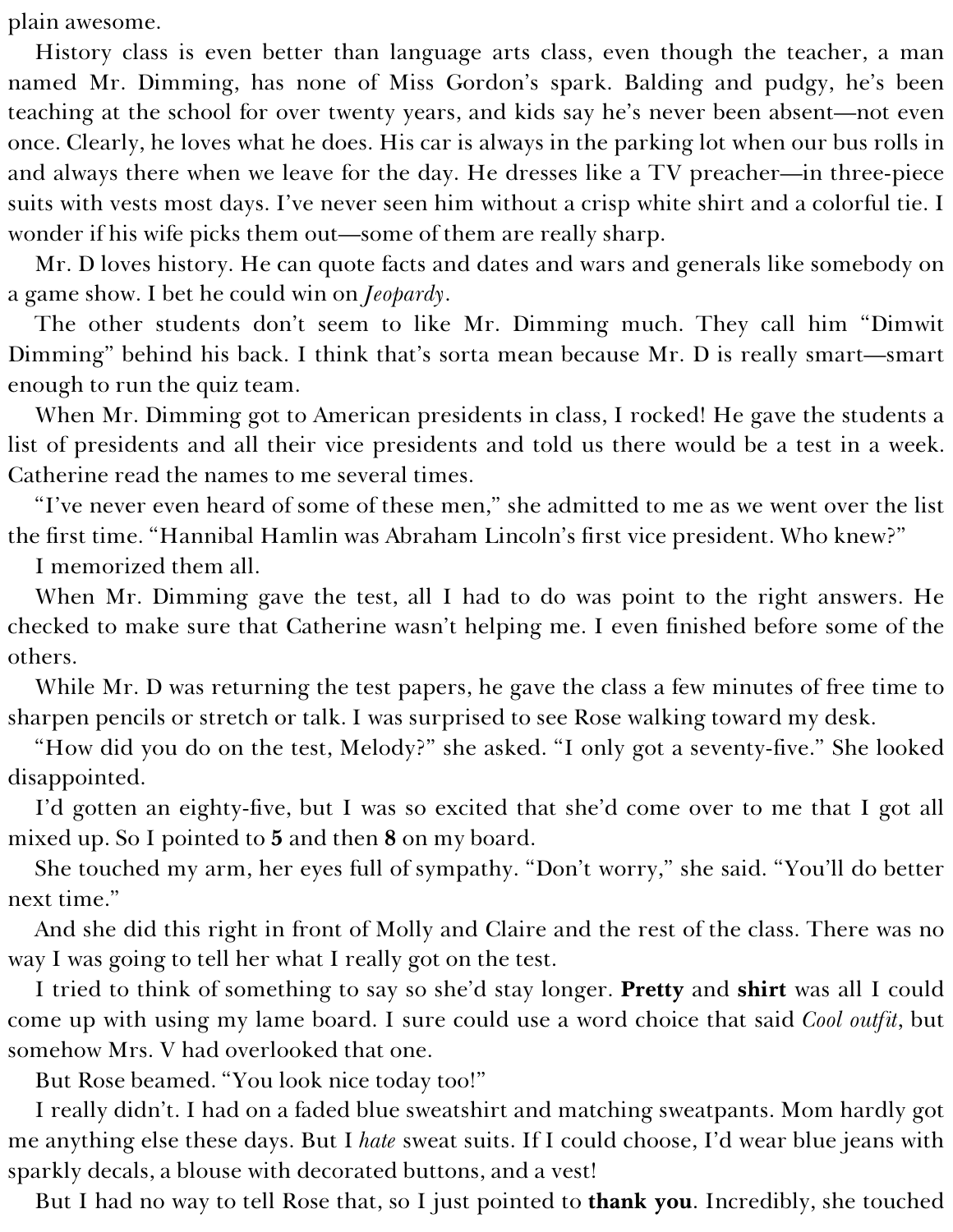plain awesome.

History class is even better than language arts class, even though the teacher, a man named Mr. Dimming, has none of Miss Gordon's spark. Balding and pudgy, he's been teaching at the school for over twenty years, and kids say he's never been absent—not even once. Clearly, he loves what he does. His car is always in the parking lot when our bus rolls in and always there when we leave for the day. He dresses like a TV preacher—in three-piece suits with vests most days. I've never seen him without a crisp white shirt and a colorful tie. I wonder if his wife picks them out—some of them are really sharp.

Mr. D loves history. He can quote facts and dates and wars and generals like somebody on a game show. I bet he could win on *Jeopardy*.

The other students don't seem to like Mr. Dimming much. They call him "Dimwit Dimming" behind his back. I think that's sorta mean because Mr. D is really smart—smart enough to run the quiz team.

When Mr. Dimming got to American presidents in class, I rocked! He gave the students a list of presidents and all their vice presidents and told us there would be a test in a week. Catherine read the names to me several times.

"I've never even heard of some of these men," she admitted to me as we went over the list the first time. "Hannibal Hamlin was Abraham Lincoln's first vice president. Who knew?"

I memorized them all.

When Mr. Dimming gave the test, all I had to do was point to the right answers. He checked to make sure that Catherine wasn't helping me. I even finished before some of the others.

While Mr. D was returning the test papers, he gave the class a few minutes of free time to sharpen pencils or stretch or talk. I was surprised to see Rose walking toward my desk.

"How did you do on the test, Melody?" she asked. "I only got a seventy-five." She looked disappointed.

I'd gotten an eighty-five, but I was so excited that she'd come over to me that I got all mixed up. So I pointed to **5** and then **8** on my board.

She touched my arm, her eyes full of sympathy. "Don't worry," she said. "You'll do better next time."

And she did this right in front of Molly and Claire and the rest of the class. There was no way I was going to tell her what I really got on the test.

I tried to think of something to say so she'd stay longer. **Pretty** and **shirt** was all I could come up with using my lame board. I sure could use a word choice that said *Cool outfit*, but somehow Mrs. V had overlooked that one.

But Rose beamed. "You look nice today too!"

I really didn't. I had on a faded blue sweatshirt and matching sweatpants. Mom hardly got me anything else these days. But I *hate* sweat suits. If I could choose, I'd wear blue jeans with sparkly decals, a blouse with decorated buttons, and a vest!

But I had no way to tell Rose that, so I just pointed to **thank you**. Incredibly, she touched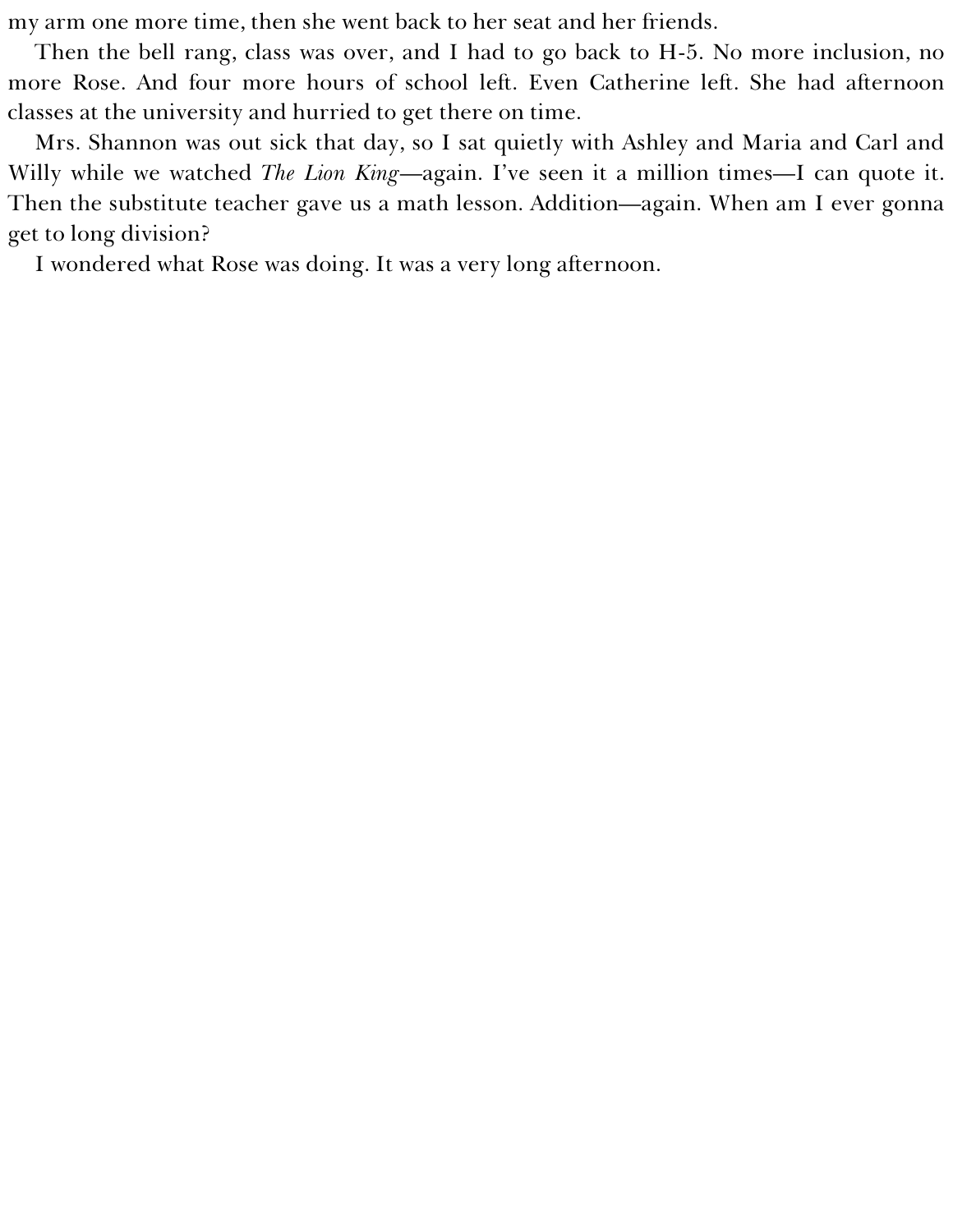my arm one more time, then she went back to her seat and her friends.

Then the bell rang, class was over, and I had to go back to H-5. No more inclusion, no more Rose. And four more hours of school left. Even Catherine left. She had afternoon classes at the university and hurried to get there on time.

Mrs. Shannon was out sick that day, so I sat quietly with Ashley and Maria and Carl and Willy while we watched *The Lion King*—again. I've seen it a million times—I can quote it. Then the substitute teacher gave us a math lesson. Addition—again. When am I ever gonna get to long division?

I wondered what Rose was doing. It was a very long afternoon.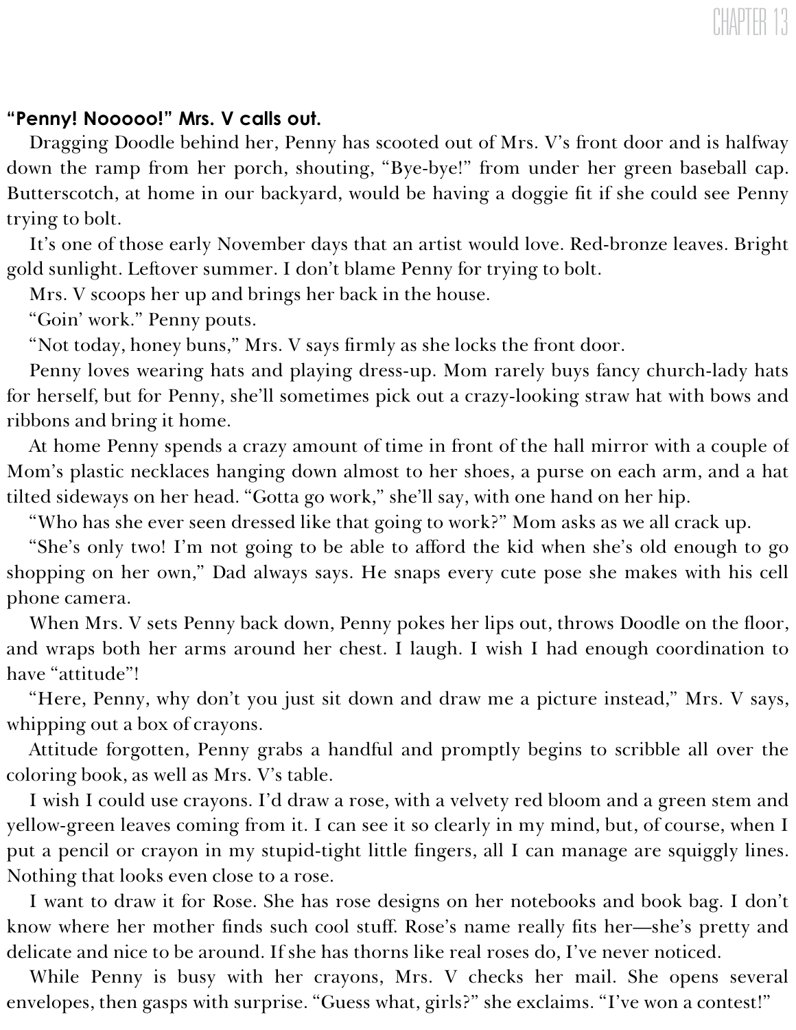# CHAPTER 13

**"Penny! Nooooo!" Mrs. V calls out.**

Dragging Doodle behind her, Penny has scooted out of Mrs. V's front door and is halfway down the ramp from her porch, shouting, "Bye-bye!" from under her green baseball cap. Butterscotch, at home in our backyard, would be having a doggie fit if she could see Penny trying to bolt.

It's one of those early November days that an artist would love. Red-bronze leaves. Bright gold sunlight. Leftover summer. I don't blame Penny for trying to bolt.

Mrs. V scoops her up and brings her back in the house.

"Goin' work." Penny pouts.

"Not today, honey buns," Mrs. V says firmly as she locks the front door.

Penny loves wearing hats and playing dress-up. Mom rarely buys fancy church-lady hats for herself, but for Penny, she'll sometimes pick out a crazy-looking straw hat with bows and ribbons and bring it home.

At home Penny spends a crazy amount of time in front of the hall mirror with a couple of Mom's plastic necklaces hanging down almost to her shoes, a purse on each arm, and a hat tilted sideways on her head. "Gotta go work," she'll say, with one hand on her hip.

"Who has she ever seen dressed like that going to work?" Mom asks as we all crack up.

"She's only two! I'm not going to be able to afford the kid when she's old enough to go shopping on her own," Dad always says. He snaps every cute pose she makes with his cell phone camera.

When Mrs. V sets Penny back down, Penny pokes her lips out, throws Doodle on the floor, and wraps both her arms around her chest. I laugh. I wish I had enough coordination to have "attitude"!

"Here, Penny, why don't you just sit down and draw me a picture instead," Mrs. V says, whipping out a box of crayons.

Attitude forgotten, Penny grabs a handful and promptly begins to scribble all over the coloring book, as well as Mrs. V's table.

I wish I could use crayons. I'd draw a rose, with a velvety red bloom and a green stem and yellow-green leaves coming from it. I can see it so clearly in my mind, but, of course, when I put a pencil or crayon in my stupid-tight little fingers, all I can manage are squiggly lines. Nothing that looks even close to a rose.

I want to draw it for Rose. She has rose designs on her notebooks and book bag. I don't know where her mother finds such cool stuff. Rose's name really fits her—she's pretty and delicate and nice to be around. If she has thorns like real roses do, I've never noticed.

While Penny is busy with her crayons, Mrs. V checks her mail. She opens several envelopes, then gasps with surprise. "Guess what, girls?" she exclaims. "I've won a contest!"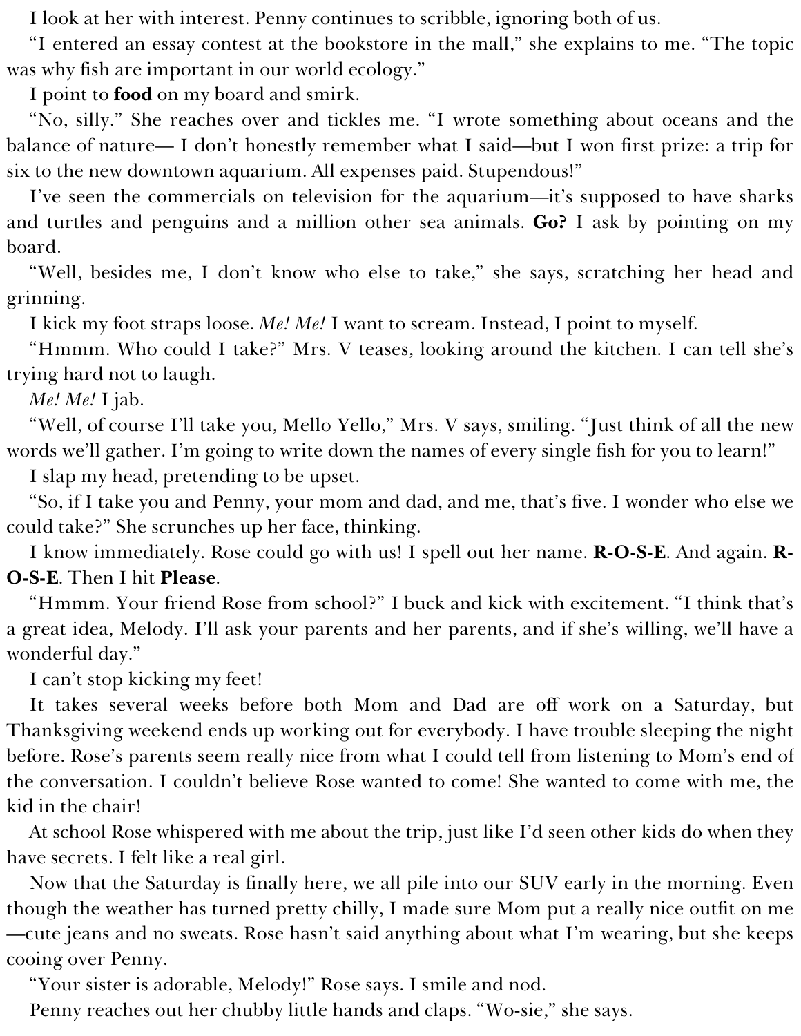I look at her with interest. Penny continues to scribble, ignoring both of us.

"I entered an essay contest at the bookstore in the mall," she explains to me. "The topic was why fish are important in our world ecology."

I point to **food** on my board and smirk.

"No, silly." She reaches over and tickles me. "I wrote something about oceans and the balance of nature— I don't honestly remember what I said—but I won first prize: a trip for six to the new downtown aquarium. All expenses paid. Stupendous!"

I've seen the commercials on television for the aquarium—it's supposed to have sharks and turtles and penguins and a million other sea animals. **Go?** I ask by pointing on my board.

"Well, besides me, I don't know who else to take," she says, scratching her head and grinning.

I kick my foot straps loose. *Me! Me!* I want to scream. Instead, I point to myself.

"Hmmm. Who could I take?" Mrs. V teases, looking around the kitchen. I can tell she's trying hard not to laugh.

*Me! Me!* I jab.

"Well, of course I'll take you, Mello Yello," Mrs. V says, smiling. "Just think of all the new words we'll gather. I'm going to write down the names of every single fish for you to learn!"

I slap my head, pretending to be upset.

"So, if I take you and Penny, your mom and dad, and me, that's five. I wonder who else we could take?" She scrunches up her face, thinking.

I know immediately. Rose could go with us! I spell out her name. **R-O-S-E**. And again. **R-O-S-E**. Then I hit **Please**.

"Hmmm. Your friend Rose from school?" I buck and kick with excitement. "I think that's a great idea, Melody. I'll ask your parents and her parents, and if she's willing, we'll have a wonderful day."

I can't stop kicking my feet!

It takes several weeks before both Mom and Dad are off work on a Saturday, but Thanksgiving weekend ends up working out for everybody. I have trouble sleeping the night before. Rose's parents seem really nice from what I could tell from listening to Mom's end of the conversation. I couldn't believe Rose wanted to come! She wanted to come with me, the kid in the chair!

At school Rose whispered with me about the trip, just like I'd seen other kids do when they have secrets. I felt like a real girl.

Now that the Saturday is finally here, we all pile into our SUV early in the morning. Even though the weather has turned pretty chilly, I made sure Mom put a really nice outfit on me—cute jeans and no sweats. Rose hasn't said anything about what I'm wearing, but she keeps cooing over Penny.

"Your sister is adorable, Melody!" Rose says. I smile and nod.

Penny reaches out her chubby little hands and claps. "Wo-sie," she says.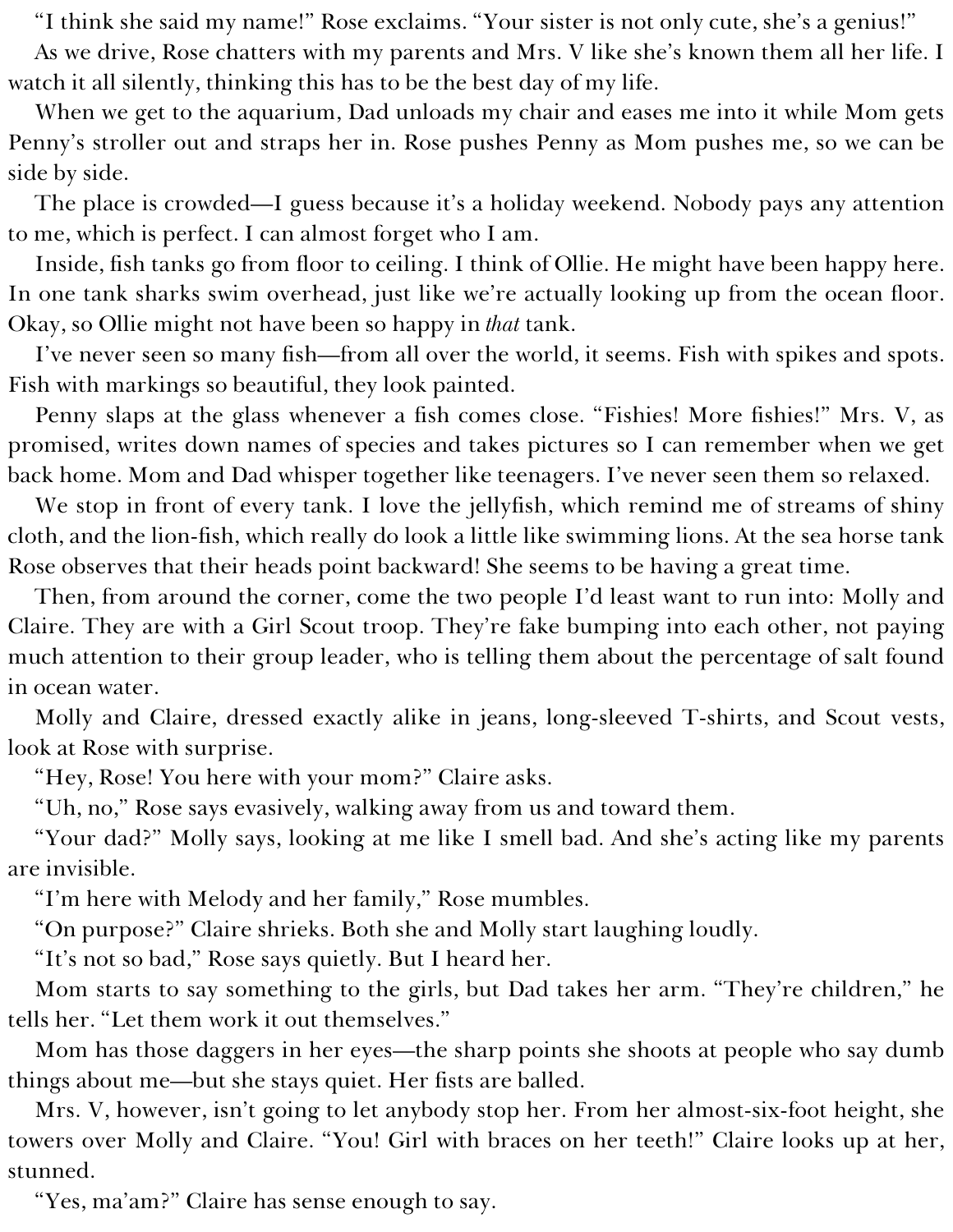"I think she said my name!" Rose exclaims. "Your sister is not only cute, she's a genius!"

As we drive, Rose chatters with my parents and Mrs. V like she's known them all her life. I watch it all silently, thinking this has to be the best day of my life.

When we get to the aquarium, Dad unloads my chair and eases me into it while Mom gets Penny's stroller out and straps her in. Rose pushes Penny as Mom pushes me, so we can be side by side.

The place is crowded—I guess because it's a holiday weekend. Nobody pays any attention to me, which is perfect. I can almost forget who I am.

Inside, fish tanks go from floor to ceiling. I think of Ollie. He might have been happy here. In one tank sharks swim overhead, just like we're actually looking up from the ocean floor. Okay, so Ollie might not have been so happy in *that* tank.

I've never seen so many fish—from all over the world, it seems. Fish with spikes and spots. Fish with markings so beautiful, they look painted.

Penny slaps at the glass whenever a fish comes close. "Fishies! More fishies!" Mrs. V, as promised, writes down names of species and takes pictures so I can remember when we get back home. Mom and Dad whisper together like teenagers. I've never seen them so relaxed.

We stop in front of every tank. I love the jellyfish, which remind me of streams of shiny cloth, and the lion-fish, which really do look a little like swimming lions. At the sea horse tank Rose observes that their heads point backward! She seems to be having a great time.

Then, from around the corner, come the two people I'd least want to run into: Molly and Claire. They are with a Girl Scout troop. They're fake bumping into each other, not paying much attention to their group leader, who is telling them about the percentage of salt found in ocean water.

Molly and Claire, dressed exactly alike in jeans, long-sleeved T-shirts, and Scout vests, look at Rose with surprise.

"Hey, Rose! You here with your mom?" Claire asks.

"Uh, no," Rose says evasively, walking away from us and toward them.

"Your dad?" Molly says, looking at me like I smell bad. And she's acting like my parents are invisible.

"I'm here with Melody and her family," Rose mumbles.

"On purpose?" Claire shrieks. Both she and Molly start laughing loudly.

"It's not so bad," Rose says quietly. But I heard her.

Mom starts to say something to the girls, but Dad takes her arm. "They're children," he tells her. "Let them work it out themselves."

Mom has those daggers in her eyes—the sharp points she shoots at people who say dumb things about me—but she stays quiet. Her fists are balled.

Mrs. V, however, isn't going to let anybody stop her. From her almost-six-foot height, she towers over Molly and Claire. "You! Girl with braces on her teeth!" Claire looks up at her, stunned.

"Yes, ma'am?" Claire has sense enough to say.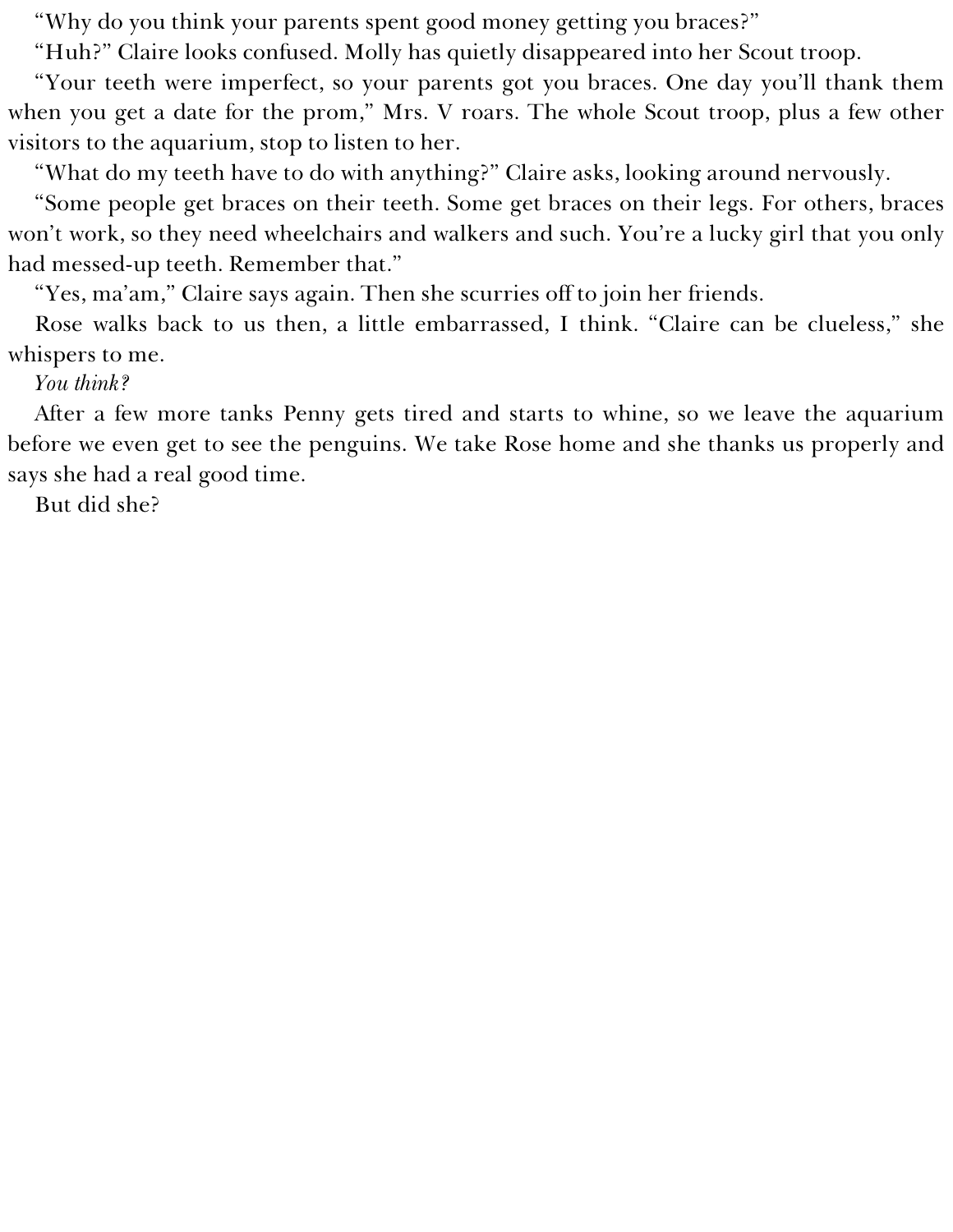"Why do you think your parents spent good money getting you braces?"

"Huh?" Claire looks confused. Molly has quietly disappeared into her Scout troop.

"Your teeth were imperfect, so your parents got you braces. One day you'll thank them when you get a date for the prom," Mrs. V roars. The whole Scout troop, plus a few other visitors to the aquarium, stop to listen to her.

"What do my teeth have to do with anything?" Claire asks, looking around nervously.

"Some people get braces on their teeth. Some get braces on their legs. For others, braces won't work, so they need wheelchairs and walkers and such. You're a lucky girl that you only had messed-up teeth. Remember that."

"Yes, ma'am," Claire says again. Then she scurries off to join her friends.

Rose walks back to us then, a little embarrassed, I think. "Claire can be clueless," she whispers to me.

*You think?*

After a few more tanks Penny gets tired and starts to whine, so we leave the aquarium before we even get to see the penguins. We take Rose home and she thanks us properly and says she had a real good time.

But did she?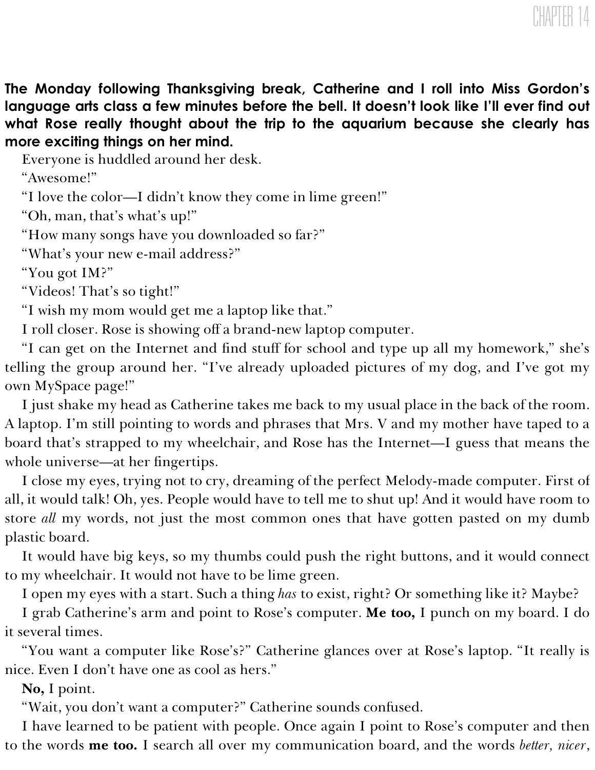# CHAPTER 14

**The Monday following Thanksgiving break, Catherine and I roll into Miss Gordon's language arts class a few minutes before the bell. It doesn't look like I'll ever find out what Rose really thought about the trip to the aquarium because she clearly has more exciting things on her mind.**

Everyone is huddled around her desk.

"Awesome!"

"I love the color—I didn't know they come in lime green!"

"Oh, man, that's what's up!"

"How many songs have you downloaded so far?"

"What's your new e-mail address?"

"You got IM?"

"Videos! That's so tight!"

"I wish my mom would get me a laptop like that."

I roll closer. Rose is showing off a brand-new laptop computer.

"I can get on the Internet and find stuff for school and type up all my homework," she's telling the group around her. "I've already uploaded pictures of my dog, and I've got my own MySpace page!"

I just shake my head as Catherine takes me back to my usual place in the back of the room. A laptop. I'm still pointing to words and phrases that Mrs. V and my mother have taped to a board that's strapped to my wheelchair, and Rose has the Internet—I guess that means the whole universe—at her fingertips.

I close my eyes, trying not to cry, dreaming of the perfect Melody-made computer. First of all, it would talk! Oh, yes. People would have to tell me to shut up! And it would have room to store *all* my words, not just the most common ones that have gotten pasted on my dumb plastic board.

It would have big keys, so my thumbs could push the right buttons, and it would connect to my wheelchair. It would not have to be lime green.

I open my eyes with a start. Such a thing *has* to exist, right? Or something like it? Maybe?

I grab Catherine's arm and point to Rose's computer. **Me too,** I punch on my board. I do it several times.

"You want a computer like Rose's?" Catherine glances over at Rose's laptop. "It really is nice. Even I don't have one as cool as hers."

**No,** I point.

"Wait, you don't want a computer?" Catherine sounds confused.

I have learned to be patient with people. Once again I point to Rose's computer and then to the words **me too.** I search all over my communication board, and the words *better, nicer*,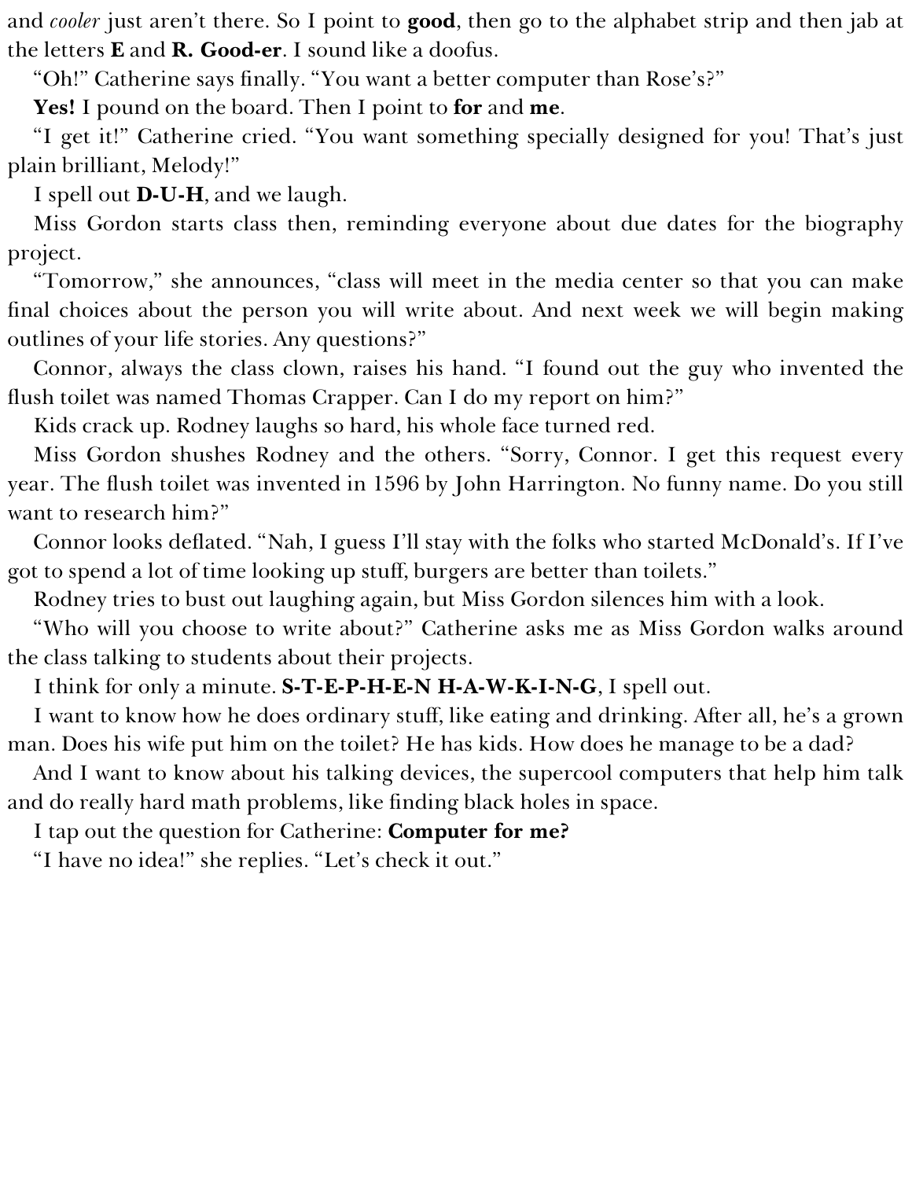and *cooler* just aren't there. So I point to **good**, then go to the alphabet strip and then jab at the letters **E** and **R. Good-er**. I sound like a doofus.

"Oh!" Catherine says finally. "You want a better computer than Rose's?"

**Yes!** I pound on the board. Then I point to **for** and **me**.

"I get it!" Catherine cried. "You want something specially designed for you! That's just plain brilliant, Melody!"

I spell out **D-U-H**, and we laugh.

Miss Gordon starts class then, reminding everyone about due dates for the biography project.

"Tomorrow," she announces, "class will meet in the media center so that you can make final choices about the person you will write about. And next week we will begin making outlines of your life stories. Any questions?"

Connor, always the class clown, raises his hand. "I found out the guy who invented the flush toilet was named Thomas Crapper. Can I do my report on him?"

Kids crack up. Rodney laughs so hard, his whole face turned red.

Miss Gordon shushes Rodney and the others. "Sorry, Connor. I get this request every year. The flush toilet was invented in 1596 by John Harrington. No funny name. Do you still want to research him?"

Connor looks deflated. "Nah, I guess I'll stay with the folks who started McDonald's. If I've got to spend a lot of time looking up stuff, burgers are better than toilets."

Rodney tries to bust out laughing again, but Miss Gordon silences him with a look.

"Who will you choose to write about?" Catherine asks me as Miss Gordon walks around the class talking to students about their projects.

I think for only a minute. **S-T-E-P-H-E-N H-A-W-K-I-N-G**, I spell out.

I want to know how he does ordinary stuff, like eating and drinking. After all, he's a grown man. Does his wife put him on the toilet? He has kids. How does he manage to be a dad?

And I want to know about his talking devices, the supercool computers that help him talk and do really hard math problems, like finding black holes in space.

I tap out the question for Catherine: **Computer for me?**

"I have no idea!" she replies. "Let's check it out."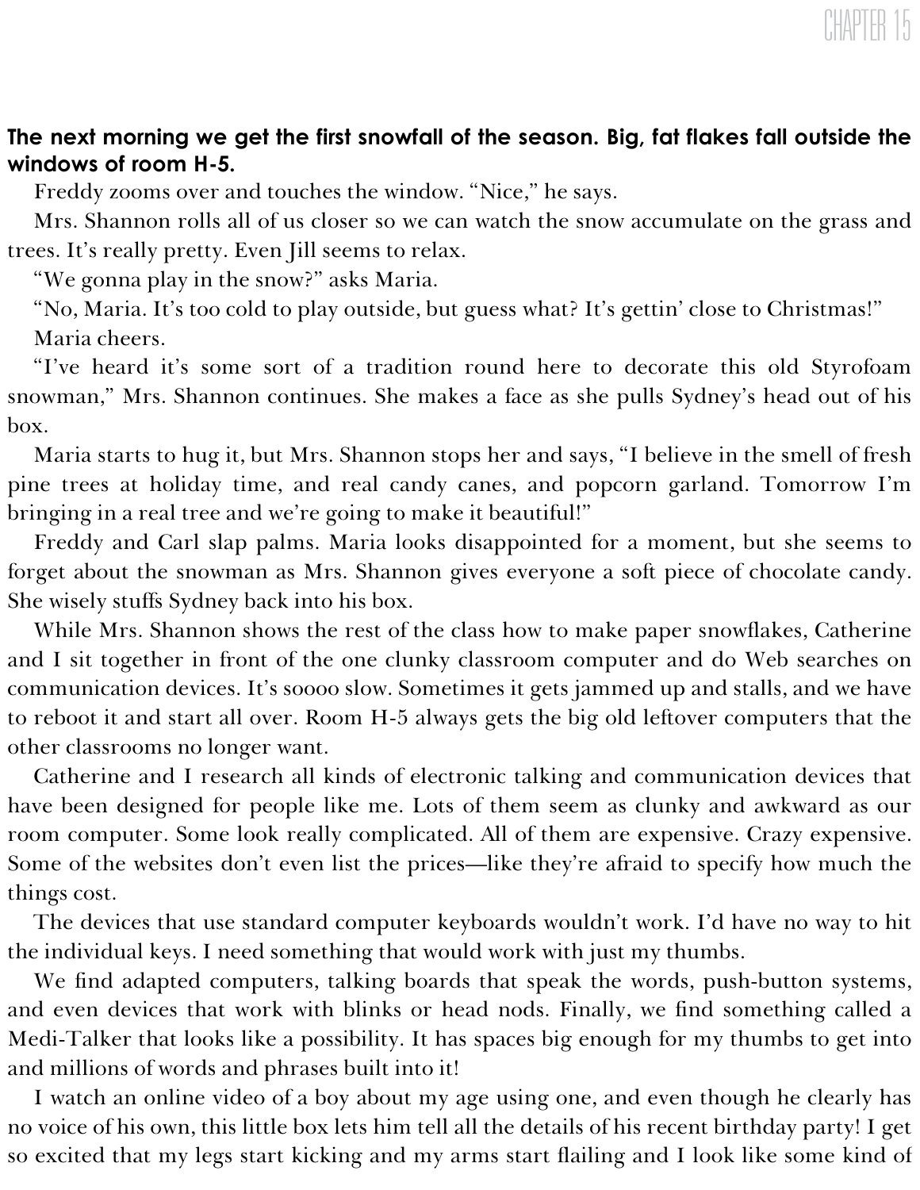# CHAPTER 15

**The next morning we get the first snowfall of the season. Big, fat flakes fall outside the windows of room H-5.**

Freddy zooms over and touches the window. “Nice,” he says.

Mrs. Shannon rolls all of us closer so we can watch the snow accumulate on the grass and trees. It’s really pretty. Even Jill seems to relax.

“We gonna play in the snow?” asks Maria.

“No, Maria. It’s too cold to play outside, but guess what? It’s gettin’ close to Christmas!”

Maria cheers.

“I’ve heard it’s some sort of a tradition round here to decorate this old Styrofoam snowman,” Mrs. Shannon continues. She makes a face as she pulls Sydney’s head out of his box.

Maria starts to hug it, but Mrs. Shannon stops her and says, “I believe in the smell of fresh pine trees at holiday time, and real candy canes, and popcorn garland. Tomorrow I’m bringing in a real tree and we’re going to make it beautiful!”

Freddy and Carl slap palms. Maria looks disappointed for a moment, but she seems to forget about the snowman as Mrs. Shannon gives everyone a soft piece of chocolate candy. She wisely stuffs Sydney back into his box.

While Mrs. Shannon shows the rest of the class how to make paper snowflakes, Catherine and I sit together in front of the one clunky classroom computer and do Web searches on communication devices. It’s soooo slow. Sometimes it gets jammed up and stalls, and we have to reboot it and start all over. Room H-5 always gets the big old leftover computers that the other classrooms no longer want.

Catherine and I research all kinds of electronic talking and communication devices that have been designed for people like me. Lots of them seem as clunky and awkward as our room computer. Some look really complicated. All of them are expensive. Crazy expensive. Some of the websites don’t even list the prices—like they’re afraid to specify how much the things cost.

The devices that use standard computer keyboards wouldn’t work. I’d have no way to hit the individual keys. I need something that would work with just my thumbs.

We find adapted computers, talking boards that speak the words, push-button systems, and even devices that work with blinks or head nods. Finally, we find something called a Medi-Talker that looks like a possibility. It has spaces big enough for my thumbs to get into and millions of words and phrases built into it!

I watch an online video of a boy about my age using one, and even though he clearly has no voice of his own, this little box lets him tell all the details of his recent birthday party! I get so excited that my legs start kicking and my arms start flailing and I look like some kind of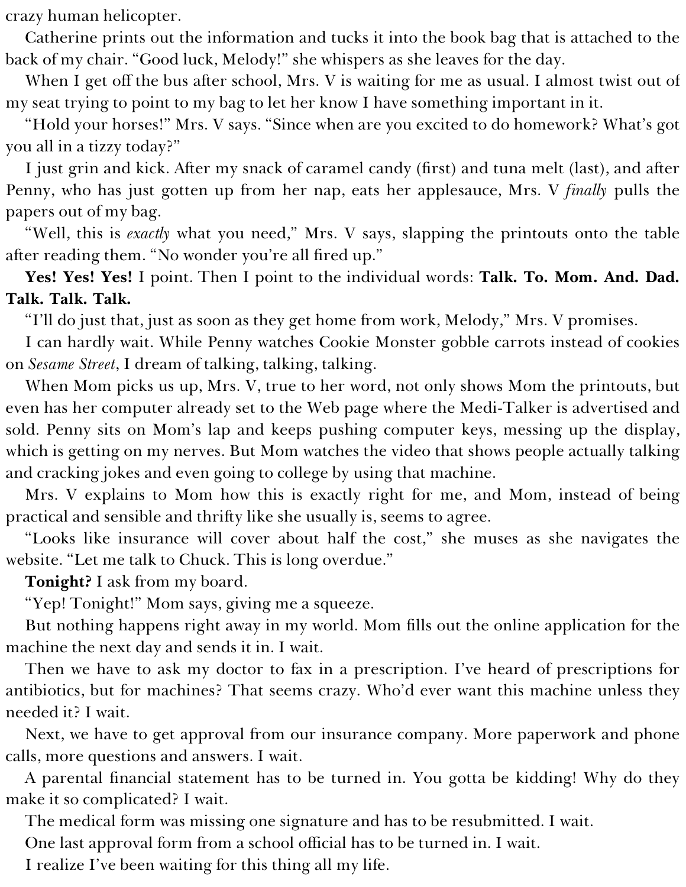crazy human helicopter.

Catherine prints out the information and tucks it into the book bag that is attached to the back of my chair. “Good luck, Melody!” she whispers as she leaves for the day.

When I get off the bus after school, Mrs. V is waiting for me as usual. I almost twist out of my seat trying to point to my bag to let her know I have something important in it.

“Hold your horses!” Mrs. V says. “Since when are you excited to do homework? What’s got you all in a tizzy today?”

I just grin and kick. After my snack of caramel candy (first) and tuna melt (last), and after Penny, who has just gotten up from her nap, eats her applesauce, Mrs. V *finally* pulls the papers out of my bag.

“Well, this is *exactly* what you need,” Mrs. V says, slapping the printouts onto the table after reading them. “No wonder you’re all fired up.”

**Yes! Yes! Yes!** I point. Then I point to the individual words: **Talk. To. Mom. And. Dad. Talk. Talk. Talk.**

“I’ll do just that, just as soon as they get home from work, Melody,” Mrs. V promises.

I can hardly wait. While Penny watches Cookie Monster gobble carrots instead of cookies on *Sesame Street*, I dream of talking, talking, talking.

When Mom picks us up, Mrs. V, true to her word, not only shows Mom the printouts, but even has her computer already set to the Web page where the Medi-Talker is advertised and sold. Penny sits on Mom’s lap and keeps pushing computer keys, messing up the display, which is getting on my nerves. But Mom watches the video that shows people actually talking and cracking jokes and even going to college by using that machine.

Mrs. V explains to Mom how this is exactly right for me, and Mom, instead of being practical and sensible and thrifty like she usually is, seems to agree.

“Looks like insurance will cover about half the cost,” she muses as she navigates the website. “Let me talk to Chuck. This is long overdue.”

**Tonight?** I ask from my board.

“Yep! Tonight!” Mom says, giving me a squeeze.

But nothing happens right away in my world. Mom fills out the online application for the machine the next day and sends it in. I wait.

Then we have to ask my doctor to fax in a prescription. I’ve heard of prescriptions for antibiotics, but for machines? That seems crazy. Who’d ever want this machine unless they needed it? I wait.

Next, we have to get approval from our insurance company. More paperwork and phone calls, more questions and answers. I wait.

A parental financial statement has to be turned in. You gotta be kidding! Why do they make it so complicated? I wait.

The medical form was missing one signature and has to be resubmitted. I wait.

One last approval form from a school official has to be turned in. I wait.

I realize I’ve been waiting for this thing all my life.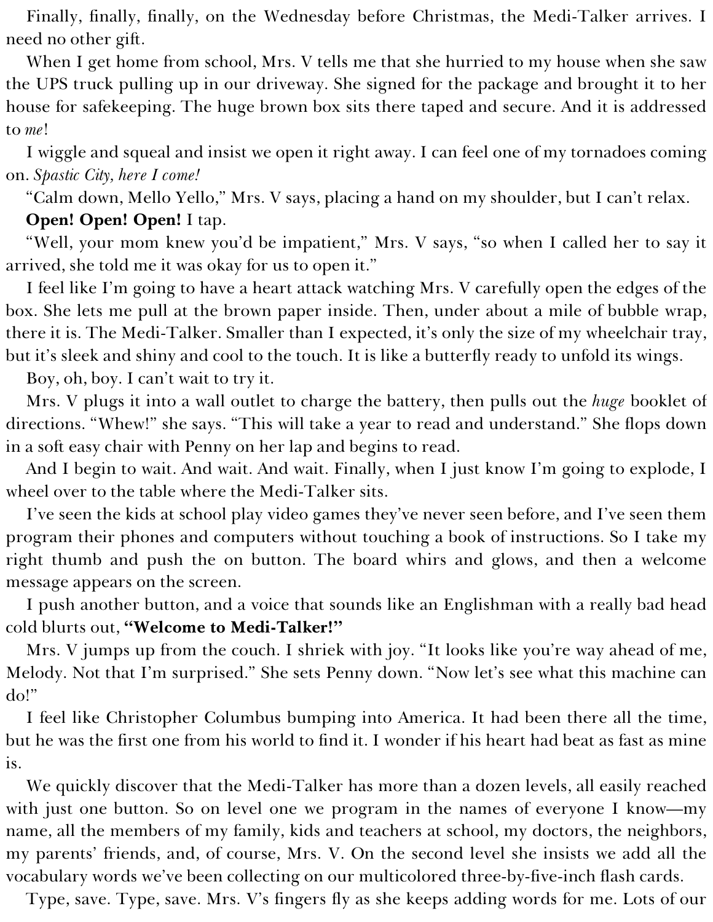Finally, finally, finally, on the Wednesday before Christmas, the Medi-Talker arrives. I need no other gift.

When I get home from school, Mrs. V tells me that she hurried to my house when she saw the UPS truck pulling up in our driveway. She signed for the package and brought it to her house for safekeeping. The huge brown box sits there taped and secure. And it is addressed to *me*!

I wiggle and squeal and insist we open it right away. I can feel one of my tornadoes coming on. *Spastic City, here I come!*

"Calm down, Mello Yello," Mrs. V says, placing a hand on my shoulder, but I can't relax.

**Open! Open! Open!** I tap.

"Well, your mom knew you'd be impatient," Mrs. V says, "so when I called her to say it arrived, she told me it was okay for us to open it."

I feel like I'm going to have a heart attack watching Mrs. V carefully open the edges of the box. She lets me pull at the brown paper inside. Then, under about a mile of bubble wrap, there it is. The Medi-Talker. Smaller than I expected, it's only the size of my wheelchair tray, but it's sleek and shiny and cool to the touch. It is like a butterfly ready to unfold its wings.

Boy, oh, boy. I can't wait to try it.

Mrs. V plugs it into a wall outlet to charge the battery, then pulls out the *huge* booklet of directions. "Whew!" she says. "This will take a year to read and understand." She flops down in a soft easy chair with Penny on her lap and begins to read.

And I begin to wait. And wait. And wait. Finally, when I just know I'm going to explode, I wheel over to the table where the Medi-Talker sits.

I've seen the kids at school play video games they've never seen before, and I've seen them program their phones and computers without touching a book of instructions. So I take my right thumb and push the on button. The board whirs and glows, and then a welcome message appears on the screen.

I push another button, and a voice that sounds like an Englishman with a really bad head cold blurts out, **"Welcome to Medi-Talker!"**

Mrs. V jumps up from the couch. I shriek with joy. "It looks like you're way ahead of me, Melody. Not that I'm surprised." She sets Penny down. "Now let's see what this machine can do!"

I feel like Christopher Columbus bumping into America. It had been there all the time, but he was the first one from his world to find it. I wonder if his heart had beat as fast as mine is.

We quickly discover that the Medi-Talker has more than a dozen levels, all easily reached with just one button. So on level one we program in the names of everyone I know—my name, all the members of my family, kids and teachers at school, my doctors, the neighbors, my parents' friends, and, of course, Mrs. V. On the second level she insists we add all the vocabulary words we've been collecting on our multicolored three-by-five-inch flash cards.

Type, save. Type, save. Mrs. V's fingers fly as she keeps adding words for me. Lots of our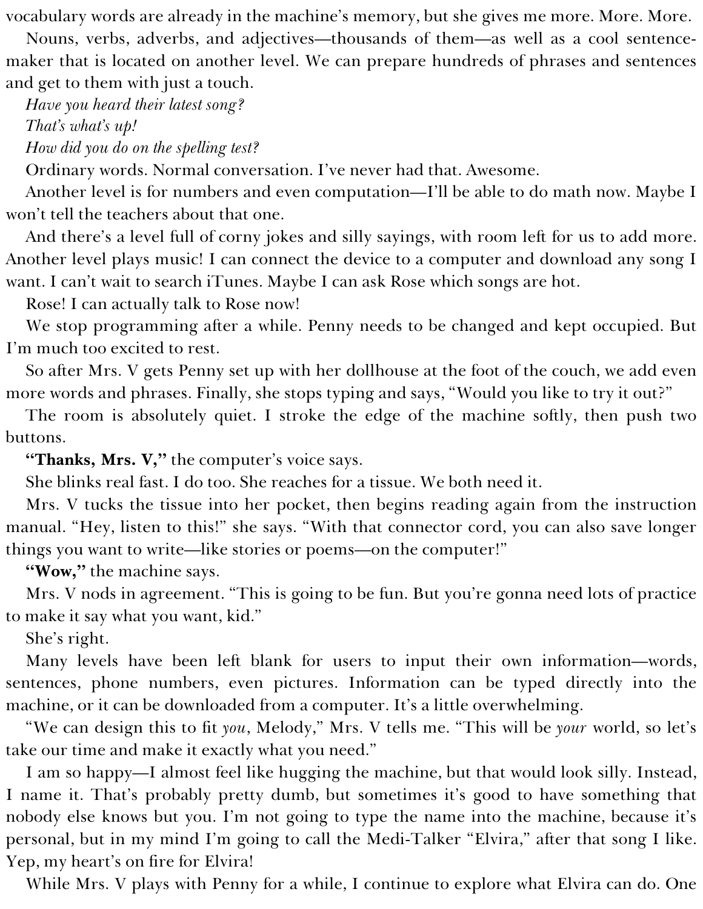vocabulary words are already in the machine's memory, but she gives me more. More. More.

Nouns, verbs, adverbs, and adjectives—thousands of them—as well as a cool sentence-maker that is located on another level. We can prepare hundreds of phrases and sentences and get to them with just a touch.

*Have you heard their latest song?*

*That's what's up!*

*How did you do on the spelling test?*

Ordinary words. Normal conversation. I've never had that. Awesome.

Another level is for numbers and even computation—I'll be able to do math now. Maybe I won't tell the teachers about that one.

And there's a level full of corny jokes and silly sayings, with room left for us to add more. Another level plays music! I can connect the device to a computer and download any song I want. I can't wait to search iTunes. Maybe I can ask Rose which songs are hot.

Rose! I can actually talk to Rose now!

We stop programming after a while. Penny needs to be changed and kept occupied. But I'm much too excited to rest.

So after Mrs. V gets Penny set up with her dollhouse at the foot of the couch, we add even more words and phrases. Finally, she stops typing and says, "Would you like to try it out?"

The room is absolutely quiet. I stroke the edge of the machine softly, then push two buttons.

**"Thanks, Mrs. V,"** the computer's voice says.

She blinks real fast. I do too. She reaches for a tissue. We both need it.

Mrs. V tucks the tissue into her pocket, then begins reading again from the instruction manual. "Hey, listen to this!" she says. "With that connector cord, you can also save longer things you want to write—like stories or poems—on the computer!"

**"Wow,"** the machine says.

Mrs. V nods in agreement. "This is going to be fun. But you're gonna need lots of practice to make it say what you want, kid."

She's right.

Many levels have been left blank for users to input their own information—words, sentences, phone numbers, even pictures. Information can be typed directly into the machine, or it can be downloaded from a computer. It's a little overwhelming.

"We can design this to fit *you*, Melody," Mrs. V tells me. "This will be *your* world, so let's take our time and make it exactly what you need."

I am so happy—I almost feel like hugging the machine, but that would look silly. Instead, I name it. That's probably pretty dumb, but sometimes it's good to have something that nobody else knows but you. I'm not going to type the name into the machine, because it's personal, but in my mind I'm going to call the Medi-Talker "Elvira," after that song I like. Yep, my heart's on fire for Elvira!

While Mrs. V plays with Penny for a while, I continue to explore what Elvira can do. One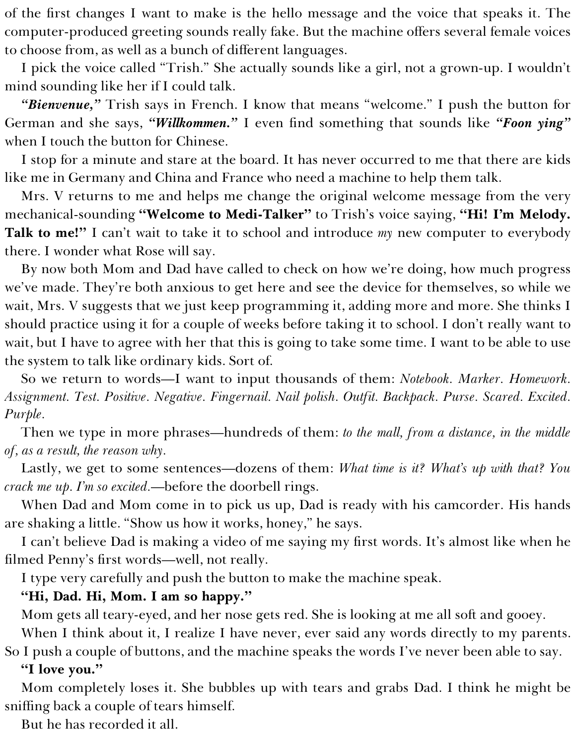of the first changes I want to make is the hello message and the voice that speaks it. The computer-produced greeting sounds really fake. But the machine offers several female voices to choose from, as well as a bunch of different languages.

I pick the voice called "Trish." She actually sounds like a girl, not a grown-up. I wouldn't mind sounding like her if I could talk.

***"Bienvenue,"*** Trish says in French. I know that means "welcome." I push the button for German and she says, ***"Willkommen."*** I even find something that sounds like ***"Foon ying"*** when I touch the button for Chinese.

I stop for a minute and stare at the board. It has never occurred to me that there are kids like me in Germany and China and France who need a machine to help them talk.

Mrs. V returns to me and helps me change the original welcome message from the very mechanical-sounding **"Welcome to Medi-Talker"** to Trish's voice saying, **"Hi! I'm Melody. Talk to me!"** I can't wait to take it to school and introduce *my* new computer to everybody there. I wonder what Rose will say.

By now both Mom and Dad have called to check on how we're doing, how much progress we've made. They're both anxious to get here and see the device for themselves, so while we wait, Mrs. V suggests that we just keep programming it, adding more and more. She thinks I should practice using it for a couple of weeks before taking it to school. I don't really want to wait, but I have to agree with her that this is going to take some time. I want to be able to use the system to talk like ordinary kids. Sort of.

So we return to words—I want to input thousands of them: *Notebook. Marker. Homework. Assignment. Test. Positive. Negative. Fingernail. Nail polish. Outfit. Backpack. Purse. Scared. Excited. Purple.*

Then we type in more phrases—hundreds of them: *to the mall, from a distance, in the middle of, as a result, the reason why.*

Lastly, we get to some sentences—dozens of them: *What time is it? What's up with that? You crack me up. I'm so excited.*—before the doorbell rings.

When Dad and Mom come in to pick us up, Dad is ready with his camcorder. His hands are shaking a little. "Show us how it works, honey," he says.

I can't believe Dad is making a video of me saying my first words. It's almost like when he filmed Penny's first words—well, not really.

I type very carefully and push the button to make the machine speak.

**"Hi, Dad. Hi, Mom. I am so happy."**

Mom gets all teary-eyed, and her nose gets red. She is looking at me all soft and gooey.

When I think about it, I realize I have never, ever said any words directly to my parents. So I push a couple of buttons, and the machine speaks the words I've never been able to say.

**"I love you."**

Mom completely loses it. She bubbles up with tears and grabs Dad. I think he might be sniffing back a couple of tears himself.

But he has recorded it all.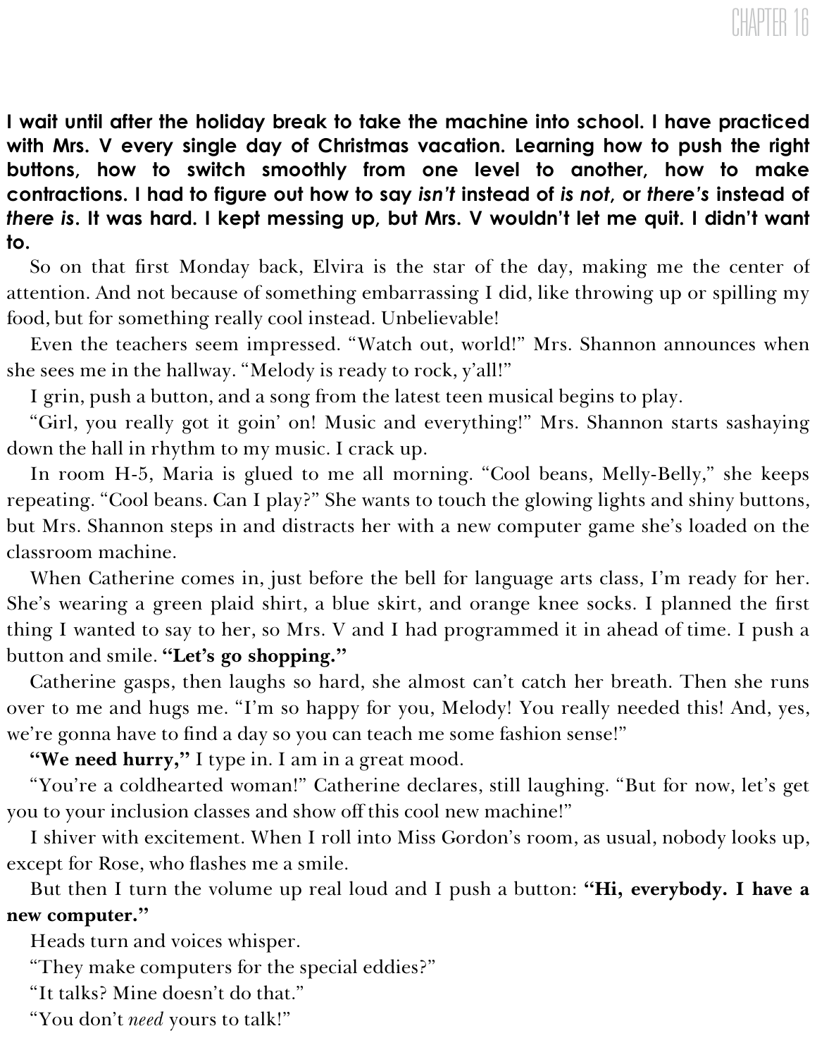## CHAPTER 16

**I wait until after the holiday break to take the machine into school. I have practiced with Mrs. V every single day of Christmas vacation. Learning how to push the right buttons, how to switch smoothly from one level to another, how to make contractions. I had to figure out how to say *isn't* instead of *is not*, or *there's* instead of *there is*. It was hard. I kept messing up, but Mrs. V wouldn't let me quit. I didn't want to.**

So on that first Monday back, Elvira is the star of the day, making me the center of attention. And not because of something embarrassing I did, like throwing up or spilling my food, but for something really cool instead. Unbelievable!

Even the teachers seem impressed. "Watch out, world!" Mrs. Shannon announces when she sees me in the hallway. "Melody is ready to rock, y'all!"

I grin, push a button, and a song from the latest teen musical begins to play.

"Girl, you really got it goin' on! Music and everything!" Mrs. Shannon starts sashaying down the hall in rhythm to my music. I crack up.

In room H-5, Maria is glued to me all morning. "Cool beans, Melly-Belly," she keeps repeating. "Cool beans. Can I play?" She wants to touch the glowing lights and shiny buttons, but Mrs. Shannon steps in and distracts her with a new computer game she's loaded on the classroom machine.

When Catherine comes in, just before the bell for language arts class, I'm ready for her. She's wearing a green plaid shirt, a blue skirt, and orange knee socks. I planned the first thing I wanted to say to her, so Mrs. V and I had programmed it in ahead of time. I push a button and smile. **"Let's go shopping."**

Catherine gasps, then laughs so hard, she almost can't catch her breath. Then she runs over to me and hugs me. "I'm so happy for you, Melody! You really needed this! And, yes, we're gonna have to find a day so you can teach me some fashion sense!"

**"We need hurry,"** I type in. I am in a great mood.

"You're a coldhearted woman!" Catherine declares, still laughing. "But for now, let's get you to your inclusion classes and show off this cool new machine!"

I shiver with excitement. When I roll into Miss Gordon's room, as usual, nobody looks up, except for Rose, who flashes me a smile.

But then I turn the volume up real loud and I push a button: **"Hi, everybody. I have a new computer."**

Heads turn and voices whisper.

"They make computers for the special eddies?"

"It talks? Mine doesn't do that."

"You don't *need* yours to talk!"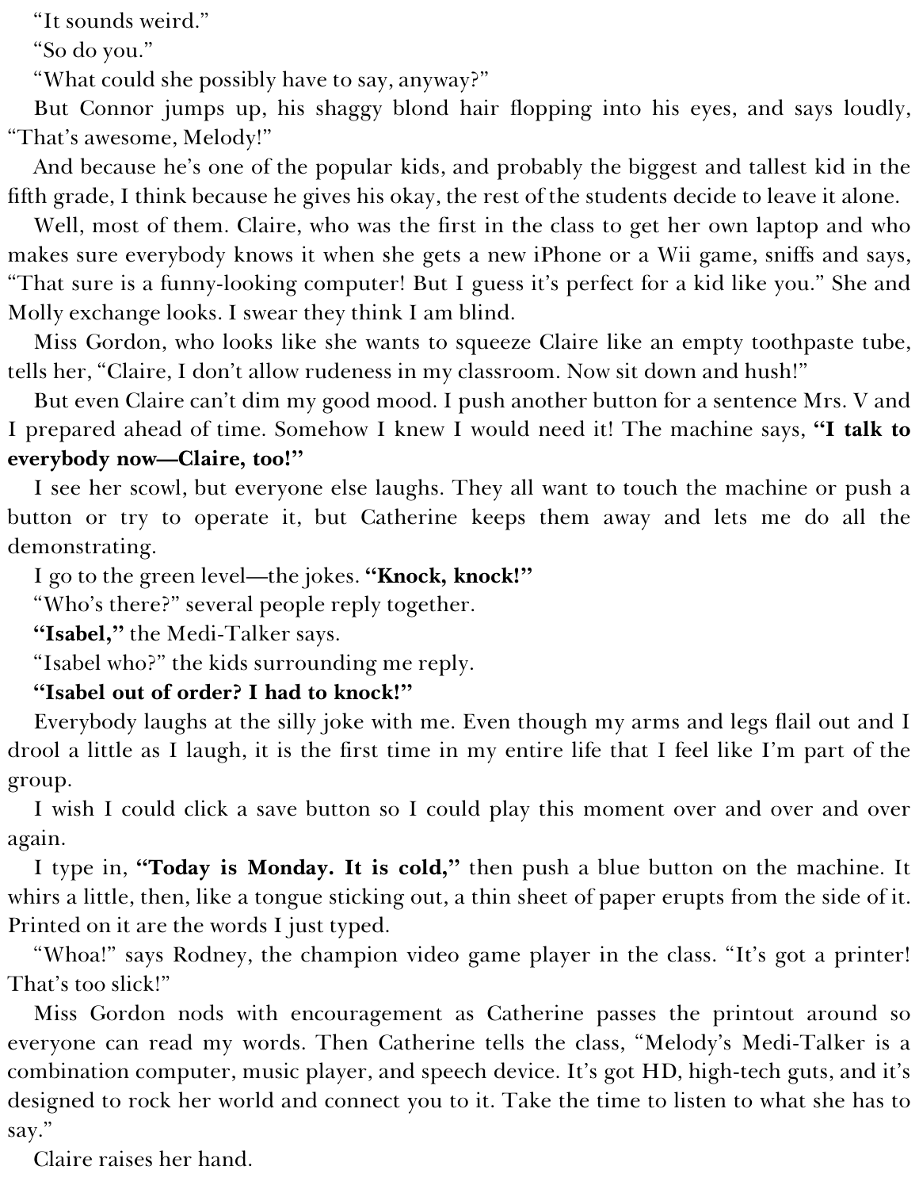"It sounds weird."

"So do you."

"What could she possibly have to say, anyway?"

But Connor jumps up, his shaggy blond hair flopping into his eyes, and says loudly, "That's awesome, Melody!"

And because he's one of the popular kids, and probably the biggest and tallest kid in the fifth grade, I think because he gives his okay, the rest of the students decide to leave it alone.

Well, most of them. Claire, who was the first in the class to get her own laptop and who makes sure everybody knows it when she gets a new iPhone or a Wii game, sniffs and says, "That sure is a funny-looking computer! But I guess it's perfect for a kid like you." She and Molly exchange looks. I swear they think I am blind.

Miss Gordon, who looks like she wants to squeeze Claire like an empty toothpaste tube, tells her, "Claire, I don't allow rudeness in my classroom. Now sit down and hush!"

But even Claire can't dim my good mood. I push another button for a sentence Mrs. V and I prepared ahead of time. Somehow I knew I would need it! The machine says, **"I talk to everybody now—Claire, too!"**

I see her scowl, but everyone else laughs. They all want to touch the machine or push a button or try to operate it, but Catherine keeps them away and lets me do all the demonstrating.

I go to the green level—the jokes. **"Knock, knock!"**

"Who's there?" several people reply together.

**"Isabel,"** the Medi-Talker says.

"Isabel who?" the kids surrounding me reply.

**"Isabel out of order? I had to knock!"**

Everybody laughs at the silly joke with me. Even though my arms and legs flail out and I drool a little as I laugh, it is the first time in my entire life that I feel like I'm part of the group.

I wish I could click a save button so I could play this moment over and over and over again.

I type in, **"Today is Monday. It is cold,"** then push a blue button on the machine. It whirs a little, then, like a tongue sticking out, a thin sheet of paper erupts from the side of it. Printed on it are the words I just typed.

"Whoa!" says Rodney, the champion video game player in the class. "It's got a printer! That's too slick!"

Miss Gordon nods with encouragement as Catherine passes the printout around so everyone can read my words. Then Catherine tells the class, "Melody's Medi-Talker is a combination computer, music player, and speech device. It's got HD, high-tech guts, and it's designed to rock her world and connect you to it. Take the time to listen to what she has to say."

Claire raises her hand.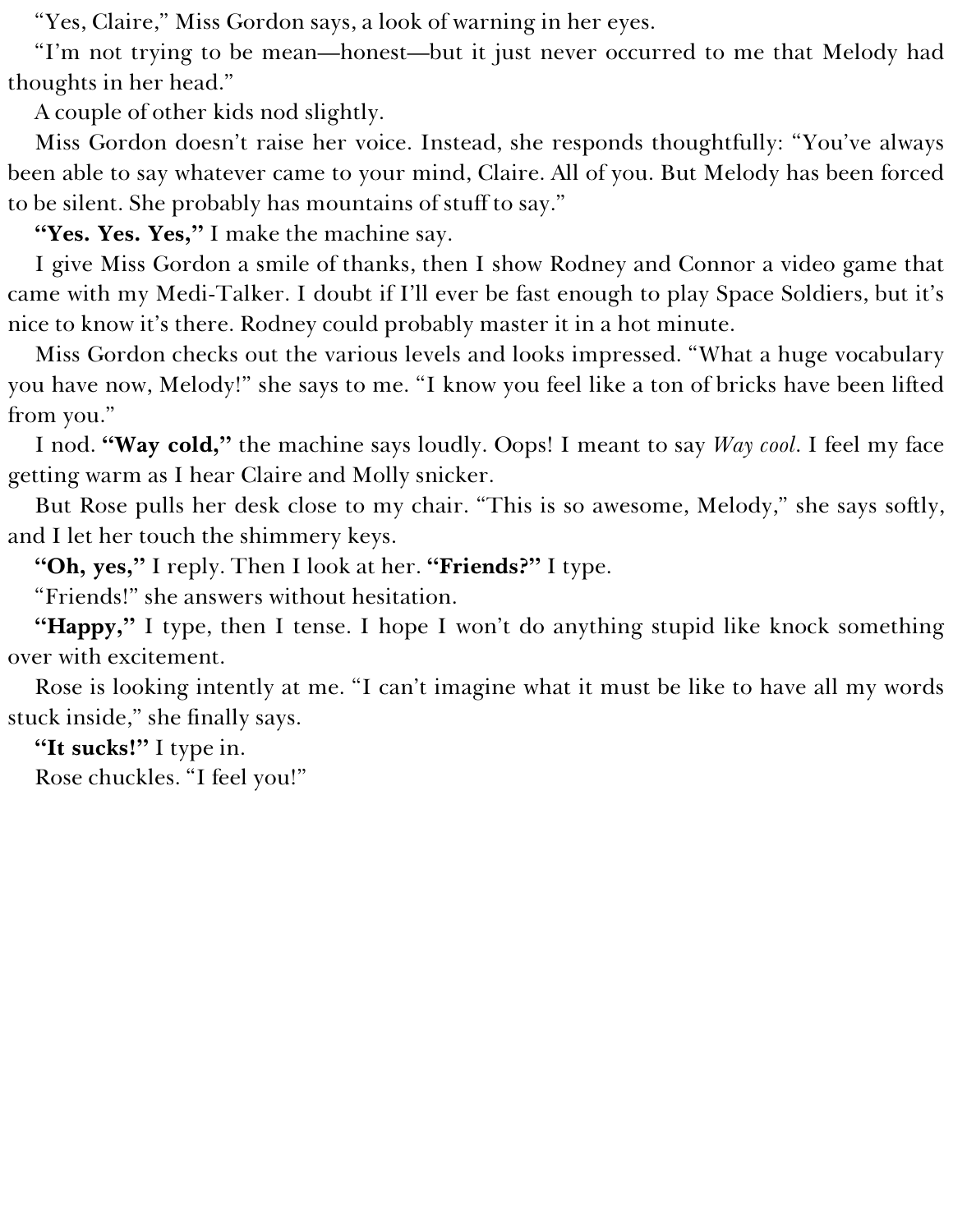"Yes, Claire," Miss Gordon says, a look of warning in her eyes.

"I'm not trying to be mean—honest—but it just never occurred to me that Melody had thoughts in her head."

A couple of other kids nod slightly.

Miss Gordon doesn't raise her voice. Instead, she responds thoughtfully: "You've always been able to say whatever came to your mind, Claire. All of you. But Melody has been forced to be silent. She probably has mountains of stuff to say."

**"Yes. Yes. Yes,"** I make the machine say.

I give Miss Gordon a smile of thanks, then I show Rodney and Connor a video game that came with my Medi-Talker. I doubt if I'll ever be fast enough to play Space Soldiers, but it's nice to know it's there. Rodney could probably master it in a hot minute.

Miss Gordon checks out the various levels and looks impressed. "What a huge vocabulary you have now, Melody!" she says to me. "I know you feel like a ton of bricks have been lifted from you."

I nod. **"Way cold,"** the machine says loudly. Oops! I meant to say *Way cool*. I feel my face getting warm as I hear Claire and Molly snicker.

But Rose pulls her desk close to my chair. "This is so awesome, Melody," she says softly, and I let her touch the shimmery keys.

**"Oh, yes,"** I reply. Then I look at her. **"Friends?"** I type.

"Friends!" she answers without hesitation.

**"Happy,"** I type, then I tense. I hope I won't do anything stupid like knock something over with excitement.

Rose is looking intently at me. "I can't imagine what it must be like to have all my words stuck inside," she finally says.

**"It sucks!"** I type in.

Rose chuckles. "I feel you!"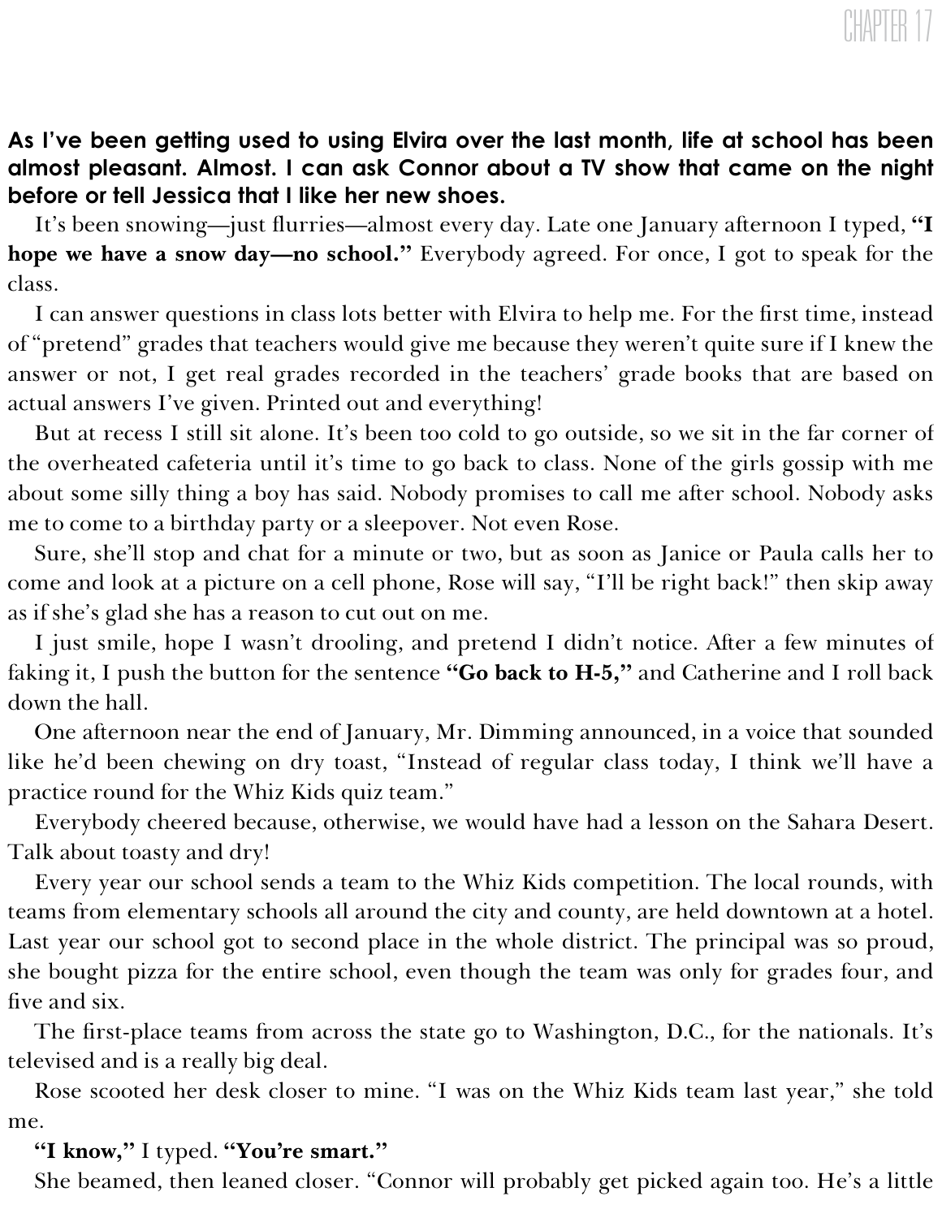# CHAPTER 17

**As I've been getting used to using Elvira over the last month, life at school has been almost pleasant. Almost. I can ask Connor about a TV show that came on the night before or tell Jessica that I like her new shoes.**

It's been snowing—just flurries—almost every day. Late one January afternoon I typed, **"I hope we have a snow day—no school."** Everybody agreed. For once, I got to speak for the class.

I can answer questions in class lots better with Elvira to help me. For the first time, instead of "pretend" grades that teachers would give me because they weren't quite sure if I knew the answer or not, I get real grades recorded in the teachers' grade books that are based on actual answers I've given. Printed out and everything!

But at recess I still sit alone. It's been too cold to go outside, so we sit in the far corner of the overheated cafeteria until it's time to go back to class. None of the girls gossip with me about some silly thing a boy has said. Nobody promises to call me after school. Nobody asks me to come to a birthday party or a sleepover. Not even Rose.

Sure, she'll stop and chat for a minute or two, but as soon as Janice or Paula calls her to come and look at a picture on a cell phone, Rose will say, "I'll be right back!" then skip away as if she's glad she has a reason to cut out on me.

I just smile, hope I wasn't drooling, and pretend I didn't notice. After a few minutes of faking it, I push the button for the sentence **"Go back to H-5,"** and Catherine and I roll back down the hall.

One afternoon near the end of January, Mr. Dimming announced, in a voice that sounded like he'd been chewing on dry toast, "Instead of regular class today, I think we'll have a practice round for the Whiz Kids quiz team."

Everybody cheered because, otherwise, we would have had a lesson on the Sahara Desert. Talk about toasty and dry!

Every year our school sends a team to the Whiz Kids competition. The local rounds, with teams from elementary schools all around the city and county, are held downtown at a hotel. Last year our school got to second place in the whole district. The principal was so proud, she bought pizza for the entire school, even though the team was only for grades four, and five and six.

The first-place teams from across the state go to Washington, D.C., for the nationals. It's televised and is a really big deal.

Rose scooted her desk closer to mine. "I was on the Whiz Kids team last year," she told me.

**"I know,"** I typed. **"You're smart."**

She beamed, then leaned closer. "Connor will probably get picked again too. He's a little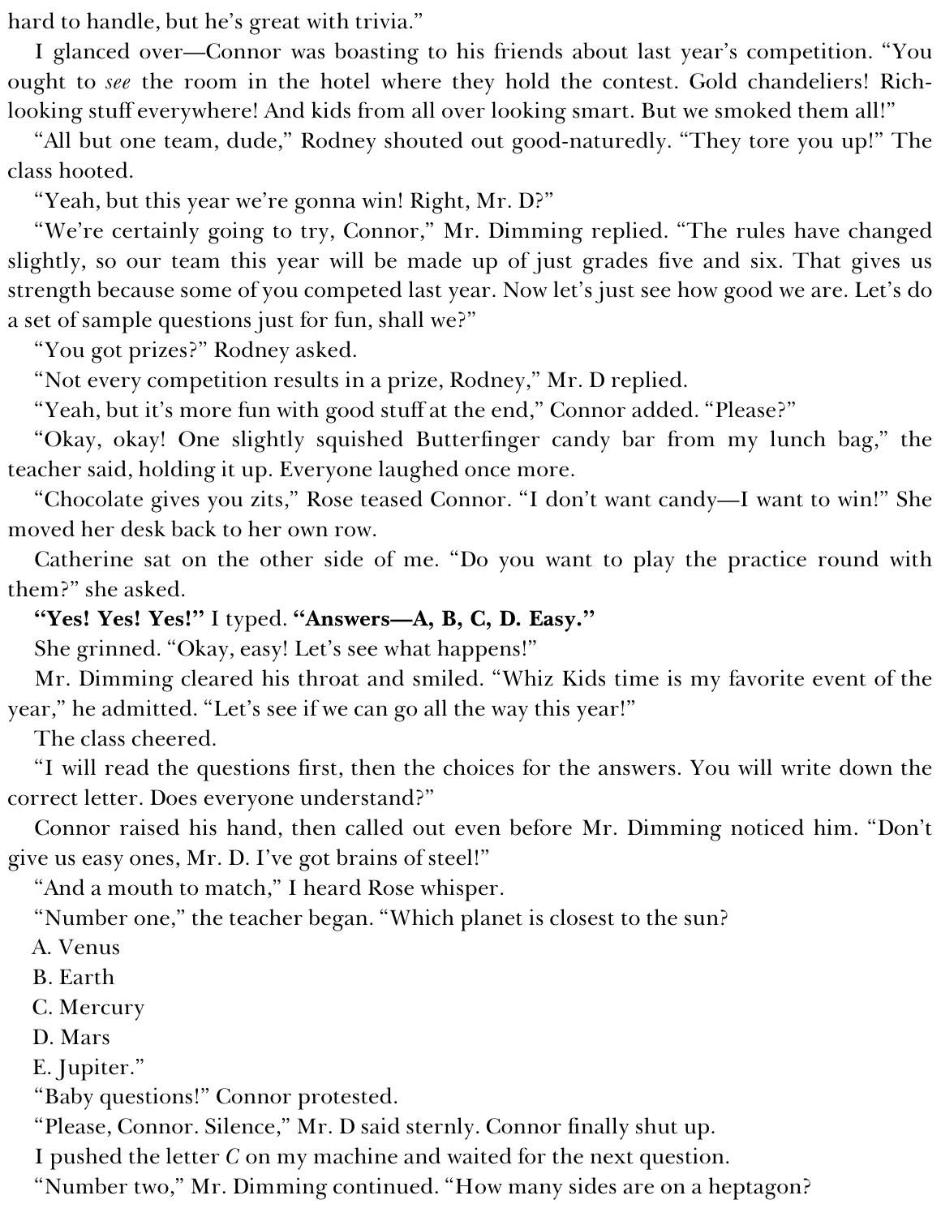hard to handle, but he's great with trivia."

I glanced over—Connor was boasting to his friends about last year's competition. "You ought to *see* the room in the hotel where they hold the contest. Gold chandeliers! Rich-looking stuff everywhere! And kids from all over looking smart. But we smoked them all!"

"All but one team, dude," Rodney shouted out good-naturedly. "They tore you up!" The class hooted.

"Yeah, but this year we're gonna win! Right, Mr. D?"

"We're certainly going to try, Connor," Mr. Dimming replied. "The rules have changed slightly, so our team this year will be made up of just grades five and six. That gives us strength because some of you competed last year. Now let's just see how good we are. Let's do a set of sample questions just for fun, shall we?"

"You got prizes?" Rodney asked.

"Not every competition results in a prize, Rodney," Mr. D replied.

"Yeah, but it's more fun with good stuff at the end," Connor added. "Please?"

"Okay, okay! One slightly squished Butterfinger candy bar from my lunch bag," the teacher said, holding it up. Everyone laughed once more.

"Chocolate gives you zits," Rose teased Connor. "I don't want candy—I want to win!" She moved her desk back to her own row.

Catherine sat on the other side of me. "Do you want to play the practice round with them?" she asked.

**"Yes! Yes! Yes!"** I typed. **"Answers—A, B, C, D. Easy."**

She grinned. "Okay, easy! Let's see what happens!"

Mr. Dimming cleared his throat and smiled. "Whiz Kids time is my favorite event of the year," he admitted. "Let's see if we can go all the way this year!"

The class cheered.

"I will read the questions first, then the choices for the answers. You will write down the correct letter. Does everyone understand?"

Connor raised his hand, then called out even before Mr. Dimming noticed him. "Don't give us easy ones, Mr. D. I've got brains of steel!"

"And a mouth to match," I heard Rose whisper.

"Number one," the teacher began. "Which planet is closest to the sun?

A. Venus
B. Earth
C. Mercury
D. Mars
E. Jupiter."

"Baby questions!" Connor protested.

"Please, Connor. Silence," Mr. D said sternly. Connor finally shut up.

I pushed the letter *C* on my machine and waited for the next question.

"Number two," Mr. Dimming continued. "How many sides are on a heptagon?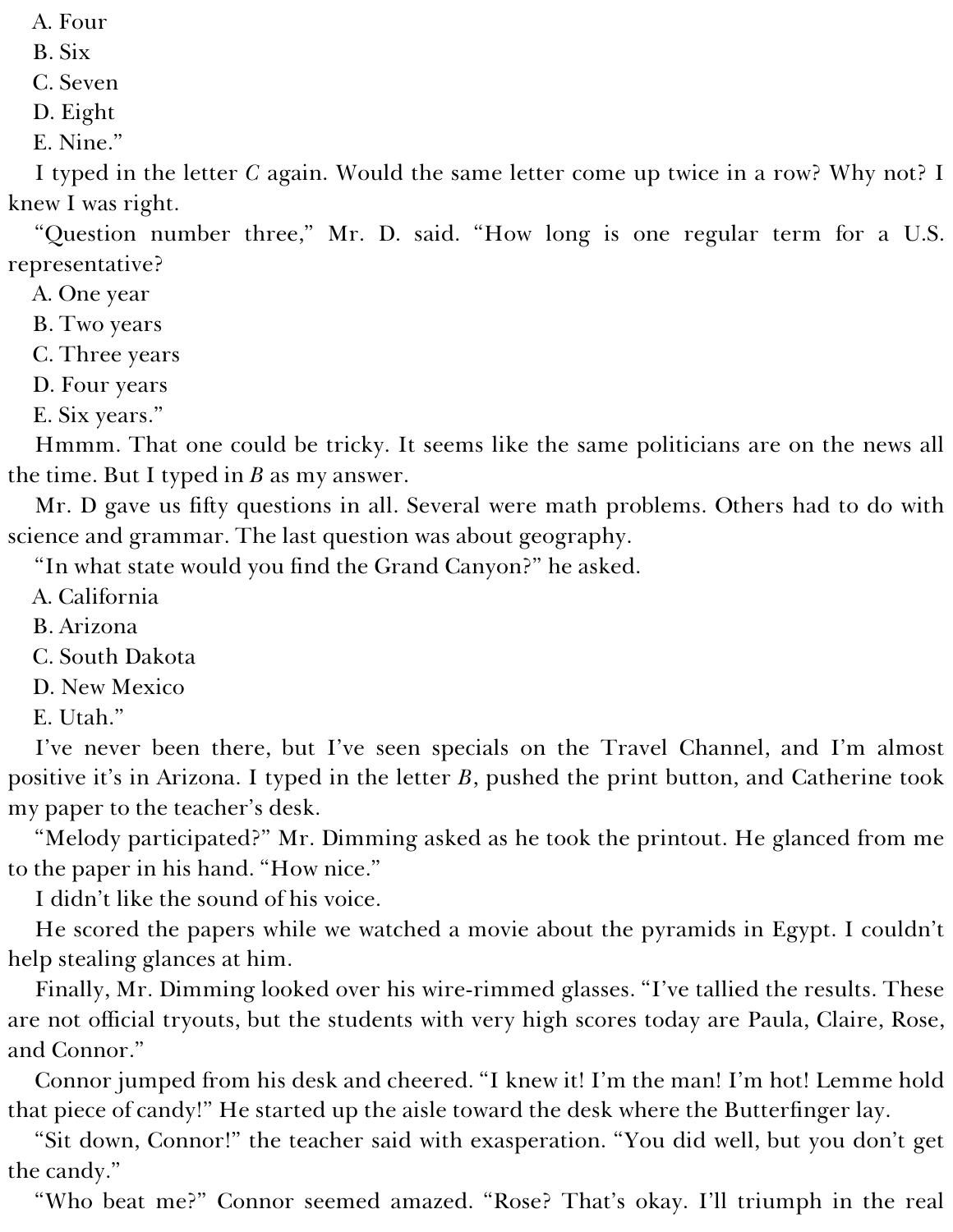A. Four
B. Six
C. Seven
D. Eight
E. Nine."

I typed in the letter *C* again. Would the same letter come up twice in a row? Why not? I knew I was right.

"Question number three," Mr. D. said. "How long is one regular term for a U.S. representative?
A. One year
B. Two years
C. Three years
D. Four years
E. Six years."

Hmmm. That one could be tricky. It seems like the same politicians are on the news all the time. But I typed in *B* as my answer.

Mr. D gave us fifty questions in all. Several were math problems. Others had to do with science and grammar. The last question was about geography.

"In what state would you find the Grand Canyon?" he asked.
A. California
B. Arizona
C. South Dakota
D. New Mexico
E. Utah."

I've never been there, but I've seen specials on the Travel Channel, and I'm almost positive it's in Arizona. I typed in the letter *B*, pushed the print button, and Catherine took my paper to the teacher's desk.

"Melody participated?" Mr. Dimming asked as he took the printout. He glanced from me to the paper in his hand. "How nice."

I didn't like the sound of his voice.

He scored the papers while we watched a movie about the pyramids in Egypt. I couldn't help stealing glances at him.

Finally, Mr. Dimming looked over his wire-rimmed glasses. "I've tallied the results. These are not official tryouts, but the students with very high scores today are Paula, Claire, Rose, and Connor."

Connor jumped from his desk and cheered. "I knew it! I'm the man! I'm hot! Lemme hold that piece of candy!" He started up the aisle toward the desk where the Butterfinger lay.

"Sit down, Connor!" the teacher said with exasperation. "You did well, but you don't get the candy."

"Who beat me?" Connor seemed amazed. "Rose? That's okay. I'll triumph in the real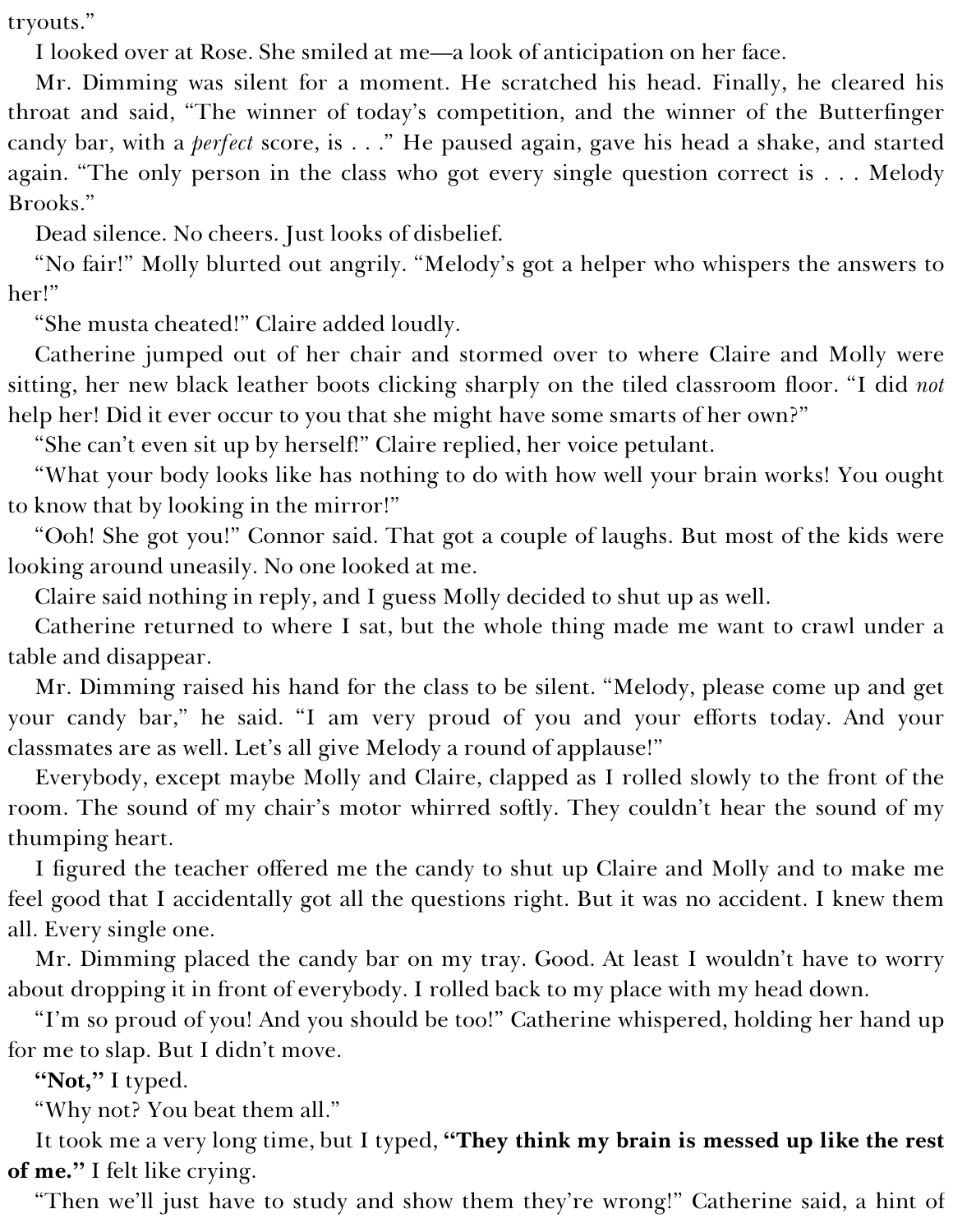tryouts."

I looked over at Rose. She smiled at me—a look of anticipation on her face.

Mr. Dimming was silent for a moment. He scratched his head. Finally, he cleared his throat and said, "The winner of today's competition, and the winner of the Butterfinger candy bar, with a *perfect* score, is . . ." He paused again, gave his head a shake, and started again. "The only person in the class who got every single question correct is . . . Melody Brooks."

Dead silence. No cheers. Just looks of disbelief.

"No fair!" Molly blurted out angrily. "Melody's got a helper who whispers the answers to her!"

"She musta cheated!" Claire added loudly.

Catherine jumped out of her chair and stormed over to where Claire and Molly were sitting, her new black leather boots clicking sharply on the tiled classroom floor. "I did *not* help her! Did it ever occur to you that she might have some smarts of her own?"

"She can't even sit up by herself!" Claire replied, her voice petulant.

"What your body looks like has nothing to do with how well your brain works! You ought to know that by looking in the mirror!"

"Ooh! She got you!" Connor said. That got a couple of laughs. But most of the kids were looking around uneasily. No one looked at me.

Claire said nothing in reply, and I guess Molly decided to shut up as well.

Catherine returned to where I sat, but the whole thing made me want to crawl under a table and disappear.

Mr. Dimming raised his hand for the class to be silent. "Melody, please come up and get your candy bar," he said. "I am very proud of you and your efforts today. And your classmates are as well. Let's all give Melody a round of applause!"

Everybody, except maybe Molly and Claire, clapped as I rolled slowly to the front of the room. The sound of my chair's motor whirred softly. They couldn't hear the sound of my thumping heart.

I figured the teacher offered me the candy to shut up Claire and Molly and to make me feel good that I accidentally got all the questions right. But it was no accident. I knew them all. Every single one.

Mr. Dimming placed the candy bar on my tray. Good. At least I wouldn't have to worry about dropping it in front of everybody. I rolled back to my place with my head down.

"I'm so proud of you! And you should be too!" Catherine whispered, holding her hand up for me to slap. But I didn't move.

**"Not,"** I typed.

"Why not? You beat them all."

It took me a very long time, but I typed, **"They think my brain is messed up like the rest of me."** I felt like crying.

"Then we'll just have to study and show them they're wrong!" Catherine said, a hint of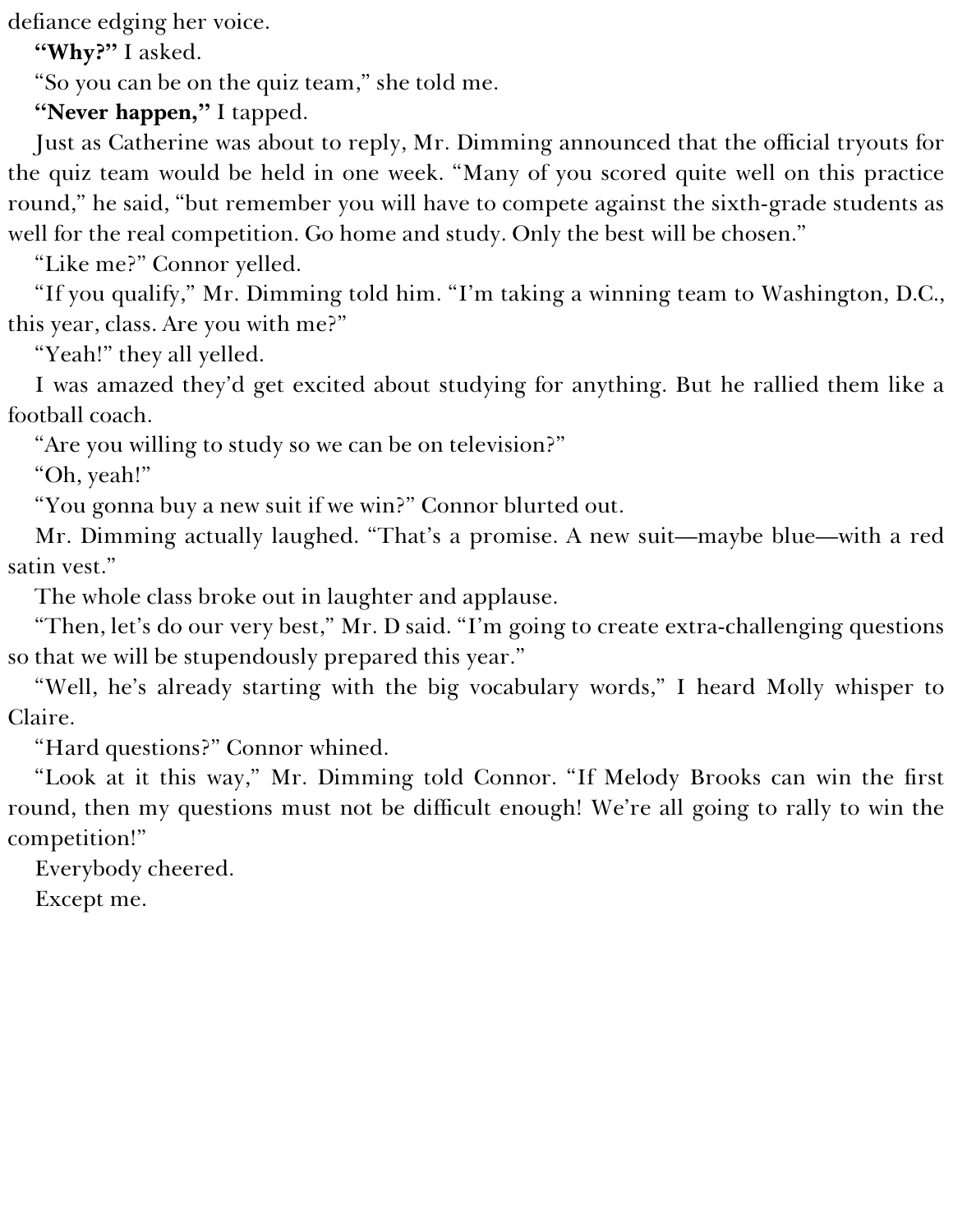defiance edging her voice.

**"Why?"** I asked.

"So you can be on the quiz team," she told me.

**"Never happen,"** I tapped.

Just as Catherine was about to reply, Mr. Dimming announced that the official tryouts for the quiz team would be held in one week. "Many of you scored quite well on this practice round," he said, "but remember you will have to compete against the sixth-grade students as well for the real competition. Go home and study. Only the best will be chosen."

"Like me?" Connor yelled.

"If you qualify," Mr. Dimming told him. "I'm taking a winning team to Washington, D.C., this year, class. Are you with me?"

"Yeah!" they all yelled.

I was amazed they'd get excited about studying for anything. But he rallied them like a football coach.

"Are you willing to study so we can be on television?"

"Oh, yeah!"

"You gonna buy a new suit if we win?" Connor blurted out.

Mr. Dimming actually laughed. "That's a promise. A new suit—maybe blue—with a red satin vest."

The whole class broke out in laughter and applause.

"Then, let's do our very best," Mr. D said. "I'm going to create extra-challenging questions so that we will be stupendously prepared this year."

"Well, he's already starting with the big vocabulary words," I heard Molly whisper to Claire.

"Hard questions?" Connor whined.

"Look at it this way," Mr. Dimming told Connor. "If Melody Brooks can win the first round, then my questions must not be difficult enough! We're all going to rally to win the competition!"

Everybody cheered.

Except me.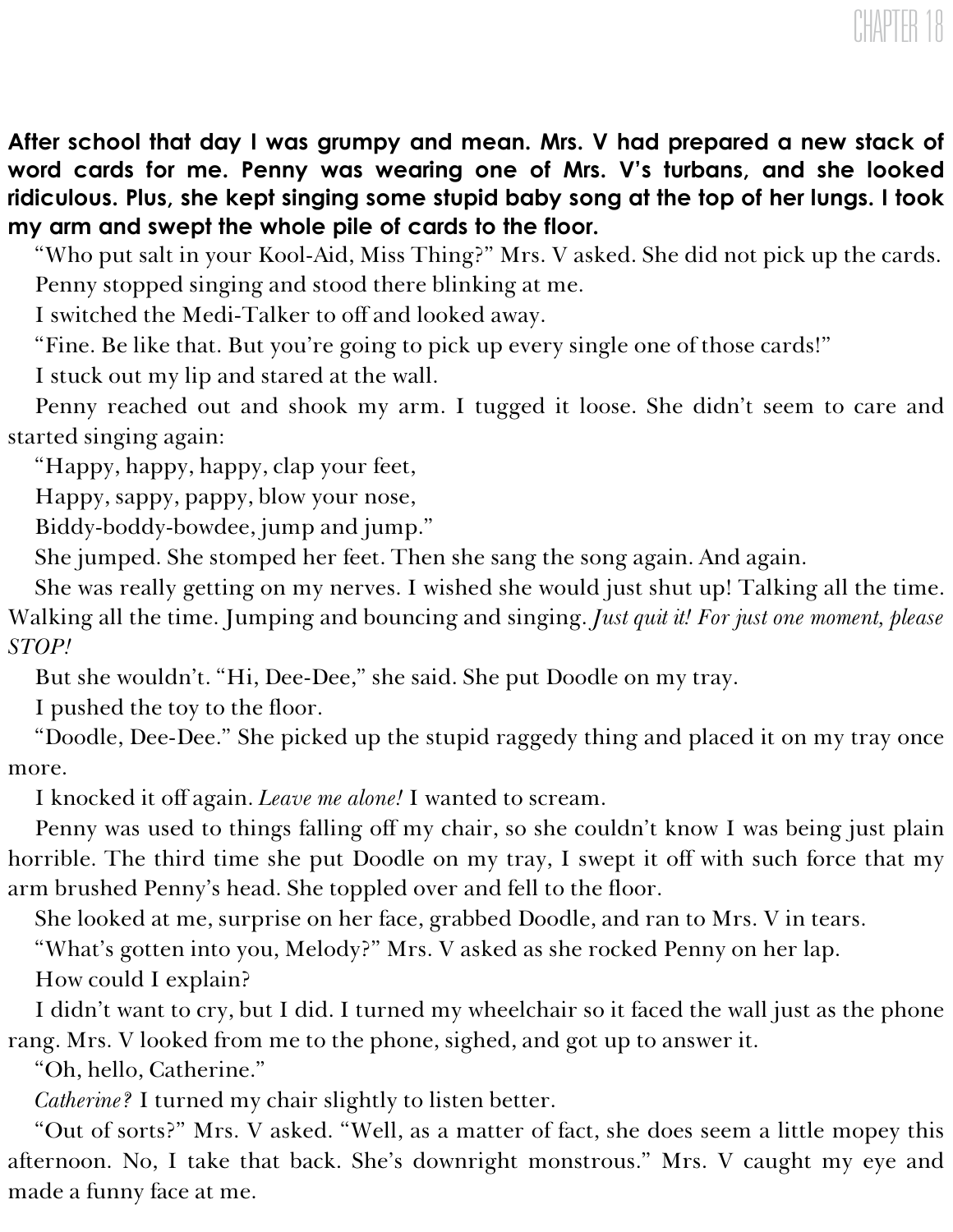# CHAPTER 18

**After school that day I was grumpy and mean. Mrs. V had prepared a new stack of word cards for me. Penny was wearing one of Mrs. V's turbans, and she looked ridiculous. Plus, she kept singing some stupid baby song at the top of her lungs. I took my arm and swept the whole pile of cards to the floor.**

"Who put salt in your Kool-Aid, Miss Thing?" Mrs. V asked. She did not pick up the cards.

Penny stopped singing and stood there blinking at me.

I switched the Medi-Talker to off and looked away.

"Fine. Be like that. But you're going to pick up every single one of those cards!"

I stuck out my lip and stared at the wall.

Penny reached out and shook my arm. I tugged it loose. She didn't seem to care and started singing again:

"Happy, happy, happy, clap your feet,

Happy, sappy, pappy, blow your nose,

Biddy-boddy-bowdee, jump and jump."

She jumped. She stomped her feet. Then she sang the song again. And again.

She was really getting on my nerves. I wished she would just shut up! Talking all the time. Walking all the time. Jumping and bouncing and singing. *Just quit it! For just one moment, please STOP!*

But she wouldn't. "Hi, Dee-Dee," she said. She put Doodle on my tray.

I pushed the toy to the floor.

"Doodle, Dee-Dee." She picked up the stupid raggedy thing and placed it on my tray once more.

I knocked it off again. *Leave me alone!* I wanted to scream.

Penny was used to things falling off my chair, so she couldn't know I was being just plain horrible. The third time she put Doodle on my tray, I swept it off with such force that my arm brushed Penny's head. She toppled over and fell to the floor.

She looked at me, surprise on her face, grabbed Doodle, and ran to Mrs. V in tears.

"What's gotten into you, Melody?" Mrs. V asked as she rocked Penny on her lap.

How could I explain?

I didn't want to cry, but I did. I turned my wheelchair so it faced the wall just as the phone rang. Mrs. V looked from me to the phone, sighed, and got up to answer it.

"Oh, hello, Catherine."

*Catherine?* I turned my chair slightly to listen better.

"Out of sorts?" Mrs. V asked. "Well, as a matter of fact, she does seem a little mopey this afternoon. No, I take that back. She's downright monstrous." Mrs. V caught my eye and made a funny face at me.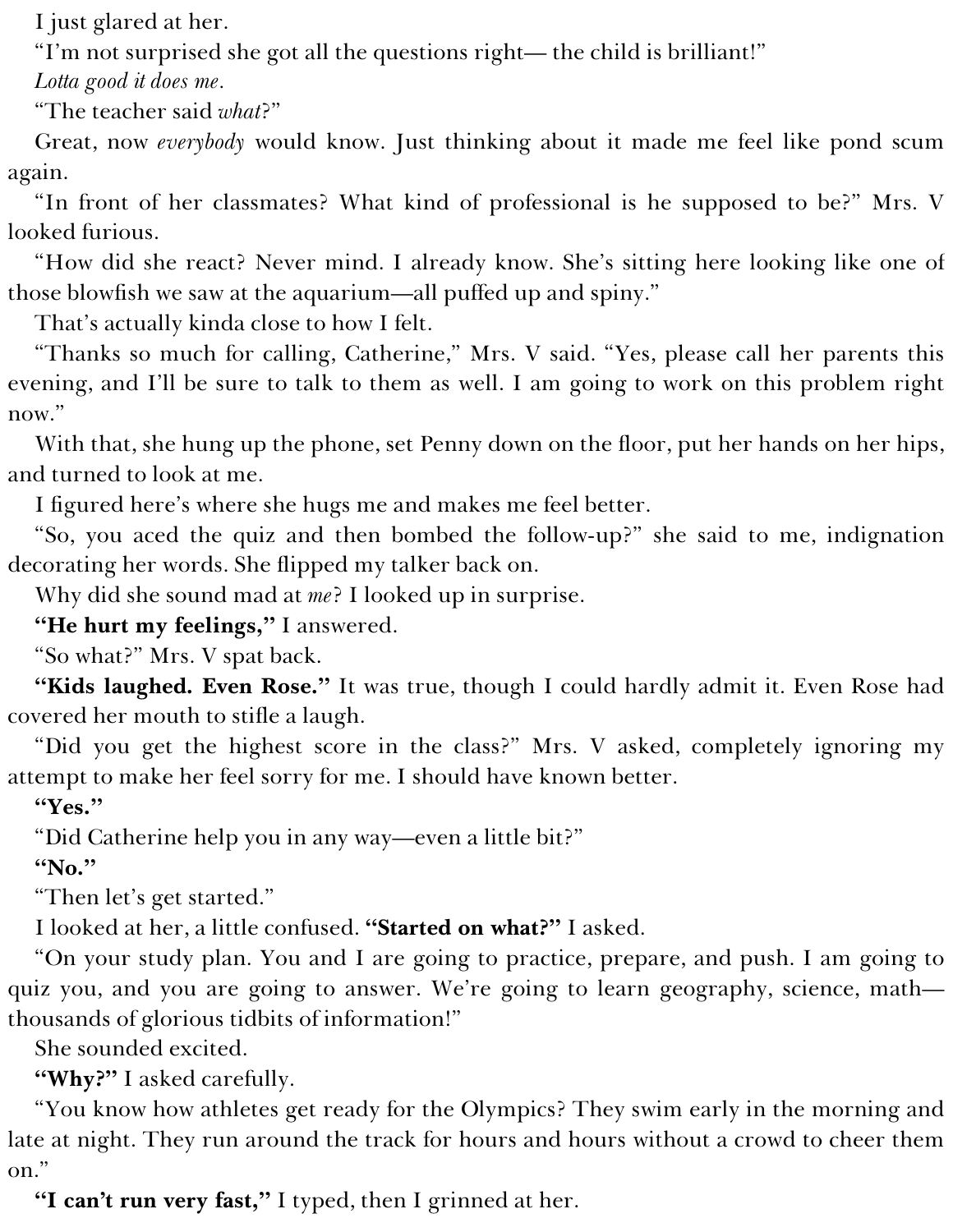I just glared at her.

"I'm not surprised she got all the questions right— the child is brilliant!"

*Lotta good it does me.*

"The teacher said *what*?"

Great, now *everybody* would know. Just thinking about it made me feel like pond scum again.

"In front of her classmates? What kind of professional is he supposed to be?" Mrs. V looked furious.

"How did she react? Never mind. I already know. She's sitting here looking like one of those blowfish we saw at the aquarium—all puffed up and spiny."

That's actually kinda close to how I felt.

"Thanks so much for calling, Catherine," Mrs. V said. "Yes, please call her parents this evening, and I'll be sure to talk to them as well. I am going to work on this problem right now."

With that, she hung up the phone, set Penny down on the floor, put her hands on her hips, and turned to look at me.

I figured here's where she hugs me and makes me feel better.

"So, you aced the quiz and then bombed the follow-up?" she said to me, indignation decorating her words. She flipped my talker back on.

Why did she sound mad at *me*? I looked up in surprise.

**"He hurt my feelings,"** I answered.

"So what?" Mrs. V spat back.

**"Kids laughed. Even Rose."** It was true, though I could hardly admit it. Even Rose had covered her mouth to stifle a laugh.

"Did you get the highest score in the class?" Mrs. V asked, completely ignoring my attempt to make her feel sorry for me. I should have known better.

**"Yes."**

"Did Catherine help you in any way—even a little bit?"

**"No."**

"Then let's get started."

I looked at her, a little confused. **"Started on what?"** I asked.

"On your study plan. You and I are going to practice, prepare, and push. I am going to quiz you, and you are going to answer. We're going to learn geography, science, math—thousands of glorious tidbits of information!"

She sounded excited.

**"Why?"** I asked carefully.

"You know how athletes get ready for the Olympics? They swim early in the morning and late at night. They run around the track for hours and hours without a crowd to cheer them on."

**"I can't run very fast,"** I typed, then I grinned at her.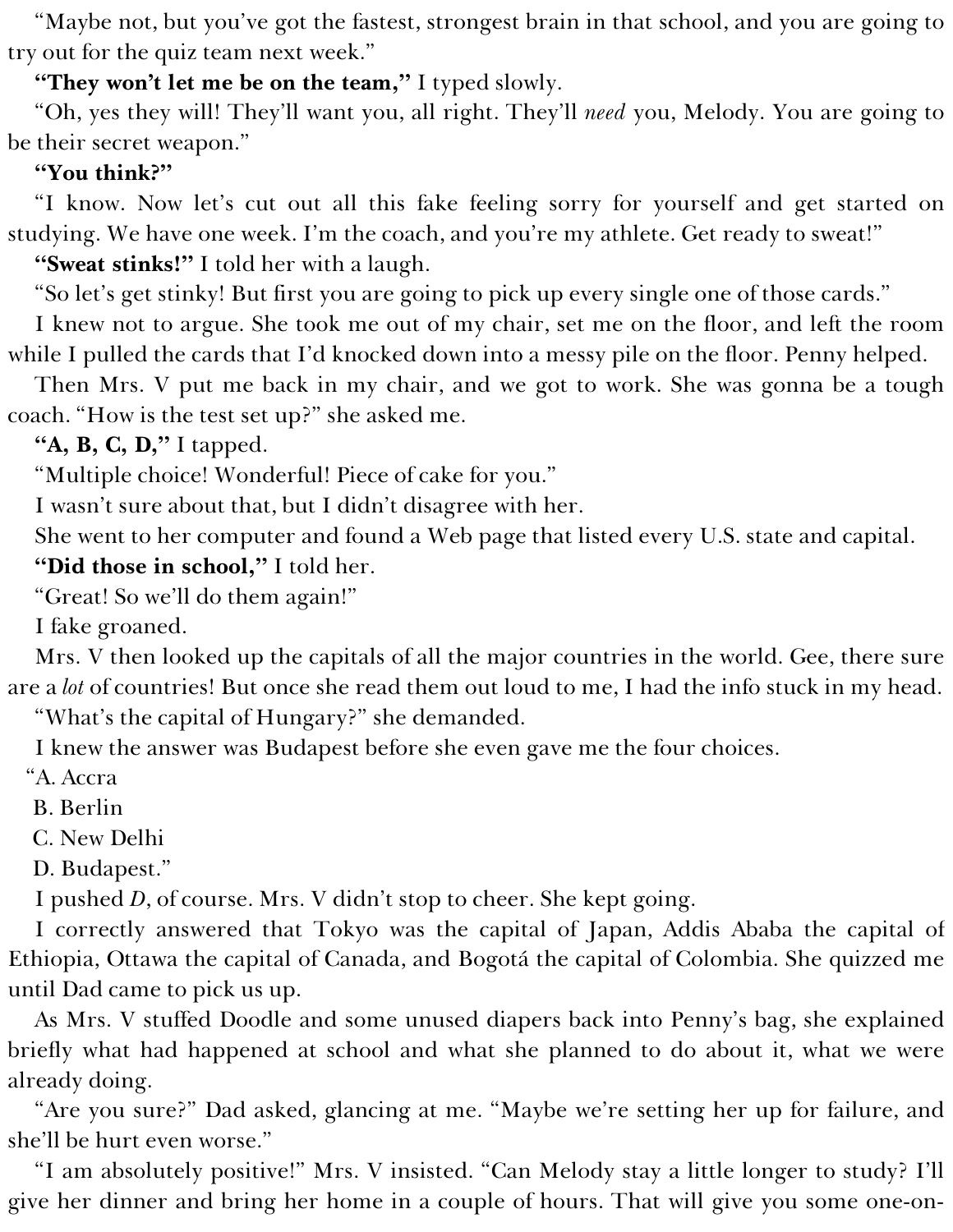"Maybe not, but you've got the fastest, strongest brain in that school, and you are going to try out for the quiz team next week."

**"They won't let me be on the team,"** I typed slowly.

"Oh, yes they will! They'll want you, all right. They'll *need* you, Melody. You are going to be their secret weapon."

**"You think?"**

"I know. Now let's cut out all this fake feeling sorry for yourself and get started on studying. We have one week. I'm the coach, and you're my athlete. Get ready to sweat!"

**"Sweat stinks!"** I told her with a laugh.

"So let's get stinky! But first you are going to pick up every single one of those cards."

I knew not to argue. She took me out of my chair, set me on the floor, and left the room while I pulled the cards that I'd knocked down into a messy pile on the floor. Penny helped.

Then Mrs. V put me back in my chair, and we got to work. She was gonna be a tough coach. "How is the test set up?" she asked me.

**"A, B, C, D,"** I tapped.

"Multiple choice! Wonderful! Piece of cake for you."

I wasn't sure about that, but I didn't disagree with her.

She went to her computer and found a Web page that listed every U.S. state and capital.

**"Did those in school,"** I told her.

"Great! So we'll do them again!"

I fake groaned.

Mrs. V then looked up the capitals of all the major countries in the world. Gee, there sure are a *lot* of countries! But once she read them out loud to me, I had the info stuck in my head.

"What's the capital of Hungary?" she demanded.

I knew the answer was Budapest before she even gave me the four choices.

"A. Accra
B. Berlin
C. New Delhi
D. Budapest."

I pushed *D*, of course. Mrs. V didn't stop to cheer. She kept going.

I correctly answered that Tokyo was the capital of Japan, Addis Ababa the capital of Ethiopia, Ottawa the capital of Canada, and Bogotá the capital of Colombia. She quizzed me until Dad came to pick us up.

As Mrs. V stuffed Doodle and some unused diapers back into Penny's bag, she explained briefly what had happened at school and what she planned to do about it, what we were already doing.

"Are you sure?" Dad asked, glancing at me. "Maybe we're setting her up for failure, and she'll be hurt even worse."

"I am absolutely positive!" Mrs. V insisted. "Can Melody stay a little longer to study? I'll give her dinner and bring her home in a couple of hours. That will give you some one-on-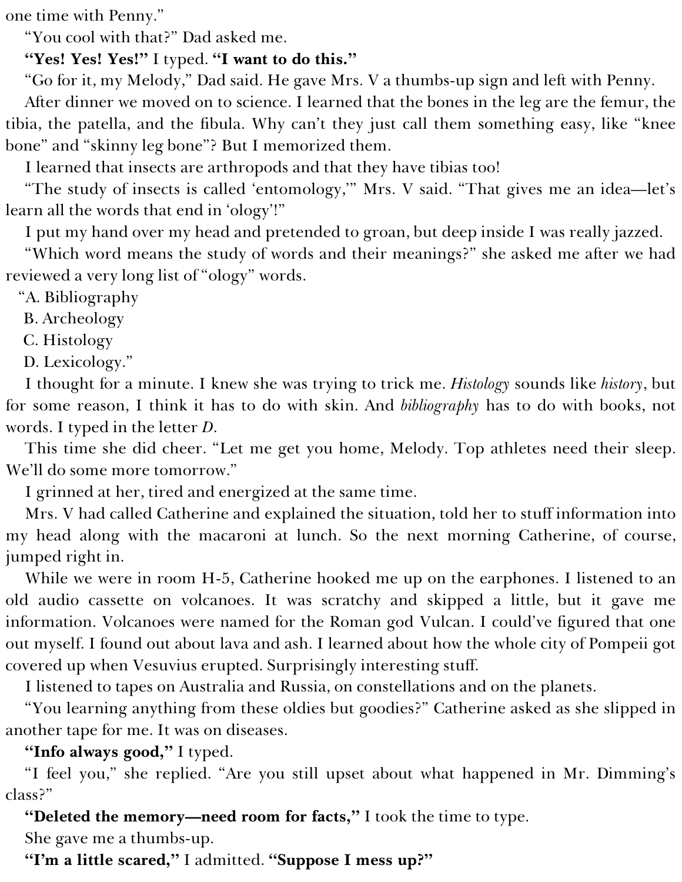one time with Penny."

"You cool with that?" Dad asked me.

**"Yes! Yes! Yes!"** I typed. **"I want to do this."**

"Go for it, my Melody," Dad said. He gave Mrs. V a thumbs-up sign and left with Penny.

After dinner we moved on to science. I learned that the bones in the leg are the femur, the tibia, the patella, and the fibula. Why can't they just call them something easy, like "knee bone" and "skinny leg bone"? But I memorized them.

I learned that insects are arthropods and that they have tibias too!

"The study of insects is called 'entomology,'" Mrs. V said. "That gives me an idea—let's learn all the words that end in 'ology'!"

I put my hand over my head and pretended to groan, but deep inside I was really jazzed.

"Which word means the study of words and their meanings?" she asked me after we had reviewed a very long list of "ology" words.

"A. Bibliography  
B. Archeology  
C. Histology  
D. Lexicology."

I thought for a minute. I knew she was trying to trick me. *Histology* sounds like *history*, but for some reason, I think it has to do with skin. And *bibliography* has to do with books, not words. I typed in the letter *D*.

This time she did cheer. "Let me get you home, Melody. Top athletes need their sleep. We'll do some more tomorrow."

I grinned at her, tired and energized at the same time.

Mrs. V had called Catherine and explained the situation, told her to stuff information into my head along with the macaroni at lunch. So the next morning Catherine, of course, jumped right in.

While we were in room H-5, Catherine hooked me up on the earphones. I listened to an old audio cassette on volcanoes. It was scratchy and skipped a little, but it gave me information. Volcanoes were named for the Roman god Vulcan. I could've figured that one out myself. I found out about lava and ash. I learned about how the whole city of Pompeii got covered up when Vesuvius erupted. Surprisingly interesting stuff.

I listened to tapes on Australia and Russia, on constellations and on the planets.

"You learning anything from these oldies but goodies?" Catherine asked as she slipped in another tape for me. It was on diseases.

**"Info always good,"** I typed.

"I feel you," she replied. "Are you still upset about what happened in Mr. Dimming's class?"

**"Deleted the memory—need room for facts,"** I took the time to type.

She gave me a thumbs-up.

**"I'm a little scared,"** I admitted. **"Suppose I mess up?"**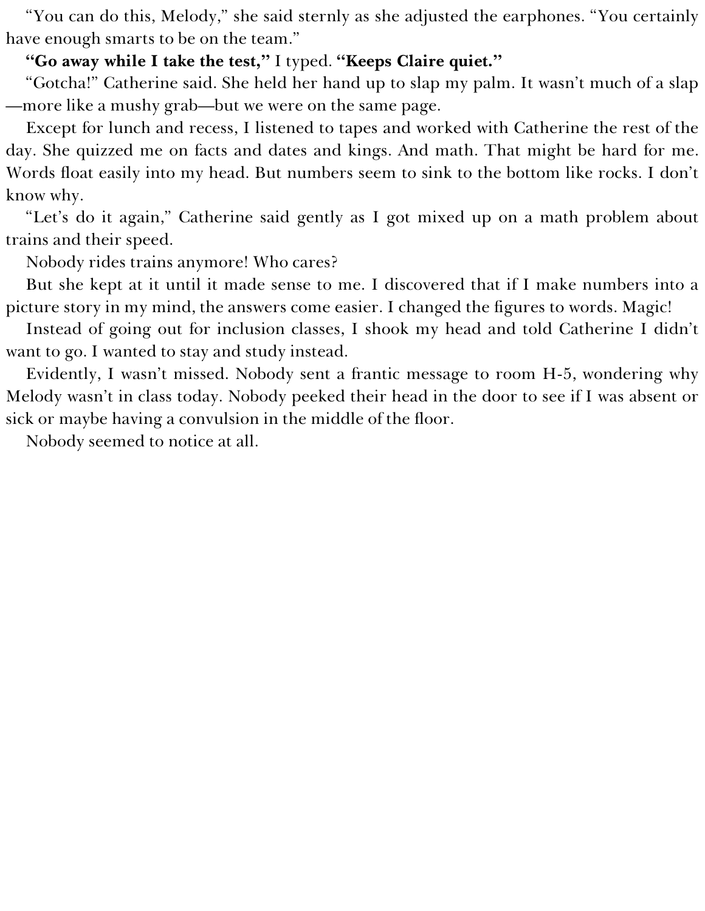“You can do this, Melody,” she said sternly as she adjusted the earphones. “You certainly have enough smarts to be on the team.”

**“Go away while I take the test,”** I typed. **“Keeps Claire quiet.”**

“Gotcha!” Catherine said. She held her hand up to slap my palm. It wasn’t much of a slap—more like a mushy grab—but we were on the same page.

Except for lunch and recess, I listened to tapes and worked with Catherine the rest of the day. She quizzed me on facts and dates and kings. And math. That might be hard for me. Words float easily into my head. But numbers seem to sink to the bottom like rocks. I don’t know why.

“Let’s do it again,” Catherine said gently as I got mixed up on a math problem about trains and their speed.

Nobody rides trains anymore! Who cares?

But she kept at it until it made sense to me. I discovered that if I make numbers into a picture story in my mind, the answers come easier. I changed the figures to words. Magic!

Instead of going out for inclusion classes, I shook my head and told Catherine I didn’t want to go. I wanted to stay and study instead.

Evidently, I wasn’t missed. Nobody sent a frantic message to room H-5, wondering why Melody wasn’t in class today. Nobody peeked their head in the door to see if I was absent or sick or maybe having a convulsion in the middle of the floor.

Nobody seemed to notice at all.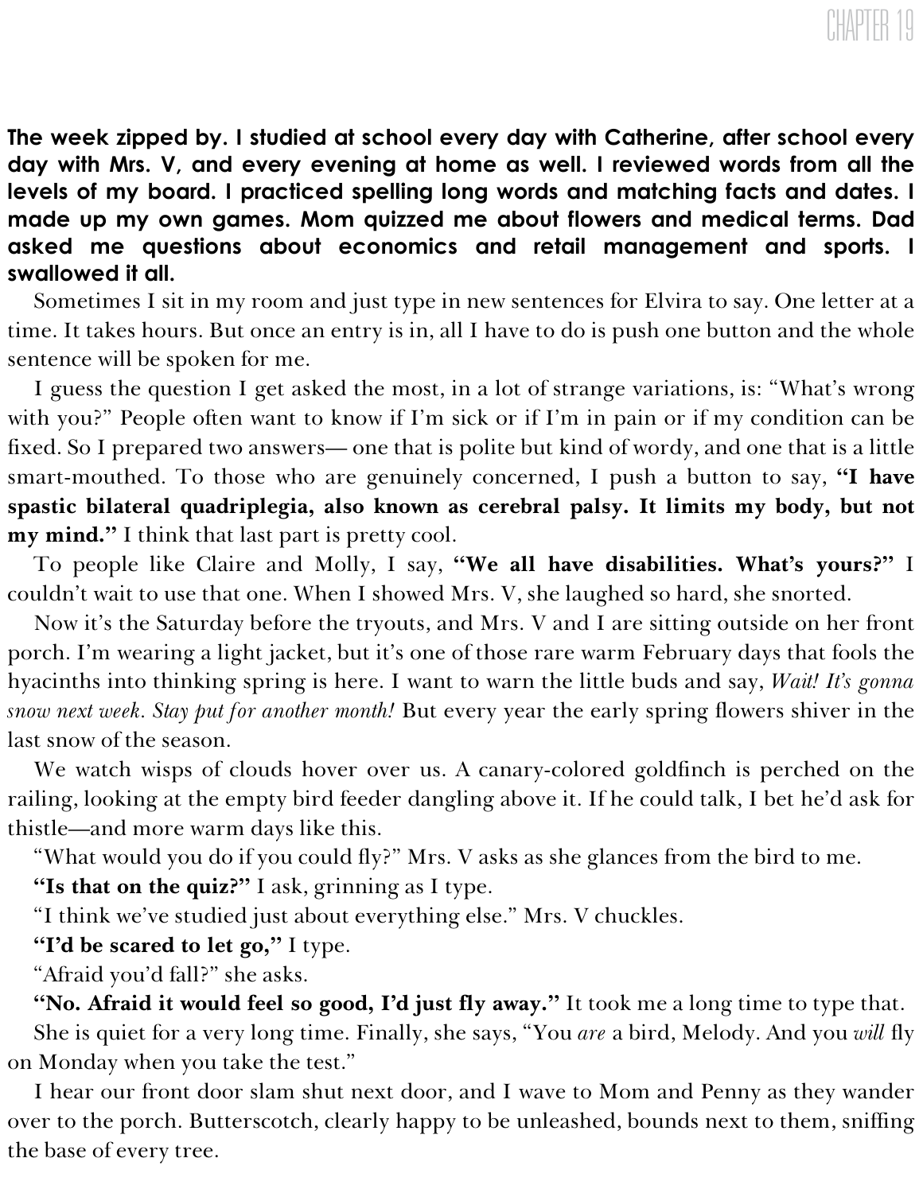# CHAPTER 19

**The week zipped by. I studied at school every day with Catherine, after school every day with Mrs. V, and every evening at home as well. I reviewed words from all the levels of my board. I practiced spelling long words and matching facts and dates. I made up my own games. Mom quizzed me about flowers and medical terms. Dad asked me questions about economics and retail management and sports. I swallowed it all.**

Sometimes I sit in my room and just type in new sentences for Elvira to say. One letter at a time. It takes hours. But once an entry is in, all I have to do is push one button and the whole sentence will be spoken for me.

I guess the question I get asked the most, in a lot of strange variations, is: "What's wrong with you?" People often want to know if I'm sick or if I'm in pain or if my condition can be fixed. So I prepared two answers— one that is polite but kind of wordy, and one that is a little smart-mouthed. To those who are genuinely concerned, I push a button to say, **"I have spastic bilateral quadriplegia, also known as cerebral palsy. It limits my body, but not my mind."** I think that last part is pretty cool.

To people like Claire and Molly, I say, **"We all have disabilities. What's yours?"** I couldn't wait to use that one. When I showed Mrs. V, she laughed so hard, she snorted.

Now it's the Saturday before the tryouts, and Mrs. V and I are sitting outside on her front porch. I'm wearing a light jacket, but it's one of those rare warm February days that fools the hyacinths into thinking spring is here. I want to warn the little buds and say, *Wait! It's gonna snow next week. Stay put for another month!* But every year the early spring flowers shiver in the last snow of the season.

We watch wisps of clouds hover over us. A canary-colored goldfinch is perched on the railing, looking at the empty bird feeder dangling above it. If he could talk, I bet he'd ask for thistle—and more warm days like this.

"What would you do if you could fly?" Mrs. V asks as she glances from the bird to me.

**"Is that on the quiz?"** I ask, grinning as I type.

"I think we've studied just about everything else." Mrs. V chuckles.

**"I'd be scared to let go,"** I type.

"Afraid you'd fall?" she asks.

**"No. Afraid it would feel so good, I'd just fly away."** It took me a long time to type that.

She is quiet for a very long time. Finally, she says, "You *are* a bird, Melody. And you *will* fly on Monday when you take the test."

I hear our front door slam shut next door, and I wave to Mom and Penny as they wander over to the porch. Butterscotch, clearly happy to be unleashed, bounds next to them, sniffing the base of every tree.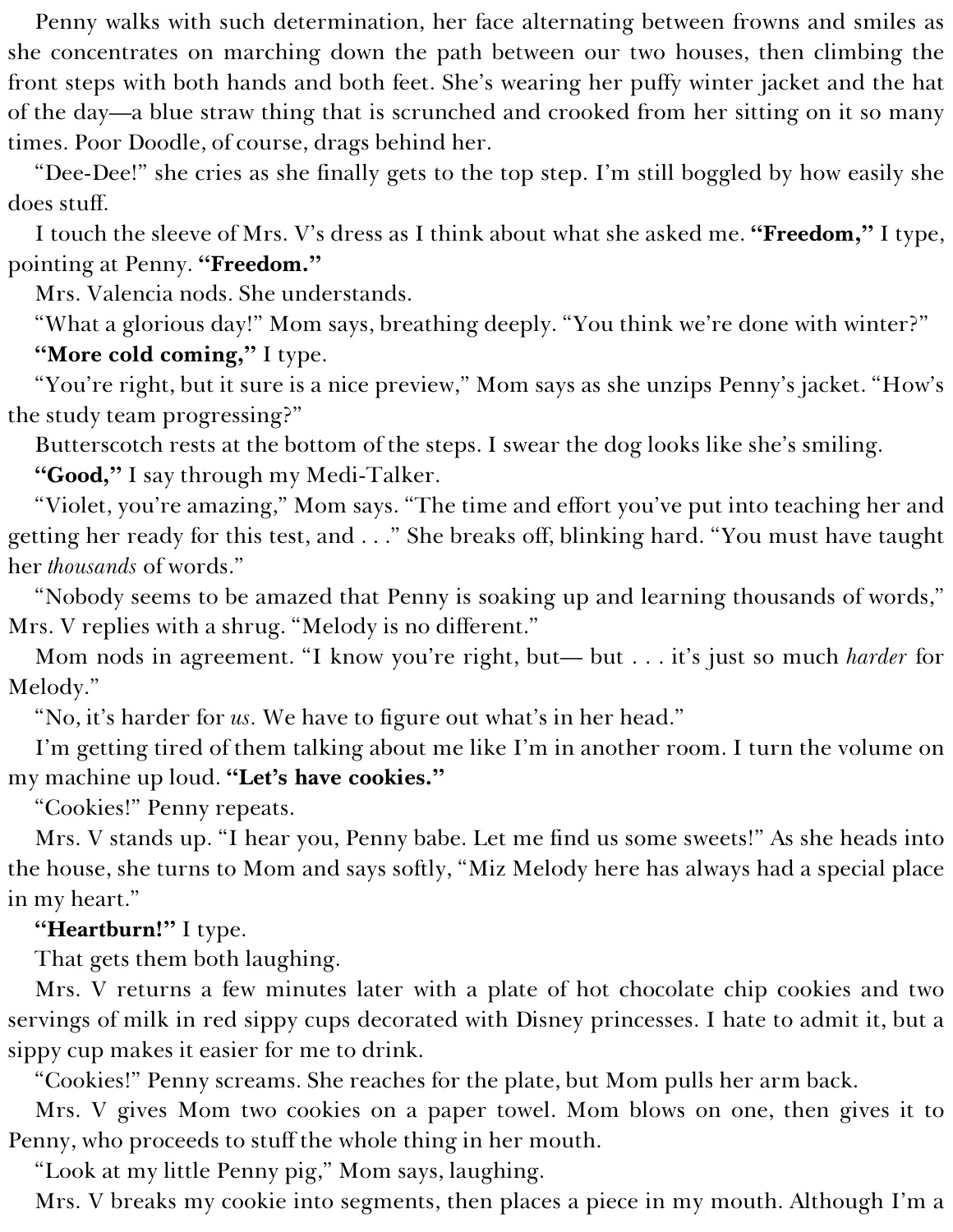Penny walks with such determination, her face alternating between frowns and smiles as she concentrates on marching down the path between our two houses, then climbing the front steps with both hands and both feet. She's wearing her puffy winter jacket and the hat of the day—a blue straw thing that is scrunched and crooked from her sitting on it so many times. Poor Doodle, of course, drags behind her.

"Dee-Dee!" she cries as she finally gets to the top step. I'm still boggled by how easily she does stuff.

I touch the sleeve of Mrs. V's dress as I think about what she asked me. **"Freedom,"** I type, pointing at Penny. **"Freedom."**

Mrs. Valencia nods. She understands.

"What a glorious day!" Mom says, breathing deeply. "You think we're done with winter?"

**"More cold coming,"** I type.

"You're right, but it sure is a nice preview," Mom says as she unzips Penny's jacket. "How's the study team progressing?"

Butterscotch rests at the bottom of the steps. I swear the dog looks like she's smiling.

**"Good,"** I say through my Medi-Talker.

"Violet, you're amazing," Mom says. "The time and effort you've put into teaching her and getting her ready for this test, and . . ." She breaks off, blinking hard. "You must have taught her *thousands* of words."

"Nobody seems to be amazed that Penny is soaking up and learning thousands of words," Mrs. V replies with a shrug. "Melody is no different."

Mom nods in agreement. "I know you're right, but— but . . . it's just so much *harder* for Melody."

"No, it's harder for *us*. We have to figure out what's in her head."

I'm getting tired of them talking about me like I'm in another room. I turn the volume on my machine up loud. **"Let's have cookies."**

"Cookies!" Penny repeats.

Mrs. V stands up. "I hear you, Penny babe. Let me find us some sweets!" As she heads into the house, she turns to Mom and says softly, "Miz Melody here has always had a special place in my heart."

**"Heartburn!"** I type.

That gets them both laughing.

Mrs. V returns a few minutes later with a plate of hot chocolate chip cookies and two servings of milk in red sippy cups decorated with Disney princesses. I hate to admit it, but a sippy cup makes it easier for me to drink.

"Cookies!" Penny screams. She reaches for the plate, but Mom pulls her arm back.

Mrs. V gives Mom two cookies on a paper towel. Mom blows on one, then gives it to Penny, who proceeds to stuff the whole thing in her mouth.

"Look at my little Penny pig," Mom says, laughing.

Mrs. V breaks my cookie into segments, then places a piece in my mouth. Although I'm a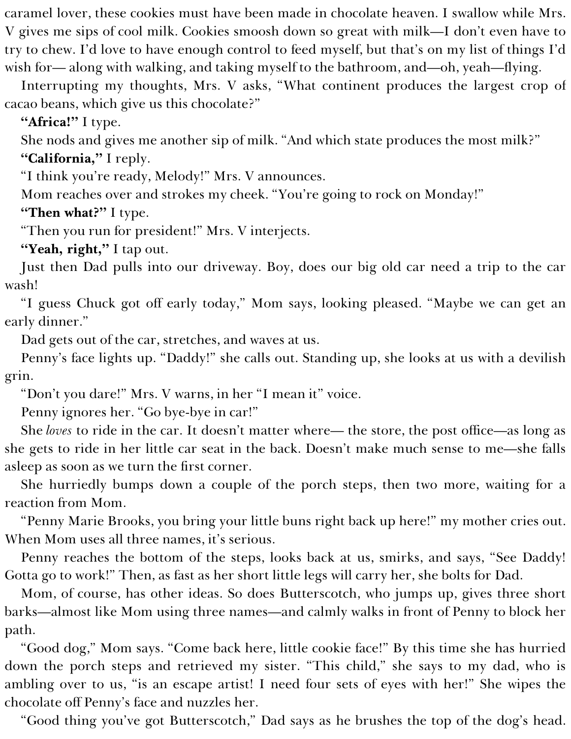caramel lover, these cookies must have been made in chocolate heaven. I swallow while Mrs. V gives me sips of cool milk. Cookies smoosh down so great with milk—I don't even have to try to chew. I'd love to have enough control to feed myself, but that's on my list of things I'd wish for— along with walking, and taking myself to the bathroom, and—oh, yeah—flying.

Interrupting my thoughts, Mrs. V asks, "What continent produces the largest crop of cacao beans, which give us this chocolate?"

**"Africa!"** I type.

She nods and gives me another sip of milk. "And which state produces the most milk?"

**"California,"** I reply.

"I think you're ready, Melody!" Mrs. V announces.

Mom reaches over and strokes my cheek. "You're going to rock on Monday!"

**"Then what?"** I type.

"Then you run for president!" Mrs. V interjects.

**"Yeah, right,"** I tap out.

Just then Dad pulls into our driveway. Boy, does our big old car need a trip to the car wash!

"I guess Chuck got off early today," Mom says, looking pleased. "Maybe we can get an early dinner."

Dad gets out of the car, stretches, and waves at us.

Penny's face lights up. "Daddy!" she calls out. Standing up, she looks at us with a devilish grin.

"Don't you dare!" Mrs. V warns, in her "I mean it" voice.

Penny ignores her. "Go bye-bye in car!"

She *loves* to ride in the car. It doesn't matter where— the store, the post office—as long as she gets to ride in her little car seat in the back. Doesn't make much sense to me—she falls asleep as soon as we turn the first corner.

She hurriedly bumps down a couple of the porch steps, then two more, waiting for a reaction from Mom.

"Penny Marie Brooks, you bring your little buns right back up here!" my mother cries out. When Mom uses all three names, it's serious.

Penny reaches the bottom of the steps, looks back at us, smirks, and says, "See Daddy! Gotta go to work!" Then, as fast as her short little legs will carry her, she bolts for Dad.

Mom, of course, has other ideas. So does Butterscotch, who jumps up, gives three short barks—almost like Mom using three names—and calmly walks in front of Penny to block her path.

"Good dog," Mom says. "Come back here, little cookie face!" By this time she has hurried down the porch steps and retrieved my sister. "This child," she says to my dad, who is ambling over to us, "is an escape artist! I need four sets of eyes with her!" She wipes the chocolate off Penny's face and nuzzles her.

"Good thing you've got Butterscotch," Dad says as he brushes the top of the dog's head.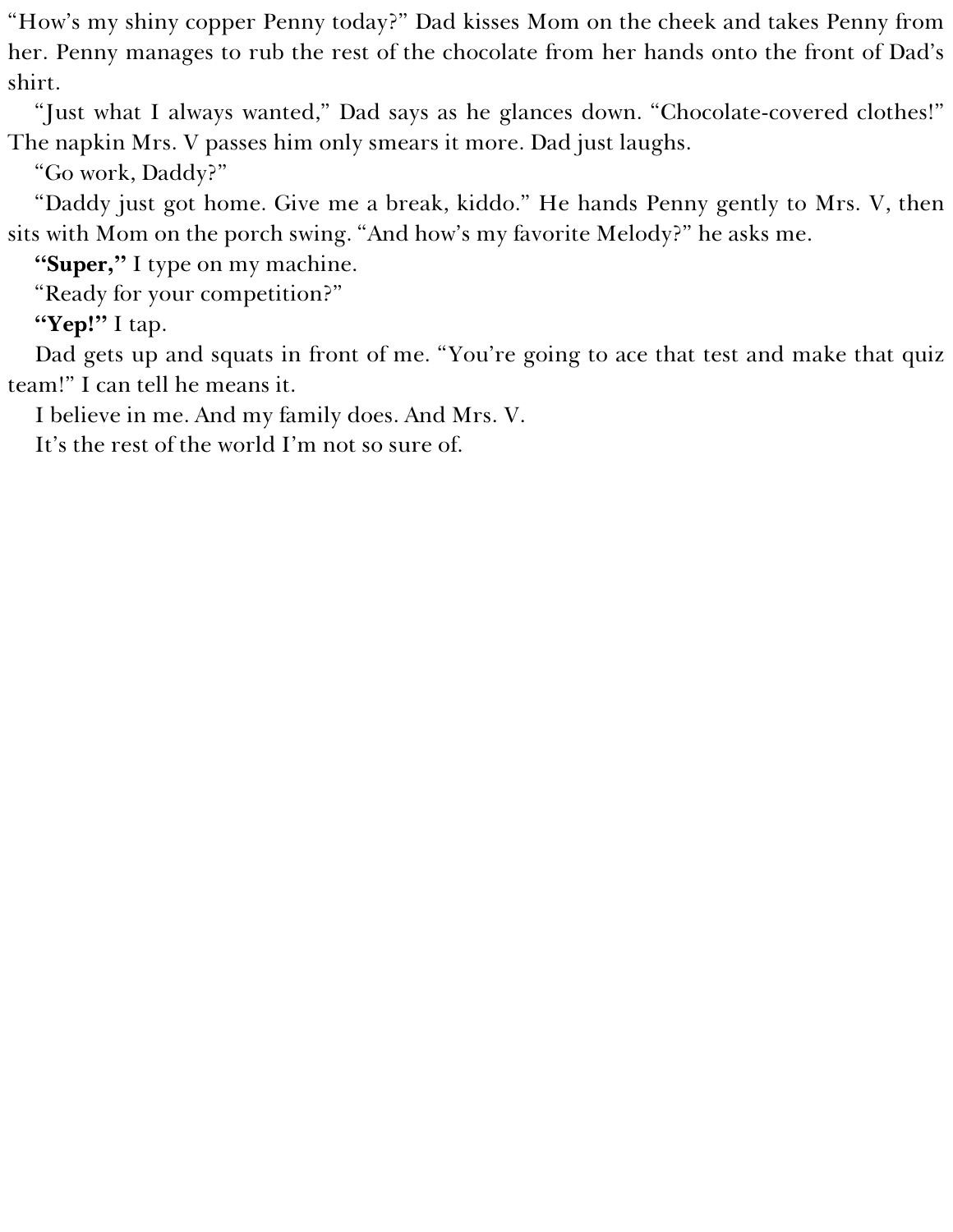"How's my shiny copper Penny today?" Dad kisses Mom on the cheek and takes Penny from her. Penny manages to rub the rest of the chocolate from her hands onto the front of Dad's shirt.

"Just what I always wanted," Dad says as he glances down. "Chocolate-covered clothes!" The napkin Mrs. V passes him only smears it more. Dad just laughs.

"Go work, Daddy?"

"Daddy just got home. Give me a break, kiddo." He hands Penny gently to Mrs. V, then sits with Mom on the porch swing. "And how's my favorite Melody?" he asks me.

**"Super,"** I type on my machine.

"Ready for your competition?"

**"Yep!"** I tap.

Dad gets up and squats in front of me. "You're going to ace that test and make that quiz team!" I can tell he means it.

I believe in me. And my family does. And Mrs. V.

It's the rest of the world I'm not so sure of.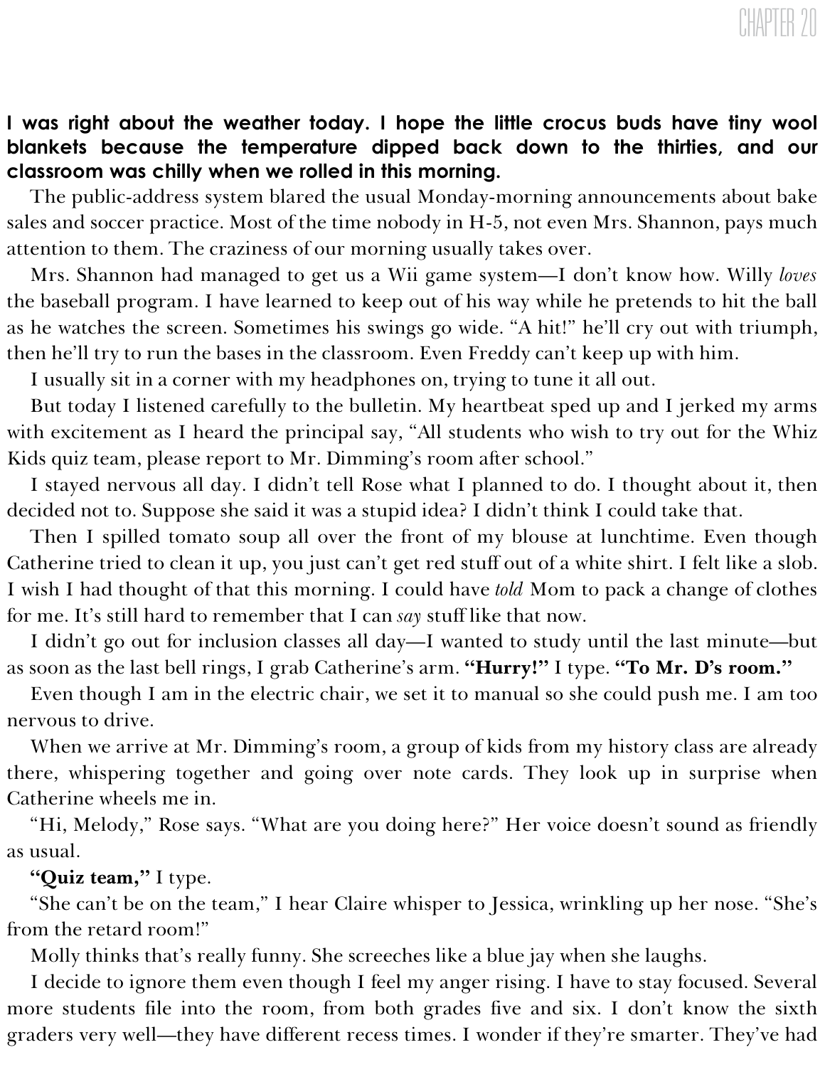# CHAPTER 20

**I was right about the weather today. I hope the little crocus buds have tiny wool blankets because the temperature dipped back down to the thirties, and our classroom was chilly when we rolled in this morning.**

The public-address system blared the usual Monday-morning announcements about bake sales and soccer practice. Most of the time nobody in H-5, not even Mrs. Shannon, pays much attention to them. The craziness of our morning usually takes over.

Mrs. Shannon had managed to get us a Wii game system—I don't know how. Willy *loves* the baseball program. I have learned to keep out of his way while he pretends to hit the ball as he watches the screen. Sometimes his swings go wide. "A hit!" he'll cry out with triumph, then he'll try to run the bases in the classroom. Even Freddy can't keep up with him.

I usually sit in a corner with my headphones on, trying to tune it all out.

But today I listened carefully to the bulletin. My heartbeat sped up and I jerked my arms with excitement as I heard the principal say, "All students who wish to try out for the Whiz Kids quiz team, please report to Mr. Dimming's room after school."

I stayed nervous all day. I didn't tell Rose what I planned to do. I thought about it, then decided not to. Suppose she said it was a stupid idea? I didn't think I could take that.

Then I spilled tomato soup all over the front of my blouse at lunchtime. Even though Catherine tried to clean it up, you just can't get red stuff out of a white shirt. I felt like a slob. I wish I had thought of that this morning. I could have *told* Mom to pack a change of clothes for me. It's still hard to remember that I can *say* stuff like that now.

I didn't go out for inclusion classes all day—I wanted to study until the last minute—but as soon as the last bell rings, I grab Catherine's arm. **"Hurry!"** I type. **"To Mr. D's room."**

Even though I am in the electric chair, we set it to manual so she could push me. I am too nervous to drive.

When we arrive at Mr. Dimming's room, a group of kids from my history class are already there, whispering together and going over note cards. They look up in surprise when Catherine wheels me in.

"Hi, Melody," Rose says. "What are you doing here?" Her voice doesn't sound as friendly as usual.

**"Quiz team,"** I type.

"She can't be on the team," I hear Claire whisper to Jessica, wrinkling up her nose. "She's from the retard room!"

Molly thinks that's really funny. She screeches like a blue jay when she laughs.

I decide to ignore them even though I feel my anger rising. I have to stay focused. Several more students file into the room, from both grades five and six. I don't know the sixth graders very well—they have different recess times. I wonder if they're smarter. They've had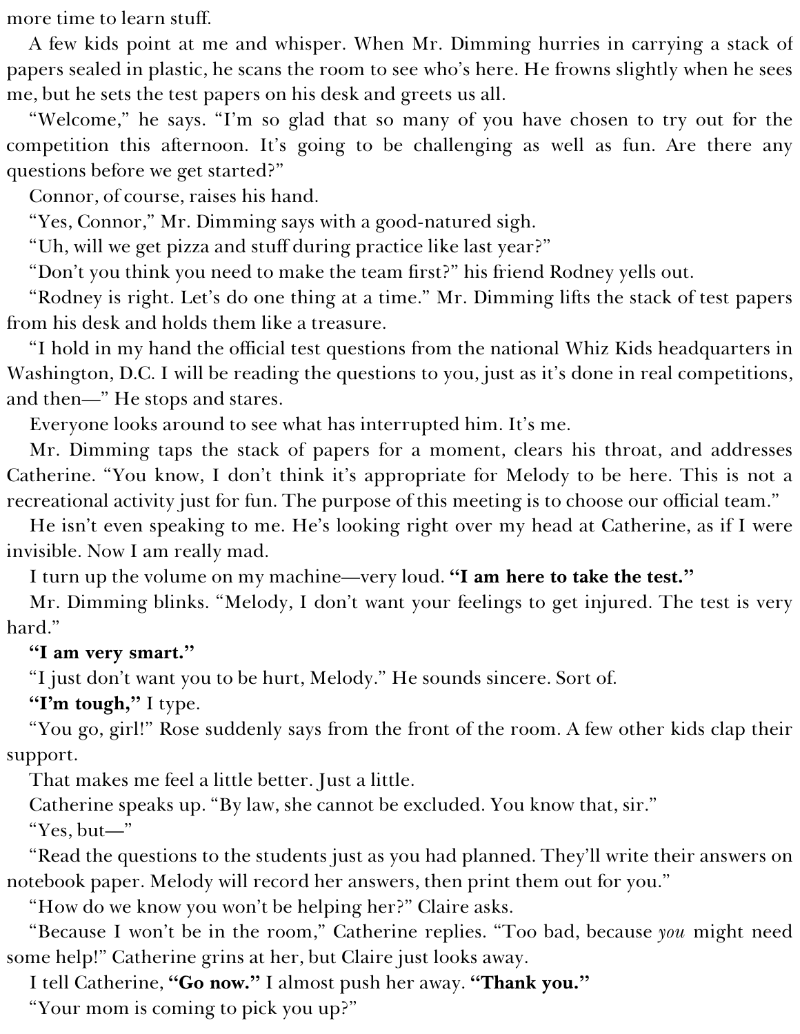more time to learn stuff.

A few kids point at me and whisper. When Mr. Dimming hurries in carrying a stack of papers sealed in plastic, he scans the room to see who's here. He frowns slightly when he sees me, but he sets the test papers on his desk and greets us all.

"Welcome," he says. "I'm so glad that so many of you have chosen to try out for the competition this afternoon. It's going to be challenging as well as fun. Are there any questions before we get started?"

Connor, of course, raises his hand.

"Yes, Connor," Mr. Dimming says with a good-natured sigh.

"Uh, will we get pizza and stuff during practice like last year?"

"Don't you think you need to make the team first?" his friend Rodney yells out.

"Rodney is right. Let's do one thing at a time." Mr. Dimming lifts the stack of test papers from his desk and holds them like a treasure.

"I hold in my hand the official test questions from the national Whiz Kids headquarters in Washington, D.C. I will be reading the questions to you, just as it's done in real competitions, and then—" He stops and stares.

Everyone looks around to see what has interrupted him. It's me.

Mr. Dimming taps the stack of papers for a moment, clears his throat, and addresses Catherine. "You know, I don't think it's appropriate for Melody to be here. This is not a recreational activity just for fun. The purpose of this meeting is to choose our official team."

He isn't even speaking to me. He's looking right over my head at Catherine, as if I were invisible. Now I am really mad.

I turn up the volume on my machine—very loud. **"I am here to take the test."**

Mr. Dimming blinks. "Melody, I don't want your feelings to get injured. The test is very hard."

**"I am very smart."**

"I just don't want you to be hurt, Melody." He sounds sincere. Sort of.

**"I'm tough,"** I type.

"You go, girl!" Rose suddenly says from the front of the room. A few other kids clap their support.

That makes me feel a little better. Just a little.

Catherine speaks up. "By law, she cannot be excluded. You know that, sir."

"Yes, but—"

"Read the questions to the students just as you had planned. They'll write their answers on notebook paper. Melody will record her answers, then print them out for you."

"How do we know you won't be helping her?" Claire asks.

"Because I won't be in the room," Catherine replies. "Too bad, because *you* might need some help!" Catherine grins at her, but Claire just looks away.

I tell Catherine, **"Go now."** I almost push her away. **"Thank you."**

"Your mom is coming to pick you up?"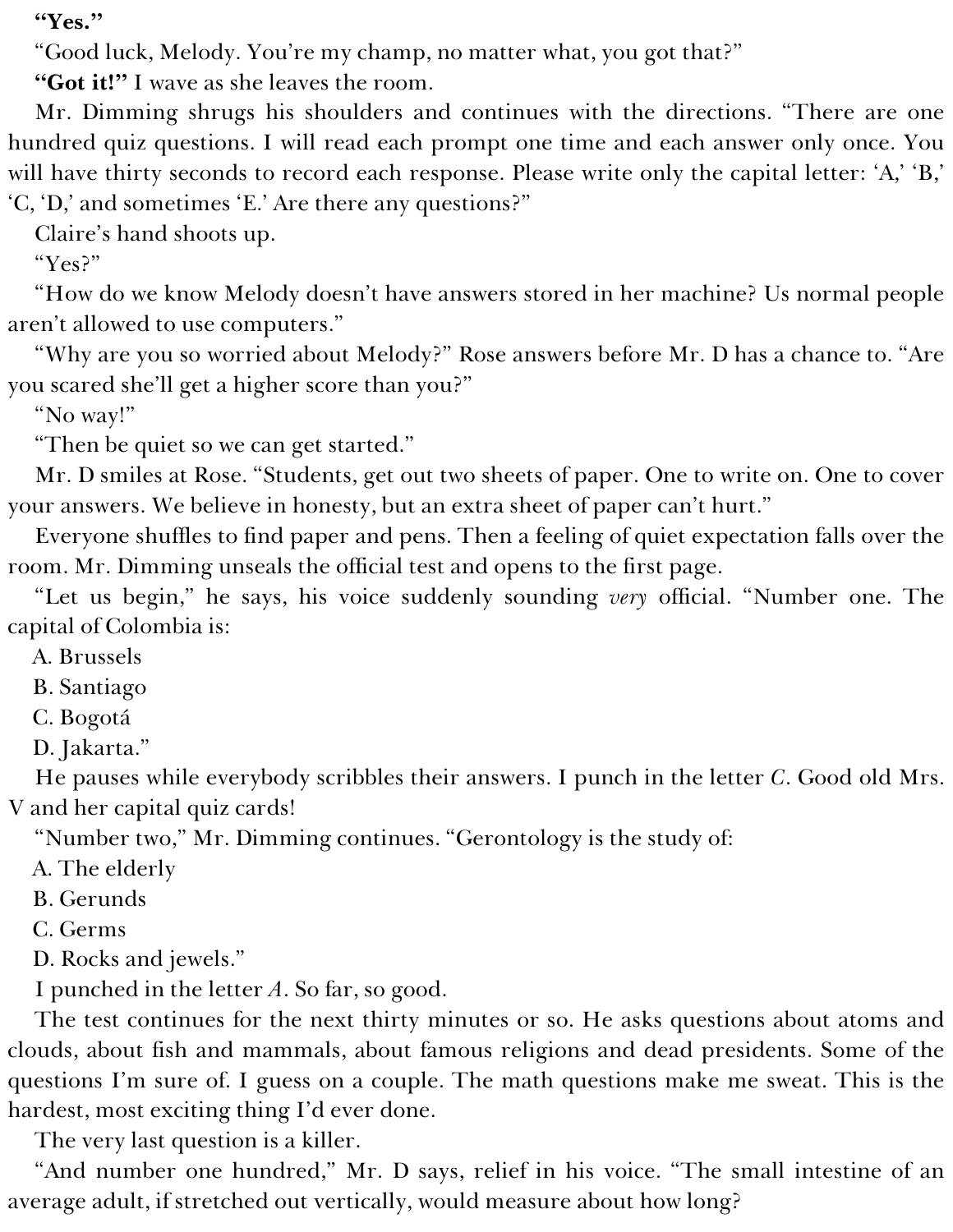**"Yes."**

"Good luck, Melody. You're my champ, no matter what, you got that?"

**"Got it!"** I wave as she leaves the room.

Mr. Dimming shrugs his shoulders and continues with the directions. "There are one hundred quiz questions. I will read each prompt one time and each answer only once. You will have thirty seconds to record each response. Please write only the capital letter: 'A,' 'B,' 'C,' 'D,' and sometimes 'E.' Are there any questions?"

Claire's hand shoots up.

"Yes?"

"How do we know Melody doesn't have answers stored in her machine? Us normal people aren't allowed to use computers."

"Why are you so worried about Melody?" Rose answers before Mr. D has a chance to. "Are you scared she'll get a higher score than you?"

"No way!"

"Then be quiet so we can get started."

Mr. D smiles at Rose. "Students, get out two sheets of paper. One to write on. One to cover your answers. We believe in honesty, but an extra sheet of paper can't hurt."

Everyone shuffles to find paper and pens. Then a feeling of quiet expectation falls over the room. Mr. Dimming unseals the official test and opens to the first page.

"Let us begin," he says, his voice suddenly sounding *very* official. "Number one. The capital of Colombia is:

A. Brussels
B. Santiago
C. Bogotá
D. Jakarta."

He pauses while everybody scribbles their answers. I punch in the letter *C*. Good old Mrs. V and her capital quiz cards!

"Number two," Mr. Dimming continues. "Gerontology is the study of:

A. The elderly
B. Gerunds
C. Germs
D. Rocks and jewels."

I punched in the letter *A*. So far, so good.

The test continues for the next thirty minutes or so. He asks questions about atoms and clouds, about fish and mammals, about famous religions and dead presidents. Some of the questions I'm sure of. I guess on a couple. The math questions make me sweat. This is the hardest, most exciting thing I'd ever done.

The very last question is a killer.

"And number one hundred," Mr. D says, relief in his voice. "The small intestine of an average adult, if stretched out vertically, would measure about how long?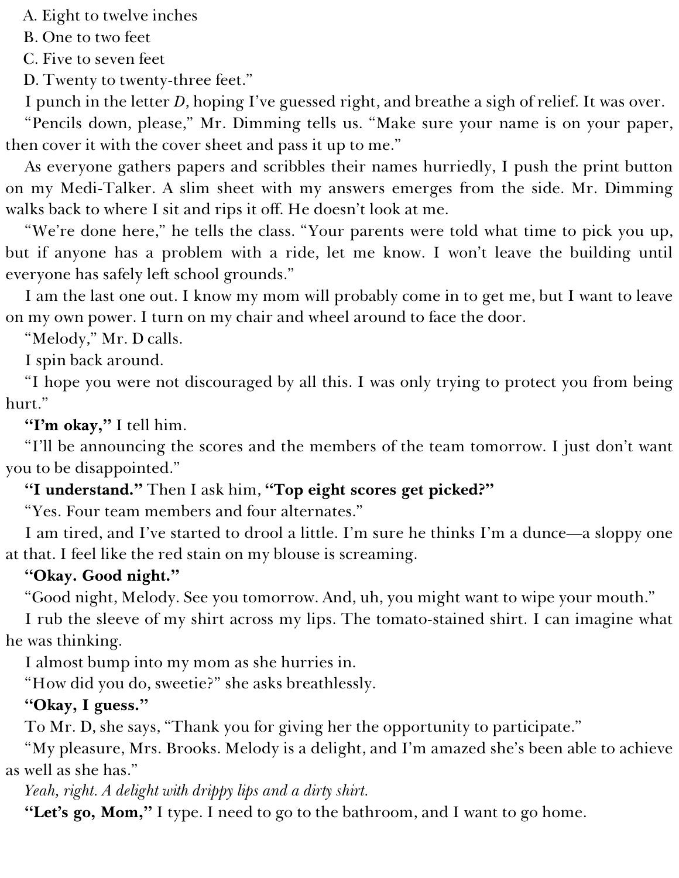A. Eight to twelve inches

B. One to two feet

C. Five to seven feet

D. Twenty to twenty-three feet."

I punch in the letter *D*, hoping I've guessed right, and breathe a sigh of relief. It was over.

"Pencils down, please," Mr. Dimming tells us. "Make sure your name is on your paper, then cover it with the cover sheet and pass it up to me."

As everyone gathers papers and scribbles their names hurriedly, I push the print button on my Medi-Talker. A slim sheet with my answers emerges from the side. Mr. Dimming walks back to where I sit and rips it off. He doesn't look at me.

"We're done here," he tells the class. "Your parents were told what time to pick you up, but if anyone has a problem with a ride, let me know. I won't leave the building until everyone has safely left school grounds."

I am the last one out. I know my mom will probably come in to get me, but I want to leave on my own power. I turn on my chair and wheel around to face the door.

"Melody," Mr. D calls.

I spin back around.

"I hope you were not discouraged by all this. I was only trying to protect you from being hurt."

**"I'm okay,"** I tell him.

"I'll be announcing the scores and the members of the team tomorrow. I just don't want you to be disappointed."

**"I understand."** Then I ask him, **"Top eight scores get picked?"**

"Yes. Four team members and four alternates."

I am tired, and I've started to drool a little. I'm sure he thinks I'm a dunce—a sloppy one at that. I feel like the red stain on my blouse is screaming.

**"Okay. Good night."**

"Good night, Melody. See you tomorrow. And, uh, you might want to wipe your mouth."

I rub the sleeve of my shirt across my lips. The tomato-stained shirt. I can imagine what he was thinking.

I almost bump into my mom as she hurries in.

"How did you do, sweetie?" she asks breathlessly.

**"Okay, I guess."**

To Mr. D, she says, "Thank you for giving her the opportunity to participate."

"My pleasure, Mrs. Brooks. Melody is a delight, and I'm amazed she's been able to achieve as well as she has."

*Yeah, right. A delight with drippy lips and a dirty shirt.*

**"Let's go, Mom,"** I type. I need to go to the bathroom, and I want to go home.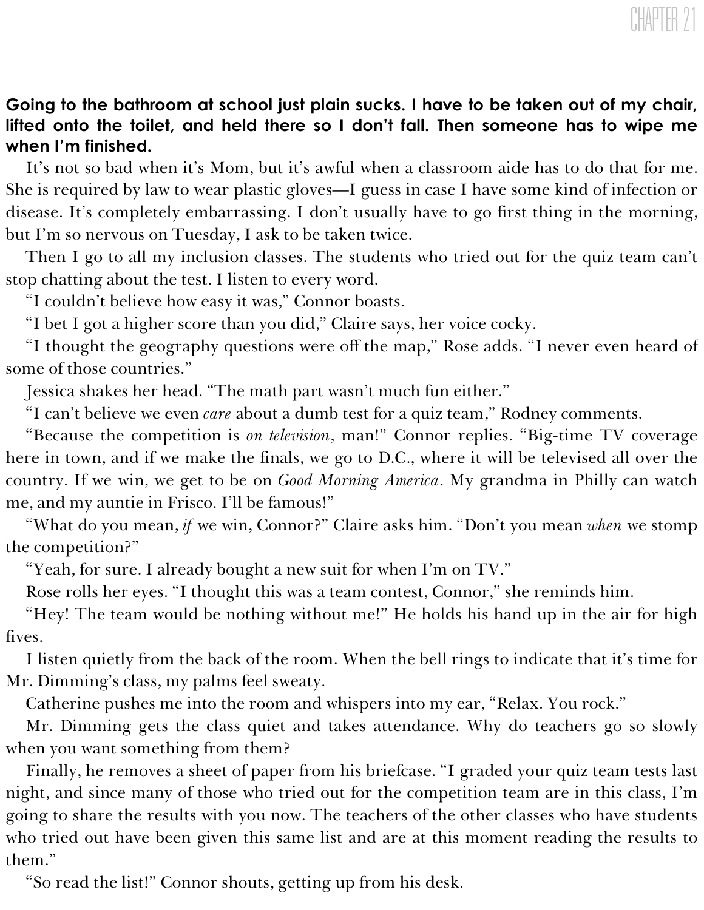# CHAPTER 21

**Going to the bathroom at school just plain sucks. I have to be taken out of my chair, lifted onto the toilet, and held there so I don't fall. Then someone has to wipe me when I'm finished.**

It's not so bad when it's Mom, but it's awful when a classroom aide has to do that for me. She is required by law to wear plastic gloves—I guess in case I have some kind of infection or disease. It's completely embarrassing. I don't usually have to go first thing in the morning, but I'm so nervous on Tuesday, I ask to be taken twice.

Then I go to all my inclusion classes. The students who tried out for the quiz team can't stop chatting about the test. I listen to every word.

"I couldn't believe how easy it was," Connor boasts.

"I bet I got a higher score than you did," Claire says, her voice cocky.

"I thought the geography questions were off the map," Rose adds. "I never even heard of some of those countries."

Jessica shakes her head. "The math part wasn't much fun either."

"I can't believe we even *care* about a dumb test for a quiz team," Rodney comments.

"Because the competition is *on television*, man!" Connor replies. "Big-time TV coverage here in town, and if we make the finals, we go to D.C., where it will be televised all over the country. If we win, we get to be on *Good Morning America*. My grandma in Philly can watch me, and my auntie in Frisco. I'll be famous!"

"What do you mean, *if* we win, Connor?" Claire asks him. "Don't you mean *when* we stomp the competition?"

"Yeah, for sure. I already bought a new suit for when I'm on TV."

Rose rolls her eyes. "I thought this was a team contest, Connor," she reminds him.

"Hey! The team would be nothing without me!" He holds his hand up in the air for high fives.

I listen quietly from the back of the room. When the bell rings to indicate that it's time for Mr. Dimming's class, my palms feel sweaty.

Catherine pushes me into the room and whispers into my ear, "Relax. You rock."

Mr. Dimming gets the class quiet and takes attendance. Why do teachers go so slowly when you want something from them?

Finally, he removes a sheet of paper from his briefcase. "I graded your quiz team tests last night, and since many of those who tried out for the competition team are in this class, I'm going to share the results with you now. The teachers of the other classes who have students who tried out have been given this same list and are at this moment reading the results to them."

"So read the list!" Connor shouts, getting up from his desk.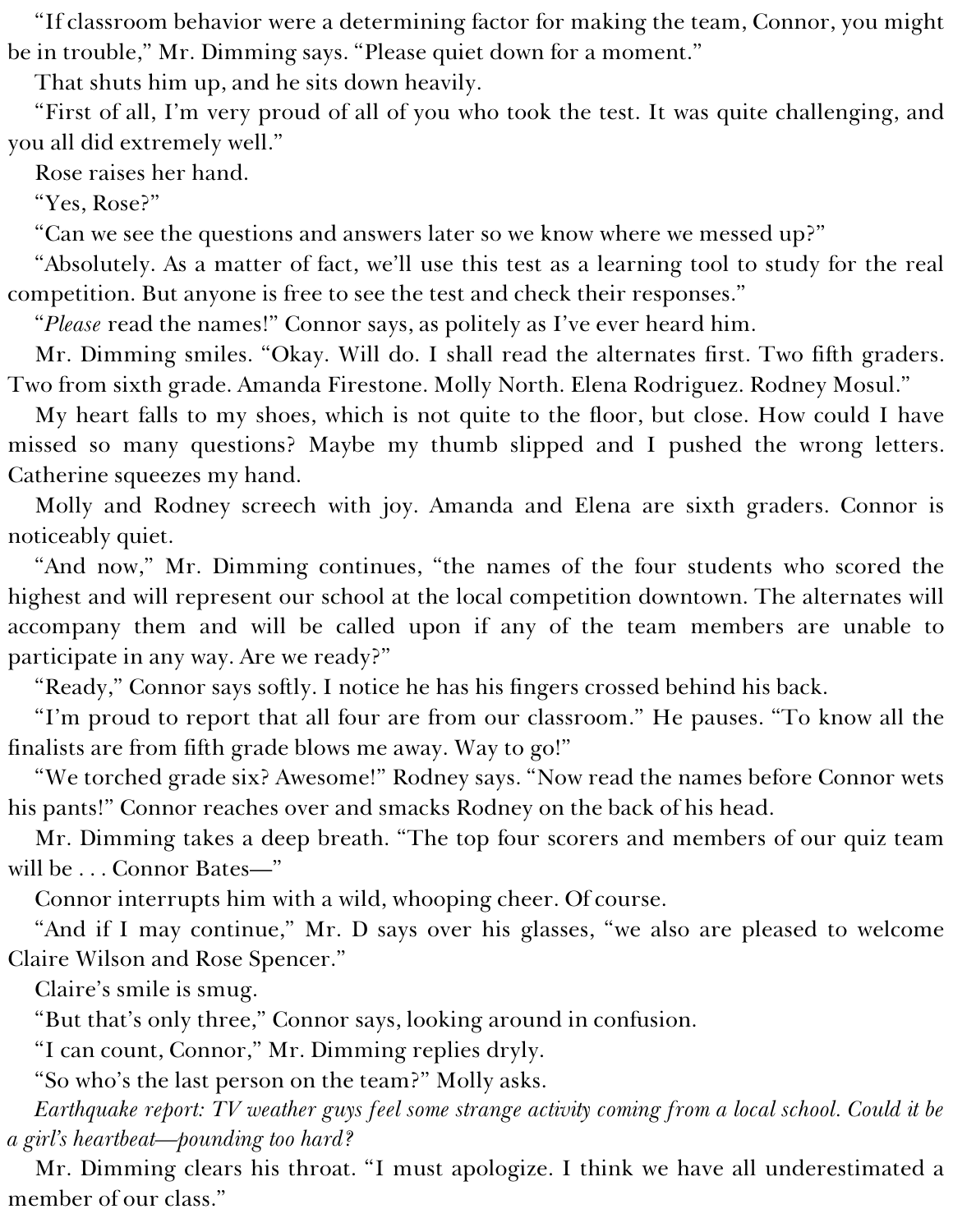"If classroom behavior were a determining factor for making the team, Connor, you might be in trouble," Mr. Dimming says. "Please quiet down for a moment."

That shuts him up, and he sits down heavily.

"First of all, I'm very proud of all of you who took the test. It was quite challenging, and you all did extremely well."

Rose raises her hand.

"Yes, Rose?"

"Can we see the questions and answers later so we know where we messed up?"

"Absolutely. As a matter of fact, we'll use this test as a learning tool to study for the real competition. But anyone is free to see the test and check their responses."

"*Please* read the names!" Connor says, as politely as I've ever heard him.

Mr. Dimming smiles. "Okay. Will do. I shall read the alternates first. Two fifth graders. Two from sixth grade. Amanda Firestone. Molly North. Elena Rodriguez. Rodney Mosul."

My heart falls to my shoes, which is not quite to the floor, but close. How could I have missed so many questions? Maybe my thumb slipped and I pushed the wrong letters. Catherine squeezes my hand.

Molly and Rodney screech with joy. Amanda and Elena are sixth graders. Connor is noticeably quiet.

"And now," Mr. Dimming continues, "the names of the four students who scored the highest and will represent our school at the local competition downtown. The alternates will accompany them and will be called upon if any of the team members are unable to participate in any way. Are we ready?"

"Ready," Connor says softly. I notice he has his fingers crossed behind his back.

"I'm proud to report that all four are from our classroom." He pauses. "To know all the finalists are from fifth grade blows me away. Way to go!"

"We torched grade six? Awesome!" Rodney says. "Now read the names before Connor wets his pants!" Connor reaches over and smacks Rodney on the back of his head.

Mr. Dimming takes a deep breath. "The top four scorers and members of our quiz team will be . . . Connor Bates—"

Connor interrupts him with a wild, whooping cheer. Of course.

"And if I may continue," Mr. D says over his glasses, "we also are pleased to welcome Claire Wilson and Rose Spencer."

Claire's smile is smug.

"But that's only three," Connor says, looking around in confusion.

"I can count, Connor," Mr. Dimming replies dryly.

"So who's the last person on the team?" Molly asks.

*Earthquake report: TV weather guys feel some strange activity coming from a local school. Could it be a girl's heartbeat—pounding too hard?*

Mr. Dimming clears his throat. "I must apologize. I think we have all underestimated a member of our class."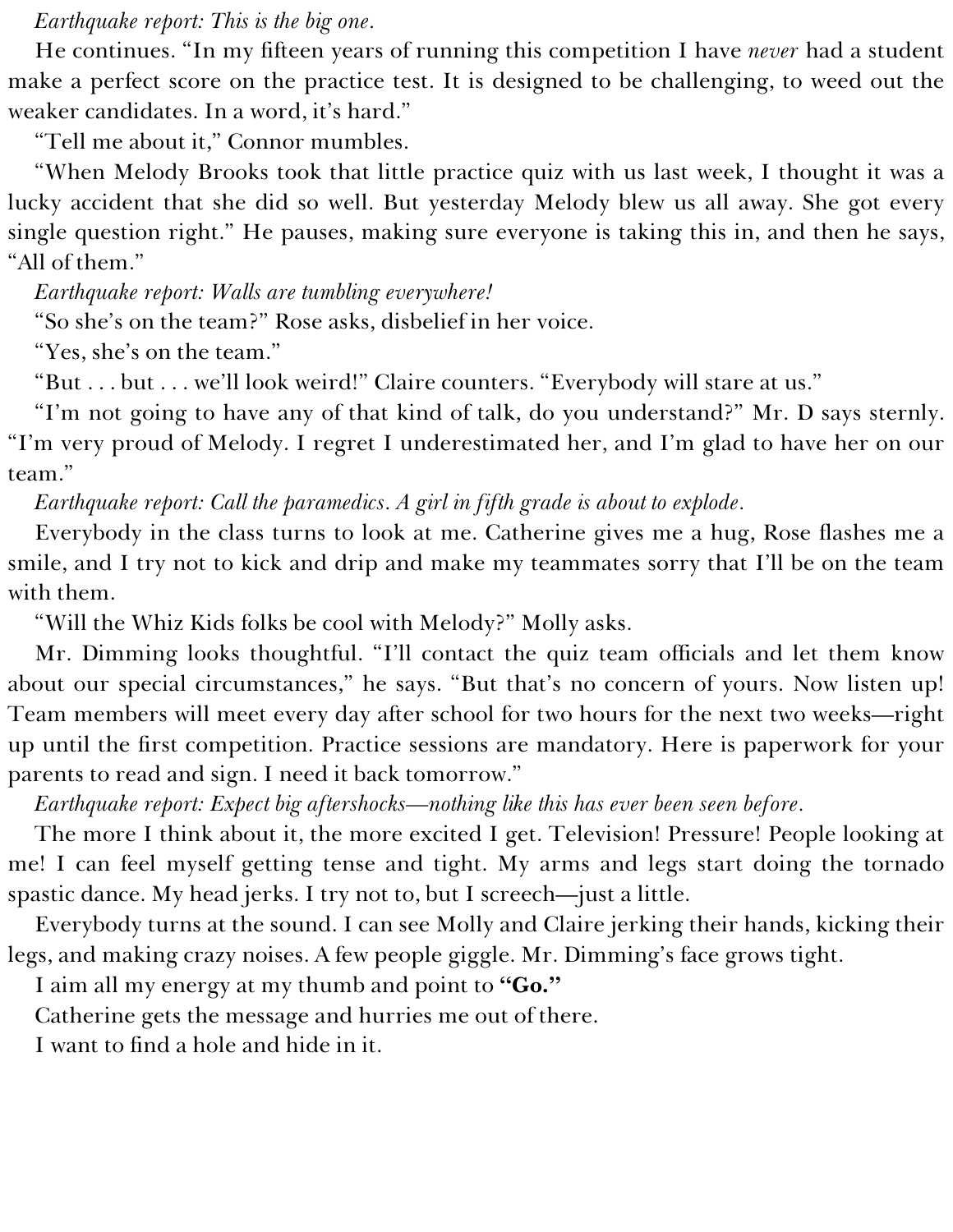*Earthquake report: This is the big one.*

He continues. "In my fifteen years of running this competition I have *never* had a student make a perfect score on the practice test. It is designed to be challenging, to weed out the weaker candidates. In a word, it's hard."

"Tell me about it," Connor mumbles.

"When Melody Brooks took that little practice quiz with us last week, I thought it was a lucky accident that she did so well. But yesterday Melody blew us all away. She got every single question right." He pauses, making sure everyone is taking this in, and then he says, "All of them."

*Earthquake report: Walls are tumbling everywhere!*

"So she's on the team?" Rose asks, disbelief in her voice.

"Yes, she's on the team."

"But . . . but . . . we'll look weird!" Claire counters. "Everybody will stare at us."

"I'm not going to have any of that kind of talk, do you understand?" Mr. D says sternly. "I'm very proud of Melody. I regret I underestimated her, and I'm glad to have her on our team."

*Earthquake report: Call the paramedics. A girl in fifth grade is about to explode.*

Everybody in the class turns to look at me. Catherine gives me a hug, Rose flashes me a smile, and I try not to kick and drip and make my teammates sorry that I'll be on the team with them.

"Will the Whiz Kids folks be cool with Melody?" Molly asks.

Mr. Dimming looks thoughtful. "I'll contact the quiz team officials and let them know about our special circumstances," he says. "But that's no concern of yours. Now listen up! Team members will meet every day after school for two hours for the next two weeks—right up until the first competition. Practice sessions are mandatory. Here is paperwork for your parents to read and sign. I need it back tomorrow."

*Earthquake report: Expect big aftershocks—nothing like this has ever been seen before.*

The more I think about it, the more excited I get. Television! Pressure! People looking at me! I can feel myself getting tense and tight. My arms and legs start doing the tornado spastic dance. My head jerks. I try not to, but I screech—just a little.

Everybody turns at the sound. I can see Molly and Claire jerking their hands, kicking their legs, and making crazy noises. A few people giggle. Mr. Dimming's face grows tight.

I aim all my energy at my thumb and point to **"Go."**

Catherine gets the message and hurries me out of there.

I want to find a hole and hide in it.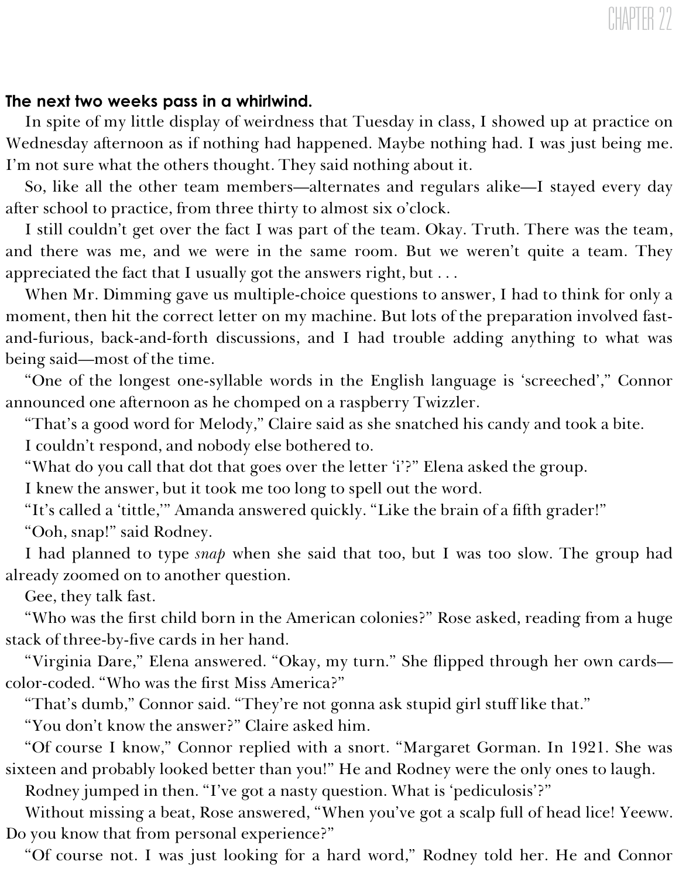# CHAPTER 22

**The next two weeks pass in a whirlwind.**

In spite of my little display of weirdness that Tuesday in class, I showed up at practice on Wednesday afternoon as if nothing had happened. Maybe nothing had. I was just being me. I'm not sure what the others thought. They said nothing about it.

So, like all the other team members—alternates and regulars alike—I stayed every day after school to practice, from three thirty to almost six o'clock.

I still couldn't get over the fact I was part of the team. Okay. Truth. There was the team, and there was me, and we were in the same room. But we weren't quite a team. They appreciated the fact that I usually got the answers right, but . . .

When Mr. Dimming gave us multiple-choice questions to answer, I had to think for only a moment, then hit the correct letter on my machine. But lots of the preparation involved fast-and-furious, back-and-forth discussions, and I had trouble adding anything to what was being said—most of the time.

"One of the longest one-syllable words in the English language is 'screeched'," Connor announced one afternoon as he chomped on a raspberry Twizzler.

"That's a good word for Melody," Claire said as she snatched his candy and took a bite.

I couldn't respond, and nobody else bothered to.

"What do you call that dot that goes over the letter 'i'?" Elena asked the group.

I knew the answer, but it took me too long to spell out the word.

"It's called a 'tittle,'" Amanda answered quickly. "Like the brain of a fifth grader!"

"Ooh, snap!" said Rodney.

I had planned to type *snap* when she said that too, but I was too slow. The group had already zoomed on to another question.

Gee, they talk fast.

"Who was the first child born in the American colonies?" Rose asked, reading from a huge stack of three-by-five cards in her hand.

"Virginia Dare," Elena answered. "Okay, my turn." She flipped through her own cards—color-coded. "Who was the first Miss America?"

"That's dumb," Connor said. "They're not gonna ask stupid girl stuff like that."

"You don't know the answer?" Claire asked him.

"Of course I know," Connor replied with a snort. "Margaret Gorman. In 1921. She was sixteen and probably looked better than you!" He and Rodney were the only ones to laugh.

Rodney jumped in then. "I've got a nasty question. What is 'pediculosis'?"

Without missing a beat, Rose answered, "When you've got a scalp full of head lice! Yeeww. Do you know that from personal experience?"

"Of course not. I was just looking for a hard word," Rodney told her. He and Connor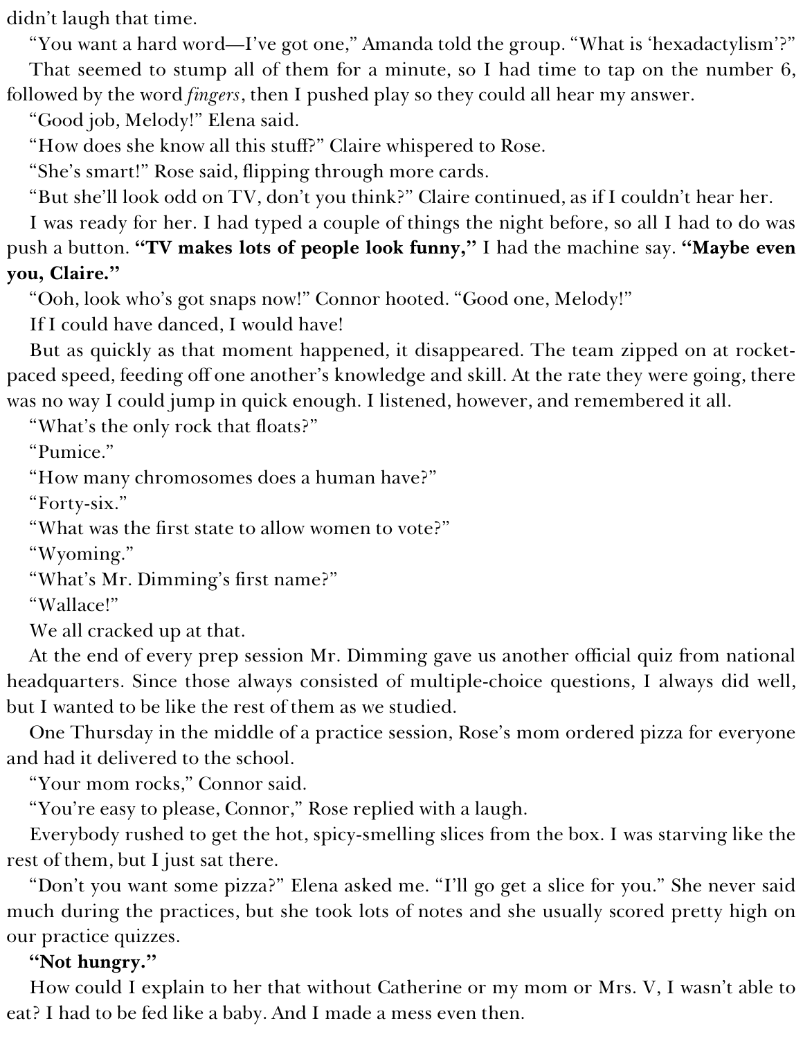didn't laugh that time.

"You want a hard word—I've got one," Amanda told the group. "What is 'hexadactylism'?"

That seemed to stump all of them for a minute, so I had time to tap on the number 6, followed by the word *fingers*, then I pushed play so they could all hear my answer.

"Good job, Melody!" Elena said.

"How does she know all this stuff?" Claire whispered to Rose.

"She's smart!" Rose said, flipping through more cards.

"But she'll look odd on TV, don't you think?" Claire continued, as if I couldn't hear her.

I was ready for her. I had typed a couple of things the night before, so all I had to do was push a button. **"TV makes lots of people look funny,"** I had the machine say. **"Maybe even you, Claire."**

"Ooh, look who's got snaps now!" Connor hooted. "Good one, Melody!"

If I could have danced, I would have!

But as quickly as that moment happened, it disappeared. The team zipped on at rocket-paced speed, feeding off one another's knowledge and skill. At the rate they were going, there was no way I could jump in quick enough. I listened, however, and remembered it all.

"What's the only rock that floats?"

"Pumice."

"How many chromosomes does a human have?"

"Forty-six."

"What was the first state to allow women to vote?"

"Wyoming."

"What's Mr. Dimming's first name?"

"Wallace!"

We all cracked up at that.

At the end of every prep session Mr. Dimming gave us another official quiz from national headquarters. Since those always consisted of multiple-choice questions, I always did well, but I wanted to be like the rest of them as we studied.

One Thursday in the middle of a practice session, Rose's mom ordered pizza for everyone and had it delivered to the school.

"Your mom rocks," Connor said.

"You're easy to please, Connor," Rose replied with a laugh.

Everybody rushed to get the hot, spicy-smelling slices from the box. I was starving like the rest of them, but I just sat there.

"Don't you want some pizza?" Elena asked me. "I'll go get a slice for you." She never said much during the practices, but she took lots of notes and she usually scored pretty high on our practice quizzes.

**"Not hungry."**

How could I explain to her that without Catherine or my mom or Mrs. V, I wasn't able to eat? I had to be fed like a baby. And I made a mess even then.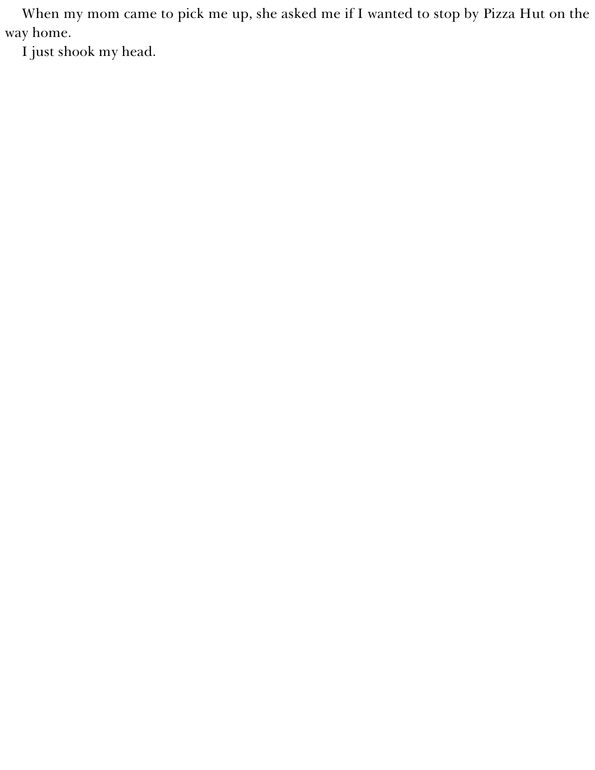When my mom came to pick me up, she asked me if I wanted to stop by Pizza Hut on the way home.

I just shook my head.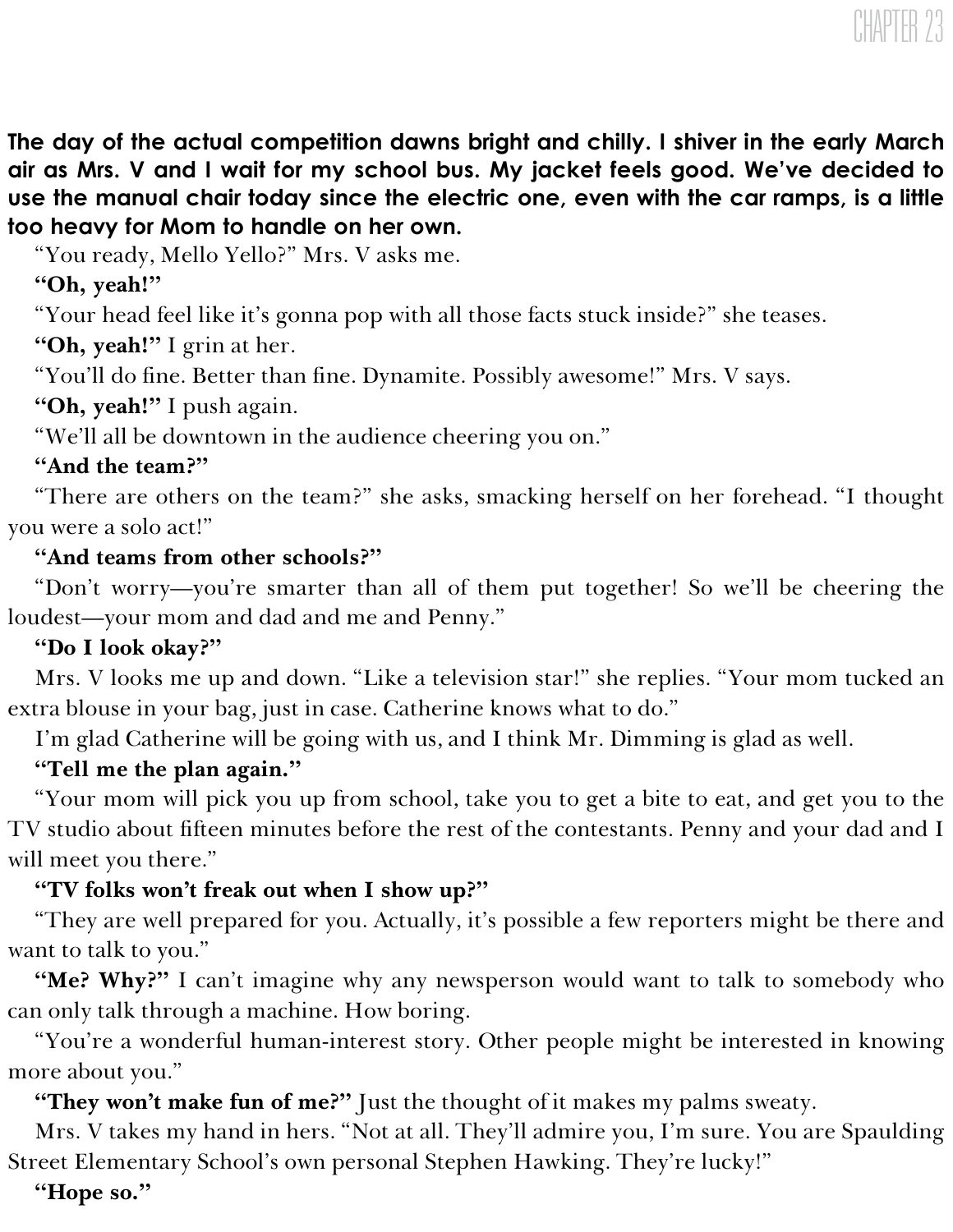# CHAPTER 23

**The day of the actual competition dawns bright and chilly. I shiver in the early March air as Mrs. V and I wait for my school bus. My jacket feels good. We've decided to use the manual chair today since the electric one, even with the car ramps, is a little too heavy for Mom to handle on her own.**

"You ready, Mello Yello?" Mrs. V asks me.

**"Oh, yeah!"**

"Your head feel like it's gonna pop with all those facts stuck inside?" she teases.

**"Oh, yeah!"** I grin at her.

"You'll do fine. Better than fine. Dynamite. Possibly awesome!" Mrs. V says.

**"Oh, yeah!"** I push again.

"We'll all be downtown in the audience cheering you on."

**"And the team?"**

"There are others on the team?" she asks, smacking herself on her forehead. "I thought you were a solo act!"

**"And teams from other schools?"**

"Don't worry—you're smarter than all of them put together! So we'll be cheering the loudest—your mom and dad and me and Penny."

**"Do I look okay?"**

Mrs. V looks me up and down. "Like a television star!" she replies. "Your mom tucked an extra blouse in your bag, just in case. Catherine knows what to do."

I'm glad Catherine will be going with us, and I think Mr. Dimming is glad as well.

**"Tell me the plan again."**

"Your mom will pick you up from school, take you to get a bite to eat, and get you to the TV studio about fifteen minutes before the rest of the contestants. Penny and your dad and I will meet you there."

**"TV folks won't freak out when I show up?"**

"They are well prepared for you. Actually, it's possible a few reporters might be there and want to talk to you."

**"Me? Why?"** I can't imagine why any newsperson would want to talk to somebody who can only talk through a machine. How boring.

"You're a wonderful human-interest story. Other people might be interested in knowing more about you."

**"They won't make fun of me?"** Just the thought of it makes my palms sweaty.

Mrs. V takes my hand in hers. "Not at all. They'll admire you, I'm sure. You are Spaulding Street Elementary School's own personal Stephen Hawking. They're lucky!"

**"Hope so."**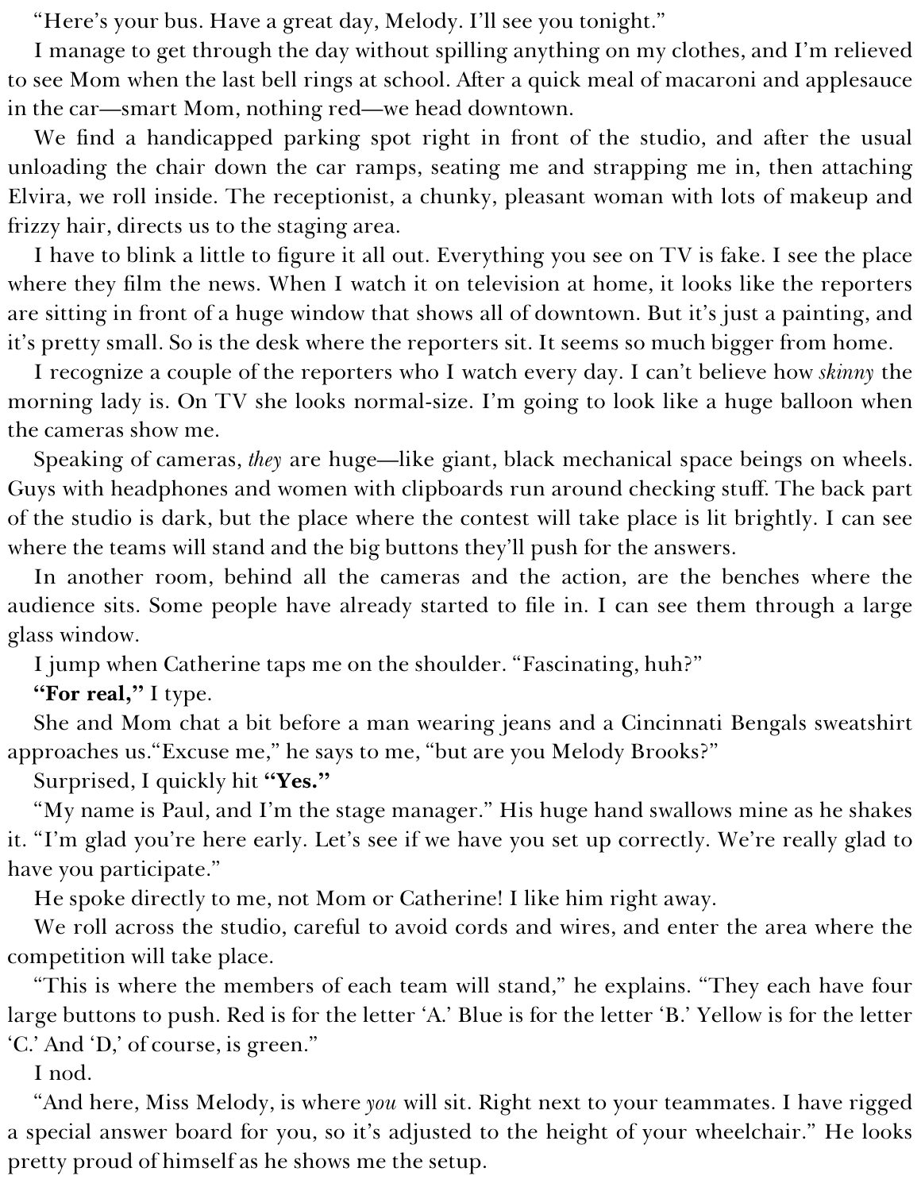"Here's your bus. Have a great day, Melody. I'll see you tonight."

I manage to get through the day without spilling anything on my clothes, and I'm relieved to see Mom when the last bell rings at school. After a quick meal of macaroni and applesauce in the car—smart Mom, nothing red—we head downtown.

We find a handicapped parking spot right in front of the studio, and after the usual unloading the chair down the car ramps, seating me and strapping me in, then attaching Elvira, we roll inside. The receptionist, a chunky, pleasant woman with lots of makeup and frizzy hair, directs us to the staging area.

I have to blink a little to figure it all out. Everything you see on TV is fake. I see the place where they film the news. When I watch it on television at home, it looks like the reporters are sitting in front of a huge window that shows all of downtown. But it's just a painting, and it's pretty small. So is the desk where the reporters sit. It seems so much bigger from home.

I recognize a couple of the reporters who I watch every day. I can't believe how *skinny* the morning lady is. On TV she looks normal-size. I'm going to look like a huge balloon when the cameras show me.

Speaking of cameras, *they* are huge—like giant, black mechanical space beings on wheels. Guys with headphones and women with clipboards run around checking stuff. The back part of the studio is dark, but the place where the contest will take place is lit brightly. I can see where the teams will stand and the big buttons they'll push for the answers.

In another room, behind all the cameras and the action, are the benches where the audience sits. Some people have already started to file in. I can see them through a large glass window.

I jump when Catherine taps me on the shoulder. "Fascinating, huh?"

**"For real,"** I type.

She and Mom chat a bit before a man wearing jeans and a Cincinnati Bengals sweatshirt approaches us."Excuse me," he says to me, "but are you Melody Brooks?"

Surprised, I quickly hit **"Yes."**

"My name is Paul, and I'm the stage manager." His huge hand swallows mine as he shakes it. "I'm glad you're here early. Let's see if we have you set up correctly. We're really glad to have you participate."

He spoke directly to me, not Mom or Catherine! I like him right away.

We roll across the studio, careful to avoid cords and wires, and enter the area where the competition will take place.

"This is where the members of each team will stand," he explains. "They each have four large buttons to push. Red is for the letter 'A.' Blue is for the letter 'B.' Yellow is for the letter 'C.' And 'D,' of course, is green."

I nod.

"And here, Miss Melody, is where *you* will sit. Right next to your teammates. I have rigged a special answer board for you, so it's adjusted to the height of your wheelchair." He looks pretty proud of himself as he shows me the setup.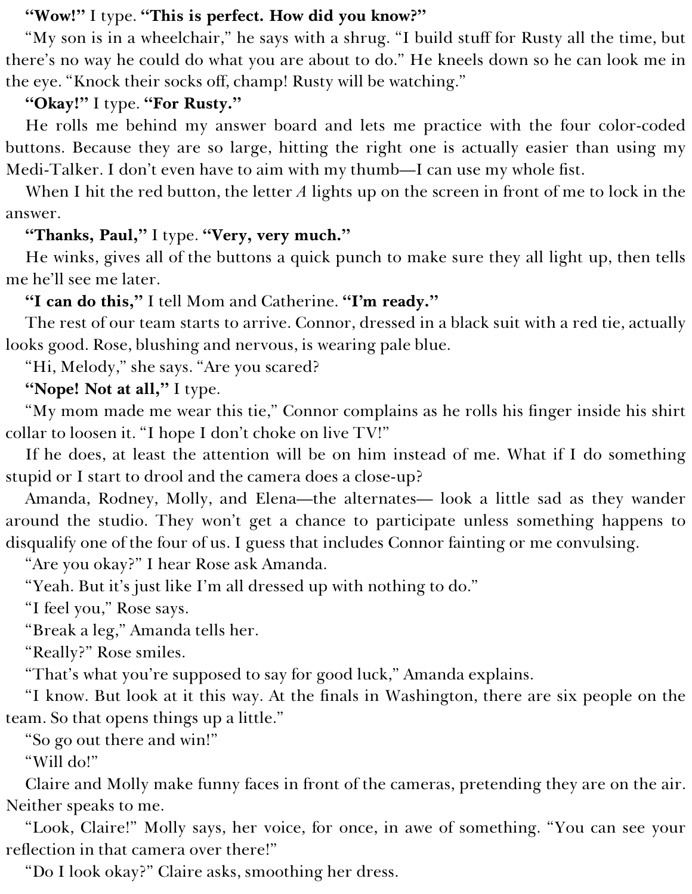**"Wow!"** I type. **"This is perfect. How did you know?"**

"My son is in a wheelchair," he says with a shrug. "I build stuff for Rusty all the time, but there's no way he could do what you are about to do." He kneels down so he can look me in the eye. "Knock their socks off, champ! Rusty will be watching."

**"Okay!"** I type. **"For Rusty."**

He rolls me behind my answer board and lets me practice with the four color-coded buttons. Because they are so large, hitting the right one is actually easier than using my Medi-Talker. I don't even have to aim with my thumb—I can use my whole fist.

When I hit the red button, the letter *A* lights up on the screen in front of me to lock in the answer.

**"Thanks, Paul,"** I type. **"Very, very much."**

He winks, gives all of the buttons a quick punch to make sure they all light up, then tells me he'll see me later.

**"I can do this,"** I tell Mom and Catherine. **"I'm ready."**

The rest of our team starts to arrive. Connor, dressed in a black suit with a red tie, actually looks good. Rose, blushing and nervous, is wearing pale blue.

"Hi, Melody," she says. "Are you scared?

**"Nope! Not at all,"** I type.

"My mom made me wear this tie," Connor complains as he rolls his finger inside his shirt collar to loosen it. "I hope I don't choke on live TV!"

If he does, at least the attention will be on him instead of me. What if I do something stupid or I start to drool and the camera does a close-up?

Amanda, Rodney, Molly, and Elena—the alternates— look a little sad as they wander around the studio. They won't get a chance to participate unless something happens to disqualify one of the four of us. I guess that includes Connor fainting or me convulsing.

"Are you okay?" I hear Rose ask Amanda.

"Yeah. But it's just like I'm all dressed up with nothing to do."

"I feel you," Rose says.

"Break a leg," Amanda tells her.

"Really?" Rose smiles.

"That's what you're supposed to say for good luck," Amanda explains.

"I know. But look at it this way. At the finals in Washington, there are six people on the team. So that opens things up a little."

"So go out there and win!"

"Will do!"

Claire and Molly make funny faces in front of the cameras, pretending they are on the air. Neither speaks to me.

"Look, Claire!" Molly says, her voice, for once, in awe of something. "You can see your reflection in that camera over there!"

"Do I look okay?" Claire asks, smoothing her dress.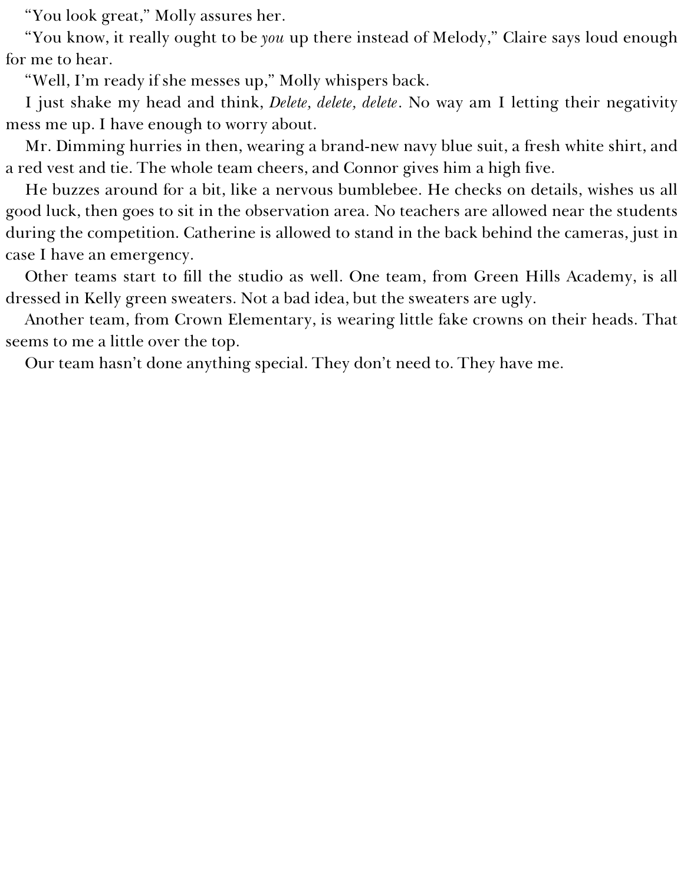“You look great,” Molly assures her.

“You know, it really ought to be *you* up there instead of Melody,” Claire says loud enough for me to hear.

“Well, I’m ready if she messes up,” Molly whispers back.

I just shake my head and think, *Delete, delete, delete*. No way am I letting their negativity mess me up. I have enough to worry about.

Mr. Dimming hurries in then, wearing a brand-new navy blue suit, a fresh white shirt, and a red vest and tie. The whole team cheers, and Connor gives him a high five.

He buzzes around for a bit, like a nervous bumblebee. He checks on details, wishes us all good luck, then goes to sit in the observation area. No teachers are allowed near the students during the competition. Catherine is allowed to stand in the back behind the cameras, just in case I have an emergency.

Other teams start to fill the studio as well. One team, from Green Hills Academy, is all dressed in Kelly green sweaters. Not a bad idea, but the sweaters are ugly.

Another team, from Crown Elementary, is wearing little fake crowns on their heads. That seems to me a little over the top.

Our team hasn’t done anything special. They don’t need to. They have me.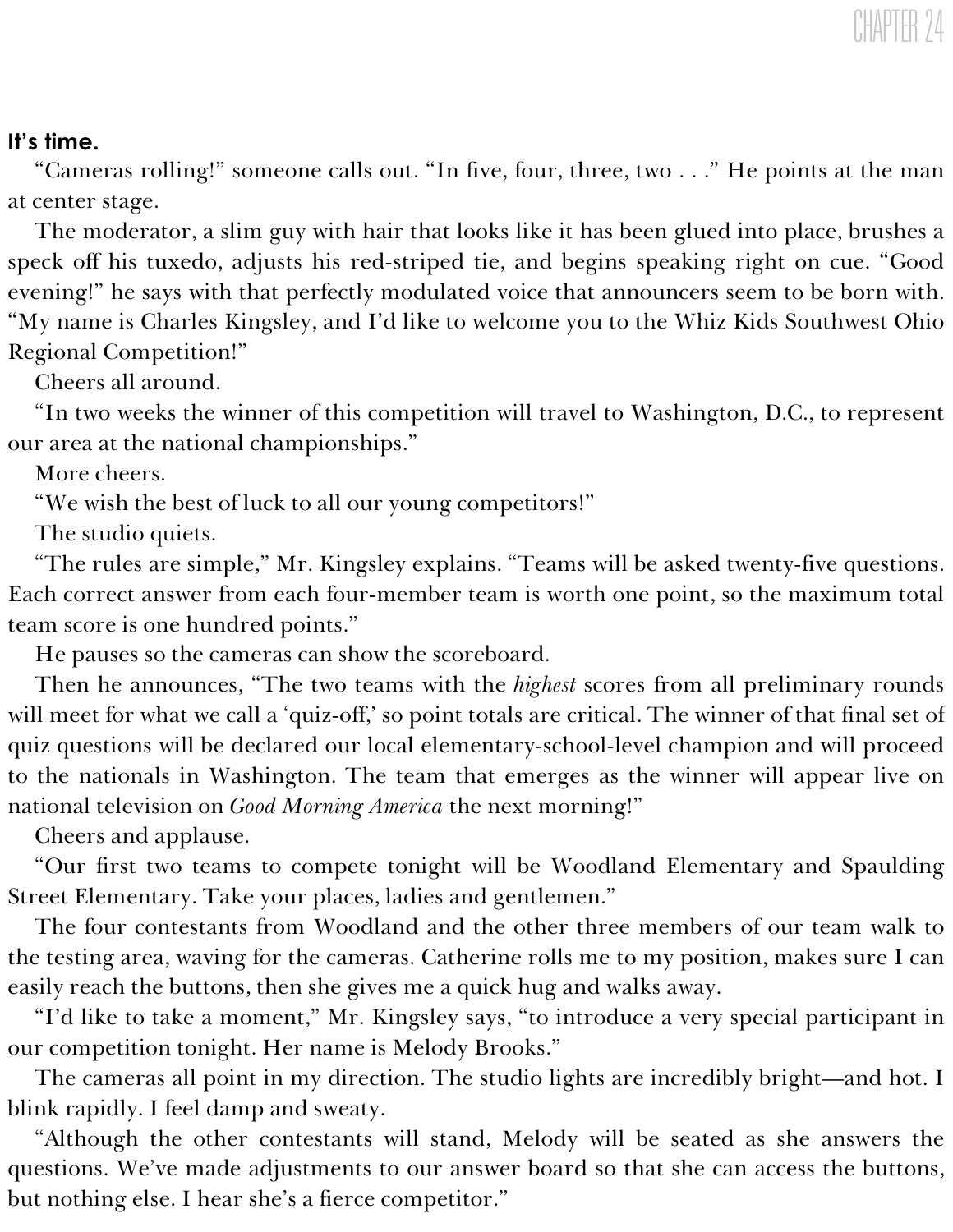# CHAPTER 24

**It's time.**

"Cameras rolling!" someone calls out. "In five, four, three, two . . ." He points at the man at center stage.

The moderator, a slim guy with hair that looks like it has been glued into place, brushes a speck off his tuxedo, adjusts his red-striped tie, and begins speaking right on cue. "Good evening!" he says with that perfectly modulated voice that announcers seem to be born with. "My name is Charles Kingsley, and I'd like to welcome you to the Whiz Kids Southwest Ohio Regional Competition!"

Cheers all around.

"In two weeks the winner of this competition will travel to Washington, D.C., to represent our area at the national championships."

More cheers.

"We wish the best of luck to all our young competitors!"

The studio quiets.

"The rules are simple," Mr. Kingsley explains. "Teams will be asked twenty-five questions. Each correct answer from each four-member team is worth one point, so the maximum total team score is one hundred points."

He pauses so the cameras can show the scoreboard.

Then he announces, "The two teams with the *highest* scores from all preliminary rounds will meet for what we call a 'quiz-off,' so point totals are critical. The winner of that final set of quiz questions will be declared our local elementary-school-level champion and will proceed to the nationals in Washington. The team that emerges as the winner will appear live on national television on *Good Morning America* the next morning!"

Cheers and applause.

"Our first two teams to compete tonight will be Woodland Elementary and Spaulding Street Elementary. Take your places, ladies and gentlemen."

The four contestants from Woodland and the other three members of our team walk to the testing area, waving for the cameras. Catherine rolls me to my position, makes sure I can easily reach the buttons, then she gives me a quick hug and walks away.

"I'd like to take a moment," Mr. Kingsley says, "to introduce a very special participant in our competition tonight. Her name is Melody Brooks."

The cameras all point in my direction. The studio lights are incredibly bright—and hot. I blink rapidly. I feel damp and sweaty.

"Although the other contestants will stand, Melody will be seated as she answers the questions. We've made adjustments to our answer board so that she can access the buttons, but nothing else. I hear she's a fierce competitor."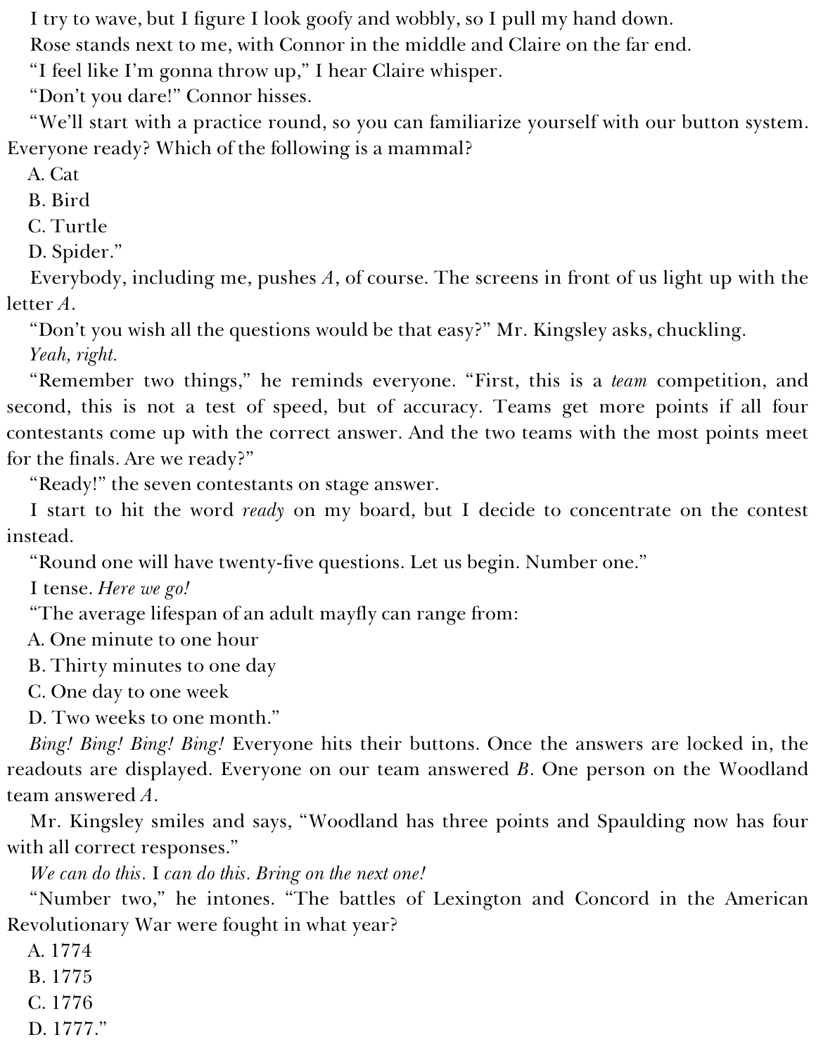I try to wave, but I figure I look goofy and wobbly, so I pull my hand down.

Rose stands next to me, with Connor in the middle and Claire on the far end.

"I feel like I'm gonna throw up," I hear Claire whisper.

"Don't you dare!" Connor hisses.

"We'll start with a practice round, so you can familiarize yourself with our button system. Everyone ready? Which of the following is a mammal?

A. Cat

B. Bird

C. Turtle

D. Spider."

Everybody, including me, pushes *A*, of course. The screens in front of us light up with the letter *A*.

"Don't you wish all the questions would be that easy?" Mr. Kingsley asks, chuckling.

*Yeah, right.*

"Remember two things," he reminds everyone. "First, this is a *team* competition, and second, this is not a test of speed, but of accuracy. Teams get more points if all four contestants come up with the correct answer. And the two teams with the most points meet for the finals. Are we ready?"

"Ready!" the seven contestants on stage answer.

I start to hit the word *ready* on my board, but I decide to concentrate on the contest instead.

"Round one will have twenty-five questions. Let us begin. Number one."

I tense. *Here we go!*

"The average lifespan of an adult mayfly can range from:

A. One minute to one hour

B. Thirty minutes to one day

C. One day to one week

D. Two weeks to one month."

*Bing! Bing! Bing! Bing!* Everyone hits their buttons. Once the answers are locked in, the readouts are displayed. Everyone on our team answered *B*. One person on the Woodland team answered *A*.

Mr. Kingsley smiles and says, "Woodland has three points and Spaulding now has four with all correct responses."

*We can do this.* I *can do this. Bring on the next one!*

"Number two," he intones. "The battles of Lexington and Concord in the American Revolutionary War were fought in what year?

A. 1774

B. 1775

C. 1776

D. 1777."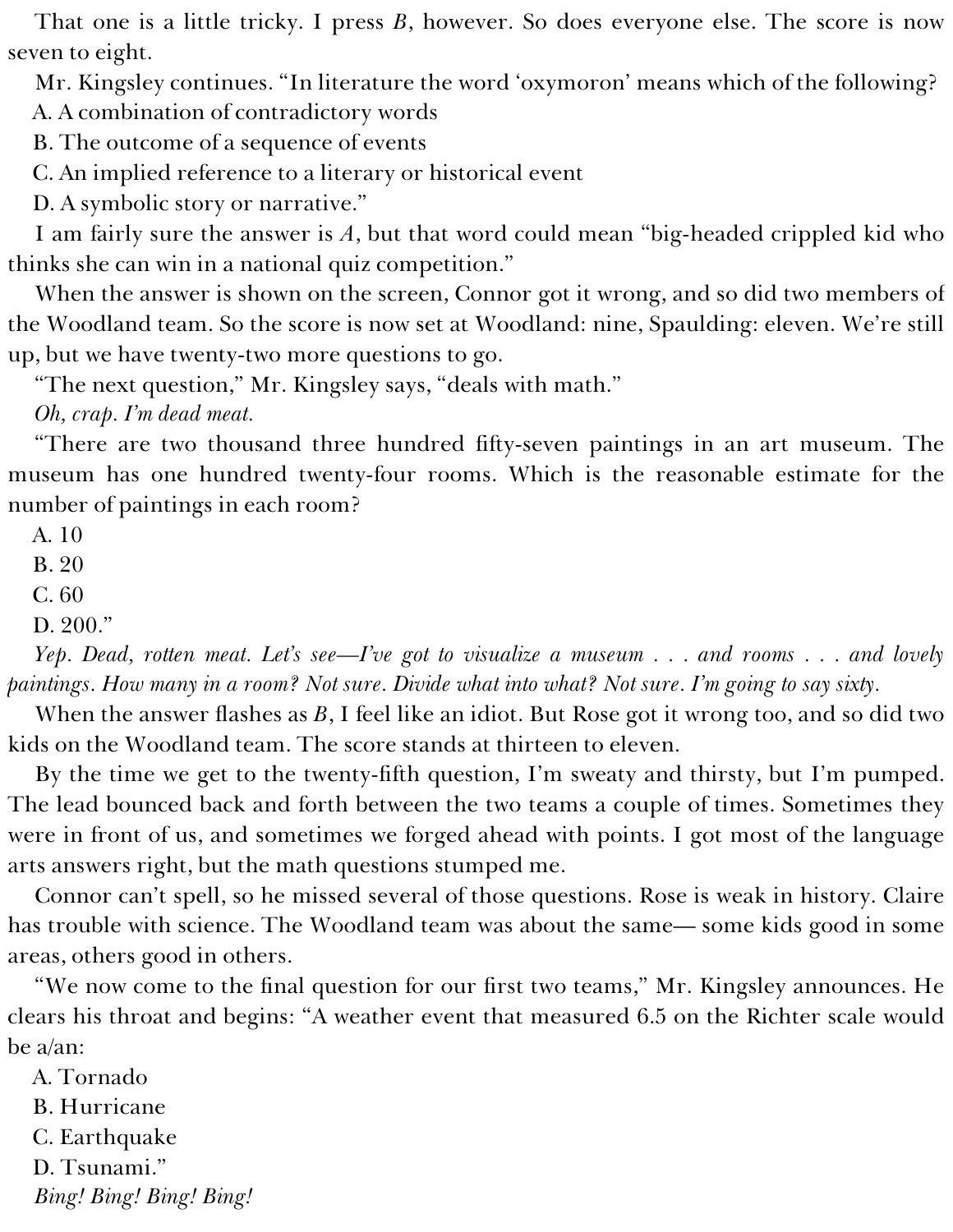That one is a little tricky. I press *B*, however. So does everyone else. The score is now seven to eight.

Mr. Kingsley continues. "In literature the word 'oxymoron' means which of the following?

A. A combination of contradictory words

B. The outcome of a sequence of events

C. An implied reference to a literary or historical event

D. A symbolic story or narrative."

I am fairly sure the answer is *A*, but that word could mean "big-headed crippled kid who thinks she can win in a national quiz competition."

When the answer is shown on the screen, Connor got it wrong, and so did two members of the Woodland team. So the score is now set at Woodland: nine, Spaulding: eleven. We're still up, but we have twenty-two more questions to go.

"The next question," Mr. Kingsley says, "deals with math."

*Oh, crap. I'm dead meat.*

"There are two thousand three hundred fifty-seven paintings in an art museum. The museum has one hundred twenty-four rooms. Which is the reasonable estimate for the number of paintings in each room?

A. 10

B. 20

C. 60

D. 200."

*Yep. Dead, rotten meat. Let's see—I've got to visualize a museum . . . and rooms . . . and lovely paintings. How many in a room? Not sure. Divide what into what? Not sure. I'm going to say sixty.*

When the answer flashes as *B*, I feel like an idiot. But Rose got it wrong too, and so did two kids on the Woodland team. The score stands at thirteen to eleven.

By the time we get to the twenty-fifth question, I'm sweaty and thirsty, but I'm pumped. The lead bounced back and forth between the two teams a couple of times. Sometimes they were in front of us, and sometimes we forged ahead with points. I got most of the language arts answers right, but the math questions stumped me.

Connor can't spell, so he missed several of those questions. Rose is weak in history. Claire has trouble with science. The Woodland team was about the same— some kids good in some areas, others good in others.

"We now come to the final question for our first two teams," Mr. Kingsley announces. He clears his throat and begins: "A weather event that measured 6.5 on the Richter scale would be a/an:

A. Tornado

B. Hurricane

C. Earthquake

D. Tsunami."

*Bing! Bing! Bing! Bing!*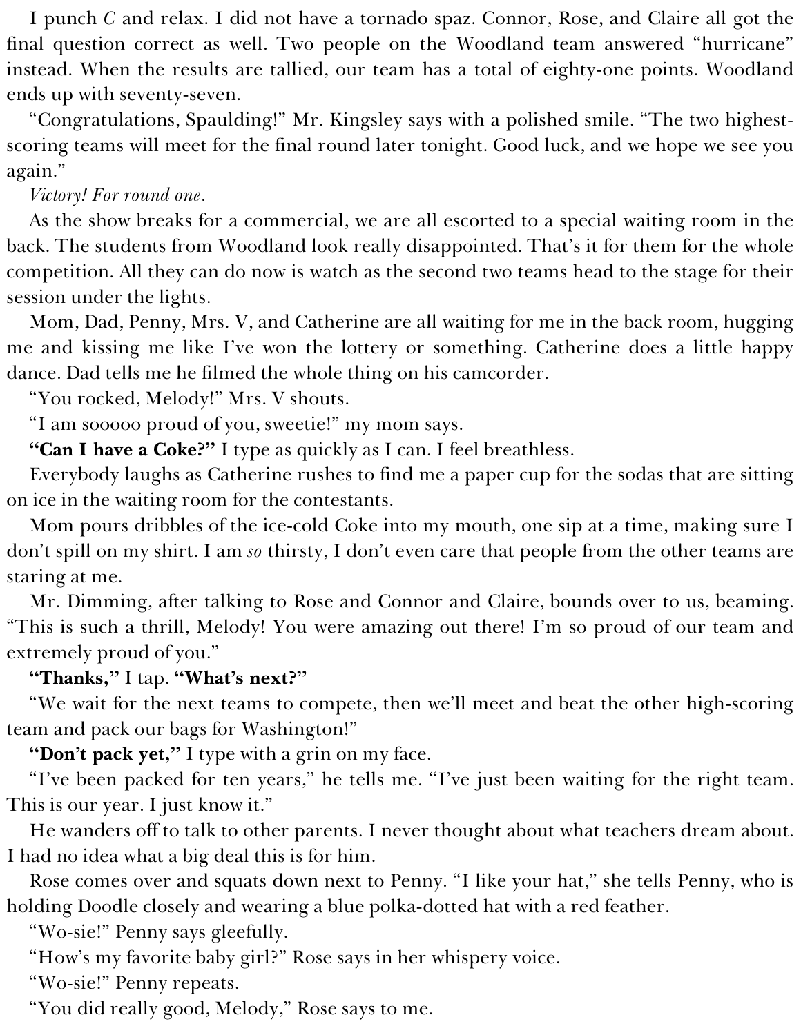I punch *C* and relax. I did not have a tornado spaz. Connor, Rose, and Claire all got the final question correct as well. Two people on the Woodland team answered "hurricane" instead. When the results are tallied, our team has a total of eighty-one points. Woodland ends up with seventy-seven.

"Congratulations, Spaulding!" Mr. Kingsley says with a polished smile. "The two highest-scoring teams will meet for the final round later tonight. Good luck, and we hope we see you again."

*Victory! For round one.*

As the show breaks for a commercial, we are all escorted to a special waiting room in the back. The students from Woodland look really disappointed. That's it for them for the whole competition. All they can do now is watch as the second two teams head to the stage for their session under the lights.

Mom, Dad, Penny, Mrs. V, and Catherine are all waiting for me in the back room, hugging me and kissing me like I've won the lottery or something. Catherine does a little happy dance. Dad tells me he filmed the whole thing on his camcorder.

"You rocked, Melody!" Mrs. V shouts.

"I am sooooo proud of you, sweetie!" my mom says.

**"Can I have a Coke?"** I type as quickly as I can. I feel breathless.

Everybody laughs as Catherine rushes to find me a paper cup for the sodas that are sitting on ice in the waiting room for the contestants.

Mom pours dribbles of the ice-cold Coke into my mouth, one sip at a time, making sure I don't spill on my shirt. I am *so* thirsty, I don't even care that people from the other teams are staring at me.

Mr. Dimming, after talking to Rose and Connor and Claire, bounds over to us, beaming. "This is such a thrill, Melody! You were amazing out there! I'm so proud of our team and extremely proud of you."

**"Thanks,"** I tap. **"What's next?"**

"We wait for the next teams to compete, then we'll meet and beat the other high-scoring team and pack our bags for Washington!"

**"Don't pack yet,"** I type with a grin on my face.

"I've been packed for ten years," he tells me. "I've just been waiting for the right team. This is our year. I just know it."

He wanders off to talk to other parents. I never thought about what teachers dream about. I had no idea what a big deal this is for him.

Rose comes over and squats down next to Penny. "I like your hat," she tells Penny, who is holding Doodle closely and wearing a blue polka-dotted hat with a red feather.

"Wo-sie!" Penny says gleefully.

"How's my favorite baby girl?" Rose says in her whispery voice.

"Wo-sie!" Penny repeats.

"You did really good, Melody," Rose says to me.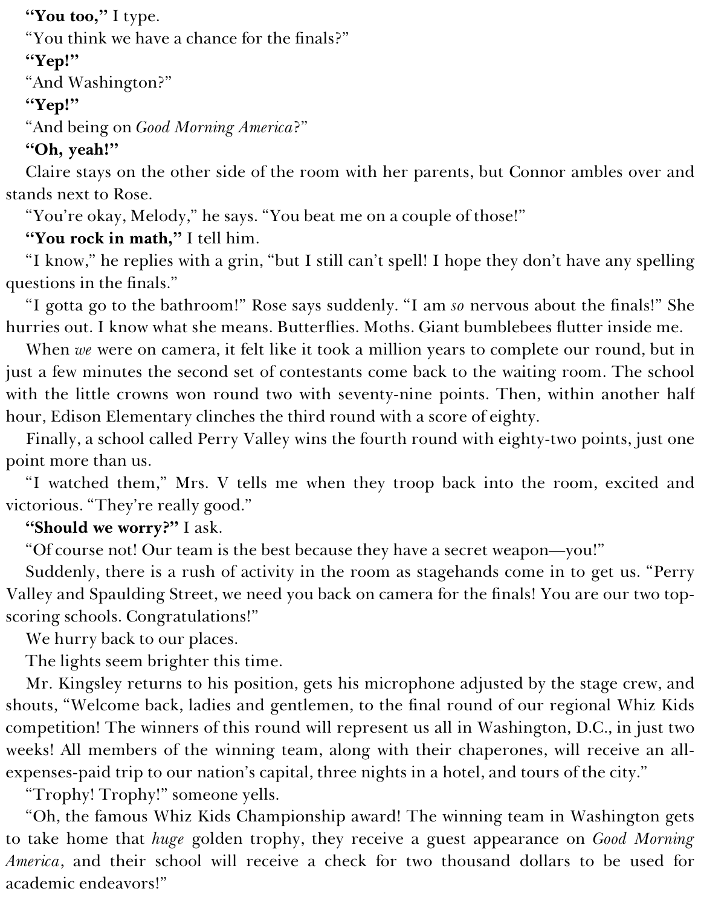**"You too,"** I type.

"You think we have a chance for the finals?"

**"Yep!"**

"And Washington?"

**"Yep!"**

"And being on *Good Morning America*?"

**"Oh, yeah!"**

Claire stays on the other side of the room with her parents, but Connor ambles over and stands next to Rose.

"You're okay, Melody," he says. "You beat me on a couple of those!"

**"You rock in math,"** I tell him.

"I know," he replies with a grin, "but I still can't spell! I hope they don't have any spelling questions in the finals."

"I gotta go to the bathroom!" Rose says suddenly. "I am *so* nervous about the finals!" She hurries out. I know what she means. Butterflies. Moths. Giant bumblebees flutter inside me.

When *we* were on camera, it felt like it took a million years to complete our round, but in just a few minutes the second set of contestants come back to the waiting room. The school with the little crowns won round two with seventy-nine points. Then, within another half hour, Edison Elementary clinches the third round with a score of eighty.

Finally, a school called Perry Valley wins the fourth round with eighty-two points, just one point more than us.

"I watched them," Mrs. V tells me when they troop back into the room, excited and victorious. "They're really good."

**"Should we worry?"** I ask.

"Of course not! Our team is the best because they have a secret weapon—you!"

Suddenly, there is a rush of activity in the room as stagehands come in to get us. "Perry Valley and Spaulding Street, we need you back on camera for the finals! You are our two top-scoring schools. Congratulations!"

We hurry back to our places.

The lights seem brighter this time.

Mr. Kingsley returns to his position, gets his microphone adjusted by the stage crew, and shouts, "Welcome back, ladies and gentlemen, to the final round of our regional Whiz Kids competition! The winners of this round will represent us all in Washington, D.C., in just two weeks! All members of the winning team, along with their chaperones, will receive an all-expenses-paid trip to our nation's capital, three nights in a hotel, and tours of the city."

"Trophy! Trophy!" someone yells.

"Oh, the famous Whiz Kids Championship award! The winning team in Washington gets to take home that *huge* golden trophy, they receive a guest appearance on *Good Morning America*, and their school will receive a check for two thousand dollars to be used for academic endeavors!"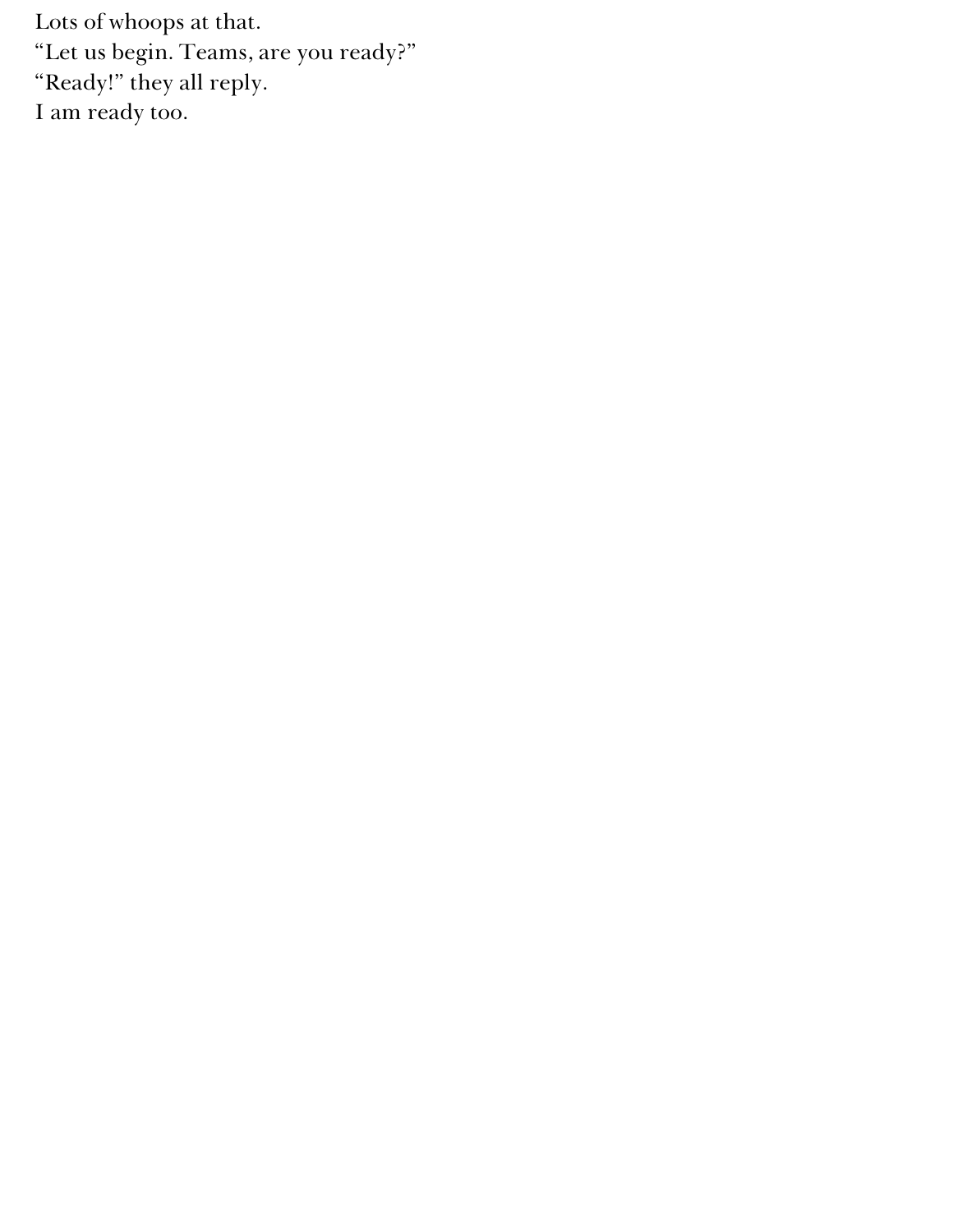Lots of whoops at that.

“Let us begin. Teams, are you ready?”

“Ready!” they all reply.

I am ready too.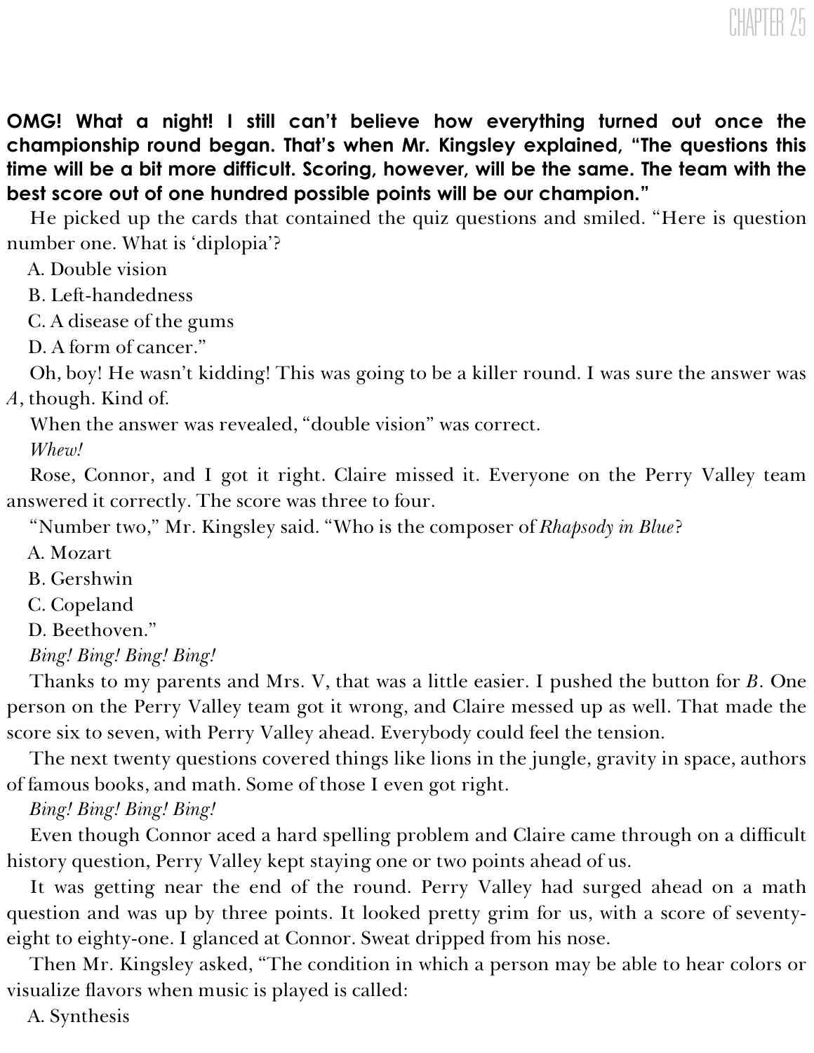# CHAPTER 25

**OMG! What a night! I still can't believe how everything turned out once the championship round began. That's when Mr. Kingsley explained, "The questions this time will be a bit more difficult. Scoring, however, will be the same. The team with the best score out of one hundred possible points will be our champion."**

He picked up the cards that contained the quiz questions and smiled. "Here is question number one. What is 'diplopia'?

A. Double vision

B. Left-handedness

C. A disease of the gums

D. A form of cancer."

Oh, boy! He wasn't kidding! This was going to be a killer round. I was sure the answer was *A*, though. Kind of.

When the answer was revealed, "double vision" was correct.

*Whew!*

Rose, Connor, and I got it right. Claire missed it. Everyone on the Perry Valley team answered it correctly. The score was three to four.

"Number two," Mr. Kingsley said. "Who is the composer of *Rhapsody in Blue*?

A. Mozart

B. Gershwin

C. Copeland

D. Beethoven."

*Bing! Bing! Bing! Bing!*

Thanks to my parents and Mrs. V, that was a little easier. I pushed the button for *B*. One person on the Perry Valley team got it wrong, and Claire messed up as well. That made the score six to seven, with Perry Valley ahead. Everybody could feel the tension.

The next twenty questions covered things like lions in the jungle, gravity in space, authors of famous books, and math. Some of those I even got right.

*Bing! Bing! Bing! Bing!*

Even though Connor aced a hard spelling problem and Claire came through on a difficult history question, Perry Valley kept staying one or two points ahead of us.

It was getting near the end of the round. Perry Valley had surged ahead on a math question and was up by three points. It looked pretty grim for us, with a score of seventy-eight to eighty-one. I glanced at Connor. Sweat dripped from his nose.

Then Mr. Kingsley asked, "The condition in which a person may be able to hear colors or visualize flavors when music is played is called:

A. Synthesis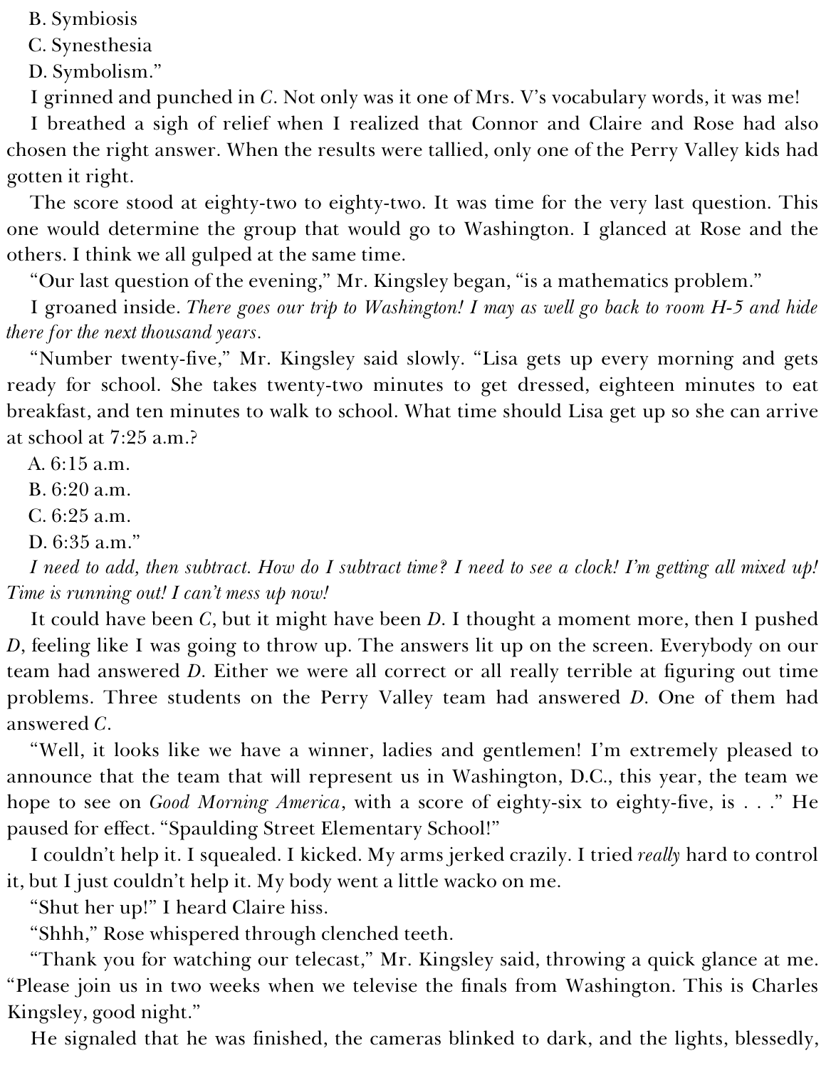B. Symbiosis

C. Synesthesia

D. Symbolism."

I grinned and punched in *C*. Not only was it one of Mrs. V's vocabulary words, it was me!

I breathed a sigh of relief when I realized that Connor and Claire and Rose had also chosen the right answer. When the results were tallied, only one of the Perry Valley kids had gotten it right.

The score stood at eighty-two to eighty-two. It was time for the very last question. This one would determine the group that would go to Washington. I glanced at Rose and the others. I think we all gulped at the same time.

"Our last question of the evening," Mr. Kingsley began, "is a mathematics problem."

I groaned inside. *There goes our trip to Washington! I may as well go back to room H-5 and hide there for the next thousand years.*

"Number twenty-five," Mr. Kingsley said slowly. "Lisa gets up every morning and gets ready for school. She takes twenty-two minutes to get dressed, eighteen minutes to eat breakfast, and ten minutes to walk to school. What time should Lisa get up so she can arrive at school at 7:25 a.m.?

A. 6:15 a.m.

B. 6:20 a.m.

C. 6:25 a.m.

D. 6:35 a.m."

*I need to add, then subtract. How do I subtract time? I need to see a clock! I'm getting all mixed up! Time is running out! I can't mess up now!*

It could have been *C*, but it might have been *D*. I thought a moment more, then I pushed *D*, feeling like I was going to throw up. The answers lit up on the screen. Everybody on our team had answered *D*. Either we were all correct or all really terrible at figuring out time problems. Three students on the Perry Valley team had answered *D*. One of them had answered *C*.

"Well, it looks like we have a winner, ladies and gentlemen! I'm extremely pleased to announce that the team that will represent us in Washington, D.C., this year, the team we hope to see on *Good Morning America*, with a score of eighty-six to eighty-five, is . . ." He paused for effect. "Spaulding Street Elementary School!"

I couldn't help it. I squealed. I kicked. My arms jerked crazily. I tried *really* hard to control it, but I just couldn't help it. My body went a little wacko on me.

"Shut her up!" I heard Claire hiss.

"Shhh," Rose whispered through clenched teeth.

"Thank you for watching our telecast," Mr. Kingsley said, throwing a quick glance at me. "Please join us in two weeks when we televise the finals from Washington. This is Charles Kingsley, good night."

He signaled that he was finished, the cameras blinked to dark, and the lights, blessedly,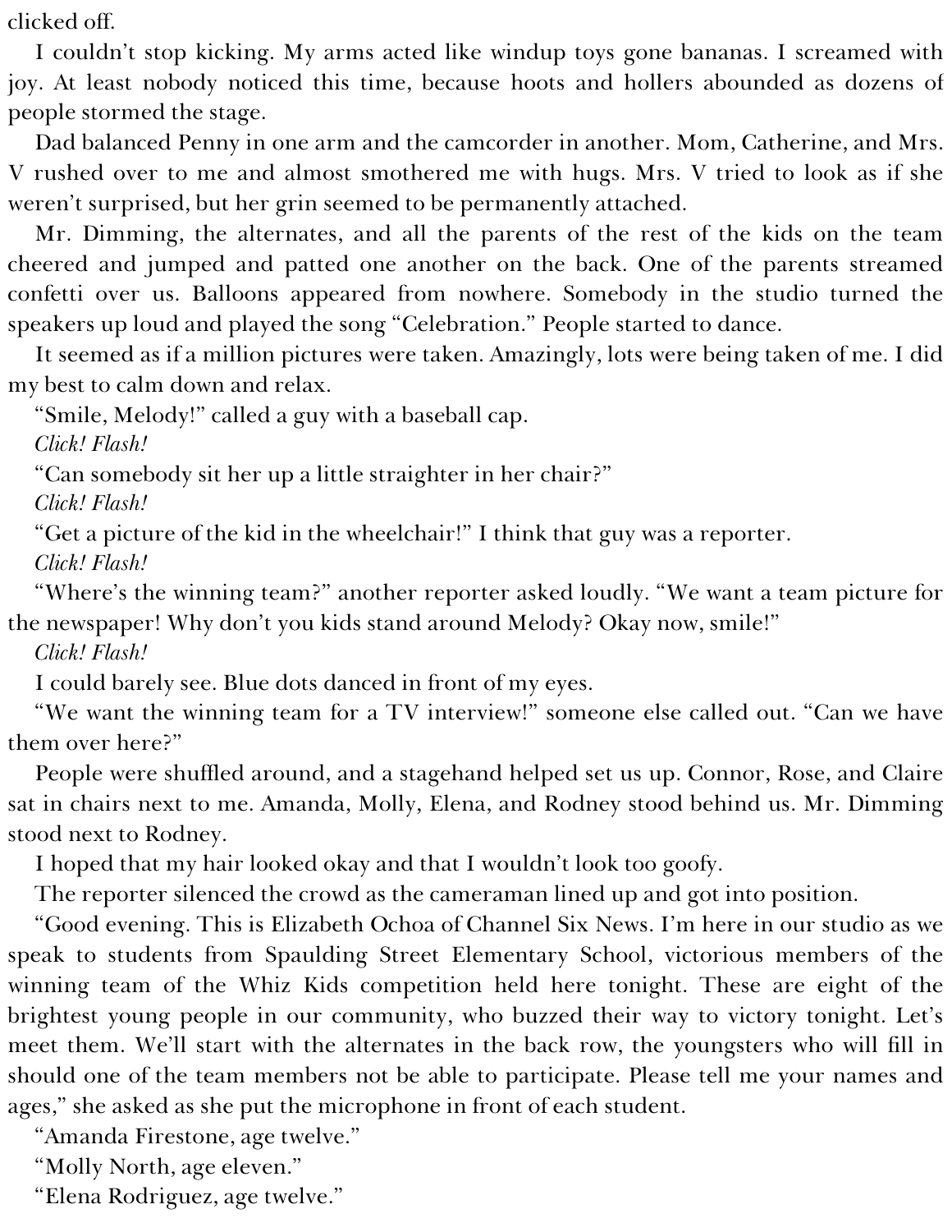clicked off.

I couldn't stop kicking. My arms acted like windup toys gone bananas. I screamed with joy. At least nobody noticed this time, because hoots and hollers abounded as dozens of people stormed the stage.

Dad balanced Penny in one arm and the camcorder in another. Mom, Catherine, and Mrs. V rushed over to me and almost smothered me with hugs. Mrs. V tried to look as if she weren't surprised, but her grin seemed to be permanently attached.

Mr. Dimming, the alternates, and all the parents of the rest of the kids on the team cheered and jumped and patted one another on the back. One of the parents streamed confetti over us. Balloons appeared from nowhere. Somebody in the studio turned the speakers up loud and played the song "Celebration." People started to dance.

It seemed as if a million pictures were taken. Amazingly, lots were being taken of me. I did my best to calm down and relax.

"Smile, Melody!" called a guy with a baseball cap.

*Click! Flash!*

"Can somebody sit her up a little straighter in her chair?"

*Click! Flash!*

"Get a picture of the kid in the wheelchair!" I think that guy was a reporter.

*Click! Flash!*

"Where's the winning team?" another reporter asked loudly. "We want a team picture for the newspaper! Why don't you kids stand around Melody? Okay now, smile!"

*Click! Flash!*

I could barely see. Blue dots danced in front of my eyes.

"We want the winning team for a TV interview!" someone else called out. "Can we have them over here?"

People were shuffled around, and a stagehand helped set us up. Connor, Rose, and Claire sat in chairs next to me. Amanda, Molly, Elena, and Rodney stood behind us. Mr. Dimming stood next to Rodney.

I hoped that my hair looked okay and that I wouldn't look too goofy.

The reporter silenced the crowd as the cameraman lined up and got into position.

"Good evening. This is Elizabeth Ochoa of Channel Six News. I'm here in our studio as we speak to students from Spaulding Street Elementary School, victorious members of the winning team of the Whiz Kids competition held here tonight. These are eight of the brightest young people in our community, who buzzed their way to victory tonight. Let's meet them. We'll start with the alternates in the back row, the youngsters who will fill in should one of the team members not be able to participate. Please tell me your names and ages," she asked as she put the microphone in front of each student.

"Amanda Firestone, age twelve."

"Molly North, age eleven."

"Elena Rodriguez, age twelve."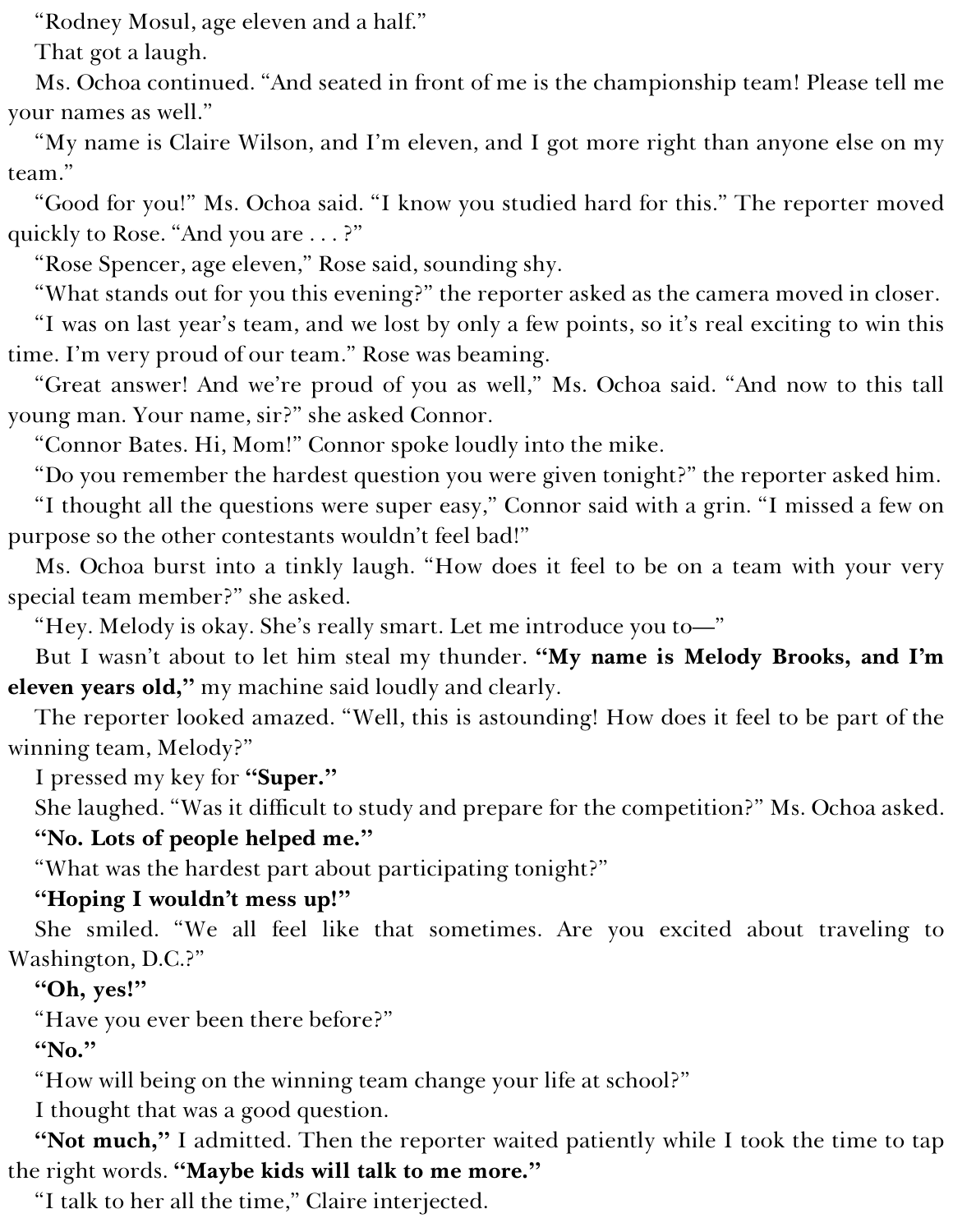"Rodney Mosul, age eleven and a half."

That got a laugh.

Ms. Ochoa continued. "And seated in front of me is the championship team! Please tell me your names as well."

"My name is Claire Wilson, and I'm eleven, and I got more right than anyone else on my team."

"Good for you!" Ms. Ochoa said. "I know you studied hard for this." The reporter moved quickly to Rose. "And you are . . . ?"

"Rose Spencer, age eleven," Rose said, sounding shy.

"What stands out for you this evening?" the reporter asked as the camera moved in closer.

"I was on last year's team, and we lost by only a few points, so it's real exciting to win this time. I'm very proud of our team." Rose was beaming.

"Great answer! And we're proud of you as well," Ms. Ochoa said. "And now to this tall young man. Your name, sir?" she asked Connor.

"Connor Bates. Hi, Mom!" Connor spoke loudly into the mike.

"Do you remember the hardest question you were given tonight?" the reporter asked him.

"I thought all the questions were super easy," Connor said with a grin. "I missed a few on purpose so the other contestants wouldn't feel bad!"

Ms. Ochoa burst into a tinkly laugh. "How does it feel to be on a team with your very special team member?" she asked.

"Hey. Melody is okay. She's really smart. Let me introduce you to—"

But I wasn't about to let him steal my thunder. **"My name is Melody Brooks, and I'm eleven years old,"** my machine said loudly and clearly.

The reporter looked amazed. "Well, this is astounding! How does it feel to be part of the winning team, Melody?"

I pressed my key for **"Super."**

She laughed. "Was it difficult to study and prepare for the competition?" Ms. Ochoa asked.

**"No. Lots of people helped me."**

"What was the hardest part about participating tonight?"

**"Hoping I wouldn't mess up!"**

She smiled. "We all feel like that sometimes. Are you excited about traveling to Washington, D.C.?"

**"Oh, yes!"**

"Have you ever been there before?"

**"No."**

"How will being on the winning team change your life at school?"

I thought that was a good question.

**"Not much,"** I admitted. Then the reporter waited patiently while I took the time to tap the right words. **"Maybe kids will talk to me more."**

"I talk to her all the time," Claire interjected.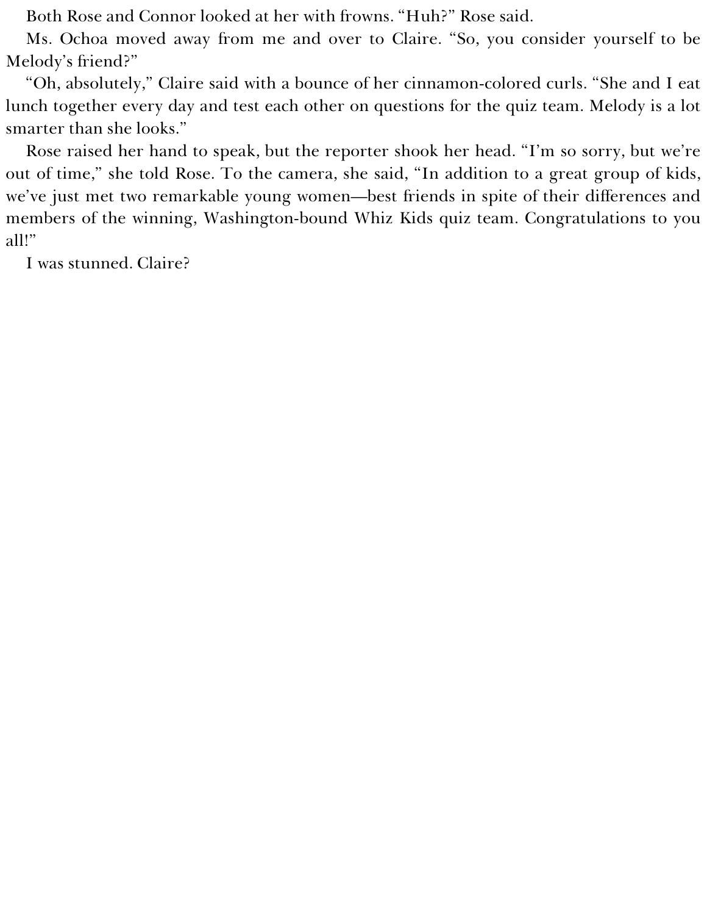Both Rose and Connor looked at her with frowns. “Huh?” Rose said.

Ms. Ochoa moved away from me and over to Claire. “So, you consider yourself to be Melody’s friend?”

“Oh, absolutely,” Claire said with a bounce of her cinnamon-colored curls. “She and I eat lunch together every day and test each other on questions for the quiz team. Melody is a lot smarter than she looks.”

Rose raised her hand to speak, but the reporter shook her head. “I’m so sorry, but we’re out of time,” she told Rose. To the camera, she said, “In addition to a great group of kids, we’ve just met two remarkable young women—best friends in spite of their differences and members of the winning, Washington-bound Whiz Kids quiz team. Congratulations to you all!”

I was stunned. Claire?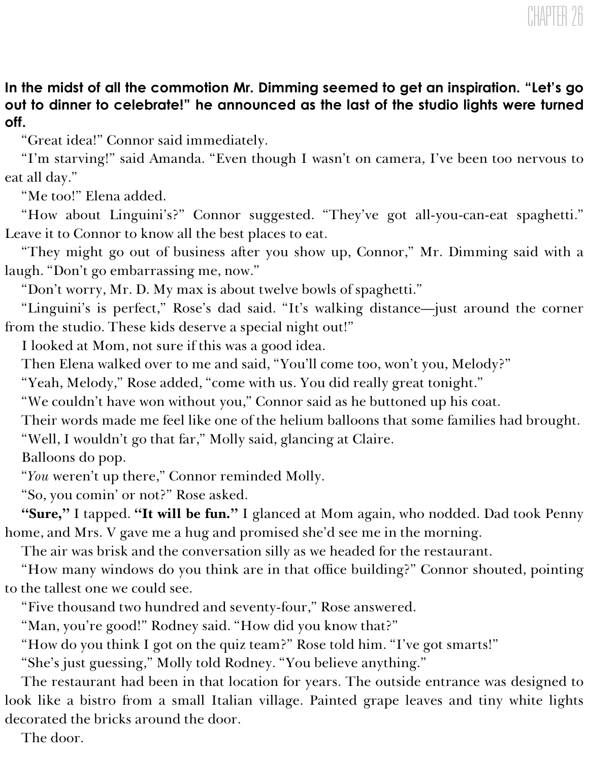# CHAPTER 26

**In the midst of all the commotion Mr. Dimming seemed to get an inspiration. "Let's go out to dinner to celebrate!" he announced as the last of the studio lights were turned off.**

"Great idea!" Connor said immediately.

"I'm starving!" said Amanda. "Even though I wasn't on camera, I've been too nervous to eat all day."

"Me too!" Elena added.

"How about Linguini's?" Connor suggested. "They've got all-you-can-eat spaghetti." Leave it to Connor to know all the best places to eat.

"They might go out of business after you show up, Connor," Mr. Dimming said with a laugh. "Don't go embarrassing me, now."

"Don't worry, Mr. D. My max is about twelve bowls of spaghetti."

"Linguini's is perfect," Rose's dad said. "It's walking distance—just around the corner from the studio. These kids deserve a special night out!"

I looked at Mom, not sure if this was a good idea.

Then Elena walked over to me and said, "You'll come too, won't you, Melody?"

"Yeah, Melody," Rose added, "come with us. You did really great tonight."

"We couldn't have won without you," Connor said as he buttoned up his coat.

Their words made me feel like one of the helium balloons that some families had brought.

"Well, I wouldn't go that far," Molly said, glancing at Claire.

Balloons do pop.

"*You* weren't up there," Connor reminded Molly.

"So, you comin' or not?" Rose asked.

**"Sure,"** I tapped. **"It will be fun."** I glanced at Mom again, who nodded. Dad took Penny home, and Mrs. V gave me a hug and promised she'd see me in the morning.

The air was brisk and the conversation silly as we headed for the restaurant.

"How many windows do you think are in that office building?" Connor shouted, pointing to the tallest one we could see.

"Five thousand two hundred and seventy-four," Rose answered.

"Man, you're good!" Rodney said. "How did you know that?"

"How do you think I got on the quiz team?" Rose told him. "I've got smarts!"

"She's just guessing," Molly told Rodney. "You believe anything."

The restaurant had been in that location for years. The outside entrance was designed to look like a bistro from a small Italian village. Painted grape leaves and tiny white lights decorated the bricks around the door.

The door.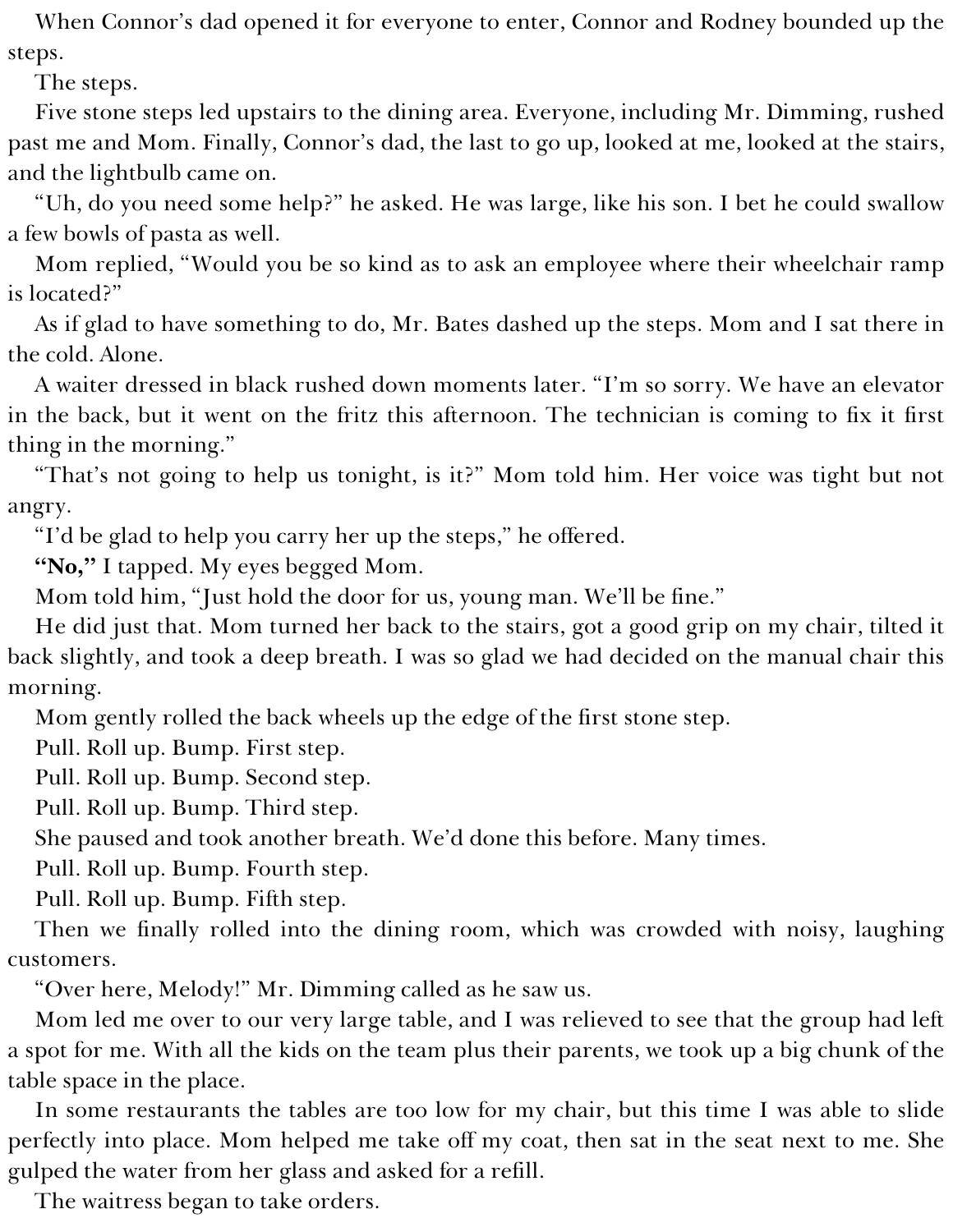When Connor's dad opened it for everyone to enter, Connor and Rodney bounded up the steps.

The steps.

Five stone steps led upstairs to the dining area. Everyone, including Mr. Dimming, rushed past me and Mom. Finally, Connor's dad, the last to go up, looked at me, looked at the stairs, and the lightbulb came on.

"Uh, do you need some help?" he asked. He was large, like his son. I bet he could swallow a few bowls of pasta as well.

Mom replied, "Would you be so kind as to ask an employee where their wheelchair ramp is located?"

As if glad to have something to do, Mr. Bates dashed up the steps. Mom and I sat there in the cold. Alone.

A waiter dressed in black rushed down moments later. "I'm so sorry. We have an elevator in the back, but it went on the fritz this afternoon. The technician is coming to fix it first thing in the morning."

"That's not going to help us tonight, is it?" Mom told him. Her voice was tight but not angry.

"I'd be glad to help you carry her up the steps," he offered.

**"No,"** I tapped. My eyes begged Mom.

Mom told him, "Just hold the door for us, young man. We'll be fine."

He did just that. Mom turned her back to the stairs, got a good grip on my chair, tilted it back slightly, and took a deep breath. I was so glad we had decided on the manual chair this morning.

Mom gently rolled the back wheels up the edge of the first stone step.

Pull. Roll up. Bump. First step.

Pull. Roll up. Bump. Second step.

Pull. Roll up. Bump. Third step.

She paused and took another breath. We'd done this before. Many times.

Pull. Roll up. Bump. Fourth step.

Pull. Roll up. Bump. Fifth step.

Then we finally rolled into the dining room, which was crowded with noisy, laughing customers.

"Over here, Melody!" Mr. Dimming called as he saw us.

Mom led me over to our very large table, and I was relieved to see that the group had left a spot for me. With all the kids on the team plus their parents, we took up a big chunk of the table space in the place.

In some restaurants the tables are too low for my chair, but this time I was able to slide perfectly into place. Mom helped me take off my coat, then sat in the seat next to me. She gulped the water from her glass and asked for a refill.

The waitress began to take orders.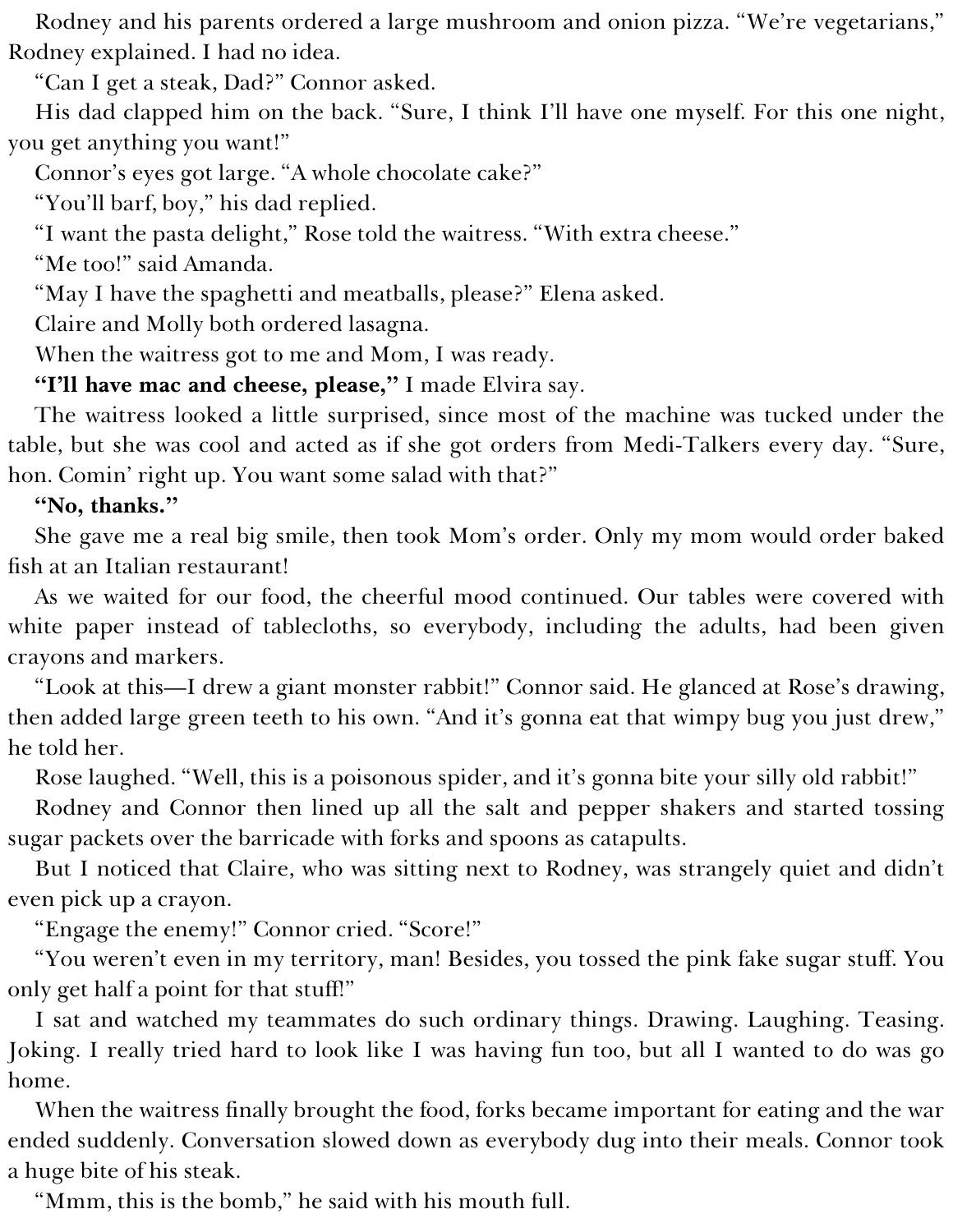Rodney and his parents ordered a large mushroom and onion pizza. “We’re vegetarians,” Rodney explained. I had no idea.

“Can I get a steak, Dad?” Connor asked.

His dad clapped him on the back. “Sure, I think I’ll have one myself. For this one night, you get anything you want!”

Connor’s eyes got large. “A whole chocolate cake?”

“You’ll barf, boy,” his dad replied.

“I want the pasta delight,” Rose told the waitress. “With extra cheese.”

“Me too!” said Amanda.

“May I have the spaghetti and meatballs, please?” Elena asked.

Claire and Molly both ordered lasagna.

When the waitress got to me and Mom, I was ready.

**“I’ll have mac and cheese, please,”** I made Elvira say.

The waitress looked a little surprised, since most of the machine was tucked under the table, but she was cool and acted as if she got orders from Medi-Talkers every day. “Sure, hon. Comin’ right up. You want some salad with that?”

**“No, thanks.”**

She gave me a real big smile, then took Mom’s order. Only my mom would order baked fish at an Italian restaurant!

As we waited for our food, the cheerful mood continued. Our tables were covered with white paper instead of tablecloths, so everybody, including the adults, had been given crayons and markers.

“Look at this—I drew a giant monster rabbit!” Connor said. He glanced at Rose’s drawing, then added large green teeth to his own. “And it’s gonna eat that wimpy bug you just drew,” he told her.

Rose laughed. “Well, this is a poisonous spider, and it’s gonna bite your silly old rabbit!”

Rodney and Connor then lined up all the salt and pepper shakers and started tossing sugar packets over the barricade with forks and spoons as catapults.

But I noticed that Claire, who was sitting next to Rodney, was strangely quiet and didn’t even pick up a crayon.

“Engage the enemy!” Connor cried. “Score!”

“You weren’t even in my territory, man! Besides, you tossed the pink fake sugar stuff. You only get half a point for that stuff!”

I sat and watched my teammates do such ordinary things. Drawing. Laughing. Teasing. Joking. I really tried hard to look like I was having fun too, but all I wanted to do was go home.

When the waitress finally brought the food, forks became important for eating and the war ended suddenly. Conversation slowed down as everybody dug into their meals. Connor took a huge bite of his steak.

“Mmm, this is the bomb,” he said with his mouth full.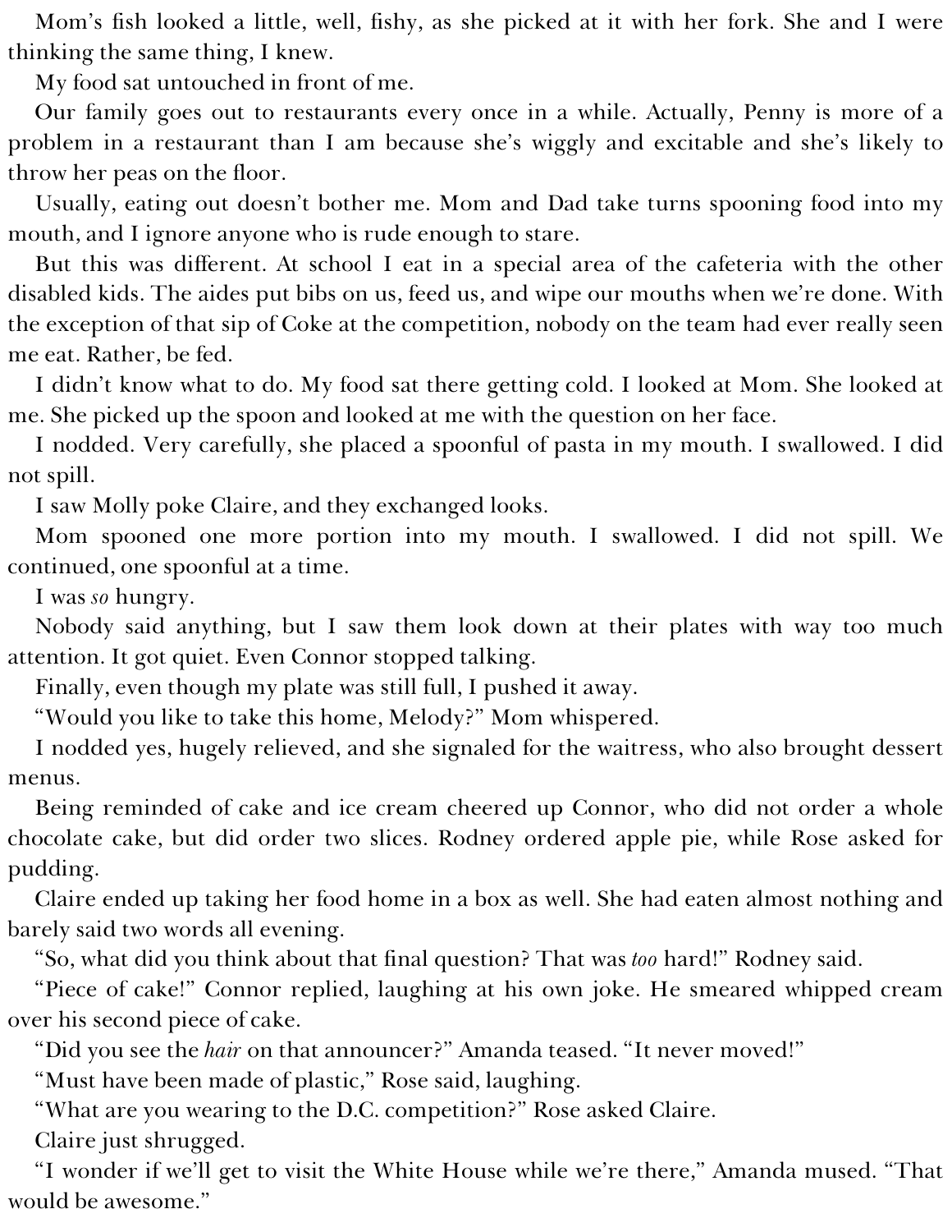Mom's fish looked a little, well, fishy, as she picked at it with her fork. She and I were thinking the same thing, I knew.

My food sat untouched in front of me.

Our family goes out to restaurants every once in a while. Actually, Penny is more of a problem in a restaurant than I am because she's wiggly and excitable and she's likely to throw her peas on the floor.

Usually, eating out doesn't bother me. Mom and Dad take turns spooning food into my mouth, and I ignore anyone who is rude enough to stare.

But this was different. At school I eat in a special area of the cafeteria with the other disabled kids. The aides put bibs on us, feed us, and wipe our mouths when we're done. With the exception of that sip of Coke at the competition, nobody on the team had ever really seen me eat. Rather, be fed.

I didn't know what to do. My food sat there getting cold. I looked at Mom. She looked at me. She picked up the spoon and looked at me with the question on her face.

I nodded. Very carefully, she placed a spoonful of pasta in my mouth. I swallowed. I did not spill.

I saw Molly poke Claire, and they exchanged looks.

Mom spooned one more portion into my mouth. I swallowed. I did not spill. We continued, one spoonful at a time.

I was *so* hungry.

Nobody said anything, but I saw them look down at their plates with way too much attention. It got quiet. Even Connor stopped talking.

Finally, even though my plate was still full, I pushed it away.

"Would you like to take this home, Melody?" Mom whispered.

I nodded yes, hugely relieved, and she signaled for the waitress, who also brought dessert menus.

Being reminded of cake and ice cream cheered up Connor, who did not order a whole chocolate cake, but did order two slices. Rodney ordered apple pie, while Rose asked for pudding.

Claire ended up taking her food home in a box as well. She had eaten almost nothing and barely said two words all evening.

"So, what did you think about that final question? That was *too* hard!" Rodney said.

"Piece of cake!" Connor replied, laughing at his own joke. He smeared whipped cream over his second piece of cake.

"Did you see the *hair* on that announcer?" Amanda teased. "It never moved!"

"Must have been made of plastic," Rose said, laughing.

"What are you wearing to the D.C. competition?" Rose asked Claire.

Claire just shrugged.

"I wonder if we'll get to visit the White House while we're there," Amanda mused. "That would be awesome."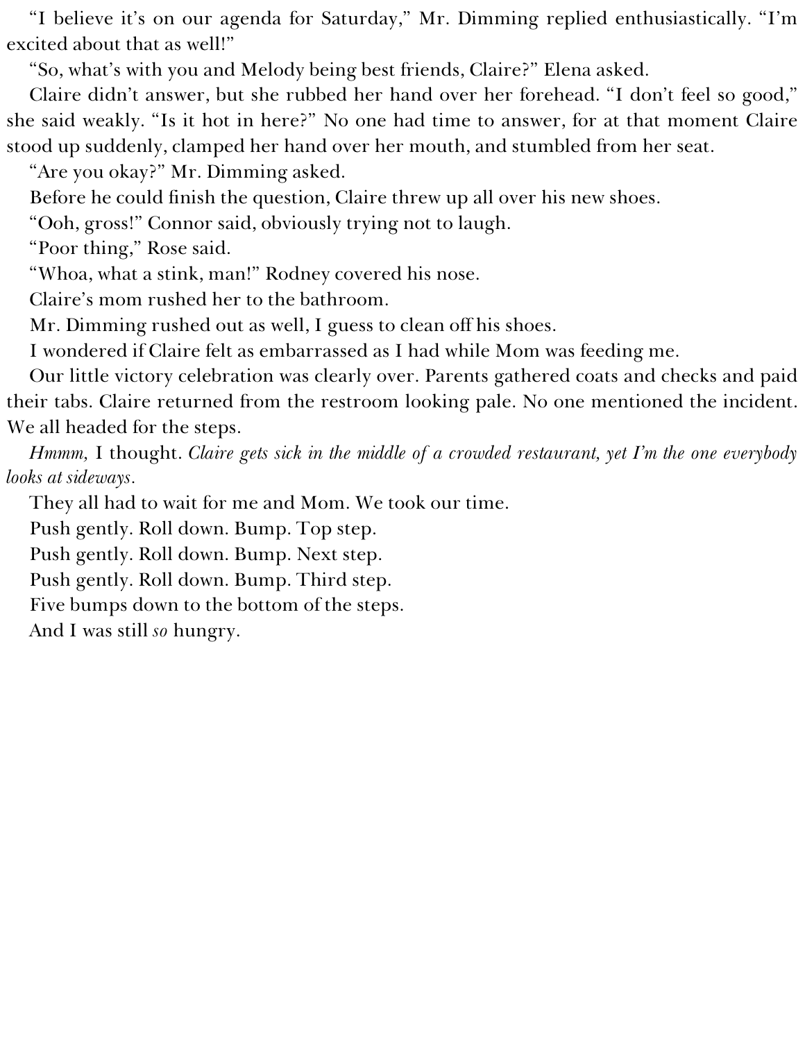"I believe it's on our agenda for Saturday," Mr. Dimming replied enthusiastically. "I'm excited about that as well!"

"So, what's with you and Melody being best friends, Claire?" Elena asked.

Claire didn't answer, but she rubbed her hand over her forehead. "I don't feel so good," she said weakly. "Is it hot in here?" No one had time to answer, for at that moment Claire stood up suddenly, clamped her hand over her mouth, and stumbled from her seat.

"Are you okay?" Mr. Dimming asked.

Before he could finish the question, Claire threw up all over his new shoes.

"Ooh, gross!" Connor said, obviously trying not to laugh.

"Poor thing," Rose said.

"Whoa, what a stink, man!" Rodney covered his nose.

Claire's mom rushed her to the bathroom.

Mr. Dimming rushed out as well, I guess to clean off his shoes.

I wondered if Claire felt as embarrassed as I had while Mom was feeding me.

Our little victory celebration was clearly over. Parents gathered coats and checks and paid their tabs. Claire returned from the restroom looking pale. No one mentioned the incident. We all headed for the steps.

*Hmmm,* I thought. *Claire gets sick in the middle of a crowded restaurant, yet I'm the one everybody looks at sideways.*

They all had to wait for me and Mom. We took our time.

Push gently. Roll down. Bump. Top step.

Push gently. Roll down. Bump. Next step.

Push gently. Roll down. Bump. Third step.

Five bumps down to the bottom of the steps.

And I was still *so* hungry.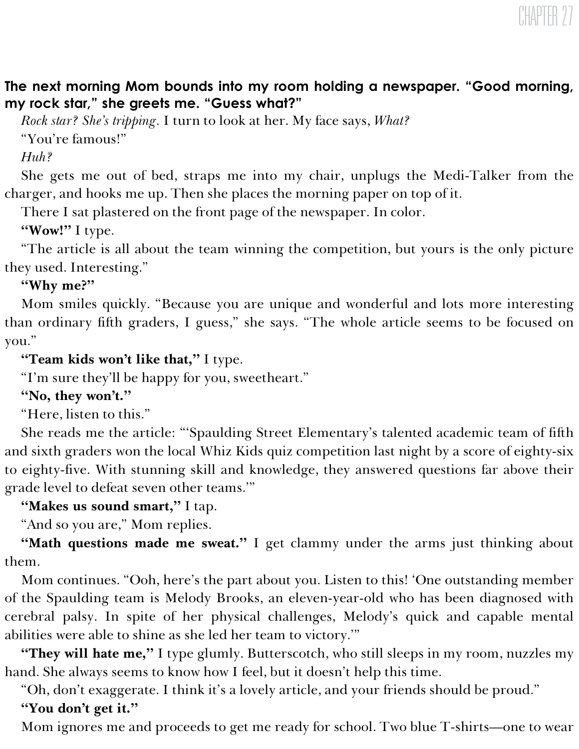# CHAPTER 27

**The next morning Mom bounds into my room holding a newspaper. "Good morning, my rock star," she greets me. "Guess what?"**

*Rock star? She's tripping*. I turn to look at her. My face says, *What?*

"You're famous!"

*Huh?*

She gets me out of bed, straps me into my chair, unplugs the Medi-Talker from the charger, and hooks me up. Then she places the morning paper on top of it.

There I sat plastered on the front page of the newspaper. In color.

**"Wow!"** I type.

"The article is all about the team winning the competition, but yours is the only picture they used. Interesting."

**"Why me?"**

Mom smiles quickly. "Because you are unique and wonderful and lots more interesting than ordinary fifth graders, I guess," she says. "The whole article seems to be focused on you."

**"Team kids won't like that,"** I type.

"I'm sure they'll be happy for you, sweetheart."

**"No, they won't."**

"Here, listen to this."

She reads me the article: "'Spaulding Street Elementary's talented academic team of fifth and sixth graders won the local Whiz Kids quiz competition last night by a score of eighty-six to eighty-five. With stunning skill and knowledge, they answered questions far above their grade level to defeat seven other teams.'"

**"Makes us sound smart,"** I tap.

"And so you are," Mom replies.

**"Math questions made me sweat."** I get clammy under the arms just thinking about them.

Mom continues. "Ooh, here's the part about you. Listen to this! 'One outstanding member of the Spaulding team is Melody Brooks, an eleven-year-old who has been diagnosed with cerebral palsy. In spite of her physical challenges, Melody's quick and capable mental abilities were able to shine as she led her team to victory.'"

**"They will hate me,"** I type glumly. Butterscotch, who still sleeps in my room, nuzzles my hand. She always seems to know how I feel, but it doesn't help this time.

"Oh, don't exaggerate. I think it's a lovely article, and your friends should be proud."

**"You don't get it."**

Mom ignores me and proceeds to get me ready for school. Two blue T-shirts—one to wear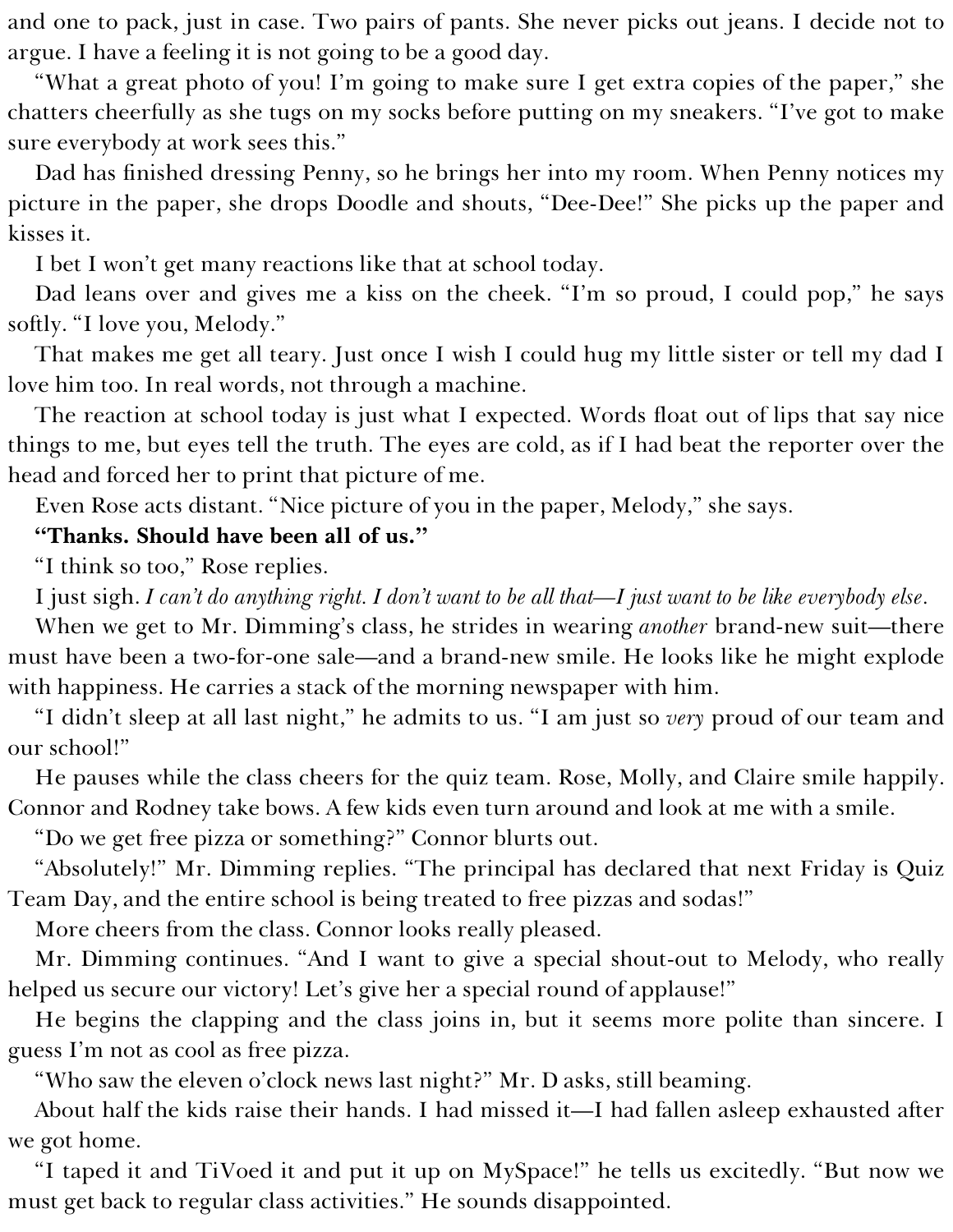and one to pack, just in case. Two pairs of pants. She never picks out jeans. I decide not to argue. I have a feeling it is not going to be a good day.

"What a great photo of you! I'm going to make sure I get extra copies of the paper," she chatters cheerfully as she tugs on my socks before putting on my sneakers. "I've got to make sure everybody at work sees this."

Dad has finished dressing Penny, so he brings her into my room. When Penny notices my picture in the paper, she drops Doodle and shouts, "Dee-Dee!" She picks up the paper and kisses it.

I bet I won't get many reactions like that at school today.

Dad leans over and gives me a kiss on the cheek. "I'm so proud, I could pop," he says softly. "I love you, Melody."

That makes me get all teary. Just once I wish I could hug my little sister or tell my dad I love him too. In real words, not through a machine.

The reaction at school today is just what I expected. Words float out of lips that say nice things to me, but eyes tell the truth. The eyes are cold, as if I had beat the reporter over the head and forced her to print that picture of me.

Even Rose acts distant. "Nice picture of you in the paper, Melody," she says.

**"Thanks. Should have been all of us."**

"I think so too," Rose replies.

I just sigh. *I can't do anything right. I don't want to be all that—I just want to be like everybody else.*

When we get to Mr. Dimming's class, he strides in wearing *another* brand-new suit—there must have been a two-for-one sale—and a brand-new smile. He looks like he might explode with happiness. He carries a stack of the morning newspaper with him.

"I didn't sleep at all last night," he admits to us. "I am just so *very* proud of our team and our school!"

He pauses while the class cheers for the quiz team. Rose, Molly, and Claire smile happily. Connor and Rodney take bows. A few kids even turn around and look at me with a smile.

"Do we get free pizza or something?" Connor blurts out.

"Absolutely!" Mr. Dimming replies. "The principal has declared that next Friday is Quiz Team Day, and the entire school is being treated to free pizzas and sodas!"

More cheers from the class. Connor looks really pleased.

Mr. Dimming continues. "And I want to give a special shout-out to Melody, who really helped us secure our victory! Let's give her a special round of applause!"

He begins the clapping and the class joins in, but it seems more polite than sincere. I guess I'm not as cool as free pizza.

"Who saw the eleven o'clock news last night?" Mr. D asks, still beaming.

About half the kids raise their hands. I had missed it—I had fallen asleep exhausted after we got home.

"I taped it and TiVoed it and put it up on MySpace!" he tells us excitedly. "But now we must get back to regular class activities." He sounds disappointed.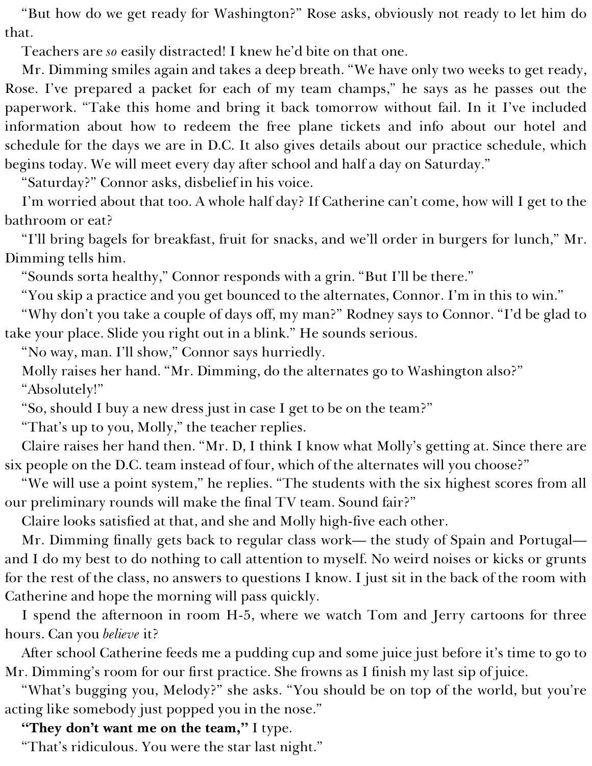"But how do we get ready for Washington?" Rose asks, obviously not ready to let him do that.

Teachers are *so* easily distracted! I knew he'd bite on that one.

Mr. Dimming smiles again and takes a deep breath. "We have only two weeks to get ready, Rose. I've prepared a packet for each of my team champs," he says as he passes out the paperwork. "Take this home and bring it back tomorrow without fail. In it I've included information about how to redeem the free plane tickets and info about our hotel and schedule for the days we are in D.C. It also gives details about our practice schedule, which begins today. We will meet every day after school and half a day on Saturday."

"Saturday?" Connor asks, disbelief in his voice.

I'm worried about that too. A whole half day? If Catherine can't come, how will I get to the bathroom or eat?

"I'll bring bagels for breakfast, fruit for snacks, and we'll order in burgers for lunch," Mr. Dimming tells him.

"Sounds sorta healthy," Connor responds with a grin. "But I'll be there."

"You skip a practice and you get bounced to the alternates, Connor. I'm in this to win."

"Why don't you take a couple of days off, my man?" Rodney says to Connor. "I'd be glad to take your place. Slide you right out in a blink." He sounds serious.

"No way, man. I'll show," Connor says hurriedly.

Molly raises her hand. "Mr. Dimming, do the alternates go to Washington also?"

"Absolutely!"

"So, should I buy a new dress just in case I get to be on the team?"

"That's up to you, Molly," the teacher replies.

Claire raises her hand then. "Mr. D, I think I know what Molly's getting at. Since there are six people on the D.C. team instead of four, which of the alternates will you choose?"

"We will use a point system," he replies. "The students with the six highest scores from all our preliminary rounds will make the final TV team. Sound fair?"

Claire looks satisfied at that, and she and Molly high-five each other.

Mr. Dimming finally gets back to regular class work— the study of Spain and Portugal— and I do my best to do nothing to call attention to myself. No weird noises or kicks or grunts for the rest of the class, no answers to questions I know. I just sit in the back of the room with Catherine and hope the morning will pass quickly.

I spend the afternoon in room H-5, where we watch Tom and Jerry cartoons for three hours. Can you *believe* it?

After school Catherine feeds me a pudding cup and some juice just before it's time to go to Mr. Dimming's room for our first practice. She frowns as I finish my last sip of juice.

"What's bugging you, Melody?" she asks. "You should be on top of the world, but you're acting like somebody just popped you in the nose."

**"They don't want me on the team,"** I type.

"That's ridiculous. You were the star last night."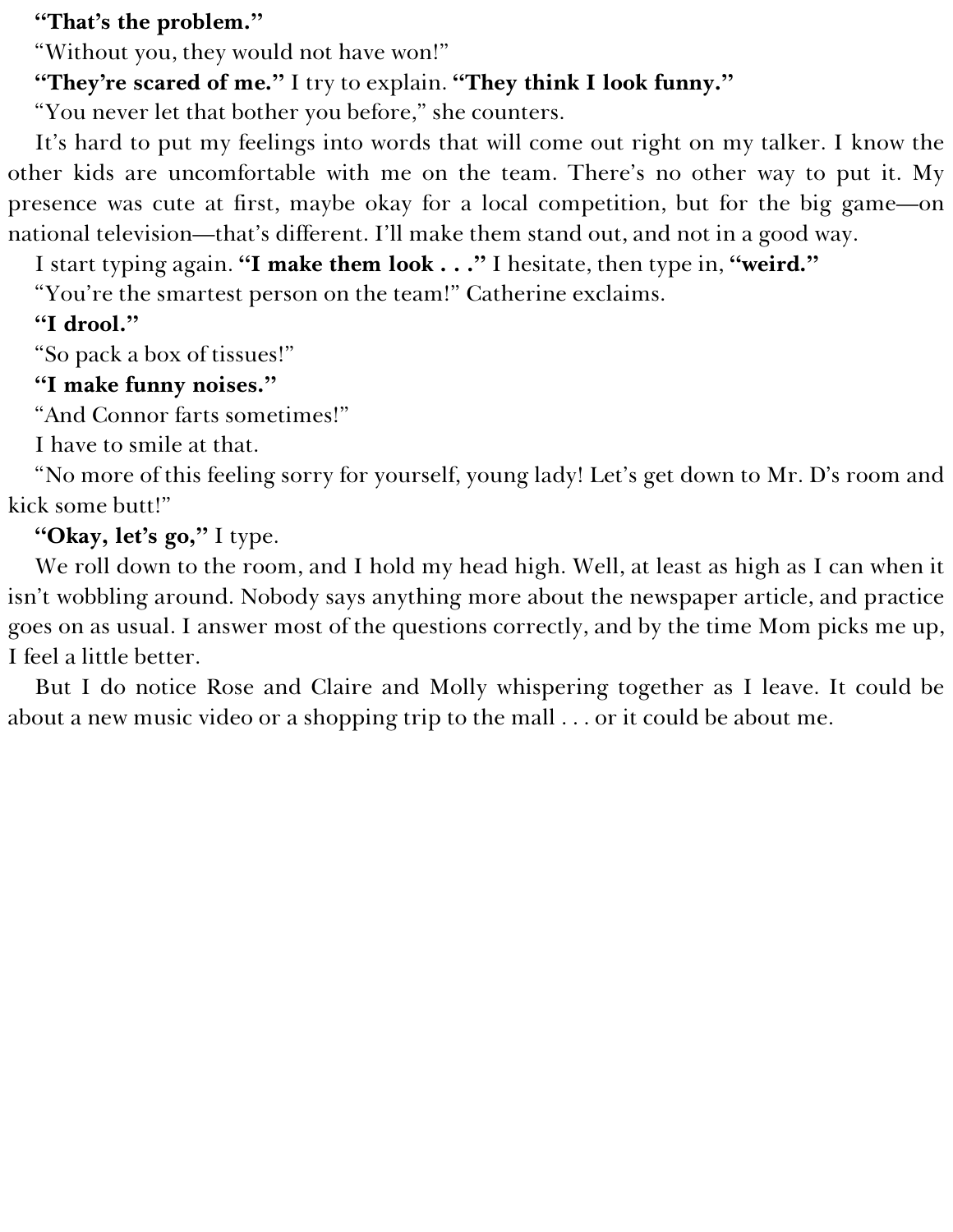**"That's the problem."**

"Without you, they would not have won!"

**"They're scared of me."** I try to explain. **"They think I look funny."**

"You never let that bother you before," she counters.

It's hard to put my feelings into words that will come out right on my talker. I know the other kids are uncomfortable with me on the team. There's no other way to put it. My presence was cute at first, maybe okay for a local competition, but for the big game—on national television—that's different. I'll make them stand out, and not in a good way.

I start typing again. **"I make them look . . ."** I hesitate, then type in, **"weird."**

"You're the smartest person on the team!" Catherine exclaims.

**"I drool."**

"So pack a box of tissues!"

**"I make funny noises."**

"And Connor farts sometimes!"

I have to smile at that.

"No more of this feeling sorry for yourself, young lady! Let's get down to Mr. D's room and kick some butt!"

**"Okay, let's go,"** I type.

We roll down to the room, and I hold my head high. Well, at least as high as I can when it isn't wobbling around. Nobody says anything more about the newspaper article, and practice goes on as usual. I answer most of the questions correctly, and by the time Mom picks me up, I feel a little better.

But I do notice Rose and Claire and Molly whispering together as I leave. It could be about a new music video or a shopping trip to the mall . . . or it could be about me.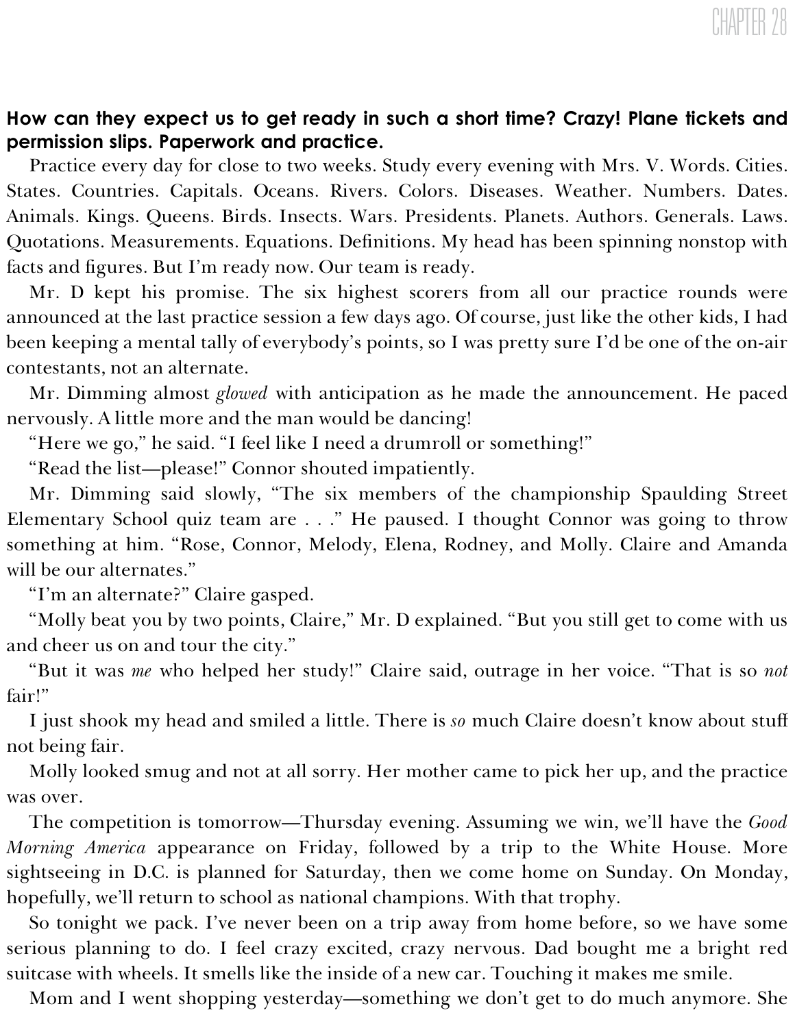# CHAPTER 28

**How can they expect us to get ready in such a short time? Crazy! Plane tickets and permission slips. Paperwork and practice.**

Practice every day for close to two weeks. Study every evening with Mrs. V. Words. Cities. States. Countries. Capitals. Oceans. Rivers. Colors. Diseases. Weather. Numbers. Dates. Animals. Kings. Queens. Birds. Insects. Wars. Presidents. Planets. Authors. Generals. Laws. Quotations. Measurements. Equations. Definitions. My head has been spinning nonstop with facts and figures. But I'm ready now. Our team is ready.

Mr. D kept his promise. The six highest scorers from all our practice rounds were announced at the last practice session a few days ago. Of course, just like the other kids, I had been keeping a mental tally of everybody's points, so I was pretty sure I'd be one of the on-air contestants, not an alternate.

Mr. Dimming almost *glowed* with anticipation as he made the announcement. He paced nervously. A little more and the man would be dancing!

"Here we go," he said. "I feel like I need a drumroll or something!"

"Read the list—please!" Connor shouted impatiently.

Mr. Dimming said slowly, "The six members of the championship Spaulding Street Elementary School quiz team are . . ." He paused. I thought Connor was going to throw something at him. "Rose, Connor, Melody, Elena, Rodney, and Molly. Claire and Amanda will be our alternates."

"I'm an alternate?" Claire gasped.

"Molly beat you by two points, Claire," Mr. D explained. "But you still get to come with us and cheer us on and tour the city."

"But it was *me* who helped her study!" Claire said, outrage in her voice. "That is so *not* fair!"

I just shook my head and smiled a little. There is *so* much Claire doesn't know about stuff not being fair.

Molly looked smug and not at all sorry. Her mother came to pick her up, and the practice was over.

The competition is tomorrow—Thursday evening. Assuming we win, we'll have the *Good Morning America* appearance on Friday, followed by a trip to the White House. More sightseeing in D.C. is planned for Saturday, then we come home on Sunday. On Monday, hopefully, we'll return to school as national champions. With that trophy.

So tonight we pack. I've never been on a trip away from home before, so we have some serious planning to do. I feel crazy excited, crazy nervous. Dad bought me a bright red suitcase with wheels. It smells like the inside of a new car. Touching it makes me smile.

Mom and I went shopping yesterday—something we don't get to do much anymore. She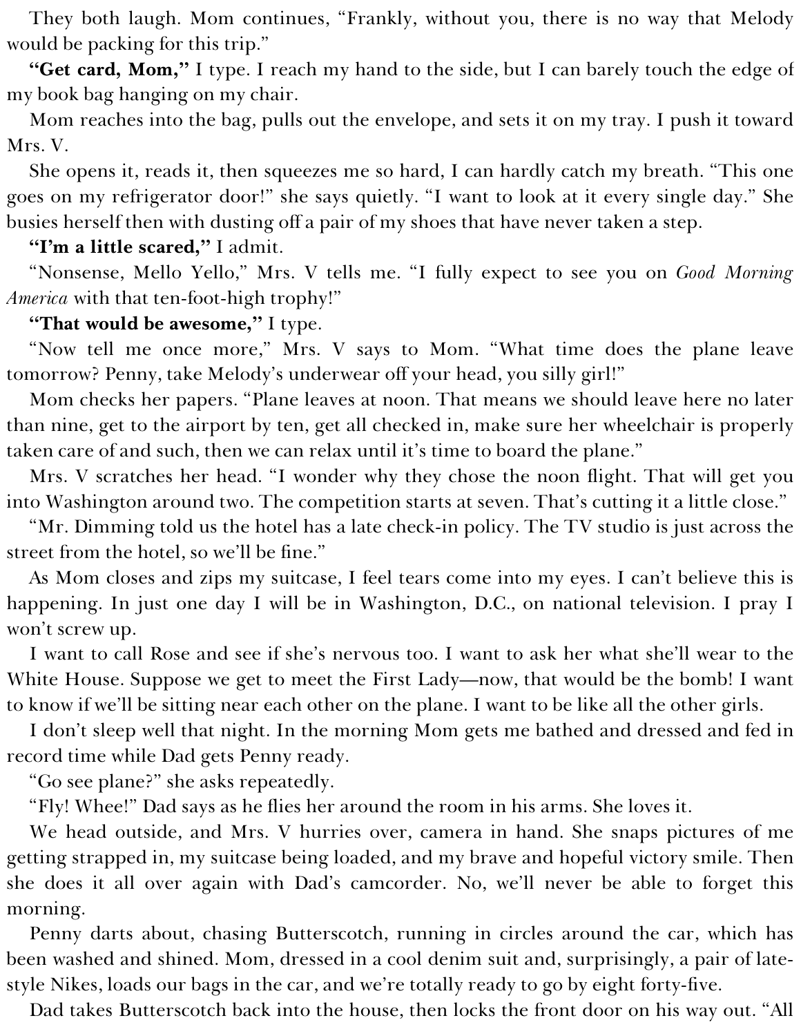They both laugh. Mom continues, "Frankly, without you, there is no way that Melody would be packing for this trip."

**"Get card, Mom,"** I type. I reach my hand to the side, but I can barely touch the edge of my book bag hanging on my chair.

Mom reaches into the bag, pulls out the envelope, and sets it on my tray. I push it toward Mrs. V.

She opens it, reads it, then squeezes me so hard, I can hardly catch my breath. "This one goes on my refrigerator door!" she says quietly. "I want to look at it every single day." She busies herself then with dusting off a pair of my shoes that have never taken a step.

**"I'm a little scared,"** I admit.

"Nonsense, Mello Yello," Mrs. V tells me. "I fully expect to see you on *Good Morning America* with that ten-foot-high trophy!"

**"That would be awesome,"** I type.

"Now tell me once more," Mrs. V says to Mom. "What time does the plane leave tomorrow? Penny, take Melody's underwear off your head, you silly girl!"

Mom checks her papers. "Plane leaves at noon. That means we should leave here no later than nine, get to the airport by ten, get all checked in, make sure her wheelchair is properly taken care of and such, then we can relax until it's time to board the plane."

Mrs. V scratches her head. "I wonder why they chose the noon flight. That will get you into Washington around two. The competition starts at seven. That's cutting it a little close."

"Mr. Dimming told us the hotel has a late check-in policy. The TV studio is just across the street from the hotel, so we'll be fine."

As Mom closes and zips my suitcase, I feel tears come into my eyes. I can't believe this is happening. In just one day I will be in Washington, D.C., on national television. I pray I won't screw up.

I want to call Rose and see if she's nervous too. I want to ask her what she'll wear to the White House. Suppose we get to meet the First Lady—now, that would be the bomb! I want to know if we'll be sitting near each other on the plane. I want to be like all the other girls.

I don't sleep well that night. In the morning Mom gets me bathed and dressed and fed in record time while Dad gets Penny ready.

"Go see plane?" she asks repeatedly.

"Fly! Whee!" Dad says as he flies her around the room in his arms. She loves it.

We head outside, and Mrs. V hurries over, camera in hand. She snaps pictures of me getting strapped in, my suitcase being loaded, and my brave and hopeful victory smile. Then she does it all over again with Dad's camcorder. No, we'll never be able to forget this morning.

Penny darts about, chasing Butterscotch, running in circles around the car, which has been washed and shined. Mom, dressed in a cool denim suit and, surprisingly, a pair of late-style Nikes, loads our bags in the car, and we're totally ready to go by eight forty-five.

Dad takes Butterscotch back into the house, then locks the front door on his way out. "All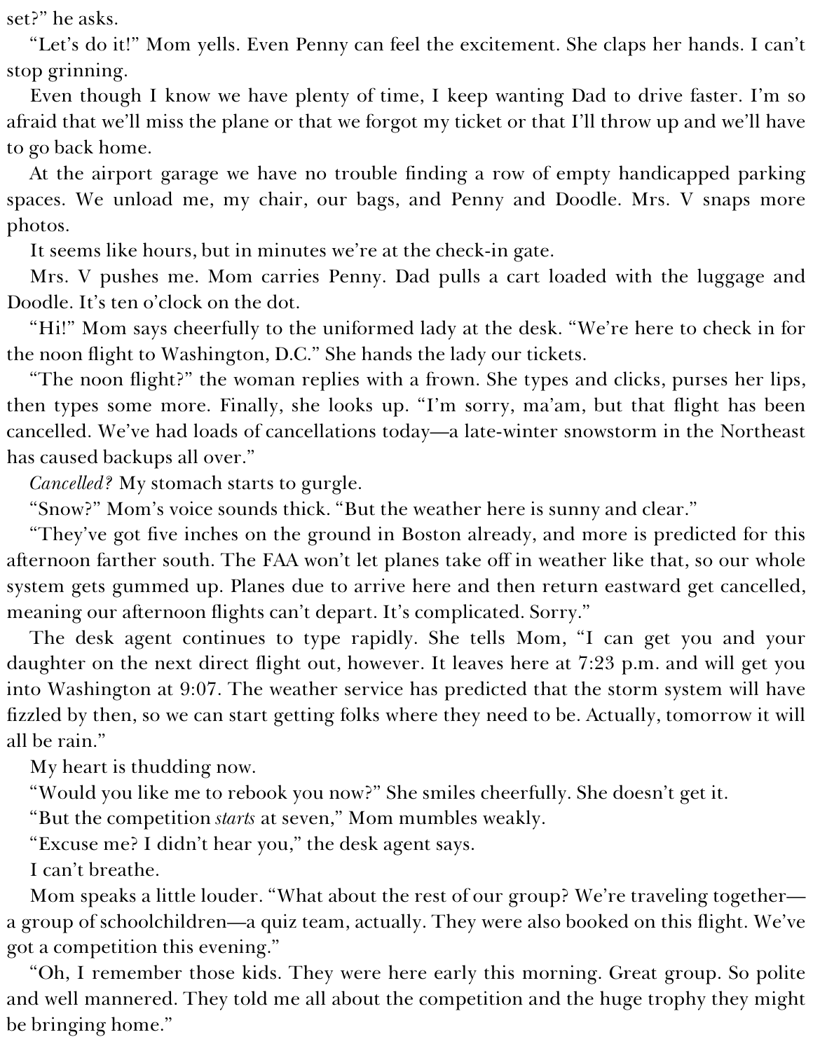set?" he asks.

"Let's do it!" Mom yells. Even Penny can feel the excitement. She claps her hands. I can't stop grinning.

Even though I know we have plenty of time, I keep wanting Dad to drive faster. I'm so afraid that we'll miss the plane or that we forgot my ticket or that I'll throw up and we'll have to go back home.

At the airport garage we have no trouble finding a row of empty handicapped parking spaces. We unload me, my chair, our bags, and Penny and Doodle. Mrs. V snaps more photos.

It seems like hours, but in minutes we're at the check-in gate.

Mrs. V pushes me. Mom carries Penny. Dad pulls a cart loaded with the luggage and Doodle. It's ten o'clock on the dot.

"Hi!" Mom says cheerfully to the uniformed lady at the desk. "We're here to check in for the noon flight to Washington, D.C." She hands the lady our tickets.

"The noon flight?" the woman replies with a frown. She types and clicks, purses her lips, then types some more. Finally, she looks up. "I'm sorry, ma'am, but that flight has been cancelled. We've had loads of cancellations today—a late-winter snowstorm in the Northeast has caused backups all over."

*Cancelled?* My stomach starts to gurgle.

"Snow?" Mom's voice sounds thick. "But the weather here is sunny and clear."

"They've got five inches on the ground in Boston already, and more is predicted for this afternoon farther south. The FAA won't let planes take off in weather like that, so our whole system gets gummed up. Planes due to arrive here and then return eastward get cancelled, meaning our afternoon flights can't depart. It's complicated. Sorry."

The desk agent continues to type rapidly. She tells Mom, "I can get you and your daughter on the next direct flight out, however. It leaves here at 7:23 p.m. and will get you into Washington at 9:07. The weather service has predicted that the storm system will have fizzled by then, so we can start getting folks where they need to be. Actually, tomorrow it will all be rain."

My heart is thudding now.

"Would you like me to rebook you now?" She smiles cheerfully. She doesn't get it.

"But the competition *starts* at seven," Mom mumbles weakly.

"Excuse me? I didn't hear you," the desk agent says.

I can't breathe.

Mom speaks a little louder. "What about the rest of our group? We're traveling together—a group of schoolchildren—a quiz team, actually. They were also booked on this flight. We've got a competition this evening."

"Oh, I remember those kids. They were here early this morning. Great group. So polite and well mannered. They told me all about the competition and the huge trophy they might be bringing home."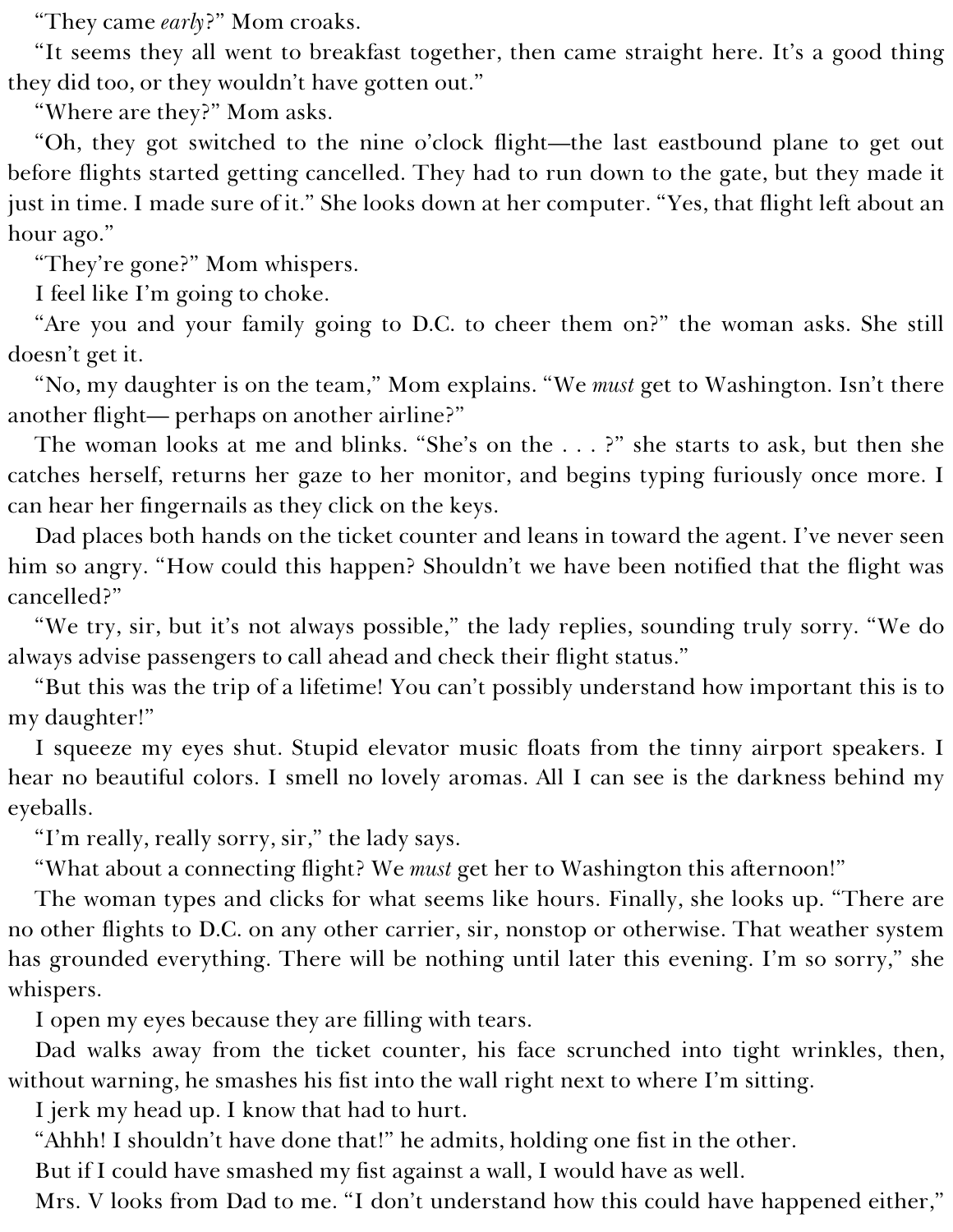"They came *early*?" Mom croaks.

"It seems they all went to breakfast together, then came straight here. It's a good thing they did too, or they wouldn't have gotten out."

"Where are they?" Mom asks.

"Oh, they got switched to the nine o'clock flight—the last eastbound plane to get out before flights started getting cancelled. They had to run down to the gate, but they made it just in time. I made sure of it." She looks down at her computer. "Yes, that flight left about an hour ago."

"They're gone?" Mom whispers.

I feel like I'm going to choke.

"Are you and your family going to D.C. to cheer them on?" the woman asks. She still doesn't get it.

"No, my daughter is on the team," Mom explains. "We *must* get to Washington. Isn't there another flight— perhaps on another airline?"

The woman looks at me and blinks. "She's on the . . . ?" she starts to ask, but then she catches herself, returns her gaze to her monitor, and begins typing furiously once more. I can hear her fingernails as they click on the keys.

Dad places both hands on the ticket counter and leans in toward the agent. I've never seen him so angry. "How could this happen? Shouldn't we have been notified that the flight was cancelled?"

"We try, sir, but it's not always possible," the lady replies, sounding truly sorry. "We do always advise passengers to call ahead and check their flight status."

"But this was the trip of a lifetime! You can't possibly understand how important this is to my daughter!"

I squeeze my eyes shut. Stupid elevator music floats from the tinny airport speakers. I hear no beautiful colors. I smell no lovely aromas. All I can see is the darkness behind my eyeballs.

"I'm really, really sorry, sir," the lady says.

"What about a connecting flight? We *must* get her to Washington this afternoon!"

The woman types and clicks for what seems like hours. Finally, she looks up. "There are no other flights to D.C. on any other carrier, sir, nonstop or otherwise. That weather system has grounded everything. There will be nothing until later this evening. I'm so sorry," she whispers.

I open my eyes because they are filling with tears.

Dad walks away from the ticket counter, his face scrunched into tight wrinkles, then, without warning, he smashes his fist into the wall right next to where I'm sitting.

I jerk my head up. I know that had to hurt.

"Ahhh! I shouldn't have done that!" he admits, holding one fist in the other.

But if I could have smashed my fist against a wall, I would have as well.

Mrs. V looks from Dad to me. "I don't understand how this could have happened either,"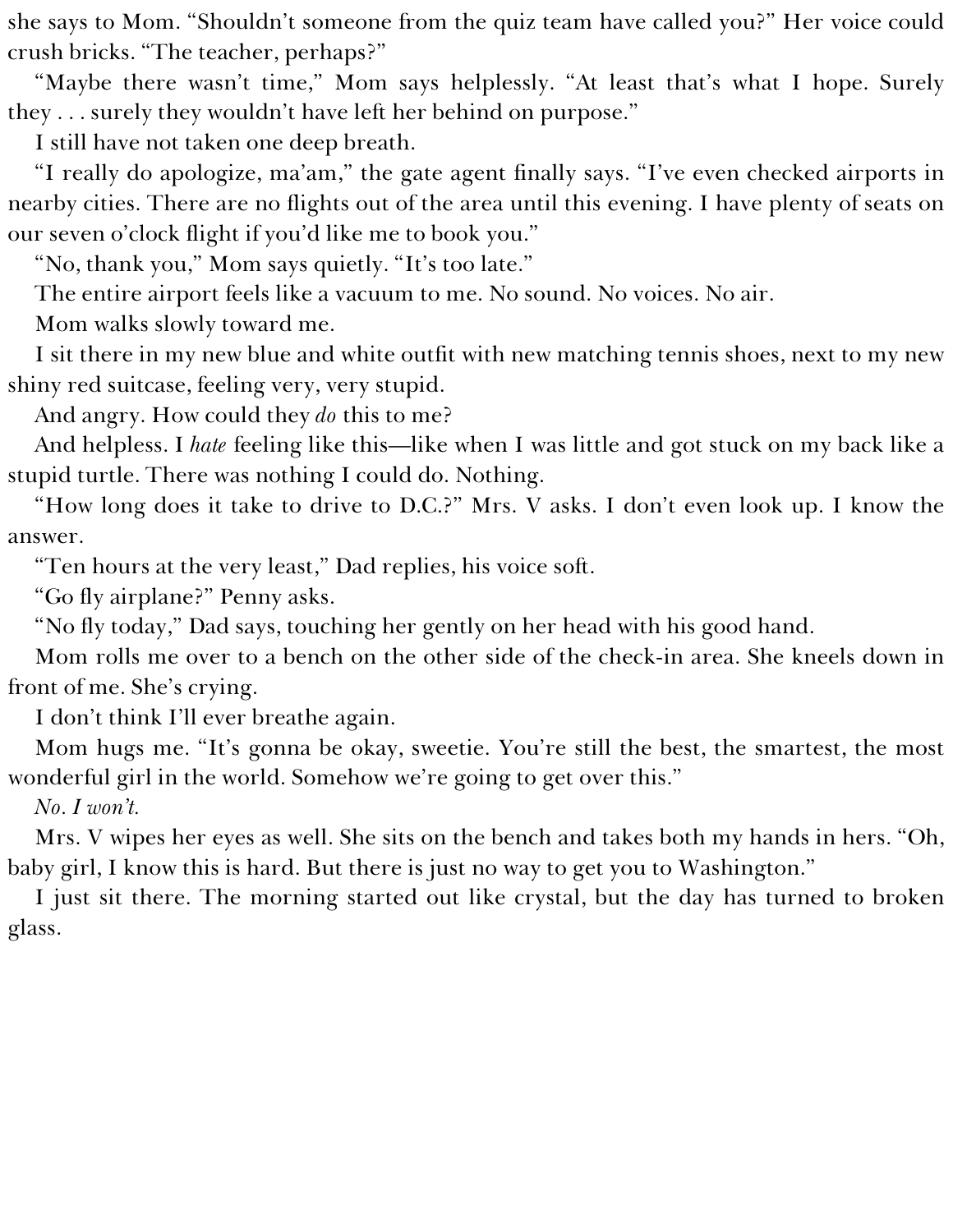she says to Mom. “Shouldn’t someone from the quiz team have called you?” Her voice could crush bricks. “The teacher, perhaps?”

“Maybe there wasn’t time,” Mom says helplessly. “At least that’s what I hope. Surely they . . . surely they wouldn’t have left her behind on purpose.”

I still have not taken one deep breath.

“I really do apologize, ma’am,” the gate agent finally says. “I’ve even checked airports in nearby cities. There are no flights out of the area until this evening. I have plenty of seats on our seven o’clock flight if you’d like me to book you.”

“No, thank you,” Mom says quietly. “It’s too late.”

The entire airport feels like a vacuum to me. No sound. No voices. No air.

Mom walks slowly toward me.

I sit there in my new blue and white outfit with new matching tennis shoes, next to my new shiny red suitcase, feeling very, very stupid.

And angry. How could they *do* this to me?

And helpless. I *hate* feeling like this—like when I was little and got stuck on my back like a stupid turtle. There was nothing I could do. Nothing.

“How long does it take to drive to D.C.?” Mrs. V asks. I don’t even look up. I know the answer.

“Ten hours at the very least,” Dad replies, his voice soft.

“Go fly airplane?” Penny asks.

“No fly today,” Dad says, touching her gently on her head with his good hand.

Mom rolls me over to a bench on the other side of the check-in area. She kneels down in front of me. She’s crying.

I don’t think I’ll ever breathe again.

Mom hugs me. “It’s gonna be okay, sweetie. You’re still the best, the smartest, the most wonderful girl in the world. Somehow we’re going to get over this.”

*No. I won’t.*

Mrs. V wipes her eyes as well. She sits on the bench and takes both my hands in hers. “Oh, baby girl, I know this is hard. But there is just no way to get you to Washington.”

I just sit there. The morning started out like crystal, but the day has turned to broken glass.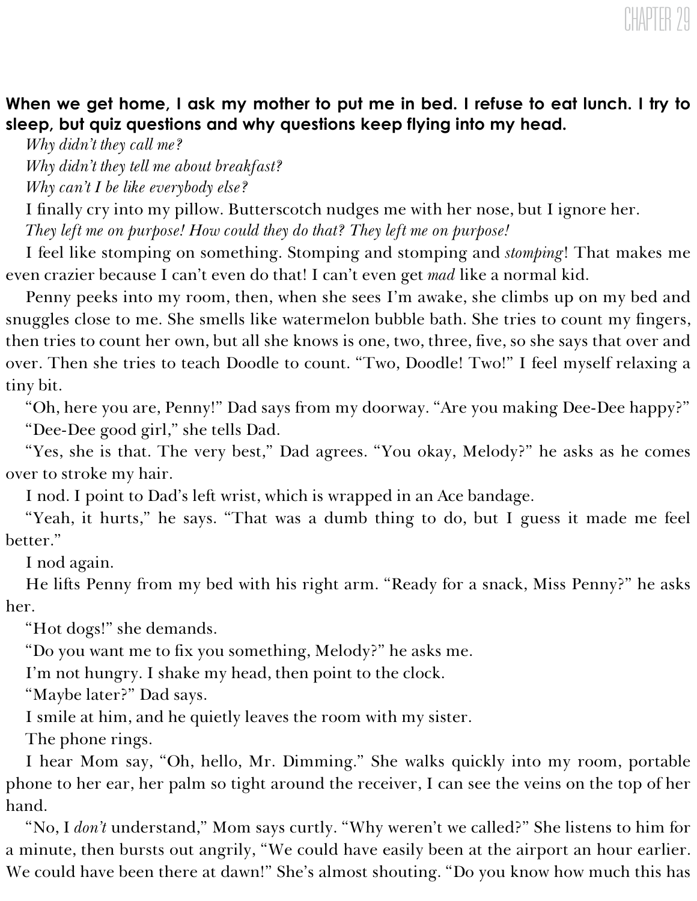# CHAPTER 29

**When we get home, I ask my mother to put me in bed. I refuse to eat lunch. I try to sleep, but quiz questions and why questions keep flying into my head.**

*Why didn't they call me?*

*Why didn't they tell me about breakfast?*

*Why can't I be like everybody else?*

I finally cry into my pillow. Butterscotch nudges me with her nose, but I ignore her.

*They left me on purpose! How could they do that? They left me on purpose!*

I feel like stomping on something. Stomping and stomping and *stomping*! That makes me even crazier because I can't even do that! I can't even get *mad* like a normal kid.

Penny peeks into my room, then, when she sees I'm awake, she climbs up on my bed and snuggles close to me. She smells like watermelon bubble bath. She tries to count my fingers, then tries to count her own, but all she knows is one, two, three, five, so she says that over and over. Then she tries to teach Doodle to count. "Two, Doodle! Two!" I feel myself relaxing a tiny bit.

"Oh, here you are, Penny!" Dad says from my doorway. "Are you making Dee-Dee happy?"

"Dee-Dee good girl," she tells Dad.

"Yes, she is that. The very best," Dad agrees. "You okay, Melody?" he asks as he comes over to stroke my hair.

I nod. I point to Dad's left wrist, which is wrapped in an Ace bandage.

"Yeah, it hurts," he says. "That was a dumb thing to do, but I guess it made me feel better."

I nod again.

He lifts Penny from my bed with his right arm. "Ready for a snack, Miss Penny?" he asks her.

"Hot dogs!" she demands.

"Do you want me to fix you something, Melody?" he asks me.

I'm not hungry. I shake my head, then point to the clock.

"Maybe later?" Dad says.

I smile at him, and he quietly leaves the room with my sister.

The phone rings.

I hear Mom say, "Oh, hello, Mr. Dimming." She walks quickly into my room, portable phone to her ear, her palm so tight around the receiver, I can see the veins on the top of her hand.

"No, I *don't* understand," Mom says curtly. "Why weren't we called?" She listens to him for a minute, then bursts out angrily, "We could have easily been at the airport an hour earlier. We could have been there at dawn!" She's almost shouting. "Do you know how much this has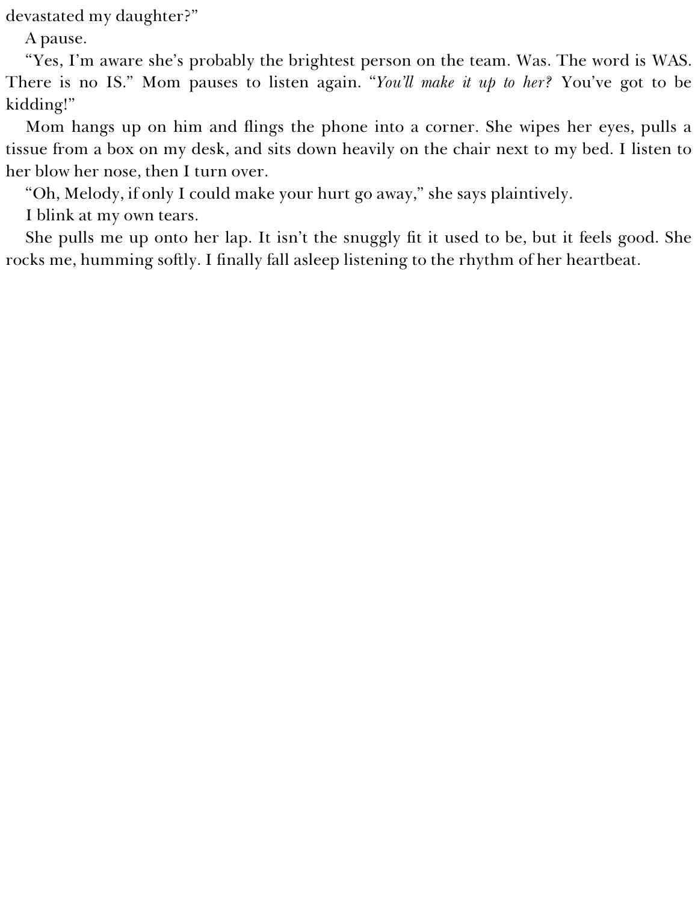devastated my daughter?"

A pause.

"Yes, I'm aware she's probably the brightest person on the team. Was. The word is WAS. There is no IS." Mom pauses to listen again. "*You'll make it up to her?* You've got to be kidding!"

Mom hangs up on him and flings the phone into a corner. She wipes her eyes, pulls a tissue from a box on my desk, and sits down heavily on the chair next to my bed. I listen to her blow her nose, then I turn over.

"Oh, Melody, if only I could make your hurt go away," she says plaintively.

I blink at my own tears.

She pulls me up onto her lap. It isn't the snuggly fit it used to be, but it feels good. She rocks me, humming softly. I finally fall asleep listening to the rhythm of her heartbeat.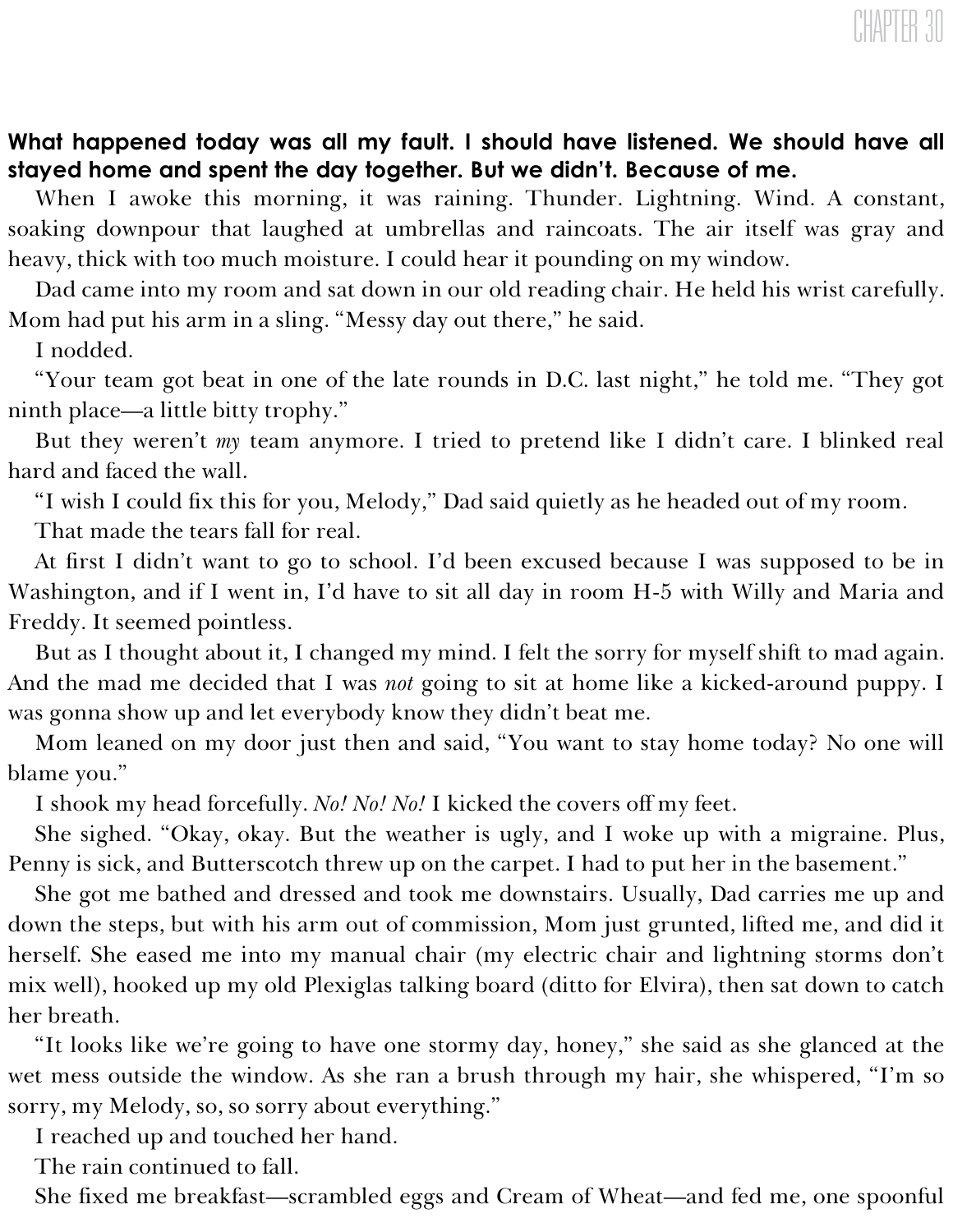# CHAPTER 30

**What happened today was all my fault. I should have listened. We should have all stayed home and spent the day together. But we didn't. Because of me.**

When I awoke this morning, it was raining. Thunder. Lightning. Wind. A constant, soaking downpour that laughed at umbrellas and raincoats. The air itself was gray and heavy, thick with too much moisture. I could hear it pounding on my window.

Dad came into my room and sat down in our old reading chair. He held his wrist carefully. Mom had put his arm in a sling. "Messy day out there," he said.

I nodded.

"Your team got beat in one of the late rounds in D.C. last night," he told me. "They got ninth place—a little bitty trophy."

But they weren't *my* team anymore. I tried to pretend like I didn't care. I blinked real hard and faced the wall.

"I wish I could fix this for you, Melody," Dad said quietly as he headed out of my room.

That made the tears fall for real.

At first I didn't want to go to school. I'd been excused because I was supposed to be in Washington, and if I went in, I'd have to sit all day in room H-5 with Willy and Maria and Freddy. It seemed pointless.

But as I thought about it, I changed my mind. I felt the sorry for myself shift to mad again. And the mad me decided that I was *not* going to sit at home like a kicked-around puppy. I was gonna show up and let everybody know they didn't beat me.

Mom leaned on my door just then and said, "You want to stay home today? No one will blame you."

I shook my head forcefully. *No! No! No!* I kicked the covers off my feet.

She sighed. "Okay, okay. But the weather is ugly, and I woke up with a migraine. Plus, Penny is sick, and Butterscotch threw up on the carpet. I had to put her in the basement."

She got me bathed and dressed and took me downstairs. Usually, Dad carries me up and down the steps, but with his arm out of commission, Mom just grunted, lifted me, and did it herself. She eased me into my manual chair (my electric chair and lightning storms don't mix well), hooked up my old Plexiglas talking board (ditto for Elvira), then sat down to catch her breath.

"It looks like we're going to have one stormy day, honey," she said as she glanced at the wet mess outside the window. As she ran a brush through my hair, she whispered, "I'm so sorry, my Melody, so, so sorry about everything."

I reached up and touched her hand.

The rain continued to fall.

She fixed me breakfast—scrambled eggs and Cream of Wheat—and fed me, one spoonful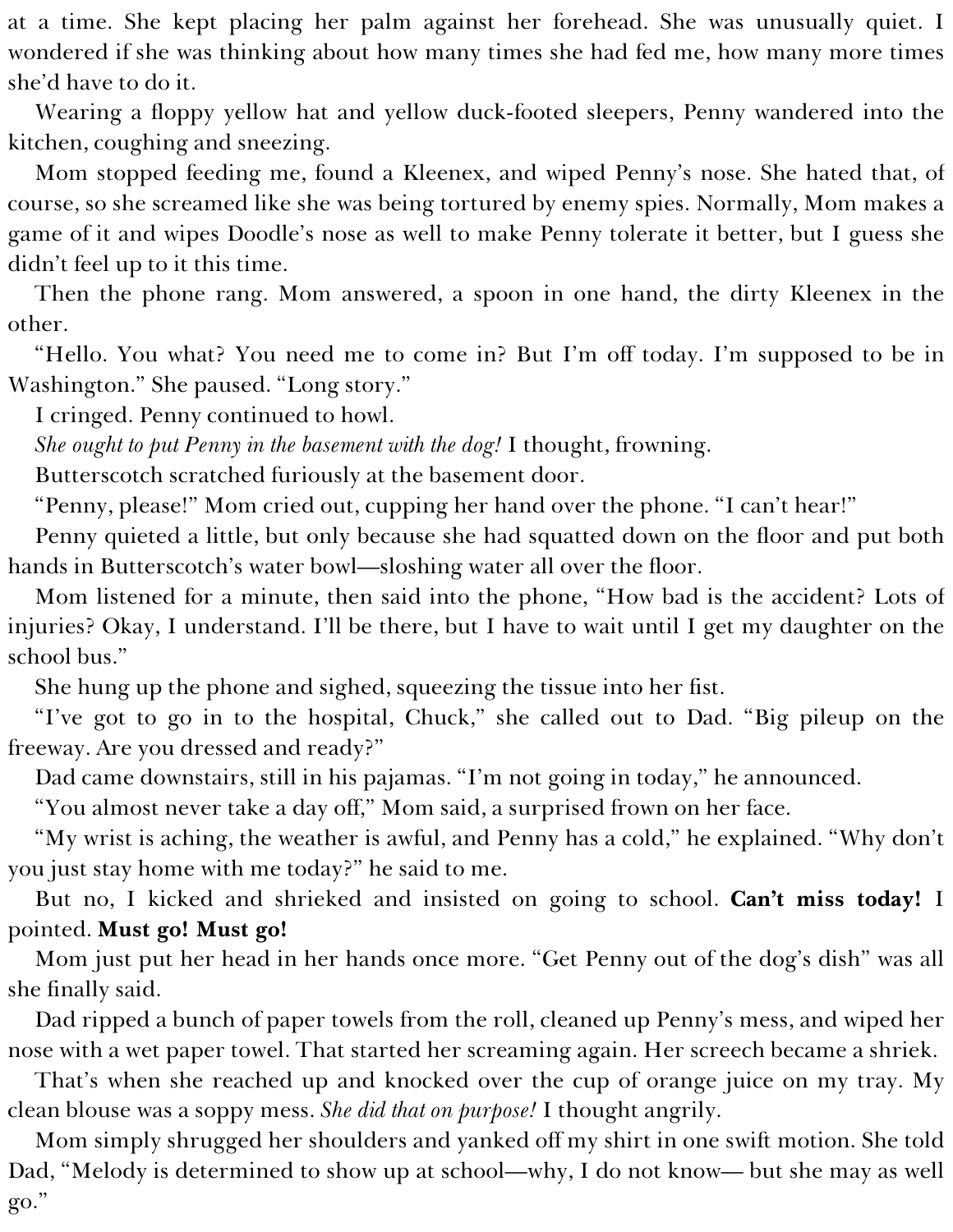at a time. She kept placing her palm against her forehead. She was unusually quiet. I wondered if she was thinking about how many times she had fed me, how many more times she'd have to do it.

Wearing a floppy yellow hat and yellow duck-footed sleepers, Penny wandered into the kitchen, coughing and sneezing.

Mom stopped feeding me, found a Kleenex, and wiped Penny's nose. She hated that, of course, so she screamed like she was being tortured by enemy spies. Normally, Mom makes a game of it and wipes Doodle's nose as well to make Penny tolerate it better, but I guess she didn't feel up to it this time.

Then the phone rang. Mom answered, a spoon in one hand, the dirty Kleenex in the other.

"Hello. You what? You need me to come in? But I'm off today. I'm supposed to be in Washington." She paused. "Long story."

I cringed. Penny continued to howl.

*She ought to put Penny in the basement with the dog!* I thought, frowning.

Butterscotch scratched furiously at the basement door.

"Penny, please!" Mom cried out, cupping her hand over the phone. "I can't hear!"

Penny quieted a little, but only because she had squatted down on the floor and put both hands in Butterscotch's water bowl—sloshing water all over the floor.

Mom listened for a minute, then said into the phone, "How bad is the accident? Lots of injuries? Okay, I understand. I'll be there, but I have to wait until I get my daughter on the school bus."

She hung up the phone and sighed, squeezing the tissue into her fist.

"I've got to go in to the hospital, Chuck," she called out to Dad. "Big pileup on the freeway. Are you dressed and ready?"

Dad came downstairs, still in his pajamas. "I'm not going in today," he announced.

"You almost never take a day off," Mom said, a surprised frown on her face.

"My wrist is aching, the weather is awful, and Penny has a cold," he explained. "Why don't you just stay home with me today?" he said to me.

But no, I kicked and shrieked and insisted on going to school. **Can't miss today!** I pointed. **Must go! Must go!**

Mom just put her head in her hands once more. "Get Penny out of the dog's dish" was all she finally said.

Dad ripped a bunch of paper towels from the roll, cleaned up Penny's mess, and wiped her nose with a wet paper towel. That started her screaming again. Her screech became a shriek.

That's when she reached up and knocked over the cup of orange juice on my tray. My clean blouse was a soppy mess. *She did that on purpose!* I thought angrily.

Mom simply shrugged her shoulders and yanked off my shirt in one swift motion. She told Dad, "Melody is determined to show up at school—why, I do not know— but she may as well go."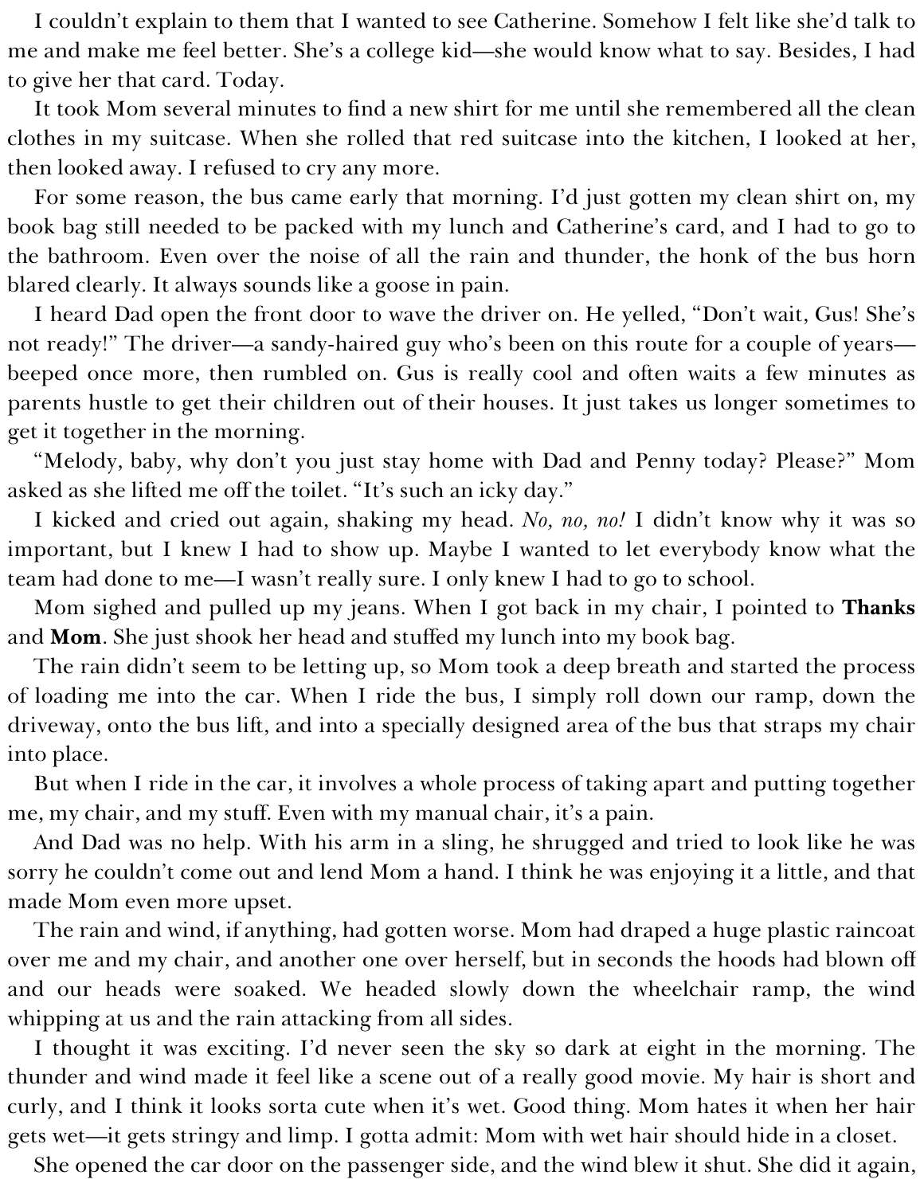I couldn't explain to them that I wanted to see Catherine. Somehow I felt like she'd talk to me and make me feel better. She's a college kid—she would know what to say. Besides, I had to give her that card. Today.

It took Mom several minutes to find a new shirt for me until she remembered all the clean clothes in my suitcase. When she rolled that red suitcase into the kitchen, I looked at her, then looked away. I refused to cry any more.

For some reason, the bus came early that morning. I'd just gotten my clean shirt on, my book bag still needed to be packed with my lunch and Catherine's card, and I had to go to the bathroom. Even over the noise of all the rain and thunder, the honk of the bus horn blared clearly. It always sounds like a goose in pain.

I heard Dad open the front door to wave the driver on. He yelled, "Don't wait, Gus! She's not ready!" The driver—a sandy-haired guy who's been on this route for a couple of years—beeped once more, then rumbled on. Gus is really cool and often waits a few minutes as parents hustle to get their children out of their houses. It just takes us longer sometimes to get it together in the morning.

"Melody, baby, why don't you just stay home with Dad and Penny today? Please?" Mom asked as she lifted me off the toilet. "It's such an icky day."

I kicked and cried out again, shaking my head. *No, no, no!* I didn't know why it was so important, but I knew I had to show up. Maybe I wanted to let everybody know what the team had done to me—I wasn't really sure. I only knew I had to go to school.

Mom sighed and pulled up my jeans. When I got back in my chair, I pointed to **Thanks** and **Mom**. She just shook her head and stuffed my lunch into my book bag.

The rain didn't seem to be letting up, so Mom took a deep breath and started the process of loading me into the car. When I ride the bus, I simply roll down our ramp, down the driveway, onto the bus lift, and into a specially designed area of the bus that straps my chair into place.

But when I ride in the car, it involves a whole process of taking apart and putting together me, my chair, and my stuff. Even with my manual chair, it's a pain.

And Dad was no help. With his arm in a sling, he shrugged and tried to look like he was sorry he couldn't come out and lend Mom a hand. I think he was enjoying it a little, and that made Mom even more upset.

The rain and wind, if anything, had gotten worse. Mom had draped a huge plastic raincoat over me and my chair, and another one over herself, but in seconds the hoods had blown off and our heads were soaked. We headed slowly down the wheelchair ramp, the wind whipping at us and the rain attacking from all sides.

I thought it was exciting. I'd never seen the sky so dark at eight in the morning. The thunder and wind made it feel like a scene out of a really good movie. My hair is short and curly, and I think it looks sorta cute when it's wet. Good thing. Mom hates it when her hair gets wet—it gets stringy and limp. I gotta admit: Mom with wet hair should hide in a closet.

She opened the car door on the passenger side, and the wind blew it shut. She did it again,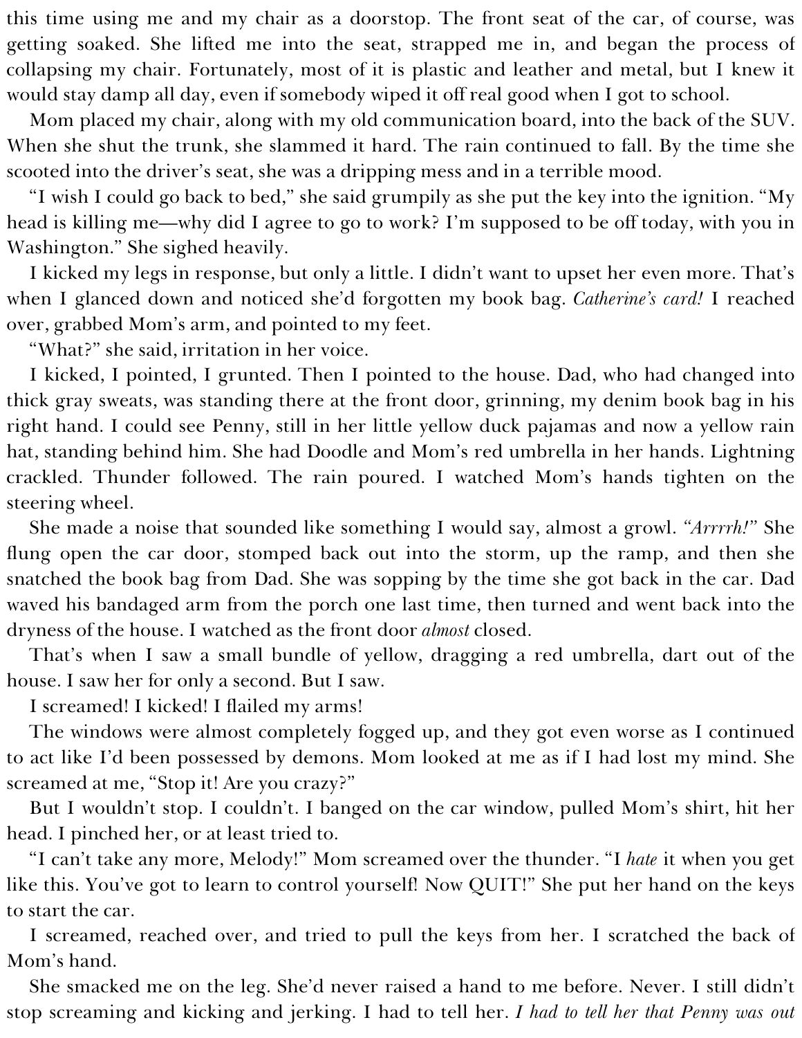this time using me and my chair as a doorstop. The front seat of the car, of course, was getting soaked. She lifted me into the seat, strapped me in, and began the process of collapsing my chair. Fortunately, most of it is plastic and leather and metal, but I knew it would stay damp all day, even if somebody wiped it off real good when I got to school.

Mom placed my chair, along with my old communication board, into the back of the SUV. When she shut the trunk, she slammed it hard. The rain continued to fall. By the time she scooted into the driver's seat, she was a dripping mess and in a terrible mood.

"I wish I could go back to bed," she said grumpily as she put the key into the ignition. "My head is killing me—why did I agree to go to work? I'm supposed to be off today, with you in Washington." She sighed heavily.

I kicked my legs in response, but only a little. I didn't want to upset her even more. That's when I glanced down and noticed she'd forgotten my book bag. *Catherine's card!* I reached over, grabbed Mom's arm, and pointed to my feet.

"What?" she said, irritation in her voice.

I kicked, I pointed, I grunted. Then I pointed to the house. Dad, who had changed into thick gray sweats, was standing there at the front door, grinning, my denim book bag in his right hand. I could see Penny, still in her little yellow duck pajamas and now a yellow rain hat, standing behind him. She had Doodle and Mom's red umbrella in her hands. Lightning crackled. Thunder followed. The rain poured. I watched Mom's hands tighten on the steering wheel.

She made a noise that sounded like something I would say, almost a growl. *"Arrrrh!"* She flung open the car door, stomped back out into the storm, up the ramp, and then she snatched the book bag from Dad. She was sopping by the time she got back in the car. Dad waved his bandaged arm from the porch one last time, then turned and went back into the dryness of the house. I watched as the front door *almost* closed.

That's when I saw a small bundle of yellow, dragging a red umbrella, dart out of the house. I saw her for only a second. But I saw.

I screamed! I kicked! I flailed my arms!

The windows were almost completely fogged up, and they got even worse as I continued to act like I'd been possessed by demons. Mom looked at me as if I had lost my mind. She screamed at me, "Stop it! Are you crazy?"

But I wouldn't stop. I couldn't. I banged on the car window, pulled Mom's shirt, hit her head. I pinched her, or at least tried to.

"I can't take any more, Melody!" Mom screamed over the thunder. "I *hate* it when you get like this. You've got to learn to control yourself! Now QUIT!" She put her hand on the keys to start the car.

I screamed, reached over, and tried to pull the keys from her. I scratched the back of Mom's hand.

She smacked me on the leg. She'd never raised a hand to me before. Never. I still didn't stop screaming and kicking and jerking. I had to tell her. *I had to tell her that Penny was out*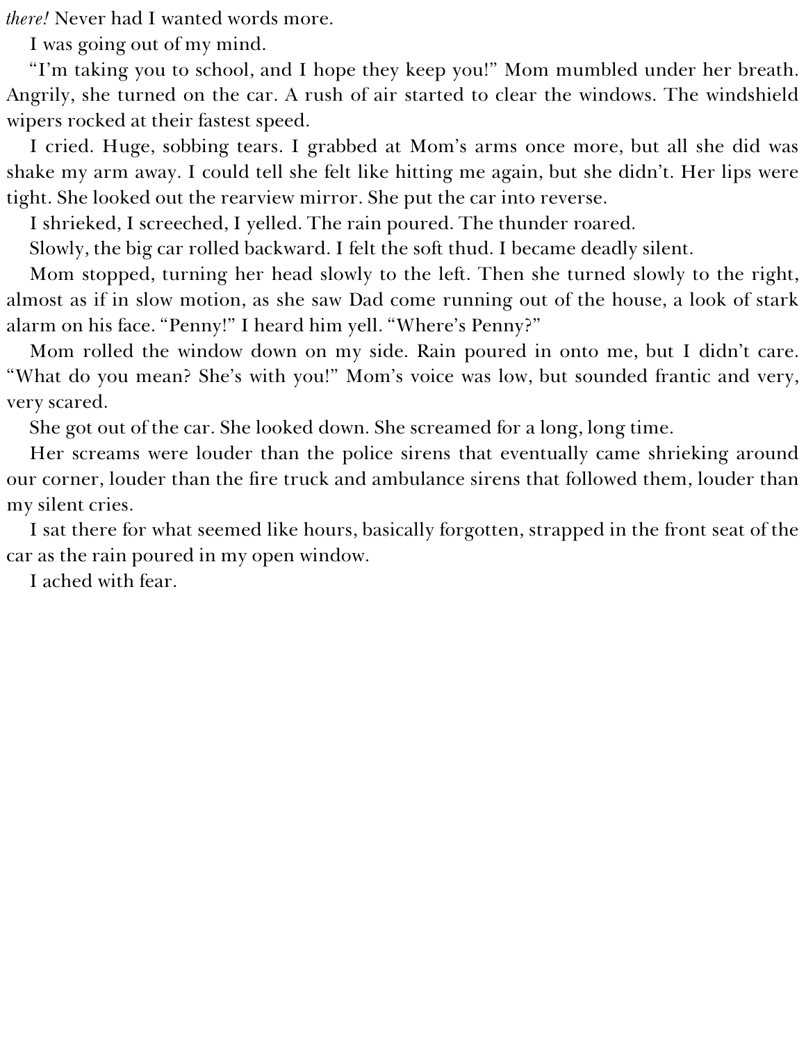*there!* Never had I wanted words more.

I was going out of my mind.

"I'm taking you to school, and I hope they keep you!" Mom mumbled under her breath. Angrily, she turned on the car. A rush of air started to clear the windows. The windshield wipers rocked at their fastest speed.

I cried. Huge, sobbing tears. I grabbed at Mom's arms once more, but all she did was shake my arm away. I could tell she felt like hitting me again, but she didn't. Her lips were tight. She looked out the rearview mirror. She put the car into reverse.

I shrieked, I screeched, I yelled. The rain poured. The thunder roared.

Slowly, the big car rolled backward. I felt the soft thud. I became deadly silent.

Mom stopped, turning her head slowly to the left. Then she turned slowly to the right, almost as if in slow motion, as she saw Dad come running out of the house, a look of stark alarm on his face. "Penny!" I heard him yell. "Where's Penny?"

Mom rolled the window down on my side. Rain poured in onto me, but I didn't care. "What do you mean? She's with you!" Mom's voice was low, but sounded frantic and very, very scared.

She got out of the car. She looked down. She screamed for a long, long time.

Her screams were louder than the police sirens that eventually came shrieking around our corner, louder than the fire truck and ambulance sirens that followed them, louder than my silent cries.

I sat there for what seemed like hours, basically forgotten, strapped in the front seat of the car as the rain poured in my open window.

I ached with fear.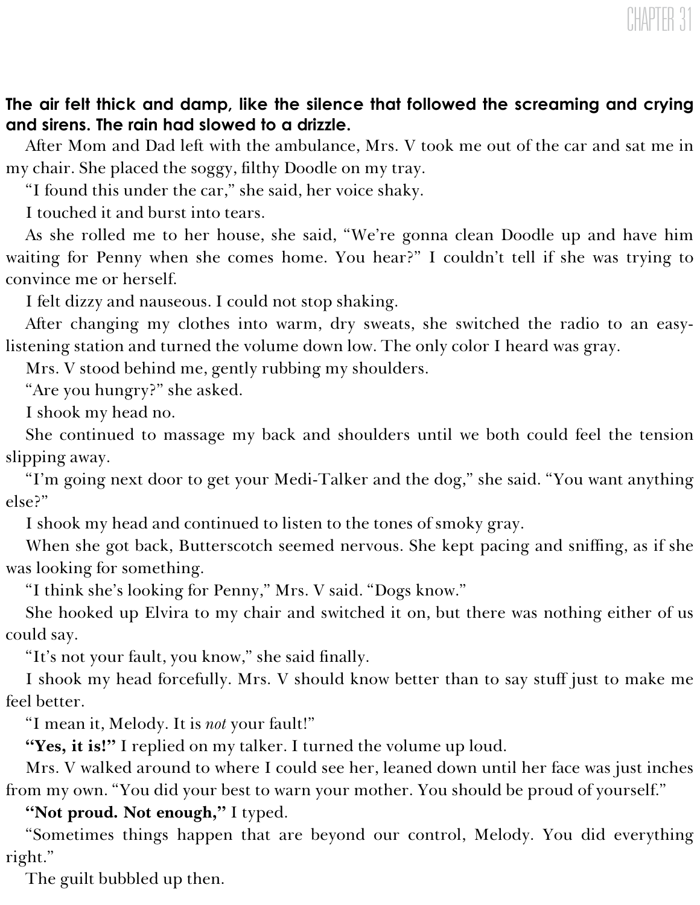# CHAPTER 31

**The air felt thick and damp, like the silence that followed the screaming and crying and sirens. The rain had slowed to a drizzle.**

After Mom and Dad left with the ambulance, Mrs. V took me out of the car and sat me in my chair. She placed the soggy, filthy Doodle on my tray.

"I found this under the car," she said, her voice shaky.

I touched it and burst into tears.

As she rolled me to her house, she said, "We're gonna clean Doodle up and have him waiting for Penny when she comes home. You hear?" I couldn't tell if she was trying to convince me or herself.

I felt dizzy and nauseous. I could not stop shaking.

After changing my clothes into warm, dry sweats, she switched the radio to an easy-listening station and turned the volume down low. The only color I heard was gray.

Mrs. V stood behind me, gently rubbing my shoulders.

"Are you hungry?" she asked.

I shook my head no.

She continued to massage my back and shoulders until we both could feel the tension slipping away.

"I'm going next door to get your Medi-Talker and the dog," she said. "You want anything else?"

I shook my head and continued to listen to the tones of smoky gray.

When she got back, Butterscotch seemed nervous. She kept pacing and sniffing, as if she was looking for something.

"I think she's looking for Penny," Mrs. V said. "Dogs know."

She hooked up Elvira to my chair and switched it on, but there was nothing either of us could say.

"It's not your fault, you know," she said finally.

I shook my head forcefully. Mrs. V should know better than to say stuff just to make me feel better.

"I mean it, Melody. It is *not* your fault!"

**"Yes, it is!"** I replied on my talker. I turned the volume up loud.

Mrs. V walked around to where I could see her, leaned down until her face was just inches from my own. "You did your best to warn your mother. You should be proud of yourself."

**"Not proud. Not enough,"** I typed.

"Sometimes things happen that are beyond our control, Melody. You did everything right."

The guilt bubbled up then.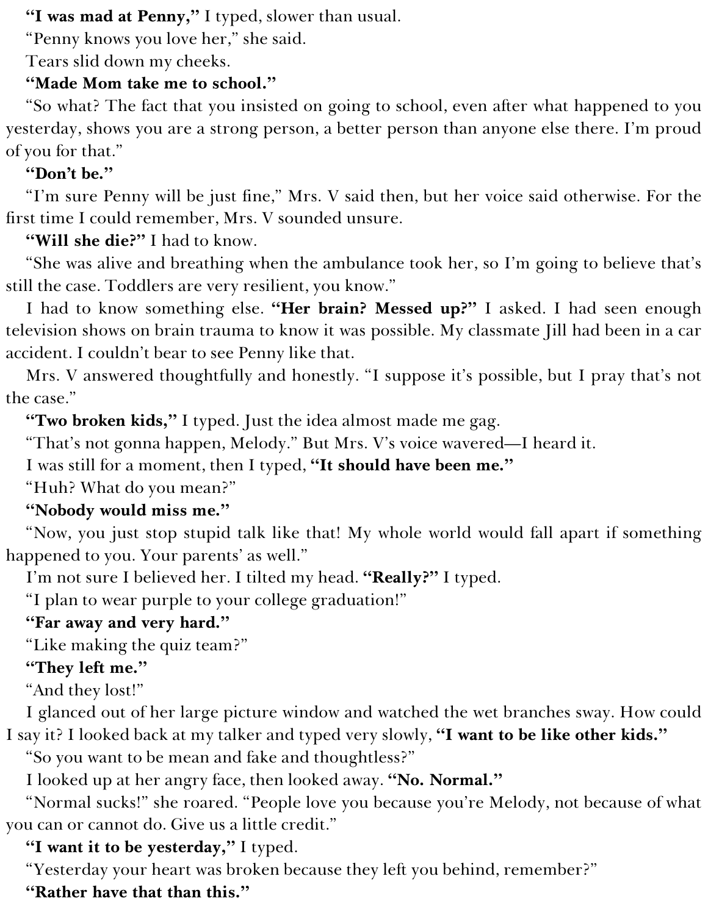**"I was mad at Penny,"** I typed, slower than usual.

"Penny knows you love her," she said.

Tears slid down my cheeks.

**"Made Mom take me to school."**

"So what? The fact that you insisted on going to school, even after what happened to you yesterday, shows you are a strong person, a better person than anyone else there. I'm proud of you for that."

**"Don't be."**

"I'm sure Penny will be just fine," Mrs. V said then, but her voice said otherwise. For the first time I could remember, Mrs. V sounded unsure.

**"Will she die?"** I had to know.

"She was alive and breathing when the ambulance took her, so I'm going to believe that's still the case. Toddlers are very resilient, you know."

I had to know something else. **"Her brain? Messed up?"** I asked. I had seen enough television shows on brain trauma to know it was possible. My classmate Jill had been in a car accident. I couldn't bear to see Penny like that.

Mrs. V answered thoughtfully and honestly. "I suppose it's possible, but I pray that's not the case."

**"Two broken kids,"** I typed. Just the idea almost made me gag.

"That's not gonna happen, Melody." But Mrs. V's voice wavered—I heard it.

I was still for a moment, then I typed, **"It should have been me."**

"Huh? What do you mean?"

**"Nobody would miss me."**

"Now, you just stop stupid talk like that! My whole world would fall apart if something happened to you. Your parents' as well."

I'm not sure I believed her. I tilted my head. **"Really?"** I typed.

"I plan to wear purple to your college graduation!"

**"Far away and very hard."**

"Like making the quiz team?"

**"They left me."**

"And they lost!"

I glanced out of her large picture window and watched the wet branches sway. How could I say it? I looked back at my talker and typed very slowly, **"I want to be like other kids."**

"So you want to be mean and fake and thoughtless?"

I looked up at her angry face, then looked away. **"No. Normal."**

"Normal sucks!" she roared. "People love you because you're Melody, not because of what you can or cannot do. Give us a little credit."

**"I want it to be yesterday,"** I typed.

"Yesterday your heart was broken because they left you behind, remember?"

**"Rather have that than this."**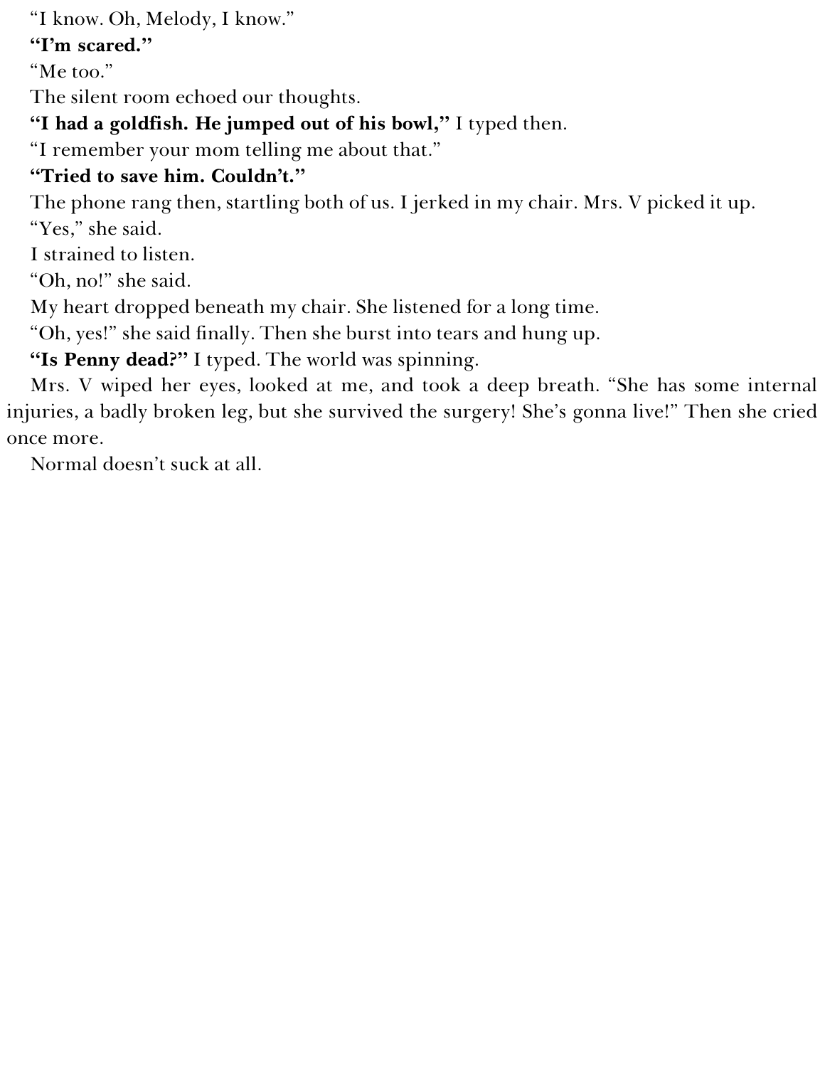"I know. Oh, Melody, I know."

**"I'm scared."**

"Me too."

The silent room echoed our thoughts.

**"I had a goldfish. He jumped out of his bowl,"** I typed then.

"I remember your mom telling me about that."

**"Tried to save him. Couldn't."**

The phone rang then, startling both of us. I jerked in my chair. Mrs. V picked it up.

"Yes," she said.

I strained to listen.

"Oh, no!" she said.

My heart dropped beneath my chair. She listened for a long time.

"Oh, yes!" she said finally. Then she burst into tears and hung up.

**"Is Penny dead?"** I typed. The world was spinning.

Mrs. V wiped her eyes, looked at me, and took a deep breath. "She has some internal injuries, a badly broken leg, but she survived the surgery! She's gonna live!" Then she cried once more.

Normal doesn't suck at all.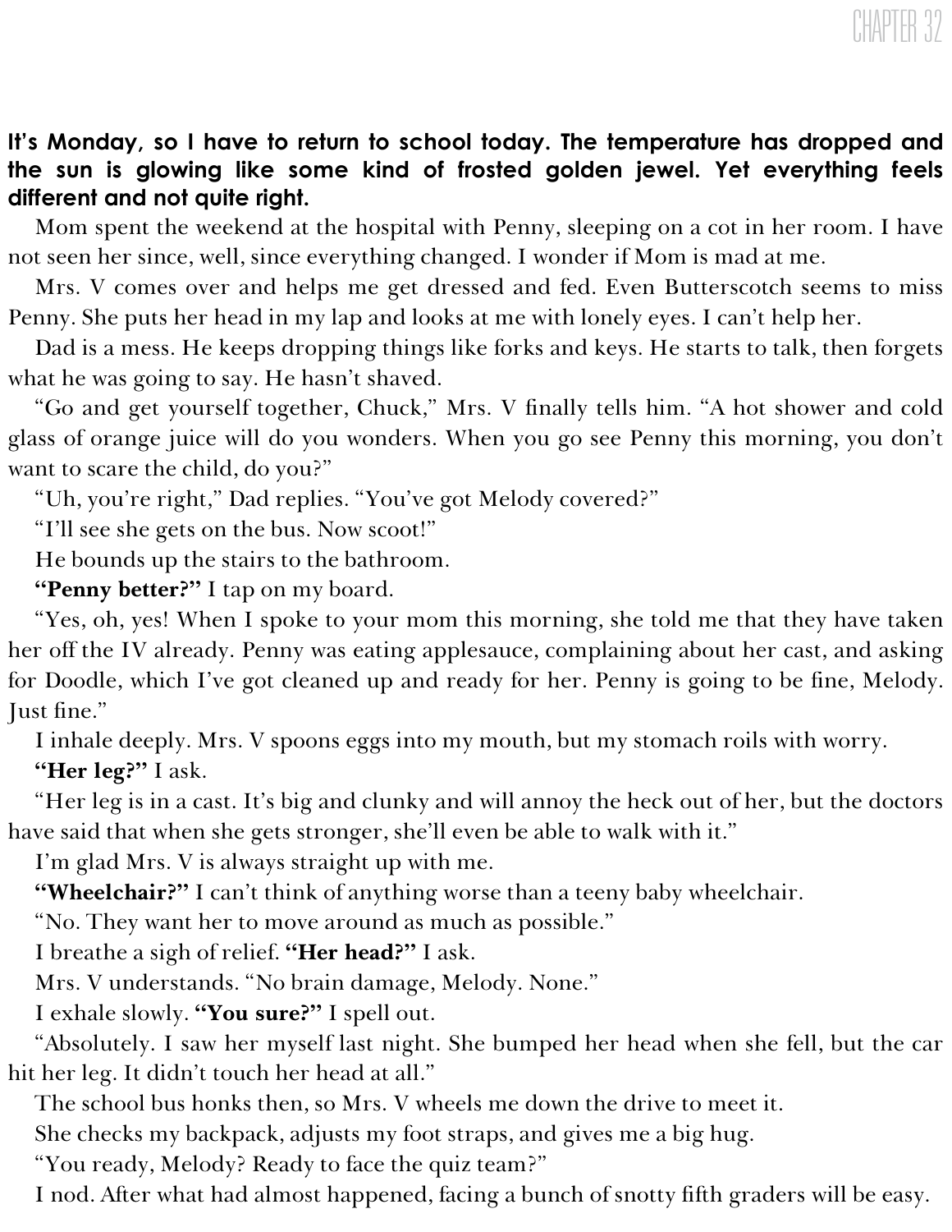# CHAPTER 32

**It's Monday, so I have to return to school today. The temperature has dropped and the sun is glowing like some kind of frosted golden jewel. Yet everything feels different and not quite right.**

Mom spent the weekend at the hospital with Penny, sleeping on a cot in her room. I have not seen her since, well, since everything changed. I wonder if Mom is mad at me.

Mrs. V comes over and helps me get dressed and fed. Even Butterscotch seems to miss Penny. She puts her head in my lap and looks at me with lonely eyes. I can't help her.

Dad is a mess. He keeps dropping things like forks and keys. He starts to talk, then forgets what he was going to say. He hasn't shaved.

"Go and get yourself together, Chuck," Mrs. V finally tells him. "A hot shower and cold glass of orange juice will do you wonders. When you go see Penny this morning, you don't want to scare the child, do you?"

"Uh, you're right," Dad replies. "You've got Melody covered?"

"I'll see she gets on the bus. Now scoot!"

He bounds up the stairs to the bathroom.

**"Penny better?"** I tap on my board.

"Yes, oh, yes! When I spoke to your mom this morning, she told me that they have taken her off the IV already. Penny was eating applesauce, complaining about her cast, and asking for Doodle, which I've got cleaned up and ready for her. Penny is going to be fine, Melody. Just fine."

I inhale deeply. Mrs. V spoons eggs into my mouth, but my stomach roils with worry.

**"Her leg?"** I ask.

"Her leg is in a cast. It's big and clunky and will annoy the heck out of her, but the doctors have said that when she gets stronger, she'll even be able to walk with it."

I'm glad Mrs. V is always straight up with me.

**"Wheelchair?"** I can't think of anything worse than a teeny baby wheelchair.

"No. They want her to move around as much as possible."

I breathe a sigh of relief. **"Her head?"** I ask.

Mrs. V understands. "No brain damage, Melody. None."

I exhale slowly. **"You sure?"** I spell out.

"Absolutely. I saw her myself last night. She bumped her head when she fell, but the car hit her leg. It didn't touch her head at all."

The school bus honks then, so Mrs. V wheels me down the drive to meet it.

She checks my backpack, adjusts my foot straps, and gives me a big hug.

"You ready, Melody? Ready to face the quiz team?"

I nod. After what had almost happened, facing a bunch of snotty fifth graders will be easy.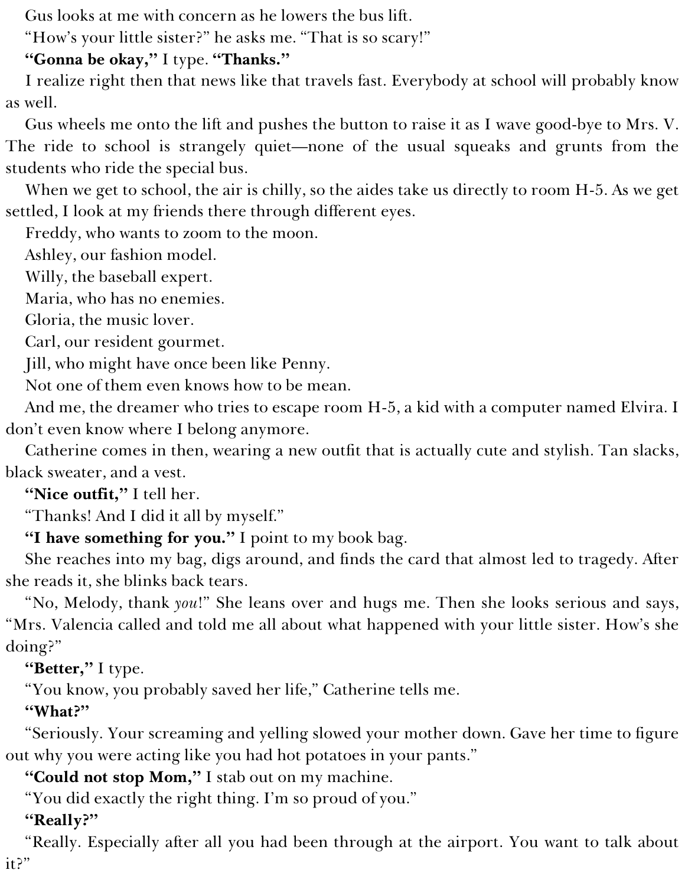Gus looks at me with concern as he lowers the bus lift.

"How's your little sister?" he asks me. "That is so scary!"

**"Gonna be okay,"** I type. **"Thanks."**

I realize right then that news like that travels fast. Everybody at school will probably know as well.

Gus wheels me onto the lift and pushes the button to raise it as I wave good-bye to Mrs. V. The ride to school is strangely quiet—none of the usual squeaks and grunts from the students who ride the special bus.

When we get to school, the air is chilly, so the aides take us directly to room H-5. As we get settled, I look at my friends there through different eyes.

Freddy, who wants to zoom to the moon.

Ashley, our fashion model.

Willy, the baseball expert.

Maria, who has no enemies.

Gloria, the music lover.

Carl, our resident gourmet.

Jill, who might have once been like Penny.

Not one of them even knows how to be mean.

And me, the dreamer who tries to escape room H-5, a kid with a computer named Elvira. I don't even know where I belong anymore.

Catherine comes in then, wearing a new outfit that is actually cute and stylish. Tan slacks, black sweater, and a vest.

**"Nice outfit,"** I tell her.

"Thanks! And I did it all by myself."

**"I have something for you."** I point to my book bag.

She reaches into my bag, digs around, and finds the card that almost led to tragedy. After she reads it, she blinks back tears.

"No, Melody, thank *you*!" She leans over and hugs me. Then she looks serious and says, "Mrs. Valencia called and told me all about what happened with your little sister. How's she doing?"

**"Better,"** I type.

"You know, you probably saved her life," Catherine tells me.

**"What?"**

"Seriously. Your screaming and yelling slowed your mother down. Gave her time to figure out why you were acting like you had hot potatoes in your pants."

**"Could not stop Mom,"** I stab out on my machine.

"You did exactly the right thing. I'm so proud of you."

**"Really?"**

"Really. Especially after all you had been through at the airport. You want to talk about it?"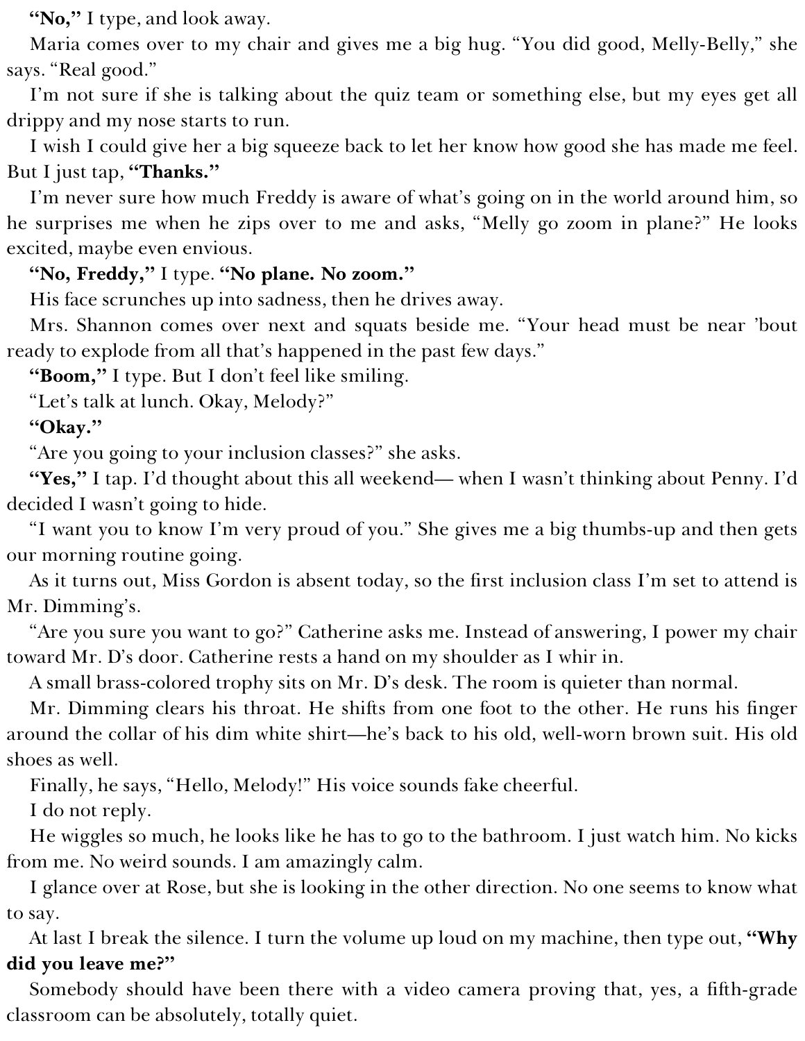**"No,"** I type, and look away.

Maria comes over to my chair and gives me a big hug. "You did good, Melly-Belly," she says. "Real good."

I'm not sure if she is talking about the quiz team or something else, but my eyes get all drippy and my nose starts to run.

I wish I could give her a big squeeze back to let her know how good she has made me feel. But I just tap, **"Thanks."**

I'm never sure how much Freddy is aware of what's going on in the world around him, so he surprises me when he zips over to me and asks, "Melly go zoom in plane?" He looks excited, maybe even envious.

**"No, Freddy,"** I type. **"No plane. No zoom."**

His face scrunches up into sadness, then he drives away.

Mrs. Shannon comes over next and squats beside me. "Your head must be near 'bout ready to explode from all that's happened in the past few days."

**"Boom,"** I type. But I don't feel like smiling.

"Let's talk at lunch. Okay, Melody?"

**"Okay."**

"Are you going to your inclusion classes?" she asks.

**"Yes,"** I tap. I'd thought about this all weekend— when I wasn't thinking about Penny. I'd decided I wasn't going to hide.

"I want you to know I'm very proud of you." She gives me a big thumbs-up and then gets our morning routine going.

As it turns out, Miss Gordon is absent today, so the first inclusion class I'm set to attend is Mr. Dimming's.

"Are you sure you want to go?" Catherine asks me. Instead of answering, I power my chair toward Mr. D's door. Catherine rests a hand on my shoulder as I whir in.

A small brass-colored trophy sits on Mr. D's desk. The room is quieter than normal.

Mr. Dimming clears his throat. He shifts from one foot to the other. He runs his finger around the collar of his dim white shirt—he's back to his old, well-worn brown suit. His old shoes as well.

Finally, he says, "Hello, Melody!" His voice sounds fake cheerful.

I do not reply.

He wiggles so much, he looks like he has to go to the bathroom. I just watch him. No kicks from me. No weird sounds. I am amazingly calm.

I glance over at Rose, but she is looking in the other direction. No one seems to know what to say.

At last I break the silence. I turn the volume up loud on my machine, then type out, **"Why did you leave me?"**

Somebody should have been there with a video camera proving that, yes, a fifth-grade classroom can be absolutely, totally quiet.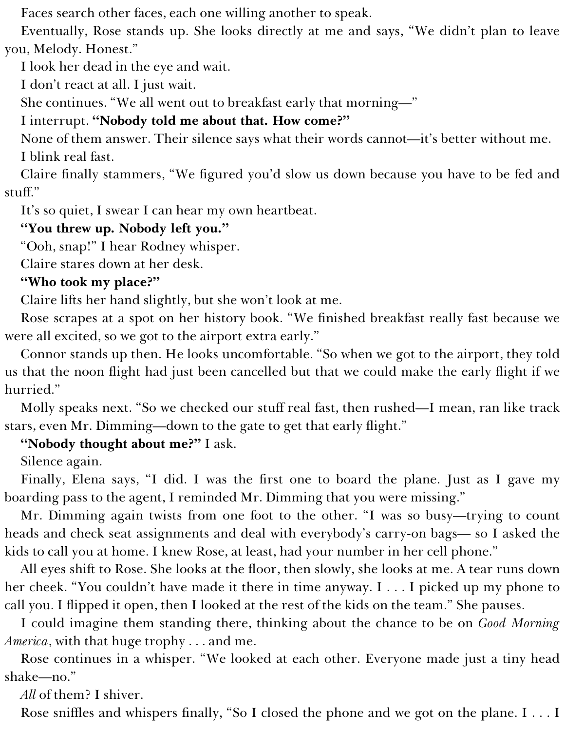Faces search other faces, each one willing another to speak.

Eventually, Rose stands up. She looks directly at me and says, "We didn't plan to leave you, Melody. Honest."

I look her dead in the eye and wait.

I don't react at all. I just wait.

She continues. "We all went out to breakfast early that morning—"

I interrupt. **"Nobody told me about that. How come?"**

None of them answer. Their silence says what their words cannot—it's better without me.

I blink real fast.

Claire finally stammers, "We figured you'd slow us down because you have to be fed and stuff."

It's so quiet, I swear I can hear my own heartbeat.

**"You threw up. Nobody left you."**

"Ooh, snap!" I hear Rodney whisper.

Claire stares down at her desk.

**"Who took my place?"**

Claire lifts her hand slightly, but she won't look at me.

Rose scrapes at a spot on her history book. "We finished breakfast really fast because we were all excited, so we got to the airport extra early."

Connor stands up then. He looks uncomfortable. "So when we got to the airport, they told us that the noon flight had just been cancelled but that we could make the early flight if we hurried."

Molly speaks next. "So we checked our stuff real fast, then rushed—I mean, ran like track stars, even Mr. Dimming—down to the gate to get that early flight."

**"Nobody thought about me?"** I ask.

Silence again.

Finally, Elena says, "I did. I was the first one to board the plane. Just as I gave my boarding pass to the agent, I reminded Mr. Dimming that you were missing."

Mr. Dimming again twists from one foot to the other. "I was so busy—trying to count heads and check seat assignments and deal with everybody's carry-on bags— so I asked the kids to call you at home. I knew Rose, at least, had your number in her cell phone."

All eyes shift to Rose. She looks at the floor, then slowly, she looks at me. A tear runs down her cheek. "You couldn't have made it there in time anyway. I . . . I picked up my phone to call you. I flipped it open, then I looked at the rest of the kids on the team." She pauses.

I could imagine them standing there, thinking about the chance to be on *Good Morning America*, with that huge trophy . . . and me.

Rose continues in a whisper. "We looked at each other. Everyone made just a tiny head shake—no."

*All* of them? I shiver.

Rose sniffles and whispers finally, "So I closed the phone and we got on the plane. I . . . I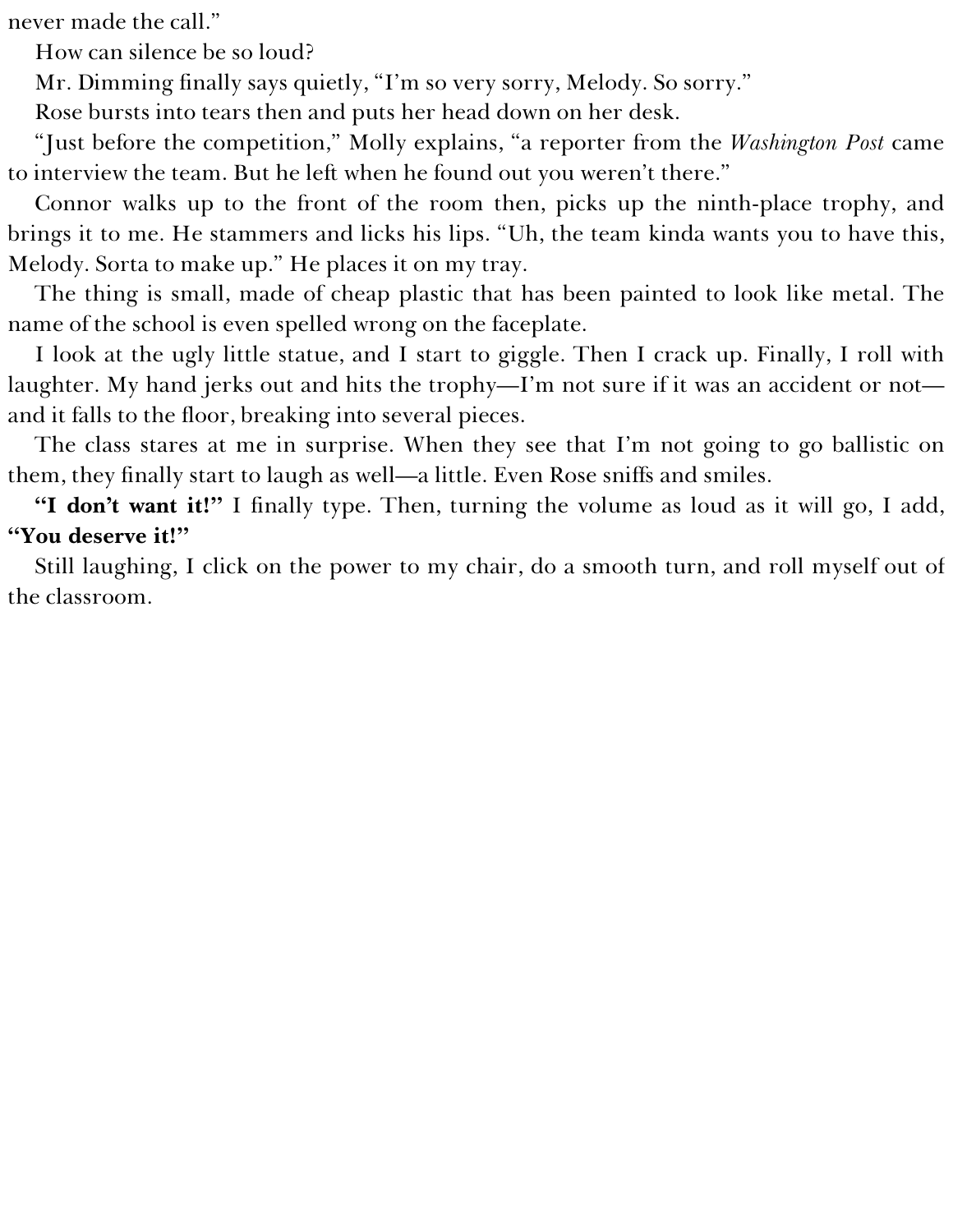never made the call."

How can silence be so loud?

Mr. Dimming finally says quietly, "I'm so very sorry, Melody. So sorry."

Rose bursts into tears then and puts her head down on her desk.

"Just before the competition," Molly explains, "a reporter from the *Washington Post* came to interview the team. But he left when he found out you weren't there."

Connor walks up to the front of the room then, picks up the ninth-place trophy, and brings it to me. He stammers and licks his lips. "Uh, the team kinda wants you to have this, Melody. Sorta to make up." He places it on my tray.

The thing is small, made of cheap plastic that has been painted to look like metal. The name of the school is even spelled wrong on the faceplate.

I look at the ugly little statue, and I start to giggle. Then I crack up. Finally, I roll with laughter. My hand jerks out and hits the trophy—I'm not sure if it was an accident or not—and it falls to the floor, breaking into several pieces.

The class stares at me in surprise. When they see that I'm not going to go ballistic on them, they finally start to laugh as well—a little. Even Rose sniffs and smiles.

**"I don't want it!"** I finally type. Then, turning the volume as loud as it will go, I add, **"You deserve it!"**

Still laughing, I click on the power to my chair, do a smooth turn, and roll myself out of the classroom.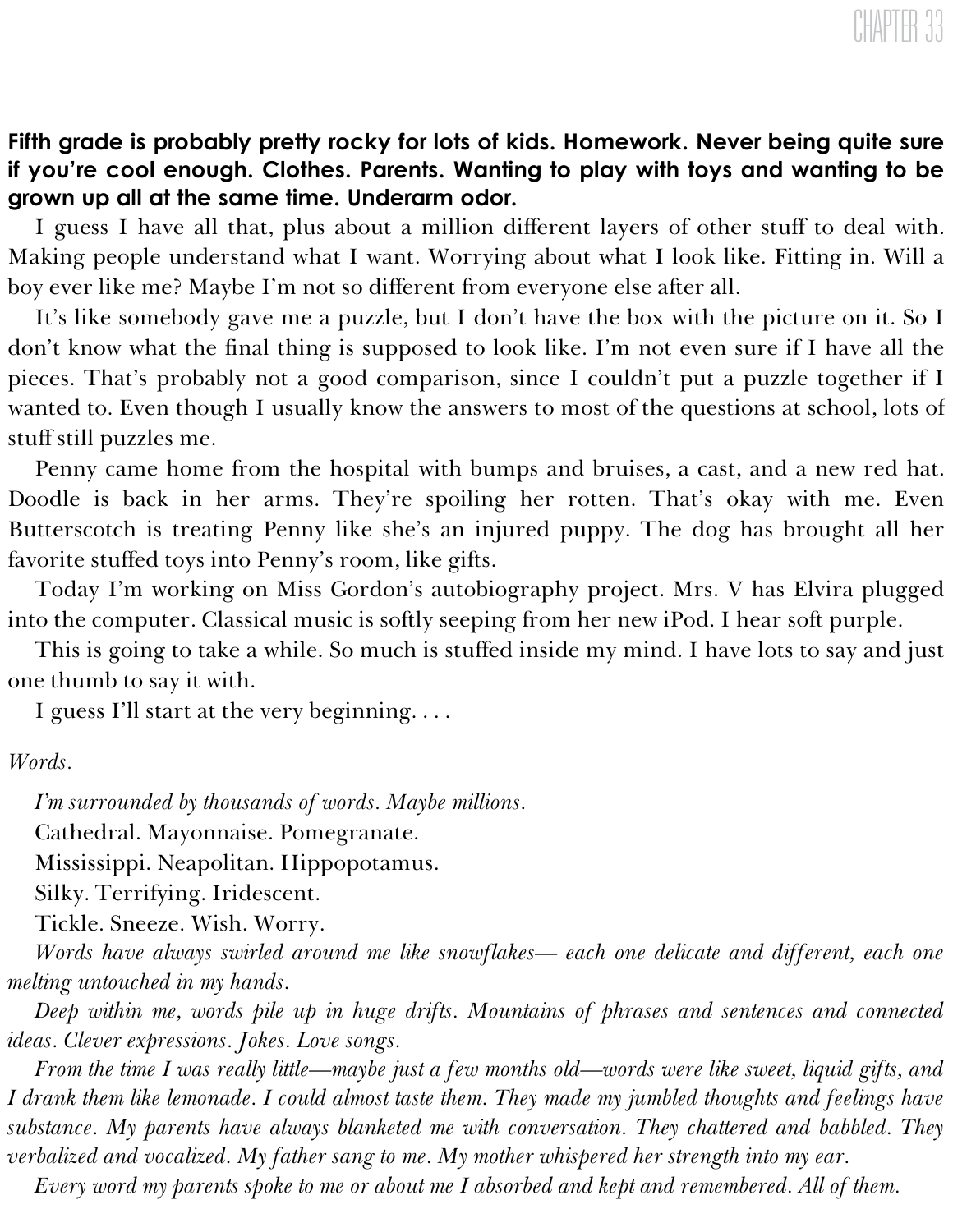# CHAPTER 33

**Fifth grade is probably pretty rocky for lots of kids. Homework. Never being quite sure if you're cool enough. Clothes. Parents. Wanting to play with toys and wanting to be grown up all at the same time. Underarm odor.**

I guess I have all that, plus about a million different layers of other stuff to deal with. Making people understand what I want. Worrying about what I look like. Fitting in. Will a boy ever like me? Maybe I'm not so different from everyone else after all.

It's like somebody gave me a puzzle, but I don't have the box with the picture on it. So I don't know what the final thing is supposed to look like. I'm not even sure if I have all the pieces. That's probably not a good comparison, since I couldn't put a puzzle together if I wanted to. Even though I usually know the answers to most of the questions at school, lots of stuff still puzzles me.

Penny came home from the hospital with bumps and bruises, a cast, and a new red hat. Doodle is back in her arms. They're spoiling her rotten. That's okay with me. Even Butterscotch is treating Penny like she's an injured puppy. The dog has brought all her favorite stuffed toys into Penny's room, like gifts.

Today I'm working on Miss Gordon's autobiography project. Mrs. V has Elvira plugged into the computer. Classical music is softly seeping from her new iPod. I hear soft purple.

This is going to take a while. So much is stuffed inside my mind. I have lots to say and just one thumb to say it with.

I guess I'll start at the very beginning. . . .

*Words.*

*I'm surrounded by thousands of words. Maybe millions.*

Cathedral. Mayonnaise. Pomegranate.

Mississippi. Neapolitan. Hippopotamus.

Silky. Terrifying. Iridescent.

Tickle. Sneeze. Wish. Worry.

*Words have always swirled around me like snowflakes— each one delicate and different, each one melting untouched in my hands.*

*Deep within me, words pile up in huge drifts. Mountains of phrases and sentences and connected ideas. Clever expressions. Jokes. Love songs.*

*From the time I was really little—maybe just a few months old—words were like sweet, liquid gifts, and I drank them like lemonade. I could almost taste them. They made my jumbled thoughts and feelings have substance. My parents have always blanketed me with conversation. They chattered and babbled. They verbalized and vocalized. My father sang to me. My mother whispered her strength into my ear.*

*Every word my parents spoke to me or about me I absorbed and kept and remembered. All of them.*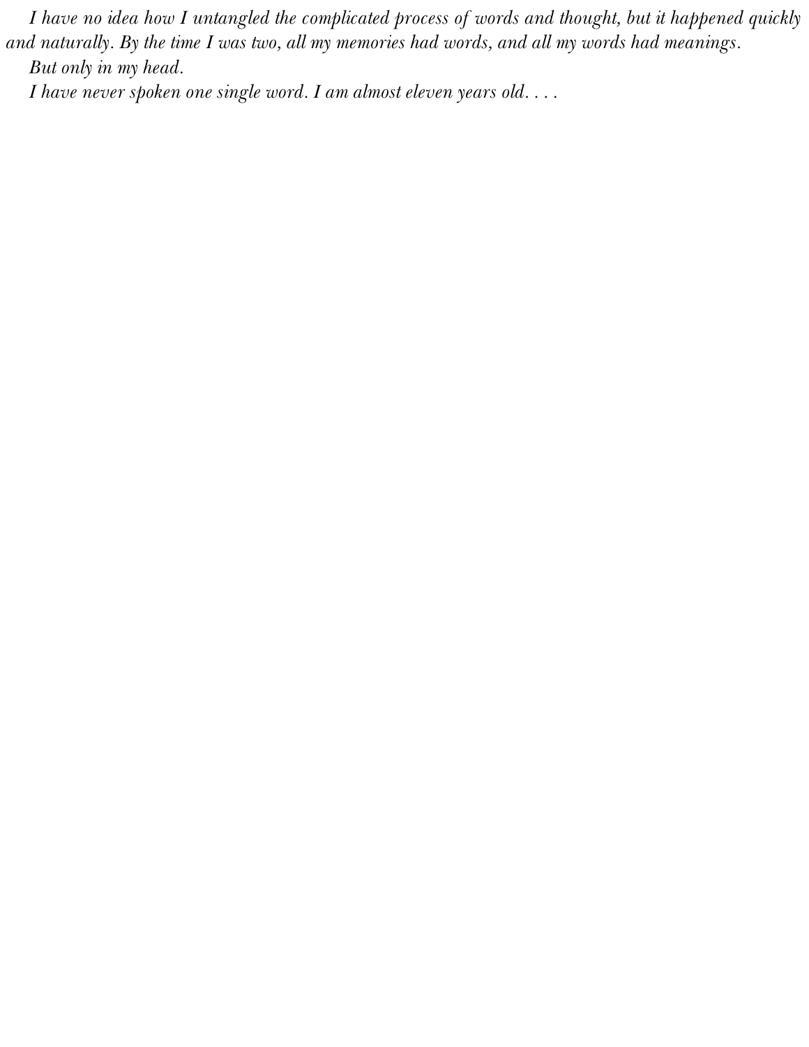*I have no idea how I untangled the complicated process of words and thought, but it happened quickly and naturally. By the time I was two, all my memories had words, and all my words had meanings.*

*But only in my head.*

*I have never spoken one single word. I am almost eleven years old. . . .*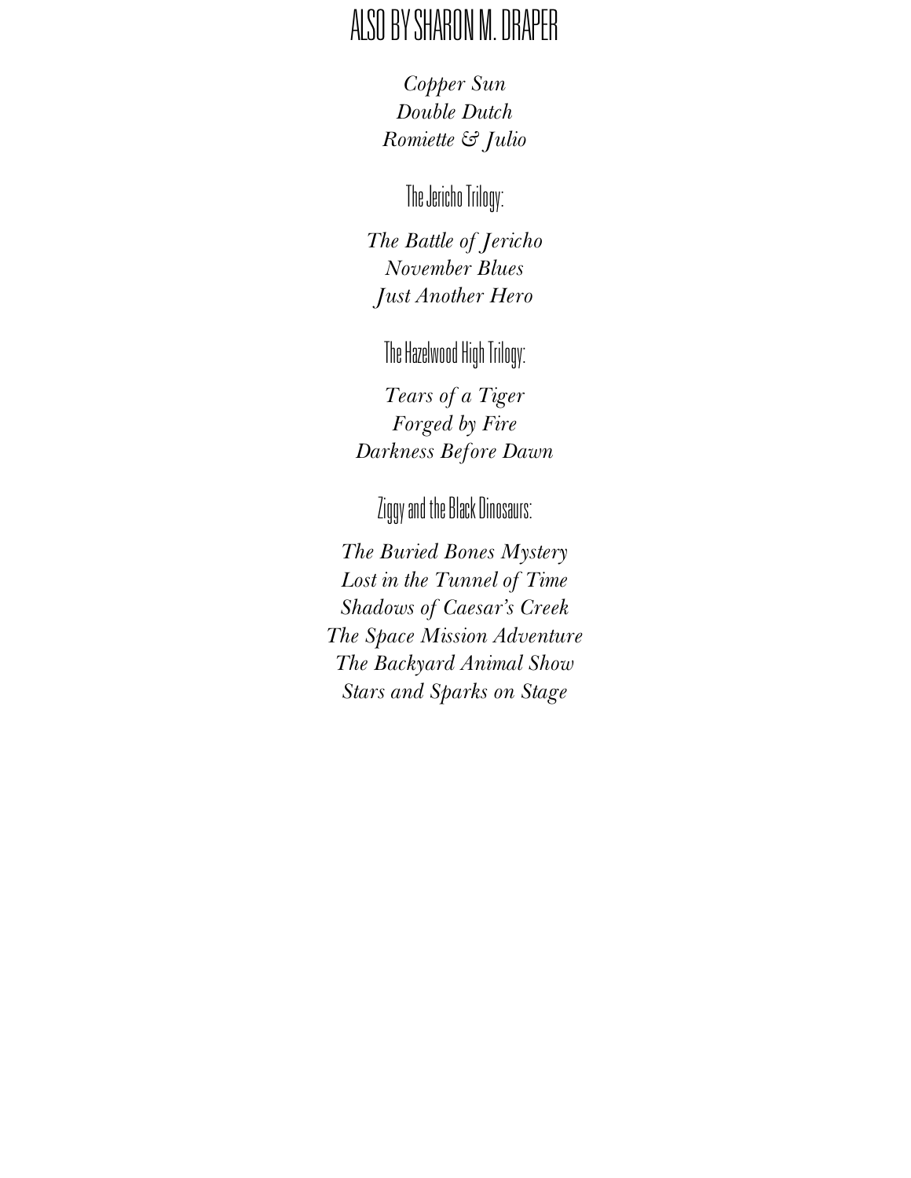# ALSO BY SHARON M. DRAPER

*Copper Sun*
*Double Dutch*
*Romiette & Julio*

The Jericho Trilogy:

*The Battle of Jericho*
*November Blues*
*Just Another Hero*

The Hazelwood High Trilogy:

*Tears of a Tiger*
*Forged by Fire*
*Darkness Before Dawn*

Ziggy and the Black Dinosaurs:

*The Buried Bones Mystery*
*Lost in the Tunnel of Time*
*Shadows of Caesar's Creek*
*The Space Mission Adventure*
*The Backyard Animal Show*
*Stars and Sparks on Stage*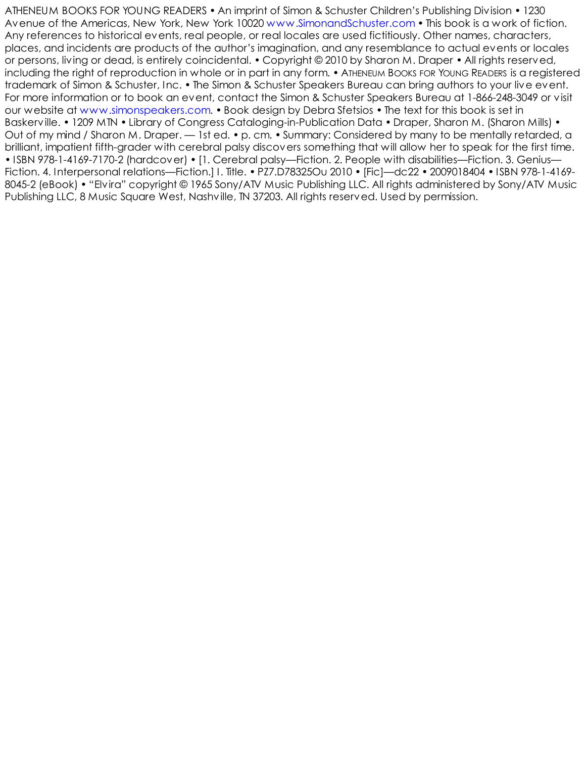ATHENEUM BOOKS FOR YOUNG READERS • An imprint of Simon & Schuster Children's Publishing Division • 1230 Avenue of the Americas, New York, New York 10020 www.SimonandSchuster.com • This book is a work of fiction. Any references to historical events, real people, or real locales are used fictitiously. Other names, characters, places, and incidents are products of the author's imagination, and any resemblance to actual events or locales or persons, living or dead, is entirely coincidental. • Copyright © 2010 by Sharon M. Draper • All rights reserved, including the right of reproduction in whole or in part in any form. • ATHENEUM BOOKS FOR YOUNG READERS is a registered trademark of Simon & Schuster, Inc. • The Simon & Schuster Speakers Bureau can bring authors to your live event. For more information or to book an event, contact the Simon & Schuster Speakers Bureau at 1-866-248-3049 or visit our website at www.simonspeakers.com. • Book design by Debra Sfetsios • The text for this book is set in Baskerville. • 1209 MTN • Library of Congress Cataloging-in-Publication Data • Draper, Sharon M. (Sharon Mills) • Out of my mind / Sharon M. Draper. — 1st ed. • p. cm. • Summary: Considered by many to be mentally retarded, a brilliant, impatient fifth-grader with cerebral palsy discovers something that will allow her to speak for the first time. • ISBN 978-1-4169-7170-2 (hardcover) • [1. Cerebral palsy—Fiction. 2. People with disabilities—Fiction. 3. Genius—Fiction. 4. Interpersonal relations—Fiction.] I. Title. • PZ7.D78325Ou 2010 • [Fic]—dc22 • 2009018404 • ISBN 978-1-4169-8045-2 (eBook) • "Elvira" copyright © 1965 Sony/ATV Music Publishing LLC. All rights administered by Sony/ATV Music Publishing LLC, 8 Music Square West, Nashville, TN 37203. All rights reserved. Used by permission.